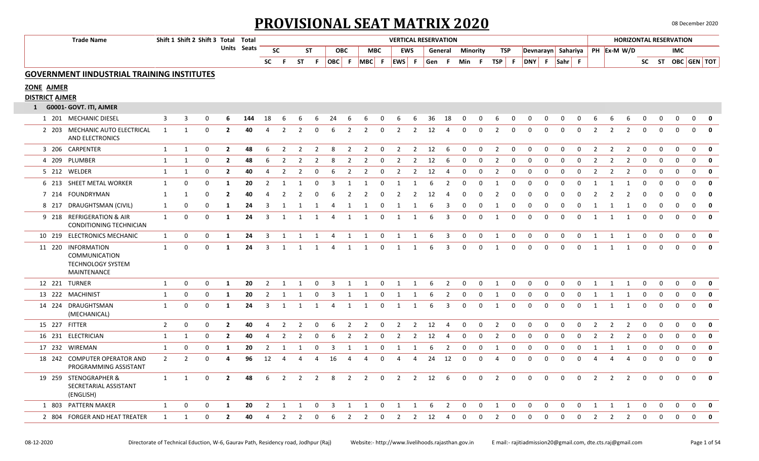# PROVISIONAL SEAT MATRIX 2020

08 December 2020

| Trade Name | | Shift 1 | Shift 2 | Shift 3 | Total Units | Total Seats | VERTICAL RESERVATION | | | | | | | | | | | | | | | | | | | | | | HORIZONTAL RESERVATION | | | | | | | |
|---|---|---|---|---|---|---|---|---|---|---|---|---|---|---|---|---|---|---|---|---|---|---|---|---|---|---|---|---|---|---|---|---|---|---|---|
| | | | | | | | SC | | ST | | OBC | | MBC | | EWS | | General | | Minority | | TSP | | Devnarayn | | Sahariya | | | | | | | | IMC | | |
| | | | | | | | SC | F | ST | F | OBC | F | MBC | F | EWS | F | Gen | F | Min | F | TSP | F | DNY | F | Sahr | F | PH | Ex-M | W/D | SC | ST | OBC | GEN | TOT |

## GOVERNMENT IINDUSTRIAL TRAINING INSTITUTES

**ZONE AJMER**

**DISTRICT AJMER**

**1 G0001- GOVT. ITI, AJMER**

| Trade Name | | Shift 1 | Shift 2 | Shift 3 | Total Units | Total Seats | SC | F | ST | F | OBC | F | MBC | F | EWS | F | Gen | F | Min | F | TSP | F | DNY | F | Sahr | F | PH | Ex-M | W/D | SC | ST | OBC | GEN | TOT |
|---|---|---|---|---|---|---|---|---|---|---|---|---|---|---|---|---|---|---|---|---|---|---|---|---|---|---|---|---|---|---|---|---|---|---|
| 1 201 | MECHANIC DIESEL | 3 | 3 | 0 | **6** | **144** | 18 | 6 | 6 | 6 | 24 | 6 | 6 | 0 | 6 | 6 | 36 | 18 | 0 | 0 | 6 | 0 | 0 | 0 | 0 | 0 | 6 | 6 | 6 | 0 | 0 | 0 | 0 | **0** |
| 2 203 | MECHANIC AUTO ELECTRICAL AND ELECTRONICS | 1 | 1 | 0 | **2** | **40** | 4 | 2 | 2 | 0 | 6 | 2 | 2 | 0 | 2 | 2 | 12 | 4 | 0 | 0 | 2 | 0 | 0 | 0 | 0 | 0 | 2 | 2 | 2 | 0 | 0 | 0 | 0 | **0** |
| 3 206 | CARPENTER | 1 | 1 | 0 | **2** | **48** | 6 | 2 | 2 | 2 | 8 | 2 | 2 | 0 | 2 | 2 | 12 | 6 | 0 | 0 | 2 | 0 | 0 | 0 | 0 | 0 | 2 | 2 | 2 | 0 | 0 | 0 | 0 | **0** |
| 4 209 | PLUMBER | 1 | 1 | 0 | **2** | **48** | 6 | 2 | 2 | 2 | 8 | 2 | 2 | 0 | 2 | 2 | 12 | 6 | 0 | 0 | 2 | 0 | 0 | 0 | 0 | 0 | 2 | 2 | 2 | 0 | 0 | 0 | 0 | **0** |
| 5 212 | WELDER | 1 | 1 | 0 | **2** | **40** | 4 | 2 | 2 | 0 | 6 | 2 | 2 | 0 | 2 | 2 | 12 | 4 | 0 | 0 | 2 | 0 | 0 | 0 | 0 | 0 | 2 | 2 | 2 | 0 | 0 | 0 | 0 | **0** |
| 6 213 | SHEET METAL WORKER | 1 | 0 | 0 | **1** | **20** | 2 | 1 | 1 | 0 | 3 | 1 | 1 | 0 | 1 | 1 | 6 | 2 | 0 | 0 | 1 | 0 | 0 | 0 | 0 | 0 | 1 | 1 | 1 | 0 | 0 | 0 | 0 | **0** |
| 7 214 | FOUNDRYMAN | 1 | 1 | 0 | **2** | **40** | 4 | 2 | 2 | 0 | 6 | 2 | 2 | 0 | 2 | 2 | 12 | 4 | 0 | 0 | 2 | 0 | 0 | 0 | 0 | 0 | 2 | 2 | 2 | 0 | 0 | 0 | 0 | **0** |
| 8 217 | DRAUGHTSMAN (CIVIL) | 1 | 0 | 0 | **1** | **24** | 3 | 1 | 1 | 1 | 4 | 1 | 1 | 0 | 1 | 1 | 6 | 3 | 0 | 0 | 1 | 0 | 0 | 0 | 0 | 0 | 1 | 1 | 1 | 0 | 0 | 0 | 0 | **0** |
| 9 218 | REFRIGERATION & AIR CONDITIONING TECHNICIAN | 1 | 0 | 0 | **1** | **24** | 3 | 1 | 1 | 1 | 4 | 1 | 1 | 0 | 1 | 1 | 6 | 3 | 0 | 0 | 1 | 0 | 0 | 0 | 0 | 0 | 1 | 1 | 1 | 0 | 0 | 0 | 0 | **0** |
| 10 219 | ELECTRONICS MECHANIC | 1 | 0 | 0 | **1** | **24** | 3 | 1 | 1 | 1 | 4 | 1 | 1 | 0 | 1 | 1 | 6 | 3 | 0 | 0 | 1 | 0 | 0 | 0 | 0 | 0 | 1 | 1 | 1 | 0 | 0 | 0 | 0 | **0** |
| 11 220 | INFORMATION COMMUNICATION TECHNOLOGY SYSTEM MAINTENANCE | 1 | 0 | 0 | **1** | **24** | 3 | 1 | 1 | 1 | 4 | 1 | 1 | 0 | 1 | 1 | 6 | 3 | 0 | 0 | 1 | 0 | 0 | 0 | 0 | 0 | 1 | 1 | 1 | 0 | 0 | 0 | 0 | **0** |
| 12 221 | TURNER | 1 | 0 | 0 | **1** | **20** | 2 | 1 | 1 | 0 | 3 | 1 | 1 | 0 | 1 | 1 | 6 | 2 | 0 | 0 | 1 | 0 | 0 | 0 | 0 | 0 | 1 | 1 | 1 | 0 | 0 | 0 | 0 | **0** |
| 13 222 | MACHINIST | 1 | 0 | 0 | **1** | **20** | 2 | 1 | 1 | 0 | 3 | 1 | 1 | 0 | 1 | 1 | 6 | 2 | 0 | 0 | 1 | 0 | 0 | 0 | 0 | 0 | 1 | 1 | 1 | 0 | 0 | 0 | 0 | **0** |
| 14 224 | DRAUGHTSMAN (MECHANICAL) | 1 | 0 | 0 | **1** | **24** | 3 | 1 | 1 | 1 | 4 | 1 | 1 | 0 | 1 | 1 | 6 | 3 | 0 | 0 | 1 | 0 | 0 | 0 | 0 | 0 | 1 | 1 | 1 | 0 | 0 | 0 | 0 | **0** |
| 15 227 | FITTER | 2 | 0 | 0 | **2** | **40** | 4 | 2 | 2 | 0 | 6 | 2 | 2 | 0 | 2 | 2 | 12 | 4 | 0 | 0 | 2 | 0 | 0 | 0 | 0 | 0 | 2 | 2 | 2 | 0 | 0 | 0 | 0 | **0** |
| 16 231 | ELECTRICIAN | 1 | 1 | 0 | **2** | **40** | 4 | 2 | 2 | 0 | 6 | 2 | 2 | 0 | 2 | 2 | 12 | 4 | 0 | 0 | 2 | 0 | 0 | 0 | 0 | 0 | 2 | 2 | 2 | 0 | 0 | 0 | 0 | **0** |
| 17 232 | WIREMAN | 1 | 0 | 0 | **1** | **20** | 2 | 1 | 1 | 0 | 3 | 1 | 1 | 0 | 1 | 1 | 6 | 2 | 0 | 0 | 1 | 0 | 0 | 0 | 0 | 0 | 1 | 1 | 1 | 0 | 0 | 0 | 0 | **0** |
| 18 242 | COMPUTER OPERATOR AND PROGRAMMING ASSISTANT | 2 | 2 | 0 | **4** | **96** | 12 | 4 | 4 | 4 | 16 | 4 | 4 | 0 | 4 | 4 | 24 | 12 | 0 | 0 | 4 | 0 | 0 | 0 | 0 | 0 | 4 | 4 | 4 | 0 | 0 | 0 | 0 | **0** |
| 19 259 | STENOGRAPHER & SECRETARIAL ASSISTANT (ENGLISH) | 1 | 1 | 0 | **2** | **48** | 6 | 2 | 2 | 2 | 8 | 2 | 2 | 0 | 2 | 2 | 12 | 6 | 0 | 0 | 2 | 0 | 0 | 0 | 0 | 0 | 2 | 2 | 2 | 0 | 0 | 0 | 0 | **0** |
| 1 803 | PATTERN MAKER | 1 | 0 | 0 | **1** | **20** | 2 | 1 | 1 | 0 | 3 | 1 | 1 | 0 | 1 | 1 | 6 | 2 | 0 | 0 | 1 | 0 | 0 | 0 | 0 | 0 | 1 | 1 | 1 | 0 | 0 | 0 | 0 | **0** |
| 2 804 | FORGER AND HEAT TREATER | 1 | 1 | 0 | **2** | **40** | 4 | 2 | 2 | 0 | 6 | 2 | 2 | 0 | 2 | 2 | 12 | 4 | 0 | 0 | 2 | 0 | 0 | 0 | 0 | 0 | 2 | 2 | 2 | 0 | 0 | 0 | 0 | **0** |

08-12-2020 Directorate of Technical Eduction, W-6, Gaurav Path, Residency road, Jodhpur (Raj) Website:- http://www.livelihoods.rajasthan.gov.in E mail:- rajitiadmission20@gmail.com, dte.cts.raj@gmail.com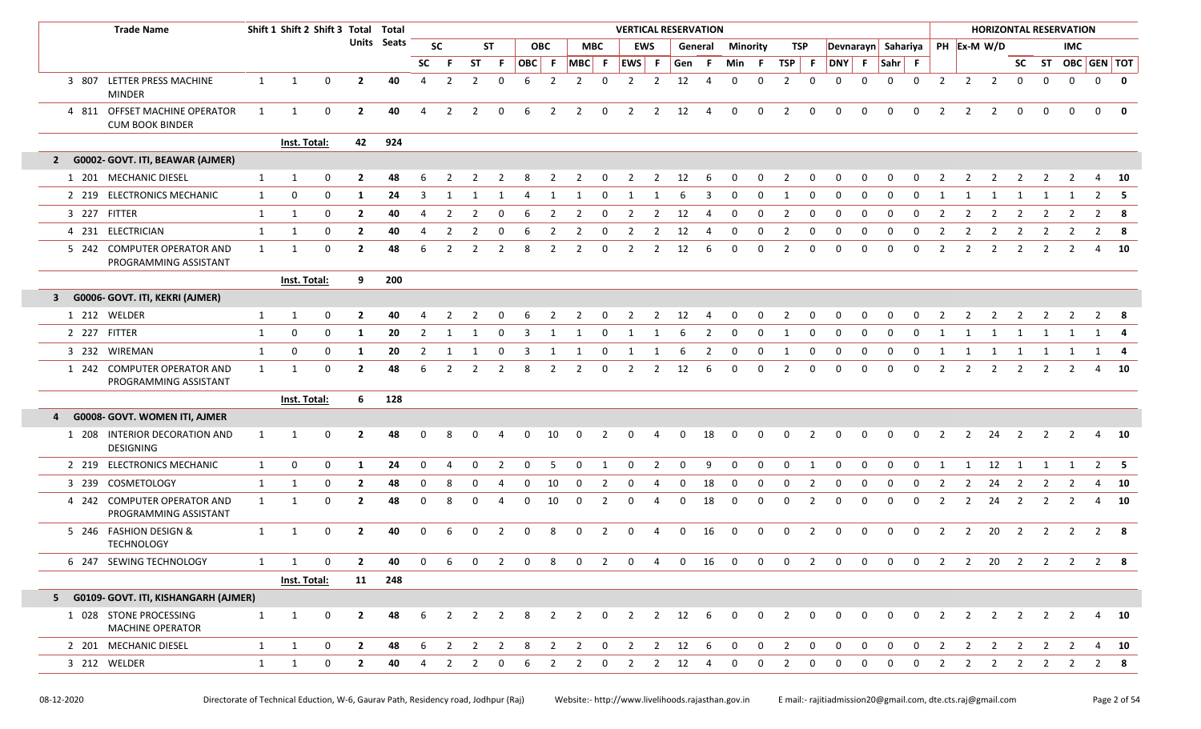| | Trade Name | Shift 1 | Shift 2 | Shift 3 | Total Units | Total Seats | VERTICAL RESERVATION | | | | | | | | | | | | | | | | | | | | | | HORIZONTAL RESERVATION | | | | | | | | |
|---|---|---|---|---|---|---|---|---|---|---|---|---|---|---|---|---|---|---|---|---|---|---|---|---|---|---|---|---|---|---|---|---|---|---|---|---|---|
| | | | | | | | SC | | ST | | OBC | | MBC | | EWS | | General | | Minority | | TSP | | Devnarayn | | Sahariya | | PH | Ex-M | W/D | | | IMC | | |
| | | | | | | | SC | F | ST | F | OBC | F | MBC | F | EWS | F | Gen | F | Min | F | TSP | F | DNY | F | Sahr | F | | | | SC | ST | OBC | GEN | TOT |
| 3 | 807 LETTER PRESS MACHINE MINDER | 1 | 1 | 0 | 2 | 40 | 4 | 2 | 2 | 0 | 6 | 2 | 2 | 0 | 2 | 2 | 12 | 4 | 0 | 0 | 2 | 0 | 0 | 0 | 0 | 0 | 2 | 2 | 2 | 0 | 0 | 0 | 0 | 0 |
| 4 | 811 OFFSET MACHINE OPERATOR CUM BOOK BINDER | 1 | 1 | 0 | 2 | 40 | 4 | 2 | 2 | 0 | 6 | 2 | 2 | 0 | 2 | 2 | 12 | 4 | 0 | 0 | 2 | 0 | 0 | 0 | 0 | 0 | 2 | 2 | 2 | 0 | 0 | 0 | 0 | 0 |
| | | Inst. Total: | | | 42 | 924 | | | | | | | | | | | | | | | | | | | | | | | | | | | | |
| **2** | **G0002- GOVT. ITI, BEAWAR (AJMER)** | | | | | | | | | | | | | | | | | | | | | | | | | | | | | | | | | |
| 1 | 201 MECHANIC DIESEL | 1 | 1 | 0 | 2 | 48 | 6 | 2 | 2 | 2 | 8 | 2 | 2 | 0 | 2 | 2 | 12 | 6 | 0 | 0 | 2 | 0 | 0 | 0 | 0 | 0 | 2 | 2 | 2 | 2 | 2 | 2 | 4 | 10 |
| 2 | 219 ELECTRONICS MECHANIC | 1 | 0 | 0 | 1 | 24 | 3 | 1 | 1 | 1 | 4 | 1 | 1 | 0 | 1 | 1 | 6 | 3 | 0 | 0 | 1 | 0 | 0 | 0 | 0 | 0 | 1 | 1 | 1 | 1 | 1 | 1 | 2 | 5 |
| 3 | 227 FITTER | 1 | 1 | 0 | 2 | 40 | 4 | 2 | 2 | 0 | 6 | 2 | 2 | 0 | 2 | 2 | 12 | 4 | 0 | 0 | 2 | 0 | 0 | 0 | 0 | 0 | 2 | 2 | 2 | 2 | 2 | 2 | 2 | 8 |
| 4 | 231 ELECTRICIAN | 1 | 1 | 0 | 2 | 40 | 4 | 2 | 2 | 0 | 6 | 2 | 2 | 0 | 2 | 2 | 12 | 4 | 0 | 0 | 2 | 0 | 0 | 0 | 0 | 0 | 2 | 2 | 2 | 2 | 2 | 2 | 2 | 8 |
| 5 | 242 COMPUTER OPERATOR AND PROGRAMMING ASSISTANT | 1 | 1 | 0 | 2 | 48 | 6 | 2 | 2 | 2 | 8 | 2 | 2 | 0 | 2 | 2 | 12 | 6 | 0 | 0 | 2 | 0 | 0 | 0 | 0 | 0 | 2 | 2 | 2 | 2 | 2 | 2 | 4 | 10 |
| | | Inst. Total: | | | 9 | 200 | | | | | | | | | | | | | | | | | | | | | | | | | | | | |
| **3** | **G0006- GOVT. ITI, KEKRI (AJMER)** | | | | | | | | | | | | | | | | | | | | | | | | | | | | | | | | | |
| 1 | 212 WELDER | 1 | 1 | 0 | 2 | 40 | 4 | 2 | 2 | 0 | 6 | 2 | 2 | 0 | 2 | 2 | 12 | 4 | 0 | 0 | 2 | 0 | 0 | 0 | 0 | 0 | 2 | 2 | 2 | 2 | 2 | 2 | 2 | 8 |
| 2 | 227 FITTER | 1 | 0 | 0 | 1 | 20 | 2 | 1 | 1 | 0 | 3 | 1 | 1 | 0 | 1 | 1 | 6 | 2 | 0 | 0 | 1 | 0 | 0 | 0 | 0 | 0 | 1 | 1 | 1 | 1 | 1 | 1 | 1 | 4 |
| 3 | 232 WIREMAN | 1 | 0 | 0 | 1 | 20 | 2 | 1 | 1 | 0 | 3 | 1 | 1 | 0 | 1 | 1 | 6 | 2 | 0 | 0 | 1 | 0 | 0 | 0 | 0 | 0 | 1 | 1 | 1 | 1 | 1 | 1 | 1 | 4 |
| 1 | 242 COMPUTER OPERATOR AND PROGRAMMING ASSISTANT | 1 | 1 | 0 | 2 | 48 | 6 | 2 | 2 | 2 | 8 | 2 | 2 | 0 | 2 | 2 | 12 | 6 | 0 | 0 | 2 | 0 | 0 | 0 | 0 | 0 | 2 | 2 | 2 | 2 | 2 | 2 | 4 | 10 |
| | | Inst. Total: | | | 6 | 128 | | | | | | | | | | | | | | | | | | | | | | | | | | | | |
| **4** | **G0008- GOVT. WOMEN ITI, AJMER** | | | | | | | | | | | | | | | | | | | | | | | | | | | | | | | | | |
| 1 | 208 INTERIOR DECORATION AND DESIGNING | 1 | 1 | 0 | 2 | 48 | 0 | 8 | 0 | 4 | 0 | 10 | 0 | 2 | 0 | 4 | 0 | 18 | 0 | 0 | 0 | 2 | 0 | 0 | 0 | 0 | 2 | 2 | 24 | 2 | 2 | 2 | 4 | 10 |
| 2 | 219 ELECTRONICS MECHANIC | 1 | 0 | 0 | 1 | 24 | 0 | 4 | 0 | 2 | 0 | 5 | 0 | 1 | 0 | 2 | 0 | 9 | 0 | 0 | 0 | 1 | 0 | 0 | 0 | 0 | 1 | 1 | 12 | 1 | 1 | 1 | 2 | 5 |
| 3 | 239 COSMETOLOGY | 1 | 1 | 0 | 2 | 48 | 0 | 8 | 0 | 4 | 0 | 10 | 0 | 2 | 0 | 4 | 0 | 18 | 0 | 0 | 0 | 2 | 0 | 0 | 0 | 0 | 2 | 2 | 24 | 2 | 2 | 2 | 4 | 10 |
| 4 | 242 COMPUTER OPERATOR AND PROGRAMMING ASSISTANT | 1 | 1 | 0 | 2 | 48 | 0 | 8 | 0 | 4 | 0 | 10 | 0 | 2 | 0 | 4 | 0 | 18 | 0 | 0 | 0 | 2 | 0 | 0 | 0 | 0 | 2 | 2 | 24 | 2 | 2 | 2 | 4 | 10 |
| 5 | 246 FASHION DESIGN & TECHNOLOGY | 1 | 1 | 0 | 2 | 40 | 0 | 6 | 0 | 2 | 0 | 8 | 0 | 2 | 0 | 4 | 0 | 16 | 0 | 0 | 0 | 2 | 0 | 0 | 0 | 0 | 2 | 2 | 20 | 2 | 2 | 2 | 2 | 8 |
| 6 | 247 SEWING TECHNOLOGY | 1 | 1 | 0 | 2 | 40 | 0 | 6 | 0 | 2 | 0 | 8 | 0 | 2 | 0 | 4 | 0 | 16 | 0 | 0 | 0 | 2 | 0 | 0 | 0 | 0 | 2 | 2 | 20 | 2 | 2 | 2 | 2 | 8 |
| | | Inst. Total: | | | 11 | 248 | | | | | | | | | | | | | | | | | | | | | | | | | | | | |
| **5** | **G0109- GOVT. ITI, KISHANGARH (AJMER)** | | | | | | | | | | | | | | | | | | | | | | | | | | | | | | | | | |
| 1 | 028 STONE PROCESSING MACHINE OPERATOR | 1 | 1 | 0 | 2 | 48 | 6 | 2 | 2 | 2 | 8 | 2 | 2 | 0 | 2 | 2 | 12 | 6 | 0 | 0 | 2 | 0 | 0 | 0 | 0 | 0 | 2 | 2 | 2 | 2 | 2 | 2 | 4 | 10 |
| 2 | 201 MECHANIC DIESEL | 1 | 1 | 0 | 2 | 48 | 6 | 2 | 2 | 2 | 8 | 2 | 2 | 0 | 2 | 2 | 12 | 6 | 0 | 0 | 2 | 0 | 0 | 0 | 0 | 0 | 2 | 2 | 2 | 2 | 2 | 2 | 4 | 10 |
| 3 | 212 WELDER | 1 | 1 | 0 | 2 | 40 | 4 | 2 | 2 | 0 | 6 | 2 | 2 | 0 | 2 | 2 | 12 | 4 | 0 | 0 | 2 | 0 | 0 | 0 | 0 | 0 | 2 | 2 | 2 | 2 | 2 | 2 | 2 | 8 |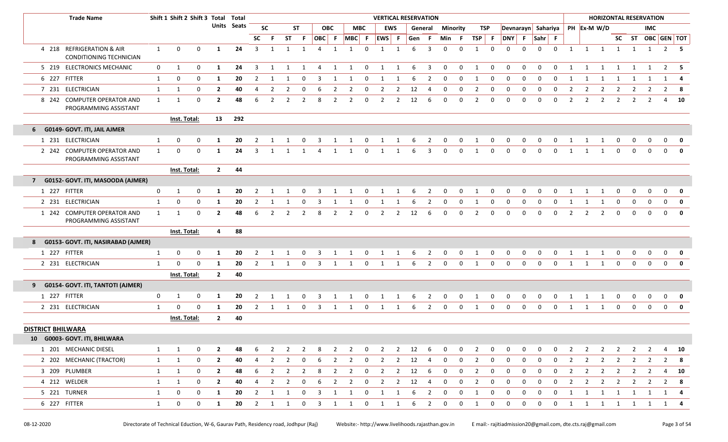| Trade Name | | | Shift 1 | Shift 2 | Shift 3 | Total Units | Total Seats | VERTICAL RESERVATION | | | | | | | | | | | | | | | | | | | | | | HORIZONTAL RESERVATION | | | | | | | |
|---|---|---|---|---|---|---|---|---|---|---|---|---|---|---|---|---|---|---|---|---|---|---|---|---|---|---|---|---|---|---|---|---|---|---|---|---|---|
| | | | | | | | | SC | | ST | | OBC | | MBC | | EWS | | General | | Minority | | TSP | | Devnarayn | | Sahariya | | PH | Ex-M | W/D | | | IMC | | |
| | | | | | | | | SC | F | ST | F | OBC | F | MBC | F | EWS | F | Gen | F | Min | F | TSP | F | DNY | F | Sahr | F | | | | SC | ST | OBC | GEN | TOT |
| 4 | 218 | REFRIGERATION & AIR CONDITIONING TECHNICIAN | 1 | 0 | 0 | 1 | 24 | 3 | 1 | 1 | 1 | 4 | 1 | 1 | 0 | 1 | 1 | 6 | 3 | 0 | 0 | 1 | 0 | 0 | 0 | 0 | 0 | 1 | 1 | 1 | 1 | 1 | 1 | 2 | **5** |
| 5 | 219 | ELECTRONICS MECHANIC | 0 | 1 | 0 | 1 | 24 | 3 | 1 | 1 | 1 | 4 | 1 | 1 | 0 | 1 | 1 | 6 | 3 | 0 | 0 | 1 | 0 | 0 | 0 | 0 | 0 | 1 | 1 | 1 | 1 | 1 | 1 | 2 | **5** |
| 6 | 227 | FITTER | 1 | 0 | 0 | 1 | 20 | 2 | 1 | 1 | 0 | 3 | 1 | 1 | 0 | 1 | 1 | 6 | 2 | 0 | 0 | 1 | 0 | 0 | 0 | 0 | 0 | 1 | 1 | 1 | 1 | 1 | 1 | 1 | **4** |
| 7 | 231 | ELECTRICIAN | 1 | 1 | 0 | 2 | 40 | 4 | 2 | 2 | 0 | 6 | 2 | 2 | 0 | 2 | 2 | 12 | 4 | 0 | 0 | 2 | 0 | 0 | 0 | 0 | 0 | 2 | 2 | 2 | 2 | 2 | 2 | 2 | **8** |
| 8 | 242 | COMPUTER OPERATOR AND PROGRAMMING ASSISTANT | 1 | 1 | 0 | 2 | 48 | 6 | 2 | 2 | 2 | 8 | 2 | 2 | 0 | 2 | 2 | 12 | 6 | 0 | 0 | 2 | 0 | 0 | 0 | 0 | 0 | 2 | 2 | 2 | 2 | 2 | 2 | 4 | **10** |
| | | | **Inst. Total:** | | | **13** | **292** | | | | | | | | | | | | | | | | | | | | | | | | | | | | |
| **6** | | **G0149- GOVT. ITI, JAIL AJMER** | | | | | | | | | | | | | | | | | | | | | | | | | | | | | | | | | |
| 1 | 231 | ELECTRICIAN | 1 | 0 | 0 | 1 | 20 | 2 | 1 | 1 | 0 | 3 | 1 | 1 | 0 | 1 | 1 | 6 | 2 | 0 | 0 | 1 | 0 | 0 | 0 | 0 | 0 | 1 | 1 | 1 | 0 | 0 | 0 | 0 | **0** |
| 2 | 242 | COMPUTER OPERATOR AND PROGRAMMING ASSISTANT | 1 | 0 | 0 | 1 | 24 | 3 | 1 | 1 | 1 | 4 | 1 | 1 | 0 | 1 | 1 | 6 | 3 | 0 | 0 | 1 | 0 | 0 | 0 | 0 | 0 | 1 | 1 | 1 | 0 | 0 | 0 | 0 | **0** |
| | | | **Inst. Total:** | | | **2** | **44** | | | | | | | | | | | | | | | | | | | | | | | | | | | | |
| **7** | | **G0152- GOVT. ITI, MASOODA (AJMER)** | | | | | | | | | | | | | | | | | | | | | | | | | | | | | | | | | |
| 1 | 227 | FITTER | 0 | 1 | 0 | 1 | 20 | 2 | 1 | 1 | 0 | 3 | 1 | 1 | 0 | 1 | 1 | 6 | 2 | 0 | 0 | 1 | 0 | 0 | 0 | 0 | 0 | 1 | 1 | 1 | 0 | 0 | 0 | 0 | **0** |
| 2 | 231 | ELECTRICIAN | 1 | 0 | 0 | 1 | 20 | 2 | 1 | 1 | 0 | 3 | 1 | 1 | 0 | 1 | 1 | 6 | 2 | 0 | 0 | 1 | 0 | 0 | 0 | 0 | 0 | 1 | 1 | 1 | 0 | 0 | 0 | 0 | **0** |
| 1 | 242 | COMPUTER OPERATOR AND PROGRAMMING ASSISTANT | 1 | 1 | 0 | 2 | 48 | 6 | 2 | 2 | 2 | 8 | 2 | 2 | 0 | 2 | 2 | 12 | 6 | 0 | 0 | 2 | 0 | 0 | 0 | 0 | 0 | 2 | 2 | 2 | 0 | 0 | 0 | 0 | **0** |
| | | | **Inst. Total:** | | | **4** | **88** | | | | | | | | | | | | | | | | | | | | | | | | | | | | |
| **8** | | **G0153- GOVT. ITI, NASIRABAD (AJMER)** | | | | | | | | | | | | | | | | | | | | | | | | | | | | | | | | | |
| 1 | 227 | FITTER | 1 | 0 | 0 | 1 | 20 | 2 | 1 | 1 | 0 | 3 | 1 | 1 | 0 | 1 | 1 | 6 | 2 | 0 | 0 | 1 | 0 | 0 | 0 | 0 | 0 | 1 | 1 | 1 | 0 | 0 | 0 | 0 | **0** |
| 2 | 231 | ELECTRICIAN | 1 | 0 | 0 | 1 | 20 | 2 | 1 | 1 | 0 | 3 | 1 | 1 | 0 | 1 | 1 | 6 | 2 | 0 | 0 | 1 | 0 | 0 | 0 | 0 | 0 | 1 | 1 | 1 | 0 | 0 | 0 | 0 | **0** |
| | | | **Inst. Total:** | | | **2** | **40** | | | | | | | | | | | | | | | | | | | | | | | | | | | | |
| **9** | | **G0154- GOVT. ITI, TANTOTI (AJMER)** | | | | | | | | | | | | | | | | | | | | | | | | | | | | | | | | | |
| 1 | 227 | FITTER | 0 | 1 | 0 | 1 | 20 | 2 | 1 | 1 | 0 | 3 | 1 | 1 | 0 | 1 | 1 | 6 | 2 | 0 | 0 | 1 | 0 | 0 | 0 | 0 | 0 | 1 | 1 | 1 | 0 | 0 | 0 | 0 | **0** |
| 2 | 231 | ELECTRICIAN | 1 | 0 | 0 | 1 | 20 | 2 | 1 | 1 | 0 | 3 | 1 | 1 | 0 | 1 | 1 | 6 | 2 | 0 | 0 | 1 | 0 | 0 | 0 | 0 | 0 | 1 | 1 | 1 | 0 | 0 | 0 | 0 | **0** |
| | | | **Inst. Total:** | | | **2** | **40** | | | | | | | | | | | | | | | | | | | | | | | | | | | | |
| **DISTRICT BHILWARA** | | | | | | | | | | | | | | | | | | | | | | | | | | | | | | | | | | | |
| **10** | | **G0003- GOVT. ITI, BHILWARA** | | | | | | | | | | | | | | | | | | | | | | | | | | | | | | | | | |
| 1 | 201 | MECHANIC DIESEL | 1 | 1 | 0 | 2 | 48 | 6 | 2 | 2 | 2 | 8 | 2 | 2 | 0 | 2 | 2 | 12 | 6 | 0 | 0 | 2 | 0 | 0 | 0 | 0 | 0 | 2 | 2 | 2 | 2 | 2 | 2 | 4 | **10** |
| 2 | 202 | MECHANIC (TRACTOR) | 1 | 1 | 0 | 2 | 40 | 4 | 2 | 2 | 0 | 6 | 2 | 2 | 0 | 2 | 2 | 12 | 4 | 0 | 0 | 2 | 0 | 0 | 0 | 0 | 0 | 2 | 2 | 2 | 2 | 2 | 2 | 2 | **8** |
| 3 | 209 | PLUMBER | 1 | 1 | 0 | 2 | 48 | 6 | 2 | 2 | 2 | 8 | 2 | 2 | 0 | 2 | 2 | 12 | 6 | 0 | 0 | 2 | 0 | 0 | 0 | 0 | 0 | 2 | 2 | 2 | 2 | 2 | 2 | 4 | **10** |
| 4 | 212 | WELDER | 1 | 1 | 0 | 2 | 40 | 4 | 2 | 2 | 0 | 6 | 2 | 2 | 0 | 2 | 2 | 12 | 4 | 0 | 0 | 2 | 0 | 0 | 0 | 0 | 0 | 2 | 2 | 2 | 2 | 2 | 2 | 2 | **8** |
| 5 | 221 | TURNER | 1 | 0 | 0 | 1 | 20 | 2 | 1 | 1 | 0 | 3 | 1 | 1 | 0 | 1 | 1 | 6 | 2 | 0 | 0 | 1 | 0 | 0 | 0 | 0 | 0 | 1 | 1 | 1 | 1 | 1 | 1 | 1 | **4** |
| 6 | 227 | FITTER | 1 | 0 | 0 | 1 | 20 | 2 | 1 | 1 | 0 | 3 | 1 | 1 | 0 | 1 | 1 | 6 | 2 | 0 | 0 | 1 | 0 | 0 | 0 | 0 | 0 | 1 | 1 | 1 | 1 | 1 | 1 | 1 | **4** |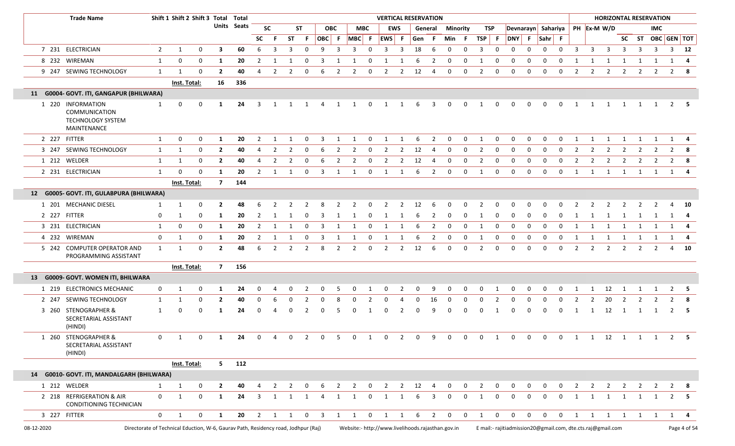| | Trade Name | Shift 1 | Shift 2 | Shift 3 | Total Units | Total Seats | VERTICAL RESERVATION | | | | | | | | | | | | | | | | | | | | HORIZONTAL RESERVATION | | | | | | | |
|---|---|---|---|---|---|---|---|---|---|---|---|---|---|---|---|---|---|---|---|---|---|---|---|---|---|---|---|---|---|---|---|---|---|---|
| | | | | | | | SC | | ST | | OBC | | MBC | | EWS | | General | | Minority | | TSP | | Devnarayn | | Sahariya | | PH | Ex-M | W/D | | | IMC | | |
| | | | | | | | SC | F | ST | F | OBC | F | MBC | F | EWS | F | Gen | F | Min | F | TSP | F | DNY | F | Sahr | F | | | | SC | ST | OBC | GEN | TOT |
| 7 | 231 ELECTRICIAN | 2 | 1 | 0 | 3 | 60 | 6 | 3 | 3 | 0 | 9 | 3 | 3 | 0 | 3 | 3 | 18 | 6 | 0 | 0 | 3 | 0 | 0 | 0 | 0 | 0 | 3 | 3 | 3 | 3 | 3 | 3 | 3 | 12 |
| 8 | 232 WIREMAN | 1 | 0 | 0 | 1 | 20 | 2 | 1 | 1 | 0 | 3 | 1 | 1 | 0 | 1 | 1 | 6 | 2 | 0 | 0 | 1 | 0 | 0 | 0 | 0 | 0 | 1 | 1 | 1 | 1 | 1 | 1 | 1 | 4 |
| 9 | 247 SEWING TECHNOLOGY | 1 | 1 | 0 | 2 | 40 | 4 | 2 | 2 | 0 | 6 | 2 | 2 | 0 | 2 | 2 | 12 | 4 | 0 | 0 | 2 | 0 | 0 | 0 | 0 | 0 | 2 | 2 | 2 | 2 | 2 | 2 | 2 | 8 |
| | | Inst. Total: | | | 16 | 336 | | | | | | | | | | | | | | | | | | | | | | | | | | | | |
| **11** | **G0004- GOVT. ITI, GANGAPUR (BHILWARA)** | | | | | | | | | | | | | | | | | | | | | | | | | | | | | | | | | |
| 1 | 220 INFORMATION COMMUNICATION TECHNOLOGY SYSTEM MAINTENANCE | 1 | 0 | 0 | 1 | 24 | 3 | 1 | 1 | 1 | 4 | 1 | 1 | 0 | 1 | 1 | 6 | 3 | 0 | 0 | 1 | 0 | 0 | 0 | 0 | 0 | 1 | 1 | 1 | 1 | 1 | 1 | 2 | 5 |
| 2 | 227 FITTER | 1 | 0 | 0 | 1 | 20 | 2 | 1 | 1 | 0 | 3 | 1 | 1 | 0 | 1 | 1 | 6 | 2 | 0 | 0 | 1 | 0 | 0 | 0 | 0 | 0 | 1 | 1 | 1 | 1 | 1 | 1 | 1 | 4 |
| 3 | 247 SEWING TECHNOLOGY | 1 | 1 | 0 | 2 | 40 | 4 | 2 | 2 | 0 | 6 | 2 | 2 | 0 | 2 | 2 | 12 | 4 | 0 | 0 | 2 | 0 | 0 | 0 | 0 | 0 | 2 | 2 | 2 | 2 | 2 | 2 | 2 | 8 |
| 1 | 212 WELDER | 1 | 1 | 0 | 2 | 40 | 4 | 2 | 2 | 0 | 6 | 2 | 2 | 0 | 2 | 2 | 12 | 4 | 0 | 0 | 2 | 0 | 0 | 0 | 0 | 0 | 2 | 2 | 2 | 2 | 2 | 2 | 2 | 8 |
| 2 | 231 ELECTRICIAN | 1 | 0 | 0 | 1 | 20 | 2 | 1 | 1 | 0 | 3 | 1 | 1 | 0 | 1 | 1 | 6 | 2 | 0 | 0 | 1 | 0 | 0 | 0 | 0 | 0 | 1 | 1 | 1 | 1 | 1 | 1 | 1 | 4 |
| | | Inst. Total: | | | 7 | 144 | | | | | | | | | | | | | | | | | | | | | | | | | | | | |
| **12** | **G0005- GOVT. ITI, GULABPURA (BHILWARA)** | | | | | | | | | | | | | | | | | | | | | | | | | | | | | | | | | |
| 1 | 201 MECHANIC DIESEL | 1 | 1 | 0 | 2 | 48 | 6 | 2 | 2 | 2 | 8 | 2 | 2 | 0 | 2 | 2 | 12 | 6 | 0 | 0 | 2 | 0 | 0 | 0 | 0 | 0 | 2 | 2 | 2 | 2 | 2 | 2 | 4 | 10 |
| 2 | 227 FITTER | 0 | 1 | 0 | 1 | 20 | 2 | 1 | 1 | 0 | 3 | 1 | 1 | 0 | 1 | 1 | 6 | 2 | 0 | 0 | 1 | 0 | 0 | 0 | 0 | 0 | 1 | 1 | 1 | 1 | 1 | 1 | 1 | 4 |
| 3 | 231 ELECTRICIAN | 1 | 0 | 0 | 1 | 20 | 2 | 1 | 1 | 0 | 3 | 1 | 1 | 0 | 1 | 1 | 6 | 2 | 0 | 0 | 1 | 0 | 0 | 0 | 0 | 0 | 1 | 1 | 1 | 1 | 1 | 1 | 1 | 4 |
| 4 | 232 WIREMAN | 0 | 1 | 0 | 1 | 20 | 2 | 1 | 1 | 0 | 3 | 1 | 1 | 0 | 1 | 1 | 6 | 2 | 0 | 0 | 1 | 0 | 0 | 0 | 0 | 0 | 1 | 1 | 1 | 1 | 1 | 1 | 1 | 4 |
| 5 | 242 COMPUTER OPERATOR AND PROGRAMMING ASSISTANT | 1 | 1 | 0 | 2 | 48 | 6 | 2 | 2 | 2 | 8 | 2 | 2 | 0 | 2 | 2 | 12 | 6 | 0 | 0 | 2 | 0 | 0 | 0 | 0 | 0 | 2 | 2 | 2 | 2 | 2 | 2 | 4 | 10 |
| | | Inst. Total: | | | 7 | 156 | | | | | | | | | | | | | | | | | | | | | | | | | | | | |
| **13** | **G0009- GOVT. WOMEN ITI, BHILWARA** | | | | | | | | | | | | | | | | | | | | | | | | | | | | | | | | | |
| 1 | 219 ELECTRONICS MECHANIC | 0 | 1 | 0 | 1 | 24 | 0 | 4 | 0 | 2 | 0 | 5 | 0 | 1 | 0 | 2 | 0 | 9 | 0 | 0 | 0 | 1 | 0 | 0 | 0 | 0 | 1 | 1 | 12 | 1 | 1 | 1 | 2 | 5 |
| 2 | 247 SEWING TECHNOLOGY | 1 | 1 | 0 | 2 | 40 | 0 | 6 | 0 | 2 | 0 | 8 | 0 | 2 | 0 | 4 | 0 | 16 | 0 | 0 | 0 | 2 | 0 | 0 | 0 | 0 | 2 | 2 | 20 | 2 | 2 | 2 | 2 | 8 |
| 3 | 260 STENOGRAPHER & SECRETARIAL ASSISTANT (HINDI) | 1 | 0 | 0 | 1 | 24 | 0 | 4 | 0 | 2 | 0 | 5 | 0 | 1 | 0 | 2 | 0 | 9 | 0 | 0 | 0 | 1 | 0 | 0 | 0 | 0 | 1 | 1 | 12 | 1 | 1 | 1 | 2 | 5 |
| 1 | 260 STENOGRAPHER & SECRETARIAL ASSISTANT (HINDI) | 0 | 1 | 0 | 1 | 24 | 0 | 4 | 0 | 2 | 0 | 5 | 0 | 1 | 0 | 2 | 0 | 9 | 0 | 0 | 0 | 1 | 0 | 0 | 0 | 0 | 1 | 1 | 12 | 1 | 1 | 1 | 2 | 5 |
| | | Inst. Total: | | | 5 | 112 | | | | | | | | | | | | | | | | | | | | | | | | | | | | |
| **14** | **G0010- GOVT. ITI, MANDALGARH (BHILWARA)** | | | | | | | | | | | | | | | | | | | | | | | | | | | | | | | | | |
| 1 | 212 WELDER | 1 | 1 | 0 | 2 | 40 | 4 | 2 | 2 | 0 | 6 | 2 | 2 | 0 | 2 | 2 | 12 | 4 | 0 | 0 | 2 | 0 | 0 | 0 | 0 | 0 | 2 | 2 | 2 | 2 | 2 | 2 | 2 | 8 |
| 2 | 218 REFRIGERATION & AIR CONDITIONING TECHNICIAN | 0 | 1 | 0 | 1 | 24 | 3 | 1 | 1 | 1 | 4 | 1 | 1 | 0 | 1 | 1 | 6 | 3 | 0 | 0 | 1 | 0 | 0 | 0 | 0 | 0 | 1 | 1 | 1 | 1 | 1 | 1 | 2 | 5 |
| 3 | 227 FITTER | 0 | 1 | 0 | 1 | 20 | 2 | 1 | 1 | 0 | 3 | 1 | 1 | 0 | 1 | 1 | 6 | 2 | 0 | 0 | 1 | 0 | 0 | 0 | 0 | 0 | 1 | 1 | 1 | 1 | 1 | 1 | 1 | 4 |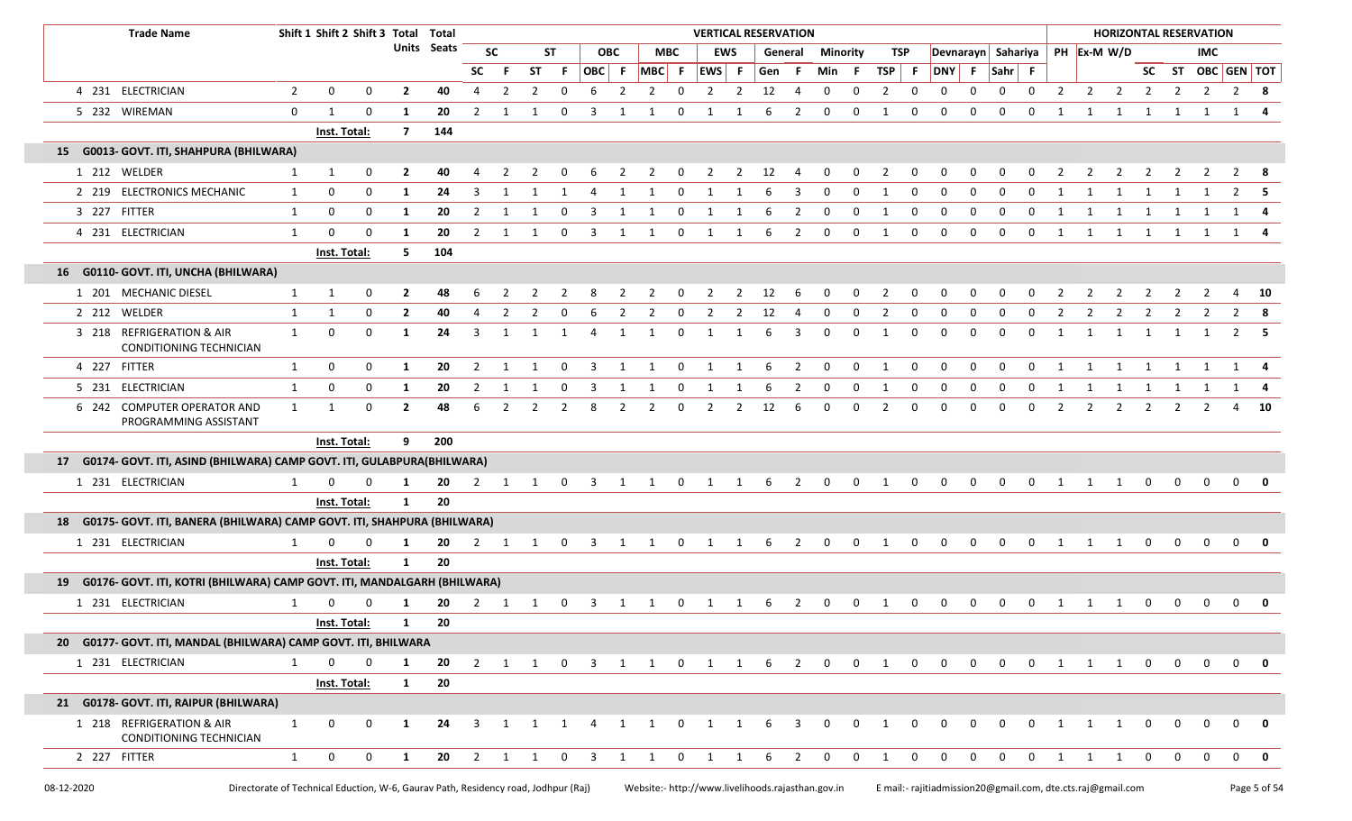| | Trade Name | Shift 1 | Shift 2 | Shift 3 | Total Units | Total Seats | VERTICAL RESERVATION | | | | | | | | | | | | | | | | | | | | HORIZONTAL RESERVATION | | | | | | | |
|---|---|---|---|---|---|---|---|---|---|---|---|---|---|---|---|---|---|---|---|---|---|---|---|---|---|---|---|---|---|---|---|---|---|---|
| | | | | | | | SC | | ST | | OBC | | MBC | | EWS | | General | | Minority | | TSP | | Devnarayn | | Sahariya | | PH | Ex-M | W/D | | | IMC | | |
| | | | | | | | SC | F | ST | F | OBC | F | MBC | F | EWS | F | Gen | F | Min | F | TSP | F | DNY | F | Sahr | F | | | | SC | ST | OBC | GEN | TOT |
| 4 | 231 ELECTRICIAN | 2 | 0 | 0 | 2 | 40 | 4 | 2 | 2 | 0 | 6 | 2 | 2 | 0 | 2 | 2 | 12 | 4 | 0 | 0 | 2 | 0 | 0 | 0 | 0 | 0 | 2 | 2 | 2 | 2 | 2 | 2 | 2 | 8 |
| 5 | 232 WIREMAN | 0 | 1 | 0 | 1 | 20 | 2 | 1 | 1 | 0 | 3 | 1 | 1 | 0 | 1 | 1 | 6 | 2 | 0 | 0 | 1 | 0 | 0 | 0 | 0 | 0 | 1 | 1 | 1 | 1 | 1 | 1 | 1 | 4 |
| | | Inst. Total: | | | 7 | 144 | | | | | | | | | | | | | | | | | | | | | | | | | | | | |
| **15** | **G0013- GOVT. ITI, SHAHPURA (BHILWARA)** | | | | | | | | | | | | | | | | | | | | | | | | | | | | | | | | | |
| 1 | 212 WELDER | 1 | 1 | 0 | 2 | 40 | 4 | 2 | 2 | 0 | 6 | 2 | 2 | 0 | 2 | 2 | 12 | 4 | 0 | 0 | 2 | 0 | 0 | 0 | 0 | 0 | 2 | 2 | 2 | 2 | 2 | 2 | 2 | 8 |
| 2 | 219 ELECTRONICS MECHANIC | 1 | 0 | 0 | 1 | 24 | 3 | 1 | 1 | 1 | 4 | 1 | 1 | 0 | 1 | 1 | 6 | 3 | 0 | 0 | 1 | 0 | 0 | 0 | 0 | 0 | 1 | 1 | 1 | 1 | 1 | 1 | 2 | 5 |
| 3 | 227 FITTER | 1 | 0 | 0 | 1 | 20 | 2 | 1 | 1 | 0 | 3 | 1 | 1 | 0 | 1 | 1 | 6 | 2 | 0 | 0 | 1 | 0 | 0 | 0 | 0 | 0 | 1 | 1 | 1 | 1 | 1 | 1 | 1 | 4 |
| 4 | 231 ELECTRICIAN | 1 | 0 | 0 | 1 | 20 | 2 | 1 | 1 | 0 | 3 | 1 | 1 | 0 | 1 | 1 | 6 | 2 | 0 | 0 | 1 | 0 | 0 | 0 | 0 | 0 | 1 | 1 | 1 | 1 | 1 | 1 | 1 | 4 |
| | | Inst. Total: | | | 5 | 104 | | | | | | | | | | | | | | | | | | | | | | | | | | | | |
| **16** | **G0110- GOVT. ITI, UNCHA (BHILWARA)** | | | | | | | | | | | | | | | | | | | | | | | | | | | | | | | | | |
| 1 | 201 MECHANIC DIESEL | 1 | 1 | 0 | 2 | 48 | 6 | 2 | 2 | 2 | 8 | 2 | 2 | 0 | 2 | 2 | 12 | 6 | 0 | 0 | 2 | 0 | 0 | 0 | 0 | 0 | 2 | 2 | 2 | 2 | 2 | 2 | 4 | 10 |
| 2 | 212 WELDER | 1 | 1 | 0 | 2 | 40 | 4 | 2 | 2 | 0 | 6 | 2 | 2 | 0 | 2 | 2 | 12 | 4 | 0 | 0 | 2 | 0 | 0 | 0 | 0 | 0 | 2 | 2 | 2 | 2 | 2 | 2 | 2 | 8 |
| 3 | 218 REFRIGERATION & AIR CONDITIONING TECHNICIAN | 1 | 0 | 0 | 1 | 24 | 3 | 1 | 1 | 1 | 4 | 1 | 1 | 0 | 1 | 1 | 6 | 3 | 0 | 0 | 1 | 0 | 0 | 0 | 0 | 0 | 1 | 1 | 1 | 1 | 1 | 1 | 2 | 5 |
| 4 | 227 FITTER | 1 | 0 | 0 | 1 | 20 | 2 | 1 | 1 | 0 | 3 | 1 | 1 | 0 | 1 | 1 | 6 | 2 | 0 | 0 | 1 | 0 | 0 | 0 | 0 | 0 | 1 | 1 | 1 | 1 | 1 | 1 | 1 | 4 |
| 5 | 231 ELECTRICIAN | 1 | 0 | 0 | 1 | 20 | 2 | 1 | 1 | 0 | 3 | 1 | 1 | 0 | 1 | 1 | 6 | 2 | 0 | 0 | 1 | 0 | 0 | 0 | 0 | 0 | 1 | 1 | 1 | 1 | 1 | 1 | 1 | 4 |
| 6 | 242 COMPUTER OPERATOR AND PROGRAMMING ASSISTANT | 1 | 1 | 0 | 2 | 48 | 6 | 2 | 2 | 2 | 8 | 2 | 2 | 0 | 2 | 2 | 12 | 6 | 0 | 0 | 2 | 0 | 0 | 0 | 0 | 0 | 2 | 2 | 2 | 2 | 2 | 2 | 4 | 10 |
| | | Inst. Total: | | | 9 | 200 | | | | | | | | | | | | | | | | | | | | | | | | | | | | |
| **17** | **G0174- GOVT. ITI, ASIND (BHILWARA) CAMP GOVT. ITI, GULABPURA(BHILWARA)** | | | | | | | | | | | | | | | | | | | | | | | | | | | | | | | | | |
| 1 | 231 ELECTRICIAN | 1 | 0 | 0 | 1 | 20 | 2 | 1 | 1 | 0 | 3 | 1 | 1 | 0 | 1 | 1 | 6 | 2 | 0 | 0 | 1 | 0 | 0 | 0 | 0 | 0 | 1 | 1 | 1 | 0 | 0 | 0 | 0 | 0 |
| | | Inst. Total: | | | 1 | 20 | | | | | | | | | | | | | | | | | | | | | | | | | | | | |
| **18** | **G0175- GOVT. ITI, BANERA (BHILWARA) CAMP GOVT. ITI, SHAHPURA (BHILWARA)** | | | | | | | | | | | | | | | | | | | | | | | | | | | | | | | | | |
| 1 | 231 ELECTRICIAN | 1 | 0 | 0 | 1 | 20 | 2 | 1 | 1 | 0 | 3 | 1 | 1 | 0 | 1 | 1 | 6 | 2 | 0 | 0 | 1 | 0 | 0 | 0 | 0 | 0 | 1 | 1 | 1 | 0 | 0 | 0 | 0 | 0 |
| | | Inst. Total: | | | 1 | 20 | | | | | | | | | | | | | | | | | | | | | | | | | | | | |
| **19** | **G0176- GOVT. ITI, KOTRI (BHILWARA) CAMP GOVT. ITI, MANDALGARH (BHILWARA)** | | | | | | | | | | | | | | | | | | | | | | | | | | | | | | | | | |
| 1 | 231 ELECTRICIAN | 1 | 0 | 0 | 1 | 20 | 2 | 1 | 1 | 0 | 3 | 1 | 1 | 0 | 1 | 1 | 6 | 2 | 0 | 0 | 1 | 0 | 0 | 0 | 0 | 0 | 1 | 1 | 1 | 0 | 0 | 0 | 0 | 0 |
| | | Inst. Total: | | | 1 | 20 | | | | | | | | | | | | | | | | | | | | | | | | | | | | |
| **20** | **G0177- GOVT. ITI, MANDAL (BHILWARA) CAMP GOVT. ITI, BHILWARA** | | | | | | | | | | | | | | | | | | | | | | | | | | | | | | | | | |
| 1 | 231 ELECTRICIAN | 1 | 0 | 0 | 1 | 20 | 2 | 1 | 1 | 0 | 3 | 1 | 1 | 0 | 1 | 1 | 6 | 2 | 0 | 0 | 1 | 0 | 0 | 0 | 0 | 0 | 1 | 1 | 1 | 0 | 0 | 0 | 0 | 0 |
| | | Inst. Total: | | | 1 | 20 | | | | | | | | | | | | | | | | | | | | | | | | | | | | |
| **21** | **G0178- GOVT. ITI, RAIPUR (BHILWARA)** | | | | | | | | | | | | | | | | | | | | | | | | | | | | | | | | | |
| 1 | 218 REFRIGERATION & AIR CONDITIONING TECHNICIAN | 1 | 0 | 0 | 1 | 24 | 3 | 1 | 1 | 1 | 4 | 1 | 1 | 0 | 1 | 1 | 6 | 3 | 0 | 0 | 1 | 0 | 0 | 0 | 0 | 0 | 1 | 1 | 1 | 0 | 0 | 0 | 0 | 0 |
| 2 | 227 FITTER | 1 | 0 | 0 | 1 | 20 | 2 | 1 | 1 | 0 | 3 | 1 | 1 | 0 | 1 | 1 | 6 | 2 | 0 | 0 | 1 | 0 | 0 | 0 | 0 | 0 | 1 | 1 | 1 | 0 | 0 | 0 | 0 | 0 |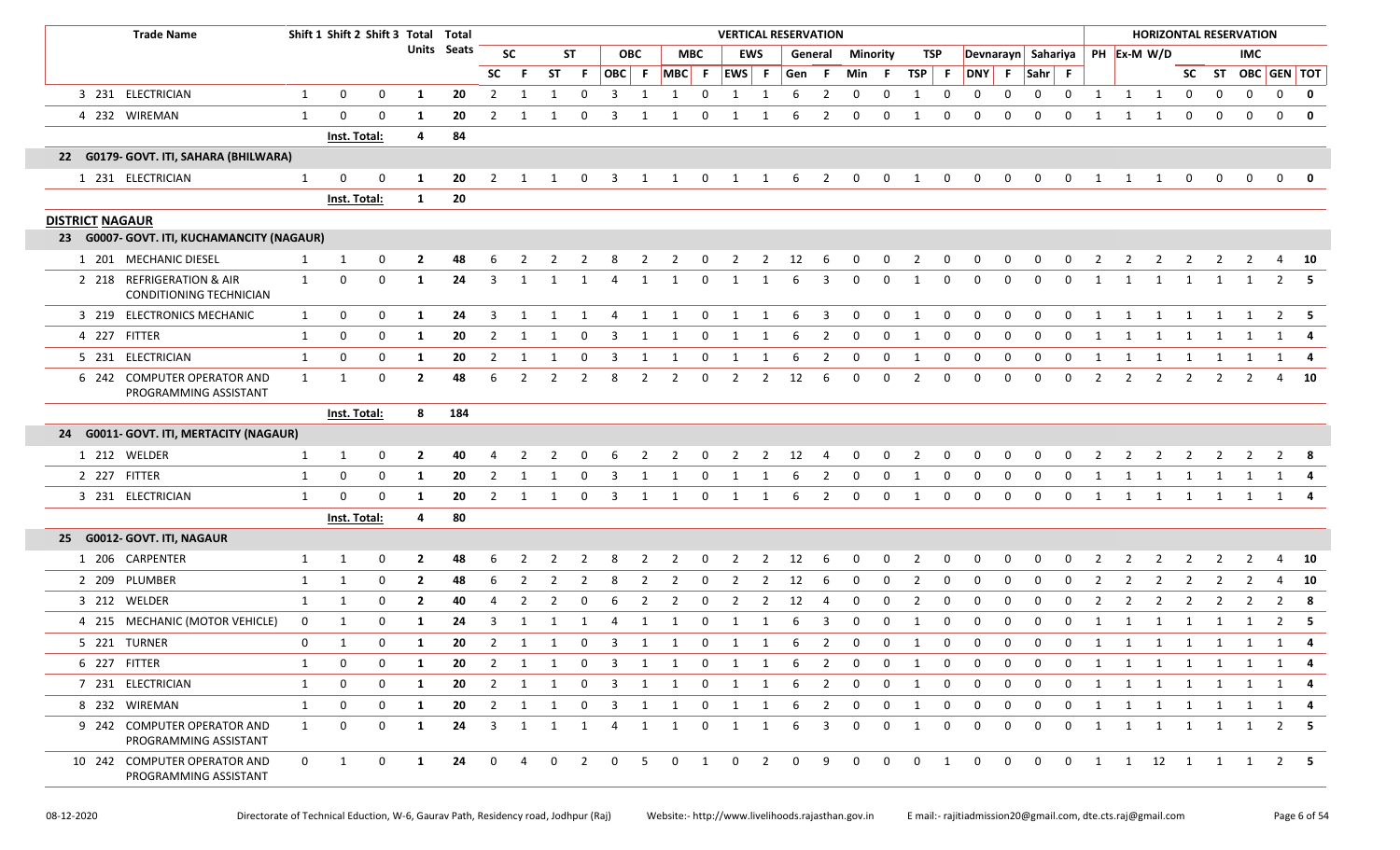| | Trade Name | Shift 1 | Shift 2 | Shift 3 | Total Units | Total Seats | VERTICAL RESERVATION | | | | | | | | | | | | | | | | | | | | | | HORIZONTAL RESERVATION | | | | | | | |
|---|---|---|---|---|---|---|---|---|---|---|---|---|---|---|---|---|---|---|---|---|---|---|---|---|---|---|---|---|---|---|---|---|---|---|---|---|
| | | | | | | | SC | | ST | | OBC | | MBC | | EWS | | General | | Minority | | TSP | | Devnarayn | | Sahariya | | PH | Ex-M | W/D | | | IMC | | |
| | | | | | | | SC | F | ST | F | OBC | F | MBC | F | EWS | F | Gen | F | Min | F | TSP | F | DNY | F | Sahr | F | | | | SC | ST | OBC | GEN | TOT |
| 3 | 231 ELECTRICIAN | 1 | 0 | 0 | 1 | 20 | 2 | 1 | 1 | 0 | 3 | 1 | 1 | 0 | 1 | 1 | 6 | 2 | 0 | 0 | 1 | 0 | 0 | 0 | 0 | 0 | 1 | 1 | 1 | 0 | 0 | 0 | 0 | 0 |
| 4 | 232 WIREMAN | 1 | 0 | 0 | 1 | 20 | 2 | 1 | 1 | 0 | 3 | 1 | 1 | 0 | 1 | 1 | 6 | 2 | 0 | 0 | 1 | 0 | 0 | 0 | 0 | 0 | 1 | 1 | 1 | 0 | 0 | 0 | 0 | 0 |
| | | Inst. Total: | | | 4 | 84 | | | | | | | | | | | | | | | | | | | | | | | | | | | | |
| **22** | **G0179- GOVT. ITI, SAHARA (BHILWARA)** | | | | | | | | | | | | | | | | | | | | | | | | | | | | | | | | | |
| 1 | 231 ELECTRICIAN | 1 | 0 | 0 | 1 | 20 | 2 | 1 | 1 | 0 | 3 | 1 | 1 | 0 | 1 | 1 | 6 | 2 | 0 | 0 | 1 | 0 | 0 | 0 | 0 | 0 | 1 | 1 | 1 | 0 | 0 | 0 | 0 | 0 |
| | | Inst. Total: | | | 1 | 20 | | | | | | | | | | | | | | | | | | | | | | | | | | | | |
| **DISTRICT NAGAUR** | | | | | | | | | | | | | | | | | | | | | | | | | | | | | | | | | | |
| **23** | **G0007- GOVT. ITI, KUCHAMANCITY (NAGAUR)** | | | | | | | | | | | | | | | | | | | | | | | | | | | | | | | | | |
| 1 | 201 MECHANIC DIESEL | 1 | 1 | 0 | 2 | 48 | 6 | 2 | 2 | 2 | 8 | 2 | 2 | 0 | 2 | 2 | 12 | 6 | 0 | 0 | 2 | 0 | 0 | 0 | 0 | 0 | 2 | 2 | 2 | 2 | 2 | 2 | 4 | 10 |
| 2 | 218 REFRIGERATION & AIR CONDITIONING TECHNICIAN | 1 | 0 | 0 | 1 | 24 | 3 | 1 | 1 | 1 | 4 | 1 | 1 | 0 | 1 | 1 | 6 | 3 | 0 | 0 | 1 | 0 | 0 | 0 | 0 | 0 | 1 | 1 | 1 | 1 | 1 | 1 | 2 | 5 |
| 3 | 219 ELECTRONICS MECHANIC | 1 | 0 | 0 | 1 | 24 | 3 | 1 | 1 | 1 | 4 | 1 | 1 | 0 | 1 | 1 | 6 | 3 | 0 | 0 | 1 | 0 | 0 | 0 | 0 | 0 | 1 | 1 | 1 | 1 | 1 | 1 | 2 | 5 |
| 4 | 227 FITTER | 1 | 0 | 0 | 1 | 20 | 2 | 1 | 1 | 0 | 3 | 1 | 1 | 0 | 1 | 1 | 6 | 2 | 0 | 0 | 1 | 0 | 0 | 0 | 0 | 0 | 1 | 1 | 1 | 1 | 1 | 1 | 1 | 4 |
| 5 | 231 ELECTRICIAN | 1 | 0 | 0 | 1 | 20 | 2 | 1 | 1 | 0 | 3 | 1 | 1 | 0 | 1 | 1 | 6 | 2 | 0 | 0 | 1 | 0 | 0 | 0 | 0 | 0 | 1 | 1 | 1 | 1 | 1 | 1 | 1 | 4 |
| 6 | 242 COMPUTER OPERATOR AND PROGRAMMING ASSISTANT | 1 | 1 | 0 | 2 | 48 | 6 | 2 | 2 | 2 | 8 | 2 | 2 | 0 | 2 | 2 | 12 | 6 | 0 | 0 | 2 | 0 | 0 | 0 | 0 | 0 | 2 | 2 | 2 | 2 | 2 | 2 | 4 | 10 |
| | | Inst. Total: | | | 8 | 184 | | | | | | | | | | | | | | | | | | | | | | | | | | | | |
| **24** | **G0011- GOVT. ITI, MERTACITY (NAGAUR)** | | | | | | | | | | | | | | | | | | | | | | | | | | | | | | | | | |
| 1 | 212 WELDER | 1 | 1 | 0 | 2 | 40 | 4 | 2 | 2 | 0 | 6 | 2 | 2 | 0 | 2 | 2 | 12 | 4 | 0 | 0 | 2 | 0 | 0 | 0 | 0 | 0 | 2 | 2 | 2 | 2 | 2 | 2 | 2 | 8 |
| 2 | 227 FITTER | 1 | 0 | 0 | 1 | 20 | 2 | 1 | 1 | 0 | 3 | 1 | 1 | 0 | 1 | 1 | 6 | 2 | 0 | 0 | 1 | 0 | 0 | 0 | 0 | 0 | 1 | 1 | 1 | 1 | 1 | 1 | 1 | 4 |
| 3 | 231 ELECTRICIAN | 1 | 0 | 0 | 1 | 20 | 2 | 1 | 1 | 0 | 3 | 1 | 1 | 0 | 1 | 1 | 6 | 2 | 0 | 0 | 1 | 0 | 0 | 0 | 0 | 0 | 1 | 1 | 1 | 1 | 1 | 1 | 1 | 4 |
| | | Inst. Total: | | | 4 | 80 | | | | | | | | | | | | | | | | | | | | | | | | | | | | |
| **25** | **G0012- GOVT. ITI, NAGAUR** | | | | | | | | | | | | | | | | | | | | | | | | | | | | | | | | | |
| 1 | 206 CARPENTER | 1 | 1 | 0 | 2 | 48 | 6 | 2 | 2 | 2 | 8 | 2 | 2 | 0 | 2 | 2 | 12 | 6 | 0 | 0 | 2 | 0 | 0 | 0 | 0 | 0 | 2 | 2 | 2 | 2 | 2 | 2 | 4 | 10 |
| 2 | 209 PLUMBER | 1 | 1 | 0 | 2 | 48 | 6 | 2 | 2 | 2 | 8 | 2 | 2 | 0 | 2 | 2 | 12 | 6 | 0 | 0 | 2 | 0 | 0 | 0 | 0 | 0 | 2 | 2 | 2 | 2 | 2 | 2 | 4 | 10 |
| 3 | 212 WELDER | 1 | 1 | 0 | 2 | 40 | 4 | 2 | 2 | 0 | 6 | 2 | 2 | 0 | 2 | 2 | 12 | 4 | 0 | 0 | 2 | 0 | 0 | 0 | 0 | 0 | 2 | 2 | 2 | 2 | 2 | 2 | 2 | 8 |
| 4 | 215 MECHANIC (MOTOR VEHICLE) | 0 | 1 | 0 | 1 | 24 | 3 | 1 | 1 | 1 | 4 | 1 | 1 | 0 | 1 | 1 | 6 | 3 | 0 | 0 | 1 | 0 | 0 | 0 | 0 | 0 | 1 | 1 | 1 | 1 | 1 | 1 | 2 | 5 |
| 5 | 221 TURNER | 0 | 1 | 0 | 1 | 20 | 2 | 1 | 1 | 0 | 3 | 1 | 1 | 0 | 1 | 1 | 6 | 2 | 0 | 0 | 1 | 0 | 0 | 0 | 0 | 0 | 1 | 1 | 1 | 1 | 1 | 1 | 1 | 4 |
| 6 | 227 FITTER | 1 | 0 | 0 | 1 | 20 | 2 | 1 | 1 | 0 | 3 | 1 | 1 | 0 | 1 | 1 | 6 | 2 | 0 | 0 | 1 | 0 | 0 | 0 | 0 | 0 | 1 | 1 | 1 | 1 | 1 | 1 | 1 | 4 |
| 7 | 231 ELECTRICIAN | 1 | 0 | 0 | 1 | 20 | 2 | 1 | 1 | 0 | 3 | 1 | 1 | 0 | 1 | 1 | 6 | 2 | 0 | 0 | 1 | 0 | 0 | 0 | 0 | 0 | 1 | 1 | 1 | 1 | 1 | 1 | 1 | 4 |
| 8 | 232 WIREMAN | 1 | 0 | 0 | 1 | 20 | 2 | 1 | 1 | 0 | 3 | 1 | 1 | 0 | 1 | 1 | 6 | 2 | 0 | 0 | 1 | 0 | 0 | 0 | 0 | 0 | 1 | 1 | 1 | 1 | 1 | 1 | 1 | 4 |
| 9 | 242 COMPUTER OPERATOR AND PROGRAMMING ASSISTANT | 1 | 0 | 0 | 1 | 24 | 3 | 1 | 1 | 1 | 4 | 1 | 1 | 0 | 1 | 1 | 6 | 3 | 0 | 0 | 1 | 0 | 0 | 0 | 0 | 0 | 1 | 1 | 1 | 1 | 1 | 1 | 2 | 5 |
| 10 | 242 COMPUTER OPERATOR AND PROGRAMMING ASSISTANT | 0 | 1 | 0 | 1 | 24 | 0 | 4 | 0 | 2 | 0 | 5 | 0 | 1 | 0 | 2 | 0 | 9 | 0 | 0 | 0 | 1 | 0 | 0 | 0 | 0 | 1 | 1 | 12 | 1 | 1 | 1 | 2 | 5 |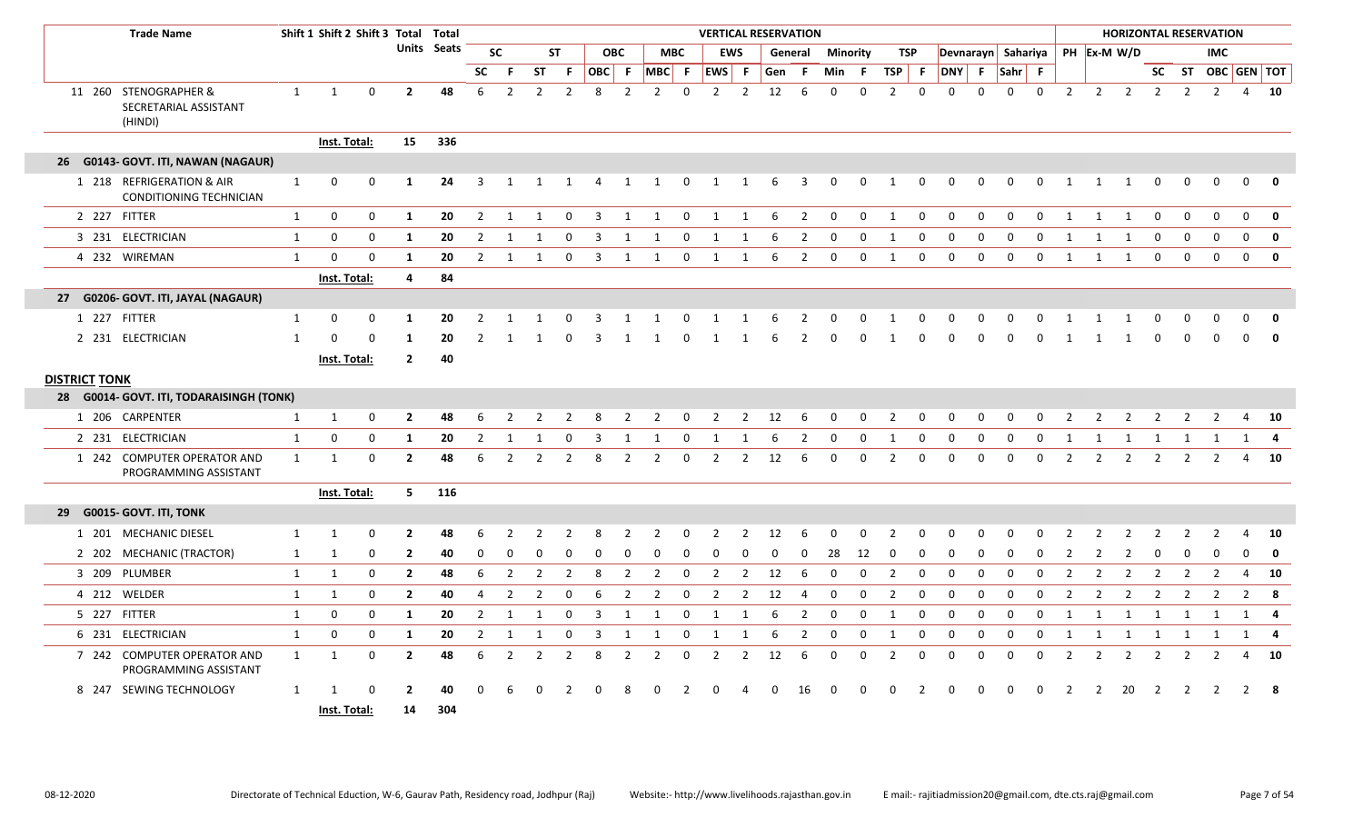| | Trade Name | Shift 1 | Shift 2 | Shift 3 | Total Units | Total Seats | VERTICAL RESERVATION | | | | | | | | | | | | | | | | | | | | | | HORIZONTAL RESERVATION | | | | | | | |
|---|---|---|---|---|---|---|---|---|---|---|---|---|---|---|---|---|---|---|---|---|---|---|---|---|---|---|---|---|---|---|---|---|---|---|---|---|
| | | | | | | | SC | | ST | | OBC | | MBC | | EWS | | General | | Minority | | TSP | | Devnarayn | | Sahariya | | PH | Ex-M | W/D | | | IMC | | |
| | | | | | | | SC | F | ST | F | OBC | F | MBC | F | EWS | F | Gen | F | Min | F | TSP | F | DNY | F | Sahr | F | | | | SC | ST | OBC | GEN | TOT |
| 11 260 | STENOGRAPHER & SECRETARIAL ASSISTANT (HINDI) | 1 | 1 | 0 | 2 | 48 | 6 | 2 | 2 | 2 | 8 | 2 | 2 | 0 | 2 | 2 | 12 | 6 | 0 | 0 | 2 | 0 | 0 | 0 | 0 | 0 | 2 | 2 | 2 | 2 | 2 | 2 | 4 | 10 |
| | | Inst. Total: | | | 15 | 336 | | | | | | | | | | | | | | | | | | | | | | | | | | | | |
| **26 G0143- GOVT. ITI, NAWAN (NAGAUR)** | | | | | | | | | | | | | | | | | | | | | | | | | | | | | | | | | | |
| 1 218 | REFRIGERATION & AIR CONDITIONING TECHNICIAN | 1 | 0 | 0 | 1 | 24 | 3 | 1 | 1 | 1 | 4 | 1 | 1 | 0 | 1 | 1 | 6 | 3 | 0 | 0 | 1 | 0 | 0 | 0 | 0 | 0 | 1 | 1 | 1 | 0 | 0 | 0 | 0 | 0 |
| 2 227 | FITTER | 1 | 0 | 0 | 1 | 20 | 2 | 1 | 1 | 0 | 3 | 1 | 1 | 0 | 1 | 1 | 6 | 2 | 0 | 0 | 1 | 0 | 0 | 0 | 0 | 0 | 1 | 1 | 1 | 0 | 0 | 0 | 0 | 0 |
| 3 231 | ELECTRICIAN | 1 | 0 | 0 | 1 | 20 | 2 | 1 | 1 | 0 | 3 | 1 | 1 | 0 | 1 | 1 | 6 | 2 | 0 | 0 | 1 | 0 | 0 | 0 | 0 | 0 | 1 | 1 | 1 | 0 | 0 | 0 | 0 | 0 |
| 4 232 | WIREMAN | 1 | 0 | 0 | 1 | 20 | 2 | 1 | 1 | 0 | 3 | 1 | 1 | 0 | 1 | 1 | 6 | 2 | 0 | 0 | 1 | 0 | 0 | 0 | 0 | 0 | 1 | 1 | 1 | 0 | 0 | 0 | 0 | 0 |
| | | Inst. Total: | | | 4 | 84 | | | | | | | | | | | | | | | | | | | | | | | | | | | | |
| **27 G0206- GOVT. ITI, JAYAL (NAGAUR)** | | | | | | | | | | | | | | | | | | | | | | | | | | | | | | | | | | |
| 1 227 | FITTER | 1 | 0 | 0 | 1 | 20 | 2 | 1 | 1 | 0 | 3 | 1 | 1 | 0 | 1 | 1 | 6 | 2 | 0 | 0 | 1 | 0 | 0 | 0 | 0 | 0 | 1 | 1 | 1 | 0 | 0 | 0 | 0 | 0 |
| 2 231 | ELECTRICIAN | 1 | 0 | 0 | 1 | 20 | 2 | 1 | 1 | 0 | 3 | 1 | 1 | 0 | 1 | 1 | 6 | 2 | 0 | 0 | 1 | 0 | 0 | 0 | 0 | 0 | 1 | 1 | 1 | 0 | 0 | 0 | 0 | 0 |
| | | Inst. Total: | | | 2 | 40 | | | | | | | | | | | | | | | | | | | | | | | | | | | | |
| **DISTRICT TONK** | | | | | | | | | | | | | | | | | | | | | | | | | | | | | | | | | | |
| **28 G0014- GOVT. ITI, TODARAISINGH (TONK)** | | | | | | | | | | | | | | | | | | | | | | | | | | | | | | | | | | |
| 1 206 | CARPENTER | 1 | 1 | 0 | 2 | 48 | 6 | 2 | 2 | 2 | 8 | 2 | 2 | 0 | 2 | 2 | 12 | 6 | 0 | 0 | 2 | 0 | 0 | 0 | 0 | 0 | 2 | 2 | 2 | 2 | 2 | 2 | 4 | 10 |
| 2 231 | ELECTRICIAN | 1 | 0 | 0 | 1 | 20 | 2 | 1 | 1 | 0 | 3 | 1 | 1 | 0 | 1 | 1 | 6 | 2 | 0 | 0 | 1 | 0 | 0 | 0 | 0 | 0 | 1 | 1 | 1 | 1 | 1 | 1 | 1 | 4 |
| 1 242 | COMPUTER OPERATOR AND PROGRAMMING ASSISTANT | 1 | 1 | 0 | 2 | 48 | 6 | 2 | 2 | 2 | 8 | 2 | 2 | 0 | 2 | 2 | 12 | 6 | 0 | 0 | 2 | 0 | 0 | 0 | 0 | 0 | 2 | 2 | 2 | 2 | 2 | 2 | 4 | 10 |
| | | Inst. Total: | | | 5 | 116 | | | | | | | | | | | | | | | | | | | | | | | | | | | | |
| **29 G0015- GOVT. ITI, TONK** | | | | | | | | | | | | | | | | | | | | | | | | | | | | | | | | | | |
| 1 201 | MECHANIC DIESEL | 1 | 1 | 0 | 2 | 48 | 6 | 2 | 2 | 2 | 8 | 2 | 2 | 0 | 2 | 2 | 12 | 6 | 0 | 0 | 2 | 0 | 0 | 0 | 0 | 0 | 2 | 2 | 2 | 2 | 2 | 2 | 4 | 10 |
| 2 202 | MECHANIC (TRACTOR) | 1 | 1 | 0 | 2 | 40 | 0 | 0 | 0 | 0 | 0 | 0 | 0 | 0 | 0 | 0 | 0 | 0 | 28 | 12 | 0 | 0 | 0 | 0 | 0 | 0 | 2 | 2 | 2 | 0 | 0 | 0 | 0 | 0 |
| 3 209 | PLUMBER | 1 | 1 | 0 | 2 | 48 | 6 | 2 | 2 | 2 | 8 | 2 | 2 | 0 | 2 | 2 | 12 | 6 | 0 | 0 | 2 | 0 | 0 | 0 | 0 | 0 | 2 | 2 | 2 | 2 | 2 | 2 | 4 | 10 |
| 4 212 | WELDER | 1 | 1 | 0 | 2 | 40 | 4 | 2 | 2 | 0 | 6 | 2 | 2 | 0 | 2 | 2 | 12 | 4 | 0 | 0 | 2 | 0 | 0 | 0 | 0 | 0 | 2 | 2 | 2 | 2 | 2 | 2 | 2 | 8 |
| 5 227 | FITTER | 1 | 0 | 0 | 1 | 20 | 2 | 1 | 1 | 0 | 3 | 1 | 1 | 0 | 1 | 1 | 6 | 2 | 0 | 0 | 1 | 0 | 0 | 0 | 0 | 0 | 1 | 1 | 1 | 1 | 1 | 1 | 1 | 4 |
| 6 231 | ELECTRICIAN | 1 | 0 | 0 | 1 | 20 | 2 | 1 | 1 | 0 | 3 | 1 | 1 | 0 | 1 | 1 | 6 | 2 | 0 | 0 | 1 | 0 | 0 | 0 | 0 | 0 | 1 | 1 | 1 | 1 | 1 | 1 | 1 | 4 |
| 7 242 | COMPUTER OPERATOR AND PROGRAMMING ASSISTANT | 1 | 1 | 0 | 2 | 48 | 6 | 2 | 2 | 2 | 8 | 2 | 2 | 0 | 2 | 2 | 12 | 6 | 0 | 0 | 2 | 0 | 0 | 0 | 0 | 0 | 2 | 2 | 2 | 2 | 2 | 2 | 4 | 10 |
| 8 247 | SEWING TECHNOLOGY | 1 | 1 | 0 | 2 | 40 | 0 | 6 | 0 | 2 | 0 | 8 | 0 | 2 | 0 | 4 | 0 | 16 | 0 | 0 | 0 | 2 | 0 | 0 | 0 | 0 | 2 | 2 | 20 | 2 | 2 | 2 | 2 | 8 |
| | | Inst. Total: | | | 14 | 304 | | | | | | | | | | | | | | | | | | | | | | | | | | | | |

08-12-2020 Directorate of Technical Eduction, W-6, Gaurav Path, Residency road, Jodhpur (Raj) Website:- http://www.livelihoods.rajasthan.gov.in E mail:- rajitiadmission20@gmail.com, dte.cts.raj@gmail.com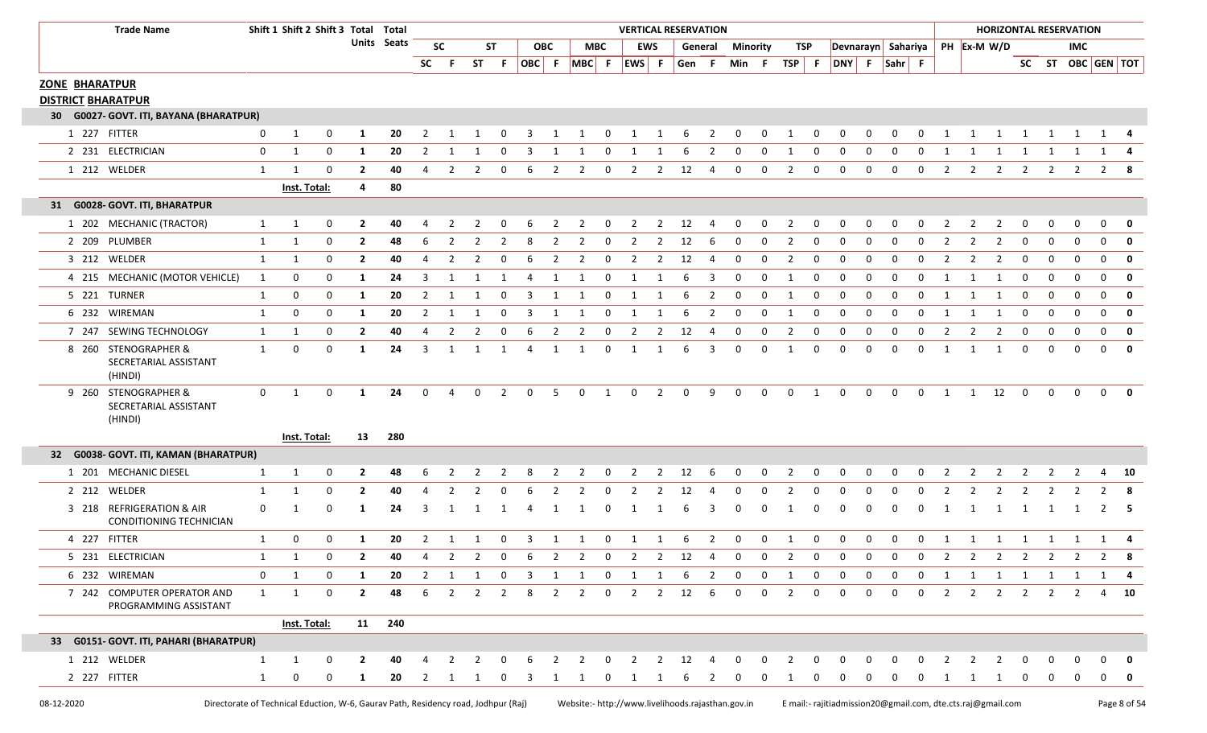| Trade Name | Shift 1 | Shift 2 | Shift 3 | Total Units | Total Seats | VERTICAL RESERVATION | | | | | | | | | | | | | | | | | | | | | | HORIZONTAL RESERVATION | | | | | | | |
|---|---|---|---|---|---|---|---|---|---|---|---|---|---|---|---|---|---|---|---|---|---|---|---|---|---|---|---|---|---|---|---|---|---|---|---|
| | | | | | | SC | | ST | | OBC | | MBC | | EWS | | General | | Minority | | TSP | | Devnarayn | | Sahariya | | PH | Ex-M | W/D | | | IMC | | |
| | | | | | | SC | F | ST | F | OBC | F | MBC | F | EWS | F | Gen | F | Min | F | TSP | F | DNY | F | Sahr | F | | | | SC | ST | OBC | GEN | TOT |
| **ZONE BHARATPUR** | | | | | | | | | | | | | | | | | | | | | | | | | | | | | | | | | |
| **DISTRICT BHARATPUR** | | | | | | | | | | | | | | | | | | | | | | | | | | | | | | | | | |
| **30 G0027- GOVT. ITI, BAYANA (BHARATPUR)** | | | | | | | | | | | | | | | | | | | | | | | | | | | | | | | | | |
| 1 227 FITTER | 0 | 1 | 0 | 1 | 20 | 2 | 1 | 1 | 0 | 3 | 1 | 1 | 0 | 1 | 1 | 6 | 2 | 0 | 0 | 1 | 0 | 0 | 0 | 0 | 0 | 1 | 1 | 1 | 1 | 1 | 1 | 1 | 4 |
| 2 231 ELECTRICIAN | 0 | 1 | 0 | 1 | 20 | 2 | 1 | 1 | 0 | 3 | 1 | 1 | 0 | 1 | 1 | 6 | 2 | 0 | 0 | 1 | 0 | 0 | 0 | 0 | 0 | 1 | 1 | 1 | 1 | 1 | 1 | 1 | 4 |
| 1 212 WELDER | 1 | 1 | 0 | 2 | 40 | 4 | 2 | 2 | 0 | 6 | 2 | 2 | 0 | 2 | 2 | 12 | 4 | 0 | 0 | 2 | 0 | 0 | 0 | 0 | 0 | 2 | 2 | 2 | 2 | 2 | 2 | 2 | 8 |
| | Inst. Total: | | | 4 | 80 | | | | | | | | | | | | | | | | | | | | | | | | | | | | |
| **31 G0028- GOVT. ITI, BHARATPUR** | | | | | | | | | | | | | | | | | | | | | | | | | | | | | | | | | |
| 1 202 MECHANIC (TRACTOR) | 1 | 1 | 0 | 2 | 40 | 4 | 2 | 2 | 0 | 6 | 2 | 2 | 0 | 2 | 2 | 12 | 4 | 0 | 0 | 2 | 0 | 0 | 0 | 0 | 0 | 2 | 2 | 2 | 0 | 0 | 0 | 0 | 0 |
| 2 209 PLUMBER | 1 | 1 | 0 | 2 | 48 | 6 | 2 | 2 | 2 | 8 | 2 | 2 | 0 | 2 | 2 | 12 | 6 | 0 | 0 | 2 | 0 | 0 | 0 | 0 | 0 | 2 | 2 | 2 | 0 | 0 | 0 | 0 | 0 |
| 3 212 WELDER | 1 | 1 | 0 | 2 | 40 | 4 | 2 | 2 | 0 | 6 | 2 | 2 | 0 | 2 | 2 | 12 | 4 | 0 | 0 | 2 | 0 | 0 | 0 | 0 | 0 | 2 | 2 | 2 | 0 | 0 | 0 | 0 | 0 |
| 4 215 MECHANIC (MOTOR VEHICLE) | 1 | 0 | 0 | 1 | 24 | 3 | 1 | 1 | 1 | 4 | 1 | 1 | 0 | 1 | 1 | 6 | 3 | 0 | 0 | 1 | 0 | 0 | 0 | 0 | 0 | 1 | 1 | 1 | 0 | 0 | 0 | 0 | 0 |
| 5 221 TURNER | 1 | 0 | 0 | 1 | 20 | 2 | 1 | 1 | 0 | 3 | 1 | 1 | 0 | 1 | 1 | 6 | 2 | 0 | 0 | 1 | 0 | 0 | 0 | 0 | 0 | 1 | 1 | 1 | 0 | 0 | 0 | 0 | 0 |
| 6 232 WIREMAN | 1 | 0 | 0 | 1 | 20 | 2 | 1 | 1 | 0 | 3 | 1 | 1 | 0 | 1 | 1 | 6 | 2 | 0 | 0 | 1 | 0 | 0 | 0 | 0 | 0 | 1 | 1 | 1 | 0 | 0 | 0 | 0 | 0 |
| 7 247 SEWING TECHNOLOGY | 1 | 1 | 0 | 2 | 40 | 4 | 2 | 2 | 0 | 6 | 2 | 2 | 0 | 2 | 2 | 12 | 4 | 0 | 0 | 2 | 0 | 0 | 0 | 0 | 0 | 2 | 2 | 2 | 0 | 0 | 0 | 0 | 0 |
| 8 260 STENOGRAPHER & SECRETARIAL ASSISTANT (HINDI) | 1 | 0 | 0 | 1 | 24 | 3 | 1 | 1 | 1 | 4 | 1 | 1 | 0 | 1 | 1 | 6 | 3 | 0 | 0 | 1 | 0 | 0 | 0 | 0 | 0 | 1 | 1 | 1 | 0 | 0 | 0 | 0 | 0 |
| 9 260 STENOGRAPHER & SECRETARIAL ASSISTANT (HINDI) | 0 | 1 | 0 | 1 | 24 | 0 | 4 | 0 | 2 | 0 | 5 | 0 | 1 | 0 | 2 | 0 | 9 | 0 | 0 | 0 | 1 | 0 | 0 | 0 | 0 | 1 | 1 | 12 | 0 | 0 | 0 | 0 | 0 |
| | Inst. Total: | | | 13 | 280 | | | | | | | | | | | | | | | | | | | | | | | | | | | | |
| **32 G0038- GOVT. ITI, KAMAN (BHARATPUR)** | | | | | | | | | | | | | | | | | | | | | | | | | | | | | | | | | |
| 1 201 MECHANIC DIESEL | 1 | 1 | 0 | 2 | 48 | 6 | 2 | 2 | 2 | 8 | 2 | 2 | 0 | 2 | 2 | 12 | 6 | 0 | 0 | 2 | 0 | 0 | 0 | 0 | 0 | 2 | 2 | 2 | 2 | 2 | 2 | 4 | 10 |
| 2 212 WELDER | 1 | 1 | 0 | 2 | 40 | 4 | 2 | 2 | 0 | 6 | 2 | 2 | 0 | 2 | 2 | 12 | 4 | 0 | 0 | 2 | 0 | 0 | 0 | 0 | 0 | 2 | 2 | 2 | 2 | 2 | 2 | 2 | 8 |
| 3 218 REFRIGERATION & AIR CONDITIONING TECHNICIAN | 0 | 1 | 0 | 1 | 24 | 3 | 1 | 1 | 1 | 4 | 1 | 1 | 0 | 1 | 1 | 6 | 3 | 0 | 0 | 1 | 0 | 0 | 0 | 0 | 0 | 1 | 1 | 1 | 1 | 1 | 1 | 2 | 5 |
| 4 227 FITTER | 1 | 0 | 0 | 1 | 20 | 2 | 1 | 1 | 0 | 3 | 1 | 1 | 0 | 1 | 1 | 6 | 2 | 0 | 0 | 1 | 0 | 0 | 0 | 0 | 0 | 1 | 1 | 1 | 1 | 1 | 1 | 1 | 4 |
| 5 231 ELECTRICIAN | 1 | 1 | 0 | 2 | 40 | 4 | 2 | 2 | 0 | 6 | 2 | 2 | 0 | 2 | 2 | 12 | 4 | 0 | 0 | 2 | 0 | 0 | 0 | 0 | 0 | 2 | 2 | 2 | 2 | 2 | 2 | 2 | 8 |
| 6 232 WIREMAN | 0 | 1 | 0 | 1 | 20 | 2 | 1 | 1 | 0 | 3 | 1 | 1 | 0 | 1 | 1 | 6 | 2 | 0 | 0 | 1 | 0 | 0 | 0 | 0 | 0 | 1 | 1 | 1 | 1 | 1 | 1 | 1 | 4 |
| 7 242 COMPUTER OPERATOR AND PROGRAMMING ASSISTANT | 1 | 1 | 0 | 2 | 48 | 6 | 2 | 2 | 2 | 8 | 2 | 2 | 0 | 2 | 2 | 12 | 6 | 0 | 0 | 2 | 0 | 0 | 0 | 0 | 0 | 2 | 2 | 2 | 2 | 2 | 2 | 4 | 10 |
| | Inst. Total: | | | 11 | 240 | | | | | | | | | | | | | | | | | | | | | | | | | | | | |
| **33 G0151- GOVT. ITI, PAHARI (BHARATPUR)** | | | | | | | | | | | | | | | | | | | | | | | | | | | | | | | | | |
| 1 212 WELDER | 1 | 1 | 0 | 2 | 40 | 4 | 2 | 2 | 0 | 6 | 2 | 2 | 0 | 2 | 2 | 12 | 4 | 0 | 0 | 2 | 0 | 0 | 0 | 0 | 0 | 2 | 2 | 2 | 0 | 0 | 0 | 0 | 0 |
| 2 227 FITTER | 1 | 0 | 0 | 1 | 20 | 2 | 1 | 1 | 0 | 3 | 1 | 1 | 0 | 1 | 1 | 6 | 2 | 0 | 0 | 1 | 0 | 0 | 0 | 0 | 0 | 1 | 1 | 1 | 0 | 0 | 0 | 0 | 0 |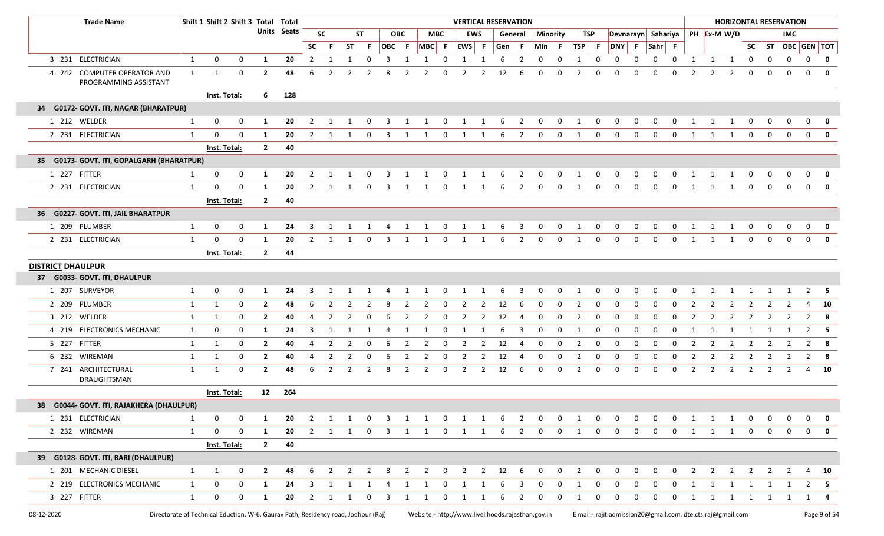| | | Trade Name | Shift 1 | Shift 2 | Shift 3 | Total Units | Total Seats | VERTICAL RESERVATION | | | | | | | | | | | | | | | | | | | | | | HORIZONTAL RESERVATION | | | | | | | |
|---|---|---|---|---|---|---|---|---|---|---|---|---|---|---|---|---|---|---|---|---|---|---|---|---|---|---|---|---|---|---|---|---|---|---|---|---|---|
| | | | | | | | | SC | | ST | | OBC | | MBC | | EWS | | General | | Minority | | TSP | | Devnarayn | | Sahariya | | PH | Ex-M | W/D | | | IMC | | | |
| | | | | | | | | SC | F | ST | F | OBC | F | MBC | F | EWS | F | Gen | F | Min | F | TSP | F | DNY | F | Sahr | F | | | | SC | ST | OBC | GEN | TOT |
| 3 | 231 | ELECTRICIAN | 1 | 0 | 0 | 1 | 20 | 2 | 1 | 1 | 0 | 3 | 1 | 1 | 0 | 1 | 1 | 6 | 2 | 0 | 0 | 1 | 0 | 0 | 0 | 0 | 0 | 1 | 1 | 1 | 0 | 0 | 0 | 0 | 0 |
| 4 | 242 | COMPUTER OPERATOR AND PROGRAMMING ASSISTANT | 1 | 1 | 0 | 2 | 48 | 6 | 2 | 2 | 2 | 8 | 2 | 2 | 0 | 2 | 2 | 12 | 6 | 0 | 0 | 2 | 0 | 0 | 0 | 0 | 0 | 2 | 2 | 2 | 0 | 0 | 0 | 0 | 0 |
| | | | Inst. Total: | | | 6 | 128 | | | | | | | | | | | | | | | | | | | | | | | | | | | | |
| **34 G0172- GOVT. ITI, NAGAR (BHARATPUR)** | | | | | | | | | | | | | | | | | | | | | | | | | | | | | | | | | | | |
| 1 | 212 | WELDER | 1 | 0 | 0 | 1 | 20 | 2 | 1 | 1 | 0 | 3 | 1 | 1 | 0 | 1 | 1 | 6 | 2 | 0 | 0 | 1 | 0 | 0 | 0 | 0 | 0 | 1 | 1 | 1 | 0 | 0 | 0 | 0 | 0 |
| 2 | 231 | ELECTRICIAN | 1 | 0 | 0 | 1 | 20 | 2 | 1 | 1 | 0 | 3 | 1 | 1 | 0 | 1 | 1 | 6 | 2 | 0 | 0 | 1 | 0 | 0 | 0 | 0 | 0 | 1 | 1 | 1 | 0 | 0 | 0 | 0 | 0 |
| | | | Inst. Total: | | | 2 | 40 | | | | | | | | | | | | | | | | | | | | | | | | | | | | |
| **35 G0173- GOVT. ITI, GOPALGARH (BHARATPUR)** | | | | | | | | | | | | | | | | | | | | | | | | | | | | | | | | | | | |
| 1 | 227 | FITTER | 1 | 0 | 0 | 1 | 20 | 2 | 1 | 1 | 0 | 3 | 1 | 1 | 0 | 1 | 1 | 6 | 2 | 0 | 0 | 1 | 0 | 0 | 0 | 0 | 0 | 1 | 1 | 1 | 0 | 0 | 0 | 0 | 0 |
| 2 | 231 | ELECTRICIAN | 1 | 0 | 0 | 1 | 20 | 2 | 1 | 1 | 0 | 3 | 1 | 1 | 0 | 1 | 1 | 6 | 2 | 0 | 0 | 1 | 0 | 0 | 0 | 0 | 0 | 1 | 1 | 1 | 0 | 0 | 0 | 0 | 0 |
| | | | Inst. Total: | | | 2 | 40 | | | | | | | | | | | | | | | | | | | | | | | | | | | | |
| **36 G0227- GOVT. ITI, JAIL BHARATPUR** | | | | | | | | | | | | | | | | | | | | | | | | | | | | | | | | | | | |
| 1 | 209 | PLUMBER | 1 | 0 | 0 | 1 | 24 | 3 | 1 | 1 | 1 | 4 | 1 | 1 | 0 | 1 | 1 | 6 | 3 | 0 | 0 | 1 | 0 | 0 | 0 | 0 | 0 | 1 | 1 | 1 | 0 | 0 | 0 | 0 | 0 |
| 2 | 231 | ELECTRICIAN | 1 | 0 | 0 | 1 | 20 | 2 | 1 | 1 | 0 | 3 | 1 | 1 | 0 | 1 | 1 | 6 | 2 | 0 | 0 | 1 | 0 | 0 | 0 | 0 | 0 | 1 | 1 | 1 | 0 | 0 | 0 | 0 | 0 |
| | | | Inst. Total: | | | 2 | 44 | | | | | | | | | | | | | | | | | | | | | | | | | | | | |
| **DISTRICT DHAULPUR** | | | | | | | | | | | | | | | | | | | | | | | | | | | | | | | | | | | |
| **37 G0033- GOVT. ITI, DHAULPUR** | | | | | | | | | | | | | | | | | | | | | | | | | | | | | | | | | | | |
| 1 | 207 | SURVEYOR | 1 | 0 | 0 | 1 | 24 | 3 | 1 | 1 | 1 | 4 | 1 | 1 | 0 | 1 | 1 | 6 | 3 | 0 | 0 | 1 | 0 | 0 | 0 | 0 | 0 | 1 | 1 | 1 | 1 | 1 | 1 | 2 | 5 |
| 2 | 209 | PLUMBER | 1 | 1 | 0 | 2 | 48 | 6 | 2 | 2 | 2 | 8 | 2 | 2 | 0 | 2 | 2 | 12 | 6 | 0 | 0 | 2 | 0 | 0 | 0 | 0 | 0 | 2 | 2 | 2 | 2 | 2 | 2 | 4 | 10 |
| 3 | 212 | WELDER | 1 | 1 | 0 | 2 | 40 | 4 | 2 | 2 | 0 | 6 | 2 | 2 | 0 | 2 | 2 | 12 | 4 | 0 | 0 | 2 | 0 | 0 | 0 | 0 | 0 | 2 | 2 | 2 | 2 | 2 | 2 | 2 | 8 |
| 4 | 219 | ELECTRONICS MECHANIC | 1 | 0 | 0 | 1 | 24 | 3 | 1 | 1 | 1 | 4 | 1 | 1 | 0 | 1 | 1 | 6 | 3 | 0 | 0 | 1 | 0 | 0 | 0 | 0 | 0 | 1 | 1 | 1 | 1 | 1 | 1 | 2 | 5 |
| 5 | 227 | FITTER | 1 | 1 | 0 | 2 | 40 | 4 | 2 | 2 | 0 | 6 | 2 | 2 | 0 | 2 | 2 | 12 | 4 | 0 | 0 | 2 | 0 | 0 | 0 | 0 | 0 | 2 | 2 | 2 | 2 | 2 | 2 | 2 | 8 |
| 6 | 232 | WIREMAN | 1 | 1 | 0 | 2 | 40 | 4 | 2 | 2 | 0 | 6 | 2 | 2 | 0 | 2 | 2 | 12 | 4 | 0 | 0 | 2 | 0 | 0 | 0 | 0 | 0 | 2 | 2 | 2 | 2 | 2 | 2 | 2 | 8 |
| 7 | 241 | ARCHITECTURAL DRAUGHTSMAN | 1 | 1 | 0 | 2 | 48 | 6 | 2 | 2 | 2 | 8 | 2 | 2 | 0 | 2 | 2 | 12 | 6 | 0 | 0 | 2 | 0 | 0 | 0 | 0 | 0 | 2 | 2 | 2 | 2 | 2 | 2 | 4 | 10 |
| | | | Inst. Total: | | | 12 | 264 | | | | | | | | | | | | | | | | | | | | | | | | | | | | |
| **38 G0044- GOVT. ITI, RAJAKHERA (DHAULPUR)** | | | | | | | | | | | | | | | | | | | | | | | | | | | | | | | | | | | |
| 1 | 231 | ELECTRICIAN | 1 | 0 | 0 | 1 | 20 | 2 | 1 | 1 | 0 | 3 | 1 | 1 | 0 | 1 | 1 | 6 | 2 | 0 | 0 | 1 | 0 | 0 | 0 | 0 | 0 | 1 | 1 | 1 | 0 | 0 | 0 | 0 | 0 |
| 2 | 232 | WIREMAN | 1 | 0 | 0 | 1 | 20 | 2 | 1 | 1 | 0 | 3 | 1 | 1 | 0 | 1 | 1 | 6 | 2 | 0 | 0 | 1 | 0 | 0 | 0 | 0 | 0 | 1 | 1 | 1 | 0 | 0 | 0 | 0 | 0 |
| | | | Inst. Total: | | | 2 | 40 | | | | | | | | | | | | | | | | | | | | | | | | | | | | |
| **39 G0128- GOVT. ITI, BARI (DHAULPUR)** | | | | | | | | | | | | | | | | | | | | | | | | | | | | | | | | | | | |
| 1 | 201 | MECHANIC DIESEL | 1 | 1 | 0 | 2 | 48 | 6 | 2 | 2 | 2 | 8 | 2 | 2 | 0 | 2 | 2 | 12 | 6 | 0 | 0 | 2 | 0 | 0 | 0 | 0 | 0 | 2 | 2 | 2 | 2 | 2 | 2 | 4 | 10 |
| 2 | 219 | ELECTRONICS MECHANIC | 1 | 0 | 0 | 1 | 24 | 3 | 1 | 1 | 1 | 4 | 1 | 1 | 0 | 1 | 1 | 6 | 3 | 0 | 0 | 1 | 0 | 0 | 0 | 0 | 0 | 1 | 1 | 1 | 1 | 1 | 1 | 2 | 5 |
| 3 | 227 | FITTER | 1 | 0 | 0 | 1 | 20 | 2 | 1 | 1 | 0 | 3 | 1 | 1 | 0 | 1 | 1 | 6 | 2 | 0 | 0 | 1 | 0 | 0 | 0 | 0 | 0 | 1 | 1 | 1 | 1 | 1 | 1 | 1 | 4 |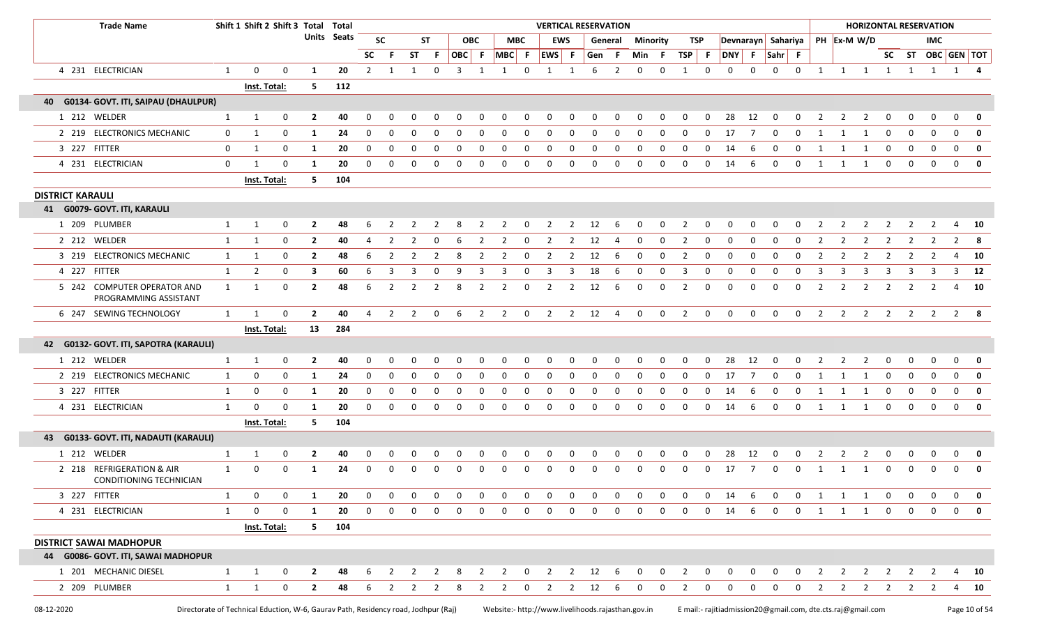| | Trade Name | Shift 1 | Shift 2 | Shift 3 | Total Units | Total Seats | VERTICAL RESERVATION | | | | | | | | | | | | | | | | | | | | | | HORIZONTAL RESERVATION | | | | | | | | |
|---|---|---|---|---|---|---|---|---|---|---|---|---|---|---|---|---|---|---|---|---|---|---|---|---|---|---|---|---|---|---|---|---|---|---|---|---|---|
| | | | | | | | SC | | ST | | OBC | | MBC | | EWS | | General | | Minority | | TSP | | Devnarayn | | Sahariya | | PH | Ex-M | W/D | | | IMC | | |
| | | | | | | | SC | F | ST | F | OBC | F | MBC | F | EWS | F | Gen | F | Min | F | TSP | F | DNY | F | Sahr | F | | | | SC | ST | OBC | GEN | TOT |
| 4 | 231 ELECTRICIAN | 1 | 0 | 0 | 1 | 20 | 2 | 1 | 1 | 0 | 3 | 1 | 1 | 0 | 1 | 1 | 6 | 2 | 0 | 0 | 1 | 0 | 0 | 0 | 0 | 0 | 1 | 1 | 1 | 1 | 1 | 1 | 1 | 4 |
| | | Inst. Total: | | | 5 | 112 | | | | | | | | | | | | | | | | | | | | | | | | | | | | |
| **40 G0134- GOVT. ITI, SAIPAU (DHAULPUR)** | | | | | | | | | | | | | | | | | | | | | | | | | | | | | | | | | | |
| 1 | 212 WELDER | 1 | 1 | 0 | 2 | 40 | 0 | 0 | 0 | 0 | 0 | 0 | 0 | 0 | 0 | 0 | 0 | 0 | 0 | 0 | 0 | 0 | 28 | 12 | 0 | 0 | 2 | 2 | 2 | 0 | 0 | 0 | 0 | 0 |
| 2 | 219 ELECTRONICS MECHANIC | 0 | 1 | 0 | 1 | 24 | 0 | 0 | 0 | 0 | 0 | 0 | 0 | 0 | 0 | 0 | 0 | 0 | 0 | 0 | 0 | 0 | 17 | 7 | 0 | 0 | 1 | 1 | 1 | 0 | 0 | 0 | 0 | 0 |
| 3 | 227 FITTER | 0 | 1 | 0 | 1 | 20 | 0 | 0 | 0 | 0 | 0 | 0 | 0 | 0 | 0 | 0 | 0 | 0 | 0 | 0 | 0 | 0 | 14 | 6 | 0 | 0 | 1 | 1 | 1 | 0 | 0 | 0 | 0 | 0 |
| 4 | 231 ELECTRICIAN | 0 | 1 | 0 | 1 | 20 | 0 | 0 | 0 | 0 | 0 | 0 | 0 | 0 | 0 | 0 | 0 | 0 | 0 | 0 | 0 | 0 | 14 | 6 | 0 | 0 | 1 | 1 | 1 | 0 | 0 | 0 | 0 | 0 |
| | | Inst. Total: | | | 5 | 104 | | | | | | | | | | | | | | | | | | | | | | | | | | | | |
| **DISTRICT KARAULI** | | | | | | | | | | | | | | | | | | | | | | | | | | | | | | | | | | |
| **41 G0079- GOVT. ITI, KARAULI** | | | | | | | | | | | | | | | | | | | | | | | | | | | | | | | | | | |
| 1 | 209 PLUMBER | 1 | 1 | 0 | 2 | 48 | 6 | 2 | 2 | 2 | 8 | 2 | 2 | 0 | 2 | 2 | 12 | 6 | 0 | 0 | 2 | 0 | 0 | 0 | 0 | 0 | 2 | 2 | 2 | 2 | 2 | 2 | 4 | 10 |
| 2 | 212 WELDER | 1 | 1 | 0 | 2 | 40 | 4 | 2 | 2 | 0 | 6 | 2 | 2 | 0 | 2 | 2 | 12 | 4 | 0 | 0 | 2 | 0 | 0 | 0 | 0 | 0 | 2 | 2 | 2 | 2 | 2 | 2 | 2 | 8 |
| 3 | 219 ELECTRONICS MECHANIC | 1 | 1 | 0 | 2 | 48 | 6 | 2 | 2 | 2 | 8 | 2 | 2 | 0 | 2 | 2 | 12 | 6 | 0 | 0 | 2 | 0 | 0 | 0 | 0 | 0 | 2 | 2 | 2 | 2 | 2 | 2 | 4 | 10 |
| 4 | 227 FITTER | 1 | 2 | 0 | 3 | 60 | 6 | 3 | 3 | 0 | 9 | 3 | 3 | 0 | 3 | 3 | 18 | 6 | 0 | 0 | 3 | 0 | 0 | 0 | 0 | 0 | 3 | 3 | 3 | 3 | 3 | 3 | 3 | 12 |
| 5 | 242 COMPUTER OPERATOR AND PROGRAMMING ASSISTANT | 1 | 1 | 0 | 2 | 48 | 6 | 2 | 2 | 2 | 8 | 2 | 2 | 0 | 2 | 2 | 12 | 6 | 0 | 0 | 2 | 0 | 0 | 0 | 0 | 0 | 2 | 2 | 2 | 2 | 2 | 2 | 4 | 10 |
| 6 | 247 SEWING TECHNOLOGY | 1 | 1 | 0 | 2 | 40 | 4 | 2 | 2 | 0 | 6 | 2 | 2 | 0 | 2 | 2 | 12 | 4 | 0 | 0 | 2 | 0 | 0 | 0 | 0 | 0 | 2 | 2 | 2 | 2 | 2 | 2 | 2 | 8 |
| | | Inst. Total: | | | 13 | 284 | | | | | | | | | | | | | | | | | | | | | | | | | | | | |
| **42 G0132- GOVT. ITI, SAPOTRA (KARAULI)** | | | | | | | | | | | | | | | | | | | | | | | | | | | | | | | | | | |
| 1 | 212 WELDER | 1 | 1 | 0 | 2 | 40 | 0 | 0 | 0 | 0 | 0 | 0 | 0 | 0 | 0 | 0 | 0 | 0 | 0 | 0 | 0 | 0 | 28 | 12 | 0 | 0 | 2 | 2 | 2 | 0 | 0 | 0 | 0 | 0 |
| 2 | 219 ELECTRONICS MECHANIC | 1 | 0 | 0 | 1 | 24 | 0 | 0 | 0 | 0 | 0 | 0 | 0 | 0 | 0 | 0 | 0 | 0 | 0 | 0 | 0 | 0 | 17 | 7 | 0 | 0 | 1 | 1 | 1 | 0 | 0 | 0 | 0 | 0 |
| 3 | 227 FITTER | 1 | 0 | 0 | 1 | 20 | 0 | 0 | 0 | 0 | 0 | 0 | 0 | 0 | 0 | 0 | 0 | 0 | 0 | 0 | 0 | 0 | 14 | 6 | 0 | 0 | 1 | 1 | 1 | 0 | 0 | 0 | 0 | 0 |
| 4 | 231 ELECTRICIAN | 1 | 0 | 0 | 1 | 20 | 0 | 0 | 0 | 0 | 0 | 0 | 0 | 0 | 0 | 0 | 0 | 0 | 0 | 0 | 0 | 0 | 14 | 6 | 0 | 0 | 1 | 1 | 1 | 0 | 0 | 0 | 0 | 0 |
| | | Inst. Total: | | | 5 | 104 | | | | | | | | | | | | | | | | | | | | | | | | | | | | |
| **43 G0133- GOVT. ITI, NADAUTI (KARAULI)** | | | | | | | | | | | | | | | | | | | | | | | | | | | | | | | | | | |
| 1 | 212 WELDER | 1 | 1 | 0 | 2 | 40 | 0 | 0 | 0 | 0 | 0 | 0 | 0 | 0 | 0 | 0 | 0 | 0 | 0 | 0 | 0 | 0 | 28 | 12 | 0 | 0 | 2 | 2 | 2 | 0 | 0 | 0 | 0 | 0 |
| 2 | 218 REFRIGERATION & AIR CONDITIONING TECHNICIAN | 1 | 0 | 0 | 1 | 24 | 0 | 0 | 0 | 0 | 0 | 0 | 0 | 0 | 0 | 0 | 0 | 0 | 0 | 0 | 0 | 0 | 17 | 7 | 0 | 0 | 1 | 1 | 1 | 0 | 0 | 0 | 0 | 0 |
| 3 | 227 FITTER | 1 | 0 | 0 | 1 | 20 | 0 | 0 | 0 | 0 | 0 | 0 | 0 | 0 | 0 | 0 | 0 | 0 | 0 | 0 | 0 | 0 | 14 | 6 | 0 | 0 | 1 | 1 | 1 | 0 | 0 | 0 | 0 | 0 |
| 4 | 231 ELECTRICIAN | 1 | 0 | 0 | 1 | 20 | 0 | 0 | 0 | 0 | 0 | 0 | 0 | 0 | 0 | 0 | 0 | 0 | 0 | 0 | 0 | 0 | 14 | 6 | 0 | 0 | 1 | 1 | 1 | 0 | 0 | 0 | 0 | 0 |
| | | Inst. Total: | | | 5 | 104 | | | | | | | | | | | | | | | | | | | | | | | | | | | | |
| **DISTRICT SAWAI MADHOPUR** | | | | | | | | | | | | | | | | | | | | | | | | | | | | | | | | | | |
| **44 G0086- GOVT. ITI, SAWAI MADHOPUR** | | | | | | | | | | | | | | | | | | | | | | | | | | | | | | | | | | |
| 1 | 201 MECHANIC DIESEL | 1 | 1 | 0 | 2 | 48 | 6 | 2 | 2 | 2 | 8 | 2 | 2 | 0 | 2 | 2 | 12 | 6 | 0 | 0 | 2 | 0 | 0 | 0 | 0 | 0 | 2 | 2 | 2 | 2 | 2 | 2 | 4 | 10 |
| 2 | 209 PLUMBER | 1 | 1 | 0 | 2 | 48 | 6 | 2 | 2 | 2 | 8 | 2 | 2 | 0 | 2 | 2 | 12 | 6 | 0 | 0 | 2 | 0 | 0 | 0 | 0 | 0 | 2 | 2 | 2 | 2 | 2 | 2 | 4 | 10 |

08-12-2020 Directorate of Technical Eduction, W-6, Gaurav Path, Residency road, Jodhpur (Raj) Website:- http://www.livelihoods.rajasthan.gov.in E mail:- rajitiadmission20@gmail.com, dte.cts.raj@gmail.com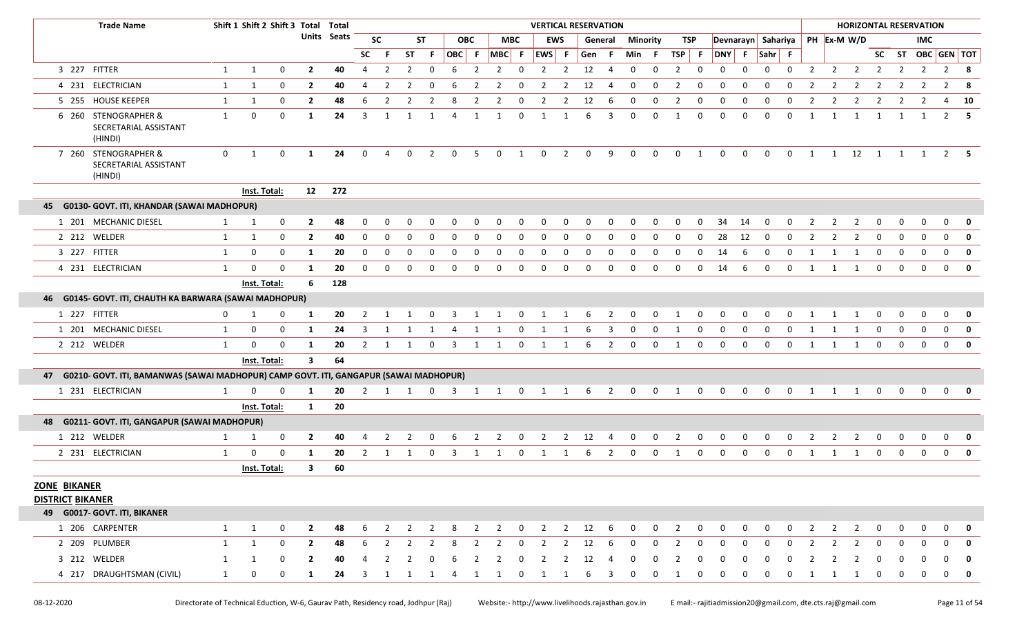| | Trade Name | Shift 1 | Shift 2 | Shift 3 | Total Units | Total Seats | VERTICAL RESERVATION | | | | | | | | | | | | | | | | | | | | | | HORIZONTAL RESERVATION | | | | | | | |
|---|---|---|---|---|---|---|---|---|---|---|---|---|---|---|---|---|---|---|---|---|---|---|---|---|---|---|---|---|---|---|---|---|---|---|---|---|
| | | | | | | | SC | | ST | | OBC | | MBC | | EWS | | General | | Minority | | TSP | | Devnarayn | | Sahariya | | PH | Ex-M | W/D | IMC | | | | | |
| | | | | | | | SC | F | ST | F | OBC | F | MBC | F | EWS | F | Gen | F | Min | F | TSP | F | DNY | F | Sahr | F | | | | SC | ST | OBC | GEN | TOT |
| 3 | 227 FITTER | 1 | 1 | 0 | 2 | 40 | 4 | 2 | 2 | 0 | 6 | 2 | 2 | 0 | 2 | 2 | 12 | 4 | 0 | 0 | 2 | 0 | 0 | 0 | 0 | 0 | 2 | 2 | 2 | 2 | 2 | 2 | 2 | 8 |
| 4 | 231 ELECTRICIAN | 1 | 1 | 0 | 2 | 40 | 4 | 2 | 2 | 0 | 6 | 2 | 2 | 0 | 2 | 2 | 12 | 4 | 0 | 0 | 2 | 0 | 0 | 0 | 0 | 0 | 2 | 2 | 2 | 2 | 2 | 2 | 2 | 8 |
| 5 | 255 HOUSE KEEPER | 1 | 1 | 0 | 2 | 48 | 6 | 2 | 2 | 2 | 8 | 2 | 2 | 0 | 2 | 2 | 12 | 6 | 0 | 0 | 2 | 0 | 0 | 0 | 0 | 0 | 2 | 2 | 2 | 2 | 2 | 2 | 4 | 10 |
| 6 | 260 STENOGRAPHER & SECRETARIAL ASSISTANT (HINDI) | 1 | 0 | 0 | 1 | 24 | 3 | 1 | 1 | 1 | 4 | 1 | 1 | 0 | 1 | 1 | 6 | 3 | 0 | 0 | 1 | 0 | 0 | 0 | 0 | 0 | 1 | 1 | 1 | 1 | 1 | 1 | 2 | 5 |
| 7 | 260 STENOGRAPHER & SECRETARIAL ASSISTANT (HINDI) | 0 | 1 | 0 | 1 | 24 | 0 | 4 | 0 | 2 | 0 | 5 | 0 | 1 | 0 | 2 | 0 | 9 | 0 | 0 | 0 | 1 | 0 | 0 | 0 | 0 | 1 | 1 | 12 | 1 | 1 | 1 | 2 | 5 |
| | | Inst. Total: | | | 12 | 272 | | | | | | | | | | | | | | | | | | | | | | | | | | | | |
| **45** | **G0130- GOVT. ITI, KHANDAR (SAWAI MADHOPUR)** | | | | | | | | | | | | | | | | | | | | | | | | | | | | | | | | | |
| 1 | 201 MECHANIC DIESEL | 1 | 1 | 0 | 2 | 48 | 0 | 0 | 0 | 0 | 0 | 0 | 0 | 0 | 0 | 0 | 0 | 0 | 0 | 0 | 0 | 0 | 34 | 14 | 0 | 0 | 2 | 2 | 2 | 0 | 0 | 0 | 0 | 0 |
| 2 | 212 WELDER | 1 | 1 | 0 | 2 | 40 | 0 | 0 | 0 | 0 | 0 | 0 | 0 | 0 | 0 | 0 | 0 | 0 | 0 | 0 | 0 | 0 | 28 | 12 | 0 | 0 | 2 | 2 | 2 | 0 | 0 | 0 | 0 | 0 |
| 3 | 227 FITTER | 1 | 0 | 0 | 1 | 20 | 0 | 0 | 0 | 0 | 0 | 0 | 0 | 0 | 0 | 0 | 0 | 0 | 0 | 0 | 0 | 0 | 14 | 6 | 0 | 0 | 1 | 1 | 1 | 0 | 0 | 0 | 0 | 0 |
| 4 | 231 ELECTRICIAN | 1 | 0 | 0 | 1 | 20 | 0 | 0 | 0 | 0 | 0 | 0 | 0 | 0 | 0 | 0 | 0 | 0 | 0 | 0 | 0 | 0 | 14 | 6 | 0 | 0 | 1 | 1 | 1 | 0 | 0 | 0 | 0 | 0 |
| | | Inst. Total: | | | 6 | 128 | | | | | | | | | | | | | | | | | | | | | | | | | | | | |
| **46** | **G0145- GOVT. ITI, CHAUTH KA BARWARA (SAWAI MADHOPUR)** | | | | | | | | | | | | | | | | | | | | | | | | | | | | | | | | | |
| 1 | 227 FITTER | 0 | 1 | 0 | 1 | 20 | 2 | 1 | 1 | 0 | 3 | 1 | 1 | 0 | 1 | 1 | 6 | 2 | 0 | 0 | 1 | 0 | 0 | 0 | 0 | 0 | 1 | 1 | 1 | 0 | 0 | 0 | 0 | 0 |
| 1 | 201 MECHANIC DIESEL | 1 | 0 | 0 | 1 | 24 | 3 | 1 | 1 | 1 | 4 | 1 | 1 | 0 | 1 | 1 | 6 | 3 | 0 | 0 | 1 | 0 | 0 | 0 | 0 | 0 | 1 | 1 | 1 | 0 | 0 | 0 | 0 | 0 |
| 2 | 212 WELDER | 1 | 0 | 0 | 1 | 20 | 2 | 1 | 1 | 0 | 3 | 1 | 1 | 0 | 1 | 1 | 6 | 2 | 0 | 0 | 1 | 0 | 0 | 0 | 0 | 0 | 1 | 1 | 1 | 0 | 0 | 0 | 0 | 0 |
| | | Inst. Total: | | | 3 | 64 | | | | | | | | | | | | | | | | | | | | | | | | | | | | |
| **47** | **G0210- GOVT. ITI, BAMANWAS (SAWAI MADHOPUR) CAMP GOVT. ITI, GANGAPUR (SAWAI MADHOPUR)** | | | | | | | | | | | | | | | | | | | | | | | | | | | | | | | | | |
| 1 | 231 ELECTRICIAN | 1 | 0 | 0 | 1 | 20 | 2 | 1 | 1 | 0 | 3 | 1 | 1 | 0 | 1 | 1 | 6 | 2 | 0 | 0 | 1 | 0 | 0 | 0 | 0 | 0 | 1 | 1 | 1 | 0 | 0 | 0 | 0 | 0 |
| | | Inst. Total: | | | 1 | 20 | | | | | | | | | | | | | | | | | | | | | | | | | | | | |
| **48** | **G0211- GOVT. ITI, GANGAPUR (SAWAI MADHOPUR)** | | | | | | | | | | | | | | | | | | | | | | | | | | | | | | | | | |
| 1 | 212 WELDER | 1 | 1 | 0 | 2 | 40 | 4 | 2 | 2 | 0 | 6 | 2 | 2 | 0 | 2 | 2 | 12 | 4 | 0 | 0 | 2 | 0 | 0 | 0 | 0 | 0 | 2 | 2 | 2 | 0 | 0 | 0 | 0 | 0 |
| 2 | 231 ELECTRICIAN | 1 | 0 | 0 | 1 | 20 | 2 | 1 | 1 | 0 | 3 | 1 | 1 | 0 | 1 | 1 | 6 | 2 | 0 | 0 | 1 | 0 | 0 | 0 | 0 | 0 | 1 | 1 | 1 | 0 | 0 | 0 | 0 | 0 |
| | | Inst. Total: | | | 3 | 60 | | | | | | | | | | | | | | | | | | | | | | | | | | | | |

**ZONE BIKANER**

**DISTRICT BIKANER**

| | Trade Name | Shift 1 | Shift 2 | Shift 3 | Total Units | Total Seats | SC | F | ST | F | OBC | F | MBC | F | EWS | F | Gen | F | Min | F | TSP | F | DNY | F | Sahr | F | PH | Ex-M | W/D | SC | ST | OBC | GEN | TOT |
|---|---|---|---|---|---|---|---|---|---|---|---|---|---|---|---|---|---|---|---|---|---|---|---|---|---|---|---|---|---|---|---|---|---|---|
| **49** | **G0017- GOVT. ITI, BIKANER** | | | | | | | | | | | | | | | | | | | | | | | | | | | | | | | | | |
| 1 | 206 CARPENTER | 1 | 1 | 0 | 2 | 48 | 6 | 2 | 2 | 2 | 8 | 2 | 2 | 0 | 2 | 2 | 12 | 6 | 0 | 0 | 2 | 0 | 0 | 0 | 0 | 0 | 2 | 2 | 2 | 0 | 0 | 0 | 0 | 0 |
| 2 | 209 PLUMBER | 1 | 1 | 0 | 2 | 48 | 6 | 2 | 2 | 2 | 8 | 2 | 2 | 0 | 2 | 2 | 12 | 6 | 0 | 0 | 2 | 0 | 0 | 0 | 0 | 0 | 2 | 2 | 2 | 0 | 0 | 0 | 0 | 0 |
| 3 | 212 WELDER | 1 | 1 | 0 | 2 | 40 | 4 | 2 | 2 | 0 | 6 | 2 | 2 | 0 | 2 | 2 | 12 | 4 | 0 | 0 | 2 | 0 | 0 | 0 | 0 | 0 | 2 | 2 | 2 | 0 | 0 | 0 | 0 | 0 |
| 4 | 217 DRAUGHTSMAN (CIVIL) | 1 | 0 | 0 | 1 | 24 | 3 | 1 | 1 | 1 | 4 | 1 | 1 | 0 | 1 | 1 | 6 | 3 | 0 | 0 | 1 | 0 | 0 | 0 | 0 | 0 | 1 | 1 | 1 | 0 | 0 | 0 | 0 | 0 |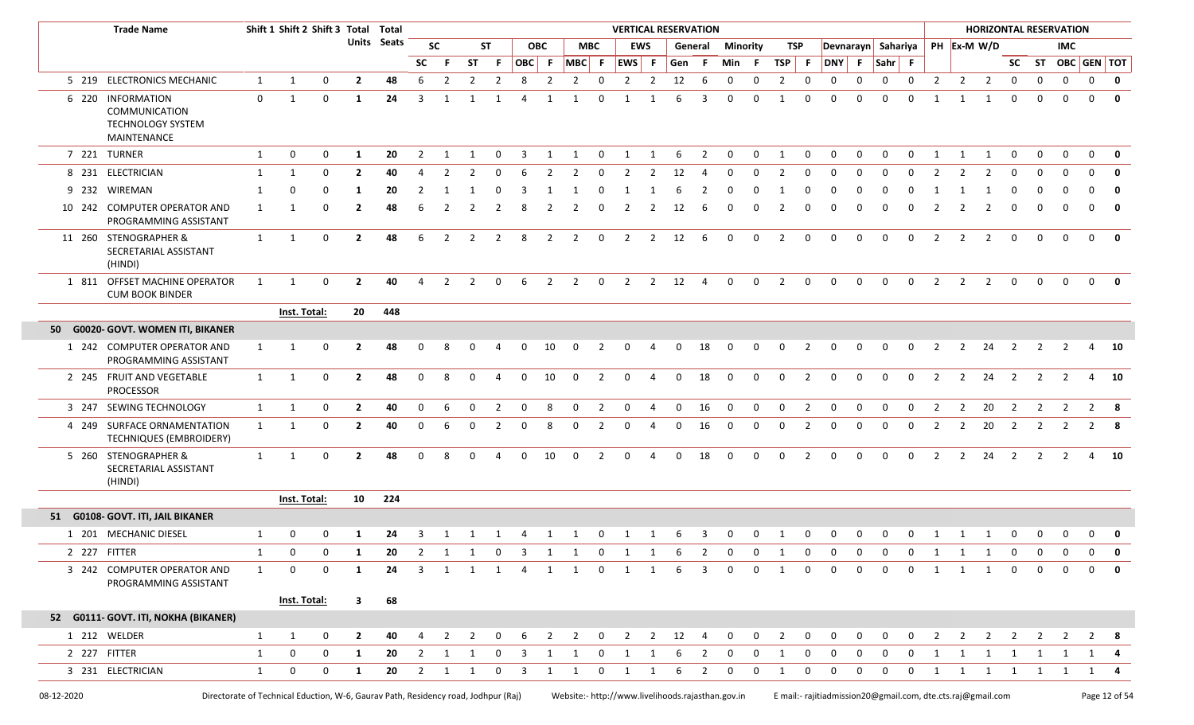| Trade Name | | Shift 1 | Shift 2 | Shift 3 | Total Units | Total Seats | VERTICAL RESERVATION | | | | | | | | | | | | | | | | | | | | | | HORIZONTAL RESERVATION | | | | | | | | |
|---|---|---|---|---|---|---|---|---|---|---|---|---|---|---|---|---|---|---|---|---|---|---|---|---|---|---|---|---|---|---|---|---|---|---|---|---|---|
| | | | | | | | SC | | ST | | OBC | | MBC | | EWS | | General | | Minority | | TSP | | Devnarayn | | Sahariya | | PH | Ex-M | W/D | | | IMC | | |
| | | | | | | | SC | F | ST | F | OBC | F | MBC | F | EWS | F | Gen | F | Min | F | TSP | F | DNY | F | Sahr | F | | | | SC | ST | OBC | GEN | TOT |
| 5 219 | ELECTRONICS MECHANIC | 1 | 1 | 0 | 2 | 48 | 6 | 2 | 2 | 2 | 8 | 2 | 2 | 0 | 2 | 2 | 12 | 6 | 0 | 0 | 2 | 0 | 0 | 0 | 0 | 0 | 2 | 2 | 2 | 0 | 0 | 0 | 0 | **0** |
| 6 220 | INFORMATION COMMUNICATION TECHNOLOGY SYSTEM MAINTENANCE | 0 | 1 | 0 | 1 | 24 | 3 | 1 | 1 | 1 | 4 | 1 | 1 | 0 | 1 | 1 | 6 | 3 | 0 | 0 | 1 | 0 | 0 | 0 | 0 | 0 | 1 | 1 | 1 | 0 | 0 | 0 | 0 | **0** |
| 7 221 | TURNER | 1 | 0 | 0 | 1 | 20 | 2 | 1 | 1 | 0 | 3 | 1 | 1 | 0 | 1 | 1 | 6 | 2 | 0 | 0 | 1 | 0 | 0 | 0 | 0 | 0 | 1 | 1 | 1 | 0 | 0 | 0 | 0 | **0** |
| 8 231 | ELECTRICIAN | 1 | 1 | 0 | 2 | 40 | 4 | 2 | 2 | 0 | 6 | 2 | 2 | 0 | 2 | 2 | 12 | 4 | 0 | 0 | 2 | 0 | 0 | 0 | 0 | 0 | 2 | 2 | 2 | 0 | 0 | 0 | 0 | **0** |
| 9 232 | WIREMAN | 1 | 0 | 0 | 1 | 20 | 2 | 1 | 1 | 0 | 3 | 1 | 1 | 0 | 1 | 1 | 6 | 2 | 0 | 0 | 1 | 0 | 0 | 0 | 0 | 0 | 1 | 1 | 1 | 0 | 0 | 0 | 0 | **0** |
| 10 242 | COMPUTER OPERATOR AND PROGRAMMING ASSISTANT | 1 | 1 | 0 | 2 | 48 | 6 | 2 | 2 | 2 | 8 | 2 | 2 | 0 | 2 | 2 | 12 | 6 | 0 | 0 | 2 | 0 | 0 | 0 | 0 | 0 | 2 | 2 | 2 | 0 | 0 | 0 | 0 | **0** |
| 11 260 | STENOGRAPHER & SECRETARIAL ASSISTANT (HINDI) | 1 | 1 | 0 | 2 | 48 | 6 | 2 | 2 | 2 | 8 | 2 | 2 | 0 | 2 | 2 | 12 | 6 | 0 | 0 | 2 | 0 | 0 | 0 | 0 | 0 | 2 | 2 | 2 | 0 | 0 | 0 | 0 | **0** |
| 1 811 | OFFSET MACHINE OPERATOR CUM BOOK BINDER | 1 | 1 | 0 | 2 | 40 | 4 | 2 | 2 | 0 | 6 | 2 | 2 | 0 | 2 | 2 | 12 | 4 | 0 | 0 | 2 | 0 | 0 | 0 | 0 | 0 | 2 | 2 | 2 | 0 | 0 | 0 | 0 | **0** |
| | | Inst. Total: | | | 20 | 448 | | | | | | | | | | | | | | | | | | | | | | | | | | | | |
| **50 G0020- GOVT. WOMEN ITI, BIKANER** | | | | | | | | | | | | | | | | | | | | | | | | | | | | | | | | | | |
| 1 242 | COMPUTER OPERATOR AND PROGRAMMING ASSISTANT | 1 | 1 | 0 | 2 | 48 | 0 | 8 | 0 | 4 | 0 | 10 | 0 | 2 | 0 | 4 | 0 | 18 | 0 | 0 | 0 | 2 | 0 | 0 | 0 | 0 | 2 | 2 | 24 | 2 | 2 | 2 | 4 | **10** |
| 2 245 | FRUIT AND VEGETABLE PROCESSOR | 1 | 1 | 0 | 2 | 48 | 0 | 8 | 0 | 4 | 0 | 10 | 0 | 2 | 0 | 4 | 0 | 18 | 0 | 0 | 0 | 2 | 0 | 0 | 0 | 0 | 2 | 2 | 24 | 2 | 2 | 2 | 4 | **10** |
| 3 247 | SEWING TECHNOLOGY | 1 | 1 | 0 | 2 | 40 | 0 | 6 | 0 | 2 | 0 | 8 | 0 | 2 | 0 | 4 | 0 | 16 | 0 | 0 | 0 | 2 | 0 | 0 | 0 | 0 | 2 | 2 | 20 | 2 | 2 | 2 | 2 | **8** |
| 4 249 | SURFACE ORNAMENTATION TECHNIQUES (EMBROIDERY) | 1 | 1 | 0 | 2 | 40 | 0 | 6 | 0 | 2 | 0 | 8 | 0 | 2 | 0 | 4 | 0 | 16 | 0 | 0 | 0 | 2 | 0 | 0 | 0 | 0 | 2 | 2 | 20 | 2 | 2 | 2 | 2 | **8** |
| 5 260 | STENOGRAPHER & SECRETARIAL ASSISTANT (HINDI) | 1 | 1 | 0 | 2 | 48 | 0 | 8 | 0 | 4 | 0 | 10 | 0 | 2 | 0 | 4 | 0 | 18 | 0 | 0 | 0 | 2 | 0 | 0 | 0 | 0 | 2 | 2 | 24 | 2 | 2 | 2 | 4 | **10** |
| | | Inst. Total: | | | 10 | 224 | | | | | | | | | | | | | | | | | | | | | | | | | | | | |
| **51 G0108- GOVT. ITI, JAIL BIKANER** | | | | | | | | | | | | | | | | | | | | | | | | | | | | | | | | | | |
| 1 201 | MECHANIC DIESEL | 1 | 0 | 0 | 1 | 24 | 3 | 1 | 1 | 1 | 4 | 1 | 1 | 0 | 1 | 1 | 6 | 3 | 0 | 0 | 1 | 0 | 0 | 0 | 0 | 0 | 1 | 1 | 1 | 0 | 0 | 0 | 0 | **0** |
| 2 227 | FITTER | 1 | 0 | 0 | 1 | 20 | 2 | 1 | 1 | 0 | 3 | 1 | 1 | 0 | 1 | 1 | 6 | 2 | 0 | 0 | 1 | 0 | 0 | 0 | 0 | 0 | 1 | 1 | 1 | 0 | 0 | 0 | 0 | **0** |
| 3 242 | COMPUTER OPERATOR AND PROGRAMMING ASSISTANT | 1 | 0 | 0 | 1 | 24 | 3 | 1 | 1 | 1 | 4 | 1 | 1 | 0 | 1 | 1 | 6 | 3 | 0 | 0 | 1 | 0 | 0 | 0 | 0 | 0 | 1 | 1 | 1 | 0 | 0 | 0 | 0 | **0** |
| | | Inst. Total: | | | 3 | 68 | | | | | | | | | | | | | | | | | | | | | | | | | | | | |
| **52 G0111- GOVT. ITI, NOKHA (BIKANER)** | | | | | | | | | | | | | | | | | | | | | | | | | | | | | | | | | | |
| 1 212 | WELDER | 1 | 1 | 0 | 2 | 40 | 4 | 2 | 2 | 0 | 6 | 2 | 2 | 0 | 2 | 2 | 12 | 4 | 0 | 0 | 2 | 0 | 0 | 0 | 0 | 0 | 2 | 2 | 2 | 2 | 2 | 2 | 2 | **8** |
| 2 227 | FITTER | 1 | 0 | 0 | 1 | 20 | 2 | 1 | 1 | 0 | 3 | 1 | 1 | 0 | 1 | 1 | 6 | 2 | 0 | 0 | 1 | 0 | 0 | 0 | 0 | 0 | 1 | 1 | 1 | 1 | 1 | 1 | 1 | **4** |
| 3 231 | ELECTRICIAN | 1 | 0 | 0 | 1 | 20 | 2 | 1 | 1 | 0 | 3 | 1 | 1 | 0 | 1 | 1 | 6 | 2 | 0 | 0 | 1 | 0 | 0 | 0 | 0 | 0 | 1 | 1 | 1 | 1 | 1 | 1 | 1 | **4** |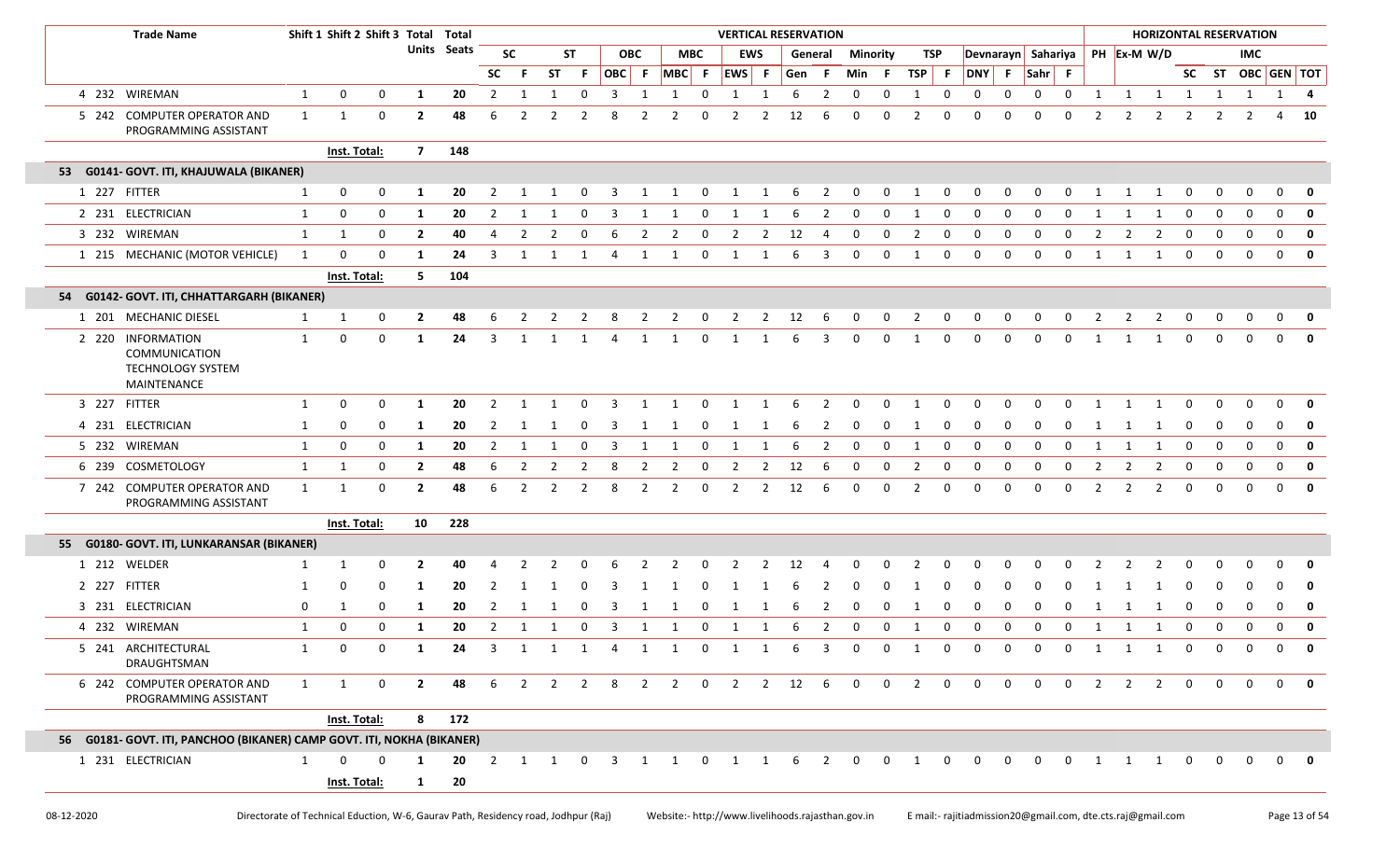| | Trade Name | Shift 1 | Shift 2 | Shift 3 | Total Units | Total Seats | VERTICAL RESERVATION | | | | | | | | | | | | | | | | | | | | HORIZONTAL RESERVATION | | | | | | | |
|---|---|---|---|---|---|---|---|---|---|---|---|---|---|---|---|---|---|---|---|---|---|---|---|---|---|---|---|---|---|---|---|---|---|---|
| | | | | | | | SC | | ST | | OBC | | MBC | | EWS | | General | | Minority | | TSP | | Devnarayn | | Sahariya | | PH | Ex-M | W/D | | | IMC | | |
| | | | | | | | SC | F | ST | F | OBC | F | MBC | F | EWS | F | Gen | F | Min | F | TSP | F | DNY | F | Sahr | F | | | | SC | ST | OBC | GEN | TOT |
| 4 | 232 WIREMAN | 1 | 0 | 0 | 1 | 20 | 2 | 1 | 1 | 0 | 3 | 1 | 1 | 0 | 1 | 1 | 6 | 2 | 0 | 0 | 1 | 0 | 0 | 0 | 0 | 0 | 1 | 1 | 1 | 1 | 1 | 1 | 1 | **4** |
| 5 | 242 COMPUTER OPERATOR AND PROGRAMMING ASSISTANT | 1 | 1 | 0 | **2** | **48** | 6 | 2 | 2 | 2 | 8 | 2 | 2 | 0 | 2 | 2 | 12 | 6 | 0 | 0 | 2 | 0 | 0 | 0 | 0 | 0 | 2 | 2 | 2 | 2 | 2 | 2 | 4 | **10** |
| | | **Inst. Total:** | | | **7** | **148** | | | | | | | | | | | | | | | | | | | | | | | | | | | | |
| **53** | **G0141- GOVT. ITI, KHAJUWALA (BIKANER)** | | | | | | | | | | | | | | | | | | | | | | | | | | | | | | | | | |
| 1 | 227 FITTER | 1 | 0 | 0 | **1** | **20** | 2 | 1 | 1 | 0 | 3 | 1 | 1 | 0 | 1 | 1 | 6 | 2 | 0 | 0 | 1 | 0 | 0 | 0 | 0 | 0 | 1 | 1 | 1 | 0 | 0 | 0 | 0 | **0** |
| 2 | 231 ELECTRICIAN | 1 | 0 | 0 | **1** | **20** | 2 | 1 | 1 | 0 | 3 | 1 | 1 | 0 | 1 | 1 | 6 | 2 | 0 | 0 | 1 | 0 | 0 | 0 | 0 | 0 | 1 | 1 | 1 | 0 | 0 | 0 | 0 | **0** |
| 3 | 232 WIREMAN | 1 | 1 | 0 | **2** | **40** | 4 | 2 | 2 | 0 | 6 | 2 | 2 | 0 | 2 | 2 | 12 | 4 | 0 | 0 | 2 | 0 | 0 | 0 | 0 | 0 | 2 | 2 | 2 | 0 | 0 | 0 | 0 | **0** |
| 1 | 215 MECHANIC (MOTOR VEHICLE) | 1 | 0 | 0 | **1** | **24** | 3 | 1 | 1 | 1 | 4 | 1 | 1 | 0 | 1 | 1 | 6 | 3 | 0 | 0 | 1 | 0 | 0 | 0 | 0 | 0 | 1 | 1 | 1 | 0 | 0 | 0 | 0 | **0** |
| | | **Inst. Total:** | | | **5** | **104** | | | | | | | | | | | | | | | | | | | | | | | | | | | | |
| **54** | **G0142- GOVT. ITI, CHHATTARGARH (BIKANER)** | | | | | | | | | | | | | | | | | | | | | | | | | | | | | | | | | |
| 1 | 201 MECHANIC DIESEL | 1 | 1 | 0 | **2** | **48** | 6 | 2 | 2 | 2 | 8 | 2 | 2 | 0 | 2 | 2 | 12 | 6 | 0 | 0 | 2 | 0 | 0 | 0 | 0 | 0 | 2 | 2 | 2 | 0 | 0 | 0 | 0 | **0** |
| 2 | 220 INFORMATION COMMUNICATION TECHNOLOGY SYSTEM MAINTENANCE | 1 | 0 | 0 | **1** | **24** | 3 | 1 | 1 | 1 | 4 | 1 | 1 | 0 | 1 | 1 | 6 | 3 | 0 | 0 | 1 | 0 | 0 | 0 | 0 | 0 | 1 | 1 | 1 | 0 | 0 | 0 | 0 | **0** |
| 3 | 227 FITTER | 1 | 0 | 0 | **1** | **20** | 2 | 1 | 1 | 0 | 3 | 1 | 1 | 0 | 1 | 1 | 6 | 2 | 0 | 0 | 1 | 0 | 0 | 0 | 0 | 0 | 1 | 1 | 1 | 0 | 0 | 0 | 0 | **0** |
| 4 | 231 ELECTRICIAN | 1 | 0 | 0 | **1** | **20** | 2 | 1 | 1 | 0 | 3 | 1 | 1 | 0 | 1 | 1 | 6 | 2 | 0 | 0 | 1 | 0 | 0 | 0 | 0 | 0 | 1 | 1 | 1 | 0 | 0 | 0 | 0 | **0** |
| 5 | 232 WIREMAN | 1 | 0 | 0 | **1** | **20** | 2 | 1 | 1 | 0 | 3 | 1 | 1 | 0 | 1 | 1 | 6 | 2 | 0 | 0 | 1 | 0 | 0 | 0 | 0 | 0 | 1 | 1 | 1 | 0 | 0 | 0 | 0 | **0** |
| 6 | 239 COSMETOLOGY | 1 | 1 | 0 | **2** | **48** | 6 | 2 | 2 | 2 | 8 | 2 | 2 | 0 | 2 | 2 | 12 | 6 | 0 | 0 | 2 | 0 | 0 | 0 | 0 | 0 | 2 | 2 | 2 | 0 | 0 | 0 | 0 | **0** |
| 7 | 242 COMPUTER OPERATOR AND PROGRAMMING ASSISTANT | 1 | 1 | 0 | **2** | **48** | 6 | 2 | 2 | 2 | 8 | 2 | 2 | 0 | 2 | 2 | 12 | 6 | 0 | 0 | 2 | 0 | 0 | 0 | 0 | 0 | 2 | 2 | 2 | 0 | 0 | 0 | 0 | **0** |
| | | **Inst. Total:** | | | **10** | **228** | | | | | | | | | | | | | | | | | | | | | | | | | | | | |
| **55** | **G0180- GOVT. ITI, LUNKARANSAR (BIKANER)** | | | | | | | | | | | | | | | | | | | | | | | | | | | | | | | | | |
| 1 | 212 WELDER | 1 | 1 | 0 | **2** | **40** | 4 | 2 | 2 | 0 | 6 | 2 | 2 | 0 | 2 | 2 | 12 | 4 | 0 | 0 | 2 | 0 | 0 | 0 | 0 | 0 | 2 | 2 | 2 | 0 | 0 | 0 | 0 | **0** |
| 2 | 227 FITTER | 1 | 0 | 0 | **1** | **20** | 2 | 1 | 1 | 0 | 3 | 1 | 1 | 0 | 1 | 1 | 6 | 2 | 0 | 0 | 1 | 0 | 0 | 0 | 0 | 0 | 1 | 1 | 1 | 0 | 0 | 0 | 0 | **0** |
| 3 | 231 ELECTRICIAN | 0 | 1 | 0 | **1** | **20** | 2 | 1 | 1 | 0 | 3 | 1 | 1 | 0 | 1 | 1 | 6 | 2 | 0 | 0 | 1 | 0 | 0 | 0 | 0 | 0 | 1 | 1 | 1 | 0 | 0 | 0 | 0 | **0** |
| 4 | 232 WIREMAN | 1 | 0 | 0 | **1** | **20** | 2 | 1 | 1 | 0 | 3 | 1 | 1 | 0 | 1 | 1 | 6 | 2 | 0 | 0 | 1 | 0 | 0 | 0 | 0 | 0 | 1 | 1 | 1 | 0 | 0 | 0 | 0 | **0** |
| 5 | 241 ARCHITECTURAL DRAUGHTSMAN | 1 | 0 | 0 | **1** | **24** | 3 | 1 | 1 | 1 | 4 | 1 | 1 | 0 | 1 | 1 | 6 | 3 | 0 | 0 | 1 | 0 | 0 | 0 | 0 | 0 | 1 | 1 | 1 | 0 | 0 | 0 | 0 | **0** |
| 6 | 242 COMPUTER OPERATOR AND PROGRAMMING ASSISTANT | 1 | 1 | 0 | **2** | **48** | 6 | 2 | 2 | 2 | 8 | 2 | 2 | 0 | 2 | 2 | 12 | 6 | 0 | 0 | 2 | 0 | 0 | 0 | 0 | 0 | 2 | 2 | 2 | 0 | 0 | 0 | 0 | **0** |
| | | **Inst. Total:** | | | **8** | **172** | | | | | | | | | | | | | | | | | | | | | | | | | | | | |
| **56** | **G0181- GOVT. ITI, PANCHOO (BIKANER) CAMP GOVT. ITI, NOKHA (BIKANER)** | | | | | | | | | | | | | | | | | | | | | | | | | | | | | | | | | |
| 1 | 231 ELECTRICIAN | 1 | 0 | 0 | **1** | **20** | 2 | 1 | 1 | 0 | 3 | 1 | 1 | 0 | 1 | 1 | 6 | 2 | 0 | 0 | 1 | 0 | 0 | 0 | 0 | 0 | 1 | 1 | 1 | 0 | 0 | 0 | 0 | **0** |
| | | **Inst. Total:** | | | **1** | **20** | | | | | | | | | | | | | | | | | | | | | | | | | | | | |

08-12-2020 Directorate of Technical Eduction, W-6, Gaurav Path, Residency road, Jodhpur (Raj) Website:- http://www.livelihoods.rajasthan.gov.in E mail:- rajitiadmission20@gmail.com, dte.cts.raj@gmail.com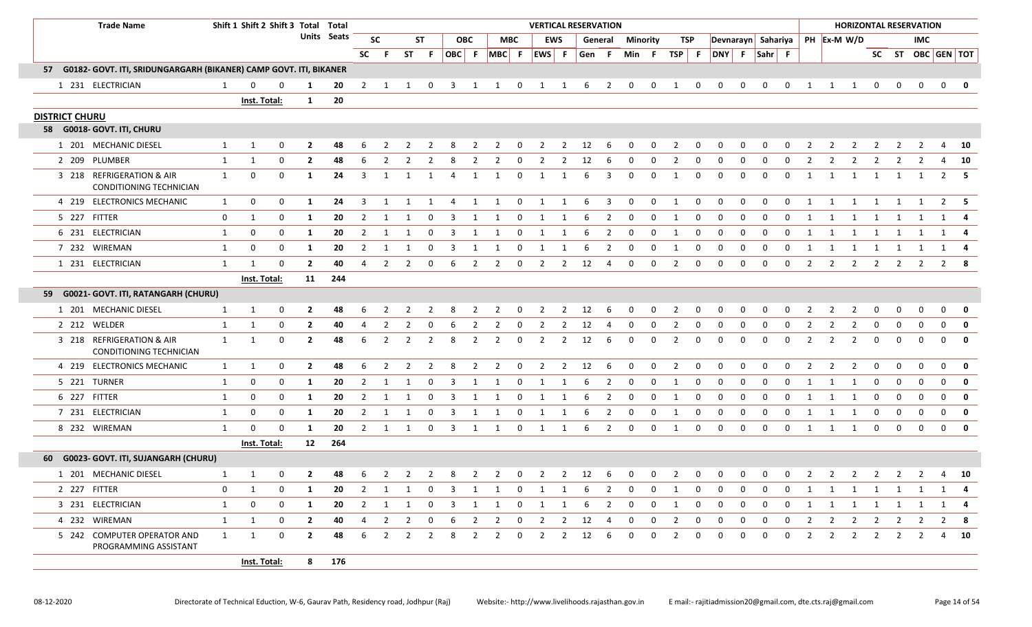| Trade Name | Shift 1 | Shift 2 | Shift 3 | Total Units | Total Seats | VERTICAL RESERVATION | | | | | | | | | | | | | | | | | | | | | | HORIZONTAL RESERVATION | | | | | | | |
|---|---|---|---|---|---|---|---|---|---|---|---|---|---|---|---|---|---|---|---|---|---|---|---|---|---|---|---|---|---|---|---|---|---|---|---|
| | | | | | | SC | | ST | | OBC | | MBC | | EWS | | General | | Minority | | TSP | | Devnarayn | | Sahariya | | PH | Ex-M | W/D | | | IMC | | |
| | | | | | | SC | F | ST | F | OBC | F | MBC | F | EWS | F | Gen | F | Min | F | TSP | F | DNY | F | Sahr | F | | | | SC | ST | OBC | GEN | TOT |
| **57 G0182- GOVT. ITI, SRIDUNGARGARH (BIKANER) CAMP GOVT. ITI, BIKANER** | | | | | | | | | | | | | | | | | | | | | | | | | | | | | | | | | |
| 1 231 ELECTRICIAN | 1 | 0 | 0 | 1 | 20 | 2 | 1 | 1 | 0 | 3 | 1 | 1 | 0 | 1 | 1 | 6 | 2 | 0 | 0 | 1 | 0 | 0 | 0 | 0 | 0 | 1 | 1 | 1 | 0 | 0 | 0 | 0 | 0 |
| | Inst. Total: | | | 1 | 20 | | | | | | | | | | | | | | | | | | | | | | | | | | | | |
| **DISTRICT CHURU** | | | | | | | | | | | | | | | | | | | | | | | | | | | | | | | | | |
| **58 G0018- GOVT. ITI, CHURU** | | | | | | | | | | | | | | | | | | | | | | | | | | | | | | | | | |
| 1 201 MECHANIC DIESEL | 1 | 1 | 0 | 2 | 48 | 6 | 2 | 2 | 2 | 8 | 2 | 2 | 0 | 2 | 2 | 12 | 6 | 0 | 0 | 2 | 0 | 0 | 0 | 0 | 0 | 2 | 2 | 2 | 2 | 2 | 2 | 4 | 10 |
| 2 209 PLUMBER | 1 | 1 | 0 | 2 | 48 | 6 | 2 | 2 | 2 | 8 | 2 | 2 | 0 | 2 | 2 | 12 | 6 | 0 | 0 | 2 | 0 | 0 | 0 | 0 | 0 | 2 | 2 | 2 | 2 | 2 | 2 | 4 | 10 |
| 3 218 REFRIGERATION & AIR CONDITIONING TECHNICIAN | 1 | 0 | 0 | 1 | 24 | 3 | 1 | 1 | 1 | 4 | 1 | 1 | 0 | 1 | 1 | 6 | 3 | 0 | 0 | 1 | 0 | 0 | 0 | 0 | 0 | 1 | 1 | 1 | 1 | 1 | 1 | 2 | 5 |
| 4 219 ELECTRONICS MECHANIC | 1 | 0 | 0 | 1 | 24 | 3 | 1 | 1 | 1 | 4 | 1 | 1 | 0 | 1 | 1 | 6 | 3 | 0 | 0 | 1 | 0 | 0 | 0 | 0 | 0 | 1 | 1 | 1 | 1 | 1 | 1 | 2 | 5 |
| 5 227 FITTER | 0 | 1 | 0 | 1 | 20 | 2 | 1 | 1 | 0 | 3 | 1 | 1 | 0 | 1 | 1 | 6 | 2 | 0 | 0 | 1 | 0 | 0 | 0 | 0 | 0 | 1 | 1 | 1 | 1 | 1 | 1 | 1 | 4 |
| 6 231 ELECTRICIAN | 1 | 0 | 0 | 1 | 20 | 2 | 1 | 1 | 0 | 3 | 1 | 1 | 0 | 1 | 1 | 6 | 2 | 0 | 0 | 1 | 0 | 0 | 0 | 0 | 0 | 1 | 1 | 1 | 1 | 1 | 1 | 1 | 4 |
| 7 232 WIREMAN | 1 | 0 | 0 | 1 | 20 | 2 | 1 | 1 | 0 | 3 | 1 | 1 | 0 | 1 | 1 | 6 | 2 | 0 | 0 | 1 | 0 | 0 | 0 | 0 | 0 | 1 | 1 | 1 | 1 | 1 | 1 | 1 | 4 |
| 1 231 ELECTRICIAN | 1 | 1 | 0 | 2 | 40 | 4 | 2 | 2 | 0 | 6 | 2 | 2 | 0 | 2 | 2 | 12 | 4 | 0 | 0 | 2 | 0 | 0 | 0 | 0 | 0 | 2 | 2 | 2 | 2 | 2 | 2 | 2 | 8 |
| | Inst. Total: | | | 11 | 244 | | | | | | | | | | | | | | | | | | | | | | | | | | | | |
| **59 G0021- GOVT. ITI, RATANGARH (CHURU)** | | | | | | | | | | | | | | | | | | | | | | | | | | | | | | | | | |
| 1 201 MECHANIC DIESEL | 1 | 1 | 0 | 2 | 48 | 6 | 2 | 2 | 2 | 8 | 2 | 2 | 0 | 2 | 2 | 12 | 6 | 0 | 0 | 2 | 0 | 0 | 0 | 0 | 0 | 2 | 2 | 2 | 0 | 0 | 0 | 0 | 0 |
| 2 212 WELDER | 1 | 1 | 0 | 2 | 40 | 4 | 2 | 2 | 0 | 6 | 2 | 2 | 0 | 2 | 2 | 12 | 4 | 0 | 0 | 2 | 0 | 0 | 0 | 0 | 0 | 2 | 2 | 2 | 0 | 0 | 0 | 0 | 0 |
| 3 218 REFRIGERATION & AIR CONDITIONING TECHNICIAN | 1 | 1 | 0 | 2 | 48 | 6 | 2 | 2 | 2 | 8 | 2 | 2 | 0 | 2 | 2 | 12 | 6 | 0 | 0 | 2 | 0 | 0 | 0 | 0 | 0 | 2 | 2 | 2 | 0 | 0 | 0 | 0 | 0 |
| 4 219 ELECTRONICS MECHANIC | 1 | 1 | 0 | 2 | 48 | 6 | 2 | 2 | 2 | 8 | 2 | 2 | 0 | 2 | 2 | 12 | 6 | 0 | 0 | 2 | 0 | 0 | 0 | 0 | 0 | 2 | 2 | 2 | 0 | 0 | 0 | 0 | 0 |
| 5 221 TURNER | 1 | 0 | 0 | 1 | 20 | 2 | 1 | 1 | 0 | 3 | 1 | 1 | 0 | 1 | 1 | 6 | 2 | 0 | 0 | 1 | 0 | 0 | 0 | 0 | 0 | 1 | 1 | 1 | 0 | 0 | 0 | 0 | 0 |
| 6 227 FITTER | 1 | 0 | 0 | 1 | 20 | 2 | 1 | 1 | 0 | 3 | 1 | 1 | 0 | 1 | 1 | 6 | 2 | 0 | 0 | 1 | 0 | 0 | 0 | 0 | 0 | 1 | 1 | 1 | 0 | 0 | 0 | 0 | 0 |
| 7 231 ELECTRICIAN | 1 | 0 | 0 | 1 | 20 | 2 | 1 | 1 | 0 | 3 | 1 | 1 | 0 | 1 | 1 | 6 | 2 | 0 | 0 | 1 | 0 | 0 | 0 | 0 | 0 | 1 | 1 | 1 | 0 | 0 | 0 | 0 | 0 |
| 8 232 WIREMAN | 1 | 0 | 0 | 1 | 20 | 2 | 1 | 1 | 0 | 3 | 1 | 1 | 0 | 1 | 1 | 6 | 2 | 0 | 0 | 1 | 0 | 0 | 0 | 0 | 0 | 1 | 1 | 1 | 0 | 0 | 0 | 0 | 0 |
| | Inst. Total: | | | 12 | 264 | | | | | | | | | | | | | | | | | | | | | | | | | | | | |
| **60 G0023- GOVT. ITI, SUJANGARH (CHURU)** | | | | | | | | | | | | | | | | | | | | | | | | | | | | | | | | | |
| 1 201 MECHANIC DIESEL | 1 | 1 | 0 | 2 | 48 | 6 | 2 | 2 | 2 | 8 | 2 | 2 | 0 | 2 | 2 | 12 | 6 | 0 | 0 | 2 | 0 | 0 | 0 | 0 | 0 | 2 | 2 | 2 | 2 | 2 | 2 | 4 | 10 |
| 2 227 FITTER | 0 | 1 | 0 | 1 | 20 | 2 | 1 | 1 | 0 | 3 | 1 | 1 | 0 | 1 | 1 | 6 | 2 | 0 | 0 | 1 | 0 | 0 | 0 | 0 | 0 | 1 | 1 | 1 | 1 | 1 | 1 | 1 | 4 |
| 3 231 ELECTRICIAN | 1 | 0 | 0 | 1 | 20 | 2 | 1 | 1 | 0 | 3 | 1 | 1 | 0 | 1 | 1 | 6 | 2 | 0 | 0 | 1 | 0 | 0 | 0 | 0 | 0 | 1 | 1 | 1 | 1 | 1 | 1 | 1 | 4 |
| 4 232 WIREMAN | 1 | 1 | 0 | 2 | 40 | 4 | 2 | 2 | 0 | 6 | 2 | 2 | 0 | 2 | 2 | 12 | 4 | 0 | 0 | 2 | 0 | 0 | 0 | 0 | 0 | 2 | 2 | 2 | 2 | 2 | 2 | 2 | 8 |
| 5 242 COMPUTER OPERATOR AND PROGRAMMING ASSISTANT | 1 | 1 | 0 | 2 | 48 | 6 | 2 | 2 | 2 | 8 | 2 | 2 | 0 | 2 | 2 | 12 | 6 | 0 | 0 | 2 | 0 | 0 | 0 | 0 | 0 | 2 | 2 | 2 | 2 | 2 | 2 | 4 | 10 |
| | Inst. Total: | | | 8 | 176 | | | | | | | | | | | | | | | | | | | | | | | | | | | | |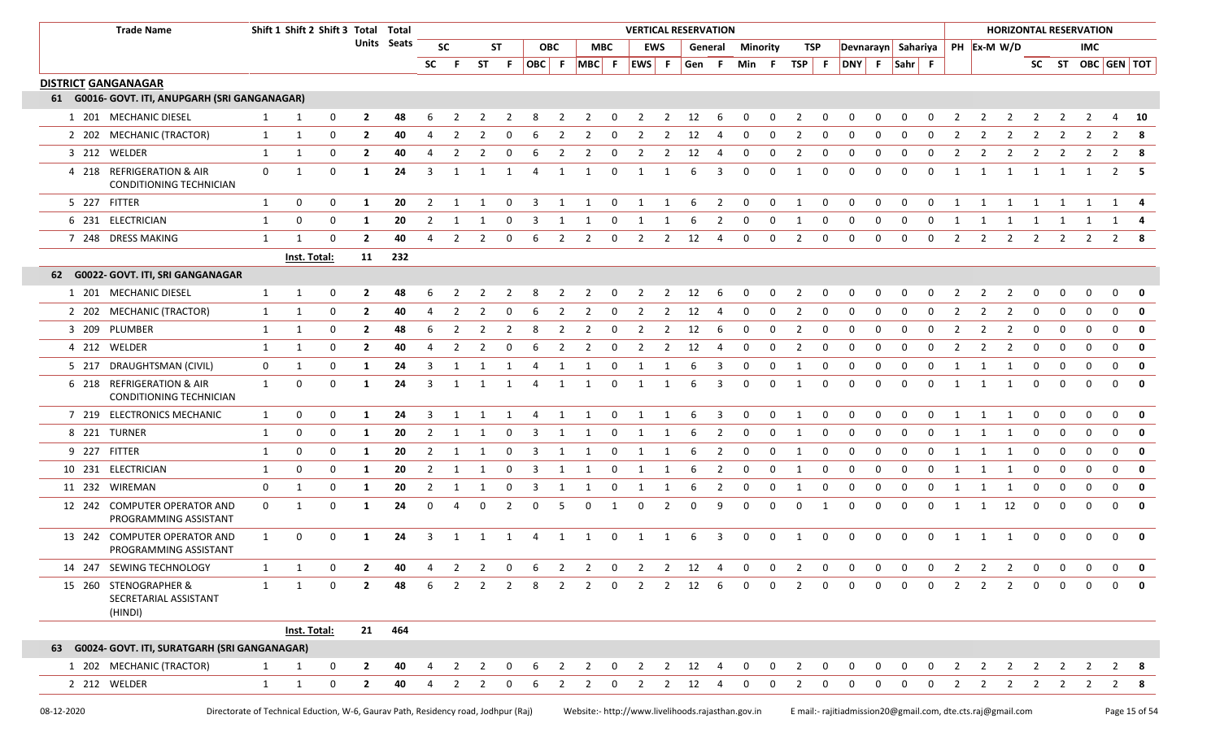| Trade Name | Shift 1 | Shift 2 | Shift 3 | Total Units | Total Seats | SC | | ST | | OBC | | MBC | | EWS | | General | | Minority | | TSP | | Devnarayn | | Sahariya | | PH | Ex-M | W/D | SC | ST | OBC | GEN | TOT |
|---|---|---|---|---|---|---|---|---|---|---|---|---|---|---|---|---|---|---|---|---|---|---|---|---|---|---|---|---|---|---|---|---|---|
| | | | | | | SC | F | ST | F | OBC | F | MBC | F | EWS | F | Gen | F | Min | F | TSP | F | DNY | F | Sahr | F | | | | | | | | |
| **DISTRICT GANGANAGAR** | | | | | | | | | | | | | | | | | | | | | | | | | | | | | | | | | |
| **61 G0016- GOVT. ITI, ANUPGARH (SRI GANGANAGAR)** | | | | | | | | | | | | | | | | | | | | | | | | | | | | | | | | | |
| 1 201 MECHANIC DIESEL | 1 | 1 | 0 | 2 | 48 | 6 | 2 | 2 | 2 | 8 | 2 | 2 | 0 | 2 | 2 | 12 | 6 | 0 | 0 | 2 | 0 | 0 | 0 | 0 | 0 | 2 | 2 | 2 | 2 | 2 | 2 | 4 | 10 |
| 2 202 MECHANIC (TRACTOR) | 1 | 1 | 0 | 2 | 40 | 4 | 2 | 2 | 0 | 6 | 2 | 2 | 0 | 2 | 2 | 12 | 4 | 0 | 0 | 2 | 0 | 0 | 0 | 0 | 0 | 2 | 2 | 2 | 2 | 2 | 2 | 2 | 8 |
| 3 212 WELDER | 1 | 1 | 0 | 2 | 40 | 4 | 2 | 2 | 0 | 6 | 2 | 2 | 0 | 2 | 2 | 12 | 4 | 0 | 0 | 2 | 0 | 0 | 0 | 0 | 0 | 2 | 2 | 2 | 2 | 2 | 2 | 2 | 8 |
| 4 218 REFRIGERATION & AIR CONDITIONING TECHNICIAN | 0 | 1 | 0 | 1 | 24 | 3 | 1 | 1 | 1 | 4 | 1 | 1 | 0 | 1 | 1 | 6 | 3 | 0 | 0 | 1 | 0 | 0 | 0 | 0 | 0 | 1 | 1 | 1 | 1 | 1 | 1 | 2 | 5 |
| 5 227 FITTER | 1 | 0 | 0 | 1 | 20 | 2 | 1 | 1 | 0 | 3 | 1 | 1 | 0 | 1 | 1 | 6 | 2 | 0 | 0 | 1 | 0 | 0 | 0 | 0 | 0 | 1 | 1 | 1 | 1 | 1 | 1 | 1 | 4 |
| 6 231 ELECTRICIAN | 1 | 0 | 0 | 1 | 20 | 2 | 1 | 1 | 0 | 3 | 1 | 1 | 0 | 1 | 1 | 6 | 2 | 0 | 0 | 1 | 0 | 0 | 0 | 0 | 0 | 1 | 1 | 1 | 1 | 1 | 1 | 1 | 4 |
| 7 248 DRESS MAKING | 1 | 1 | 0 | 2 | 40 | 4 | 2 | 2 | 0 | 6 | 2 | 2 | 0 | 2 | 2 | 12 | 4 | 0 | 0 | 2 | 0 | 0 | 0 | 0 | 0 | 2 | 2 | 2 | 2 | 2 | 2 | 2 | 8 |
| | Inst. Total: | | | 11 | 232 | | | | | | | | | | | | | | | | | | | | | | | | | | | | |
| **62 G0022- GOVT. ITI, SRI GANGANAGAR** | | | | | | | | | | | | | | | | | | | | | | | | | | | | | | | | | |
| 1 201 MECHANIC DIESEL | 1 | 1 | 0 | 2 | 48 | 6 | 2 | 2 | 2 | 8 | 2 | 2 | 0 | 2 | 2 | 12 | 6 | 0 | 0 | 2 | 0 | 0 | 0 | 0 | 0 | 2 | 2 | 2 | 0 | 0 | 0 | 0 | 0 |
| 2 202 MECHANIC (TRACTOR) | 1 | 1 | 0 | 2 | 40 | 4 | 2 | 2 | 0 | 6 | 2 | 2 | 0 | 2 | 2 | 12 | 4 | 0 | 0 | 2 | 0 | 0 | 0 | 0 | 0 | 2 | 2 | 2 | 0 | 0 | 0 | 0 | 0 |
| 3 209 PLUMBER | 1 | 1 | 0 | 2 | 48 | 6 | 2 | 2 | 2 | 8 | 2 | 2 | 0 | 2 | 2 | 12 | 6 | 0 | 0 | 2 | 0 | 0 | 0 | 0 | 0 | 2 | 2 | 2 | 0 | 0 | 0 | 0 | 0 |
| 4 212 WELDER | 1 | 1 | 0 | 2 | 40 | 4 | 2 | 2 | 0 | 6 | 2 | 2 | 0 | 2 | 2 | 12 | 4 | 0 | 0 | 2 | 0 | 0 | 0 | 0 | 0 | 2 | 2 | 2 | 0 | 0 | 0 | 0 | 0 |
| 5 217 DRAUGHTSMAN (CIVIL) | 0 | 1 | 0 | 1 | 24 | 3 | 1 | 1 | 1 | 4 | 1 | 1 | 0 | 1 | 1 | 6 | 3 | 0 | 0 | 1 | 0 | 0 | 0 | 0 | 0 | 1 | 1 | 1 | 0 | 0 | 0 | 0 | 0 |
| 6 218 REFRIGERATION & AIR CONDITIONING TECHNICIAN | 1 | 0 | 0 | 1 | 24 | 3 | 1 | 1 | 1 | 4 | 1 | 1 | 0 | 1 | 1 | 6 | 3 | 0 | 0 | 1 | 0 | 0 | 0 | 0 | 0 | 1 | 1 | 1 | 0 | 0 | 0 | 0 | 0 |
| 7 219 ELECTRONICS MECHANIC | 1 | 0 | 0 | 1 | 24 | 3 | 1 | 1 | 1 | 4 | 1 | 1 | 0 | 1 | 1 | 6 | 3 | 0 | 0 | 1 | 0 | 0 | 0 | 0 | 0 | 1 | 1 | 1 | 0 | 0 | 0 | 0 | 0 |
| 8 221 TURNER | 1 | 0 | 0 | 1 | 20 | 2 | 1 | 1 | 0 | 3 | 1 | 1 | 0 | 1 | 1 | 6 | 2 | 0 | 0 | 1 | 0 | 0 | 0 | 0 | 0 | 1 | 1 | 1 | 0 | 0 | 0 | 0 | 0 |
| 9 227 FITTER | 1 | 0 | 0 | 1 | 20 | 2 | 1 | 1 | 0 | 3 | 1 | 1 | 0 | 1 | 1 | 6 | 2 | 0 | 0 | 1 | 0 | 0 | 0 | 0 | 0 | 1 | 1 | 1 | 0 | 0 | 0 | 0 | 0 |
| 10 231 ELECTRICIAN | 1 | 0 | 0 | 1 | 20 | 2 | 1 | 1 | 0 | 3 | 1 | 1 | 0 | 1 | 1 | 6 | 2 | 0 | 0 | 1 | 0 | 0 | 0 | 0 | 0 | 1 | 1 | 1 | 0 | 0 | 0 | 0 | 0 |
| 11 232 WIREMAN | 0 | 1 | 0 | 1 | 20 | 2 | 1 | 1 | 0 | 3 | 1 | 1 | 0 | 1 | 1 | 6 | 2 | 0 | 0 | 1 | 0 | 0 | 0 | 0 | 0 | 1 | 1 | 1 | 0 | 0 | 0 | 0 | 0 |
| 12 242 COMPUTER OPERATOR AND PROGRAMMING ASSISTANT | 0 | 1 | 0 | 1 | 24 | 0 | 4 | 0 | 2 | 0 | 5 | 0 | 1 | 0 | 2 | 0 | 9 | 0 | 0 | 0 | 1 | 0 | 0 | 0 | 0 | 1 | 1 | 12 | 0 | 0 | 0 | 0 | 0 |
| 13 242 COMPUTER OPERATOR AND PROGRAMMING ASSISTANT | 1 | 0 | 0 | 1 | 24 | 3 | 1 | 1 | 1 | 4 | 1 | 1 | 0 | 1 | 1 | 6 | 3 | 0 | 0 | 1 | 0 | 0 | 0 | 0 | 0 | 1 | 1 | 1 | 0 | 0 | 0 | 0 | 0 |
| 14 247 SEWING TECHNOLOGY | 1 | 1 | 0 | 2 | 40 | 4 | 2 | 2 | 0 | 6 | 2 | 2 | 0 | 2 | 2 | 12 | 4 | 0 | 0 | 2 | 0 | 0 | 0 | 0 | 0 | 2 | 2 | 2 | 0 | 0 | 0 | 0 | 0 |
| 15 260 STENOGRAPHER & SECRETARIAL ASSISTANT (HINDI) | 1 | 1 | 0 | 2 | 48 | 6 | 2 | 2 | 2 | 8 | 2 | 2 | 0 | 2 | 2 | 12 | 6 | 0 | 0 | 2 | 0 | 0 | 0 | 0 | 0 | 2 | 2 | 2 | 0 | 0 | 0 | 0 | 0 |
| | Inst. Total: | | | 21 | 464 | | | | | | | | | | | | | | | | | | | | | | | | | | | | |
| **63 G0024- GOVT. ITI, SURATGARH (SRI GANGANAGAR)** | | | | | | | | | | | | | | | | | | | | | | | | | | | | | | | | | |
| 1 202 MECHANIC (TRACTOR) | 1 | 1 | 0 | 2 | 40 | 4 | 2 | 2 | 0 | 6 | 2 | 2 | 0 | 2 | 2 | 12 | 4 | 0 | 0 | 2 | 0 | 0 | 0 | 0 | 0 | 2 | 2 | 2 | 2 | 2 | 2 | 2 | 8 |
| 2 212 WELDER | 1 | 1 | 0 | 2 | 40 | 4 | 2 | 2 | 0 | 6 | 2 | 2 | 0 | 2 | 2 | 12 | 4 | 0 | 0 | 2 | 0 | 0 | 0 | 0 | 0 | 2 | 2 | 2 | 2 | 2 | 2 | 2 | 8 |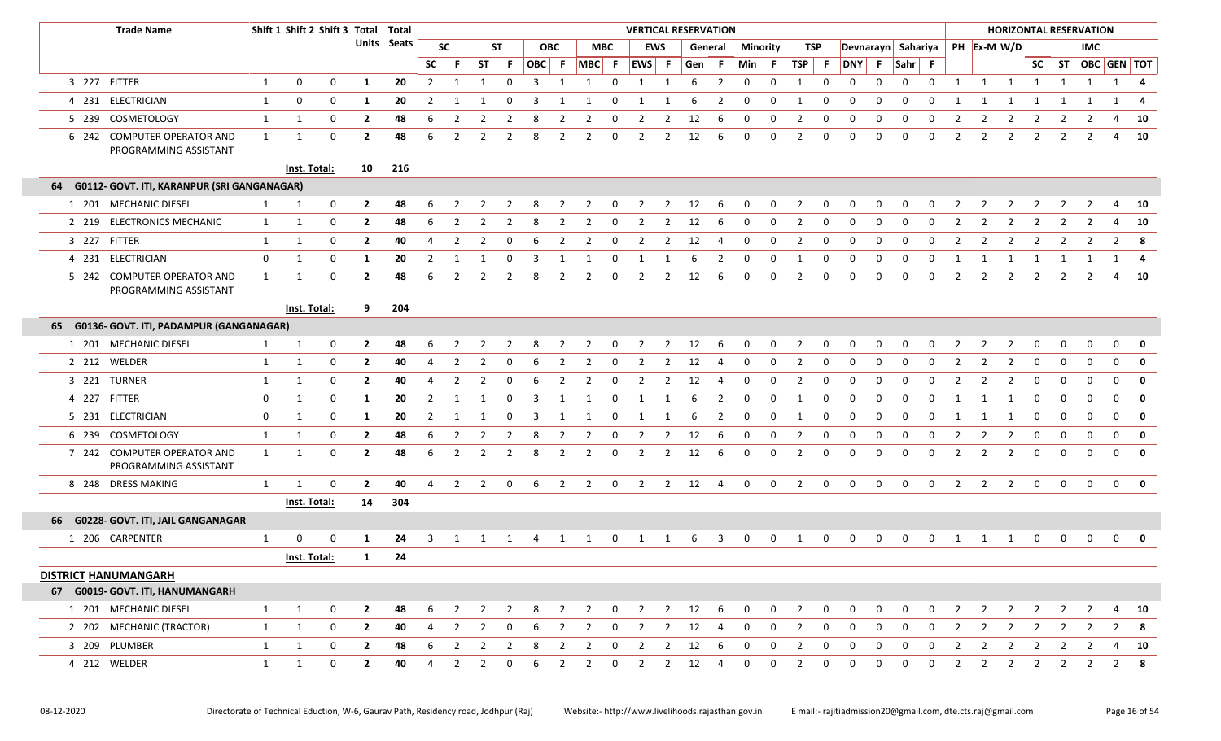| | Trade Name | Shift 1 | Shift 2 | Shift 3 | Total Units | Total Seats | VERTICAL RESERVATION | | | | | | | | | | | | | | | | | | | | | | HORIZONTAL RESERVATION | | | | | | | |
|---|---|---|---|---|---|---|---|---|---|---|---|---|---|---|---|---|---|---|---|---|---|---|---|---|---|---|---|---|---|---|---|---|---|---|---|---|
| | | | | | | | SC | | ST | | OBC | | MBC | | EWS | | General | | Minority | | TSP | | Devnarayn | | Sahariya | | PH | Ex-M | W/D | | | IMC | | |
| | | | | | | | SC | F | ST | F | OBC | F | MBC | F | EWS | F | Gen | F | Min | F | TSP | F | DNY | F | Sahr | F | | | | SC | ST | OBC | GEN | TOT |
| 3 | 227 FITTER | 1 | 0 | 0 | 1 | 20 | 2 | 1 | 1 | 0 | 3 | 1 | 1 | 0 | 1 | 1 | 6 | 2 | 0 | 0 | 1 | 0 | 0 | 0 | 0 | 0 | 1 | 1 | 1 | 1 | 1 | 1 | 1 | 4 |
| 4 | 231 ELECTRICIAN | 1 | 0 | 0 | 1 | 20 | 2 | 1 | 1 | 0 | 3 | 1 | 1 | 0 | 1 | 1 | 6 | 2 | 0 | 0 | 1 | 0 | 0 | 0 | 0 | 0 | 1 | 1 | 1 | 1 | 1 | 1 | 1 | 4 |
| 5 | 239 COSMETOLOGY | 1 | 1 | 0 | 2 | 48 | 6 | 2 | 2 | 2 | 8 | 2 | 2 | 0 | 2 | 2 | 12 | 6 | 0 | 0 | 2 | 0 | 0 | 0 | 0 | 0 | 2 | 2 | 2 | 2 | 2 | 2 | 4 | 10 |
| 6 | 242 COMPUTER OPERATOR AND PROGRAMMING ASSISTANT | 1 | 1 | 0 | 2 | 48 | 6 | 2 | 2 | 2 | 8 | 2 | 2 | 0 | 2 | 2 | 12 | 6 | 0 | 0 | 2 | 0 | 0 | 0 | 0 | 0 | 2 | 2 | 2 | 2 | 2 | 2 | 4 | 10 |
| | | Inst. Total: | | | 10 | 216 | | | | | | | | | | | | | | | | | | | | | | | | | | | | |
| **64** | **G0112- GOVT. ITI, KARANPUR (SRI GANGANAGAR)** | | | | | | | | | | | | | | | | | | | | | | | | | | | | | | | | | |
| 1 | 201 MECHANIC DIESEL | 1 | 1 | 0 | 2 | 48 | 6 | 2 | 2 | 2 | 8 | 2 | 2 | 0 | 2 | 2 | 12 | 6 | 0 | 0 | 2 | 0 | 0 | 0 | 0 | 0 | 2 | 2 | 2 | 2 | 2 | 2 | 4 | 10 |
| 2 | 219 ELECTRONICS MECHANIC | 1 | 1 | 0 | 2 | 48 | 6 | 2 | 2 | 2 | 8 | 2 | 2 | 0 | 2 | 2 | 12 | 6 | 0 | 0 | 2 | 0 | 0 | 0 | 0 | 0 | 2 | 2 | 2 | 2 | 2 | 2 | 4 | 10 |
| 3 | 227 FITTER | 1 | 1 | 0 | 2 | 40 | 4 | 2 | 2 | 0 | 6 | 2 | 2 | 0 | 2 | 2 | 12 | 4 | 0 | 0 | 2 | 0 | 0 | 0 | 0 | 0 | 2 | 2 | 2 | 2 | 2 | 2 | 2 | 8 |
| 4 | 231 ELECTRICIAN | 0 | 1 | 0 | 1 | 20 | 2 | 1 | 1 | 0 | 3 | 1 | 1 | 0 | 1 | 1 | 6 | 2 | 0 | 0 | 1 | 0 | 0 | 0 | 0 | 0 | 1 | 1 | 1 | 1 | 1 | 1 | 1 | 4 |
| 5 | 242 COMPUTER OPERATOR AND PROGRAMMING ASSISTANT | 1 | 1 | 0 | 2 | 48 | 6 | 2 | 2 | 2 | 8 | 2 | 2 | 0 | 2 | 2 | 12 | 6 | 0 | 0 | 2 | 0 | 0 | 0 | 0 | 0 | 2 | 2 | 2 | 2 | 2 | 2 | 4 | 10 |
| | | Inst. Total: | | | 9 | 204 | | | | | | | | | | | | | | | | | | | | | | | | | | | | |
| **65** | **G0136- GOVT. ITI, PADAMPUR (GANGANAGAR)** | | | | | | | | | | | | | | | | | | | | | | | | | | | | | | | | | |
| 1 | 201 MECHANIC DIESEL | 1 | 1 | 0 | 2 | 48 | 6 | 2 | 2 | 2 | 8 | 2 | 2 | 0 | 2 | 2 | 12 | 6 | 0 | 0 | 2 | 0 | 0 | 0 | 0 | 0 | 2 | 2 | 2 | 0 | 0 | 0 | 0 | 0 |
| 2 | 212 WELDER | 1 | 1 | 0 | 2 | 40 | 4 | 2 | 2 | 0 | 6 | 2 | 2 | 0 | 2 | 2 | 12 | 4 | 0 | 0 | 2 | 0 | 0 | 0 | 0 | 0 | 2 | 2 | 2 | 0 | 0 | 0 | 0 | 0 |
| 3 | 221 TURNER | 1 | 1 | 0 | 2 | 40 | 4 | 2 | 2 | 0 | 6 | 2 | 2 | 0 | 2 | 2 | 12 | 4 | 0 | 0 | 2 | 0 | 0 | 0 | 0 | 0 | 2 | 2 | 2 | 0 | 0 | 0 | 0 | 0 |
| 4 | 227 FITTER | 0 | 1 | 0 | 1 | 20 | 2 | 1 | 1 | 0 | 3 | 1 | 1 | 0 | 1 | 1 | 6 | 2 | 0 | 0 | 1 | 0 | 0 | 0 | 0 | 0 | 1 | 1 | 1 | 0 | 0 | 0 | 0 | 0 |
| 5 | 231 ELECTRICIAN | 0 | 1 | 0 | 1 | 20 | 2 | 1 | 1 | 0 | 3 | 1 | 1 | 0 | 1 | 1 | 6 | 2 | 0 | 0 | 1 | 0 | 0 | 0 | 0 | 0 | 1 | 1 | 1 | 0 | 0 | 0 | 0 | 0 |
| 6 | 239 COSMETOLOGY | 1 | 1 | 0 | 2 | 48 | 6 | 2 | 2 | 2 | 8 | 2 | 2 | 0 | 2 | 2 | 12 | 6 | 0 | 0 | 2 | 0 | 0 | 0 | 0 | 0 | 2 | 2 | 2 | 0 | 0 | 0 | 0 | 0 |
| 7 | 242 COMPUTER OPERATOR AND PROGRAMMING ASSISTANT | 1 | 1 | 0 | 2 | 48 | 6 | 2 | 2 | 2 | 8 | 2 | 2 | 0 | 2 | 2 | 12 | 6 | 0 | 0 | 2 | 0 | 0 | 0 | 0 | 0 | 2 | 2 | 2 | 0 | 0 | 0 | 0 | 0 |
| 8 | 248 DRESS MAKING | 1 | 1 | 0 | 2 | 40 | 4 | 2 | 2 | 0 | 6 | 2 | 2 | 0 | 2 | 2 | 12 | 4 | 0 | 0 | 2 | 0 | 0 | 0 | 0 | 0 | 2 | 2 | 2 | 0 | 0 | 0 | 0 | 0 |
| | | Inst. Total: | | | 14 | 304 | | | | | | | | | | | | | | | | | | | | | | | | | | | | |
| **66** | **G0228- GOVT. ITI, JAIL GANGANAGAR** | | | | | | | | | | | | | | | | | | | | | | | | | | | | | | | | | |
| 1 | 206 CARPENTER | 1 | 0 | 0 | 1 | 24 | 3 | 1 | 1 | 1 | 4 | 1 | 1 | 0 | 1 | 1 | 6 | 3 | 0 | 0 | 1 | 0 | 0 | 0 | 0 | 0 | 1 | 1 | 1 | 0 | 0 | 0 | 0 | 0 |
| | | Inst. Total: | | | 1 | 24 | | | | | | | | | | | | | | | | | | | | | | | | | | | | |
| | **DISTRICT HANUMANGARH** | | | | | | | | | | | | | | | | | | | | | | | | | | | | | | | | | |
| **67** | **G0019- GOVT. ITI, HANUMANGARH** | | | | | | | | | | | | | | | | | | | | | | | | | | | | | | | | | |
| 1 | 201 MECHANIC DIESEL | 1 | 1 | 0 | 2 | 48 | 6 | 2 | 2 | 2 | 8 | 2 | 2 | 0 | 2 | 2 | 12 | 6 | 0 | 0 | 2 | 0 | 0 | 0 | 0 | 0 | 2 | 2 | 2 | 2 | 2 | 2 | 4 | 10 |
| 2 | 202 MECHANIC (TRACTOR) | 1 | 1 | 0 | 2 | 40 | 4 | 2 | 2 | 0 | 6 | 2 | 2 | 0 | 2 | 2 | 12 | 4 | 0 | 0 | 2 | 0 | 0 | 0 | 0 | 0 | 2 | 2 | 2 | 2 | 2 | 2 | 2 | 8 |
| 3 | 209 PLUMBER | 1 | 1 | 0 | 2 | 48 | 6 | 2 | 2 | 2 | 8 | 2 | 2 | 0 | 2 | 2 | 12 | 6 | 0 | 0 | 2 | 0 | 0 | 0 | 0 | 0 | 2 | 2 | 2 | 2 | 2 | 2 | 4 | 10 |
| 4 | 212 WELDER | 1 | 1 | 0 | 2 | 40 | 4 | 2 | 2 | 0 | 6 | 2 | 2 | 0 | 2 | 2 | 12 | 4 | 0 | 0 | 2 | 0 | 0 | 0 | 0 | 0 | 2 | 2 | 2 | 2 | 2 | 2 | 2 | 8 |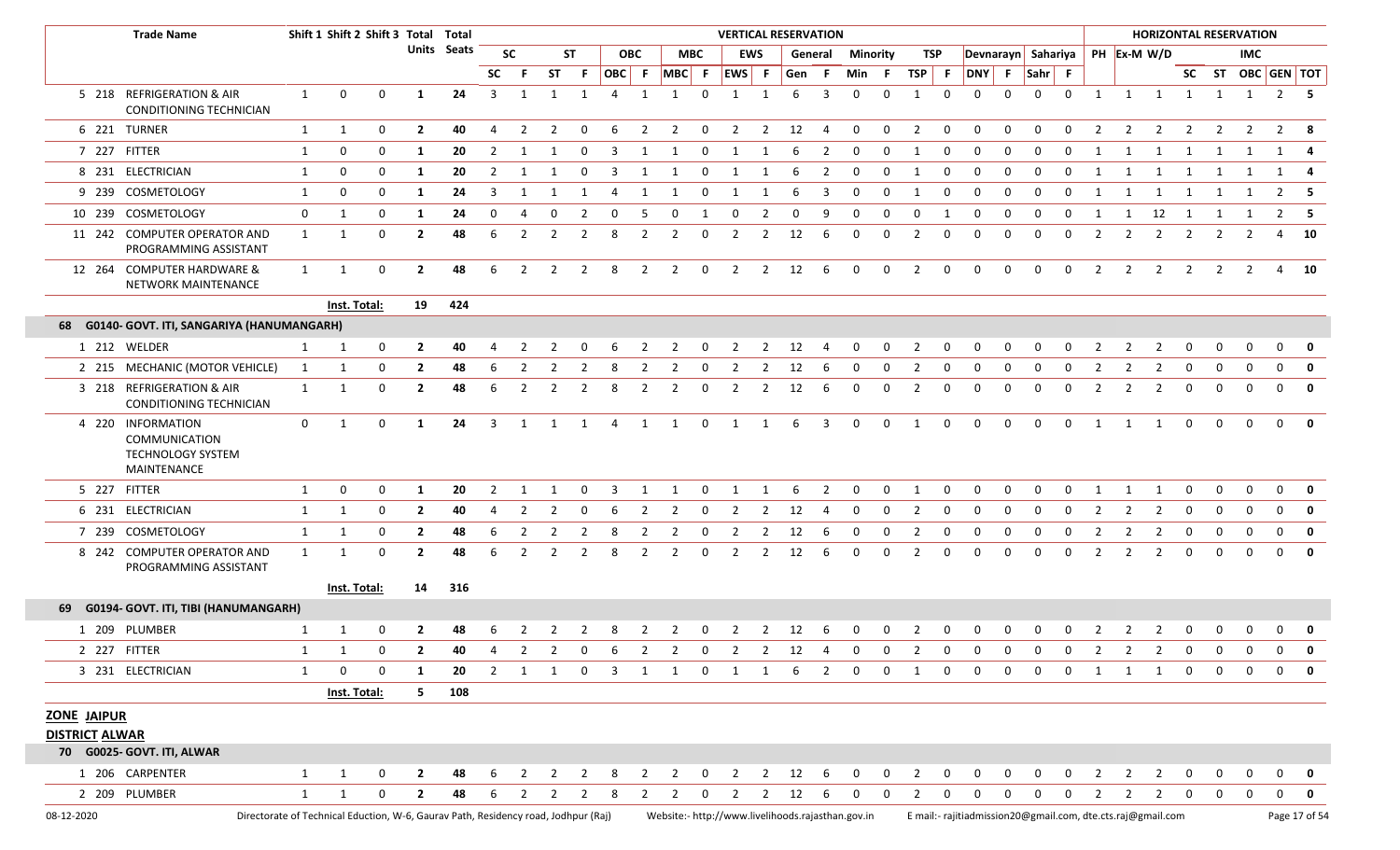| Trade Name | | | Shift 1 | Shift 2 | Shift 3 | Total Units | Total Seats | VERTICAL RESERVATION | | | | | | | | | | | | | | | | | | | | | | HORIZONTAL RESERVATION | | | | | | | |
|---|---|---|---|---|---|---|---|---|---|---|---|---|---|---|---|---|---|---|---|---|---|---|---|---|---|---|---|---|---|---|---|---|---|---|---|---|---|
| | | | | | | | | SC | | ST | | OBC | | MBC | | EWS | | General | | Minority | | TSP | | Devnarayn | | Sahariya | | PH | Ex-M | W/D | IMC | | | | |
| | | | | | | | | SC | F | ST | F | OBC | F | MBC | F | EWS | F | Gen | F | Min | F | TSP | F | DNY | F | Sahr | F | | | | SC | ST | OBC | GEN | TOT |
| 5 | 218 | REFRIGERATION & AIR CONDITIONING TECHNICIAN | 1 | 0 | 0 | 1 | 24 | 3 | 1 | 1 | 1 | 4 | 1 | 1 | 0 | 1 | 1 | 6 | 3 | 0 | 0 | 1 | 0 | 0 | 0 | 0 | 0 | 1 | 1 | 1 | 1 | 1 | 1 | 2 | 5 |
| 6 | 221 | TURNER | 1 | 1 | 0 | 2 | 40 | 4 | 2 | 2 | 0 | 6 | 2 | 2 | 0 | 2 | 2 | 12 | 4 | 0 | 0 | 2 | 0 | 0 | 0 | 0 | 0 | 2 | 2 | 2 | 2 | 2 | 2 | 2 | 8 |
| 7 | 227 | FITTER | 1 | 0 | 0 | 1 | 20 | 2 | 1 | 1 | 0 | 3 | 1 | 1 | 0 | 1 | 1 | 6 | 2 | 0 | 0 | 1 | 0 | 0 | 0 | 0 | 0 | 1 | 1 | 1 | 1 | 1 | 1 | 1 | 4 |
| 8 | 231 | ELECTRICIAN | 1 | 0 | 0 | 1 | 20 | 2 | 1 | 1 | 0 | 3 | 1 | 1 | 0 | 1 | 1 | 6 | 2 | 0 | 0 | 1 | 0 | 0 | 0 | 0 | 0 | 1 | 1 | 1 | 1 | 1 | 1 | 1 | 4 |
| 9 | 239 | COSMETOLOGY | 1 | 0 | 0 | 1 | 24 | 3 | 1 | 1 | 1 | 4 | 1 | 1 | 0 | 1 | 1 | 6 | 3 | 0 | 0 | 1 | 0 | 0 | 0 | 0 | 0 | 1 | 1 | 1 | 1 | 1 | 1 | 2 | 5 |
| 10 | 239 | COSMETOLOGY | 0 | 1 | 0 | 1 | 24 | 0 | 4 | 0 | 2 | 0 | 5 | 0 | 1 | 0 | 2 | 0 | 9 | 0 | 0 | 0 | 1 | 0 | 0 | 0 | 0 | 1 | 1 | 12 | 1 | 1 | 1 | 2 | 5 |
| 11 | 242 | COMPUTER OPERATOR AND PROGRAMMING ASSISTANT | 1 | 1 | 0 | 2 | 48 | 6 | 2 | 2 | 2 | 8 | 2 | 2 | 0 | 2 | 2 | 12 | 6 | 0 | 0 | 2 | 0 | 0 | 0 | 0 | 0 | 2 | 2 | 2 | 2 | 2 | 2 | 4 | 10 |
| 12 | 264 | COMPUTER HARDWARE & NETWORK MAINTENANCE | 1 | 1 | 0 | 2 | 48 | 6 | 2 | 2 | 2 | 8 | 2 | 2 | 0 | 2 | 2 | 12 | 6 | 0 | 0 | 2 | 0 | 0 | 0 | 0 | 0 | 2 | 2 | 2 | 2 | 2 | 2 | 4 | 10 |
| | | | Inst. Total: | | | 19 | 424 | | | | | | | | | | | | | | | | | | | | | | | | | | | | |
| **68** | | **G0140- GOVT. ITI, SANGARIYA (HANUMANGARH)** | | | | | | | | | | | | | | | | | | | | | | | | | | | | | | | | | |
| 1 | 212 | WELDER | 1 | 1 | 0 | 2 | 40 | 4 | 2 | 2 | 0 | 6 | 2 | 2 | 0 | 2 | 2 | 12 | 4 | 0 | 0 | 2 | 0 | 0 | 0 | 0 | 0 | 2 | 2 | 2 | 0 | 0 | 0 | 0 | 0 |
| 2 | 215 | MECHANIC (MOTOR VEHICLE) | 1 | 1 | 0 | 2 | 48 | 6 | 2 | 2 | 2 | 8 | 2 | 2 | 0 | 2 | 2 | 12 | 6 | 0 | 0 | 2 | 0 | 0 | 0 | 0 | 0 | 2 | 2 | 2 | 0 | 0 | 0 | 0 | 0 |
| 3 | 218 | REFRIGERATION & AIR CONDITIONING TECHNICIAN | 1 | 1 | 0 | 2 | 48 | 6 | 2 | 2 | 2 | 8 | 2 | 2 | 0 | 2 | 2 | 12 | 6 | 0 | 0 | 2 | 0 | 0 | 0 | 0 | 0 | 2 | 2 | 2 | 0 | 0 | 0 | 0 | 0 |
| 4 | 220 | INFORMATION COMMUNICATION TECHNOLOGY SYSTEM MAINTENANCE | 0 | 1 | 0 | 1 | 24 | 3 | 1 | 1 | 1 | 4 | 1 | 1 | 0 | 1 | 1 | 6 | 3 | 0 | 0 | 1 | 0 | 0 | 0 | 0 | 0 | 1 | 1 | 1 | 0 | 0 | 0 | 0 | 0 |
| 5 | 227 | FITTER | 1 | 0 | 0 | 1 | 20 | 2 | 1 | 1 | 0 | 3 | 1 | 1 | 0 | 1 | 1 | 6 | 2 | 0 | 0 | 1 | 0 | 0 | 0 | 0 | 0 | 1 | 1 | 1 | 0 | 0 | 0 | 0 | 0 |
| 6 | 231 | ELECTRICIAN | 1 | 1 | 0 | 2 | 40 | 4 | 2 | 2 | 0 | 6 | 2 | 2 | 0 | 2 | 2 | 12 | 4 | 0 | 0 | 2 | 0 | 0 | 0 | 0 | 0 | 2 | 2 | 2 | 0 | 0 | 0 | 0 | 0 |
| 7 | 239 | COSMETOLOGY | 1 | 1 | 0 | 2 | 48 | 6 | 2 | 2 | 2 | 8 | 2 | 2 | 0 | 2 | 2 | 12 | 6 | 0 | 0 | 2 | 0 | 0 | 0 | 0 | 0 | 2 | 2 | 2 | 0 | 0 | 0 | 0 | 0 |
| 8 | 242 | COMPUTER OPERATOR AND PROGRAMMING ASSISTANT | 1 | 1 | 0 | 2 | 48 | 6 | 2 | 2 | 2 | 8 | 2 | 2 | 0 | 2 | 2 | 12 | 6 | 0 | 0 | 2 | 0 | 0 | 0 | 0 | 0 | 2 | 2 | 2 | 0 | 0 | 0 | 0 | 0 |
| | | | Inst. Total: | | | 14 | 316 | | | | | | | | | | | | | | | | | | | | | | | | | | | | |
| **69** | | **G0194- GOVT. ITI, TIBI (HANUMANGARH)** | | | | | | | | | | | | | | | | | | | | | | | | | | | | | | | | | |
| 1 | 209 | PLUMBER | 1 | 1 | 0 | 2 | 48 | 6 | 2 | 2 | 2 | 8 | 2 | 2 | 0 | 2 | 2 | 12 | 6 | 0 | 0 | 2 | 0 | 0 | 0 | 0 | 0 | 2 | 2 | 2 | 0 | 0 | 0 | 0 | 0 |
| 2 | 227 | FITTER | 1 | 1 | 0 | 2 | 40 | 4 | 2 | 2 | 0 | 6 | 2 | 2 | 0 | 2 | 2 | 12 | 4 | 0 | 0 | 2 | 0 | 0 | 0 | 0 | 0 | 2 | 2 | 2 | 0 | 0 | 0 | 0 | 0 |
| 3 | 231 | ELECTRICIAN | 1 | 0 | 0 | 1 | 20 | 2 | 1 | 1 | 0 | 3 | 1 | 1 | 0 | 1 | 1 | 6 | 2 | 0 | 0 | 1 | 0 | 0 | 0 | 0 | 0 | 1 | 1 | 1 | 0 | 0 | 0 | 0 | 0 |
| | | | Inst. Total: | | | 5 | 108 | | | | | | | | | | | | | | | | | | | | | | | | | | | | |

**ZONE JAIPUR**

**DISTRICT ALWAR**

| Trade Name | | | Shift 1 | Shift 2 | Shift 3 | Total Units | Total Seats | SC | F | ST | F | OBC | F | MBC | F | EWS | F | Gen | F | Min | F | TSP | F | DNY | F | Sahr | F | PH | Ex-M | W/D | SC | ST | OBC | GEN | TOT |
|---|---|---|---|---|---|---|---|---|---|---|---|---|---|---|---|---|---|---|---|---|---|---|---|---|---|---|---|---|---|---|---|---|---|---|---|
| **70** | | **G0025- GOVT. ITI, ALWAR** | | | | | | | | | | | | | | | | | | | | | | | | | | | | | | | | | |
| 1 | 206 | CARPENTER | 1 | 1 | 0 | 2 | 48 | 6 | 2 | 2 | 2 | 8 | 2 | 2 | 0 | 2 | 2 | 12 | 6 | 0 | 0 | 2 | 0 | 0 | 0 | 0 | 0 | 2 | 2 | 2 | 0 | 0 | 0 | 0 | 0 |
| 2 | 209 | PLUMBER | 1 | 1 | 0 | 2 | 48 | 6 | 2 | 2 | 2 | 8 | 2 | 2 | 0 | 2 | 2 | 12 | 6 | 0 | 0 | 2 | 0 | 0 | 0 | 0 | 0 | 2 | 2 | 2 | 0 | 0 | 0 | 0 | 0 |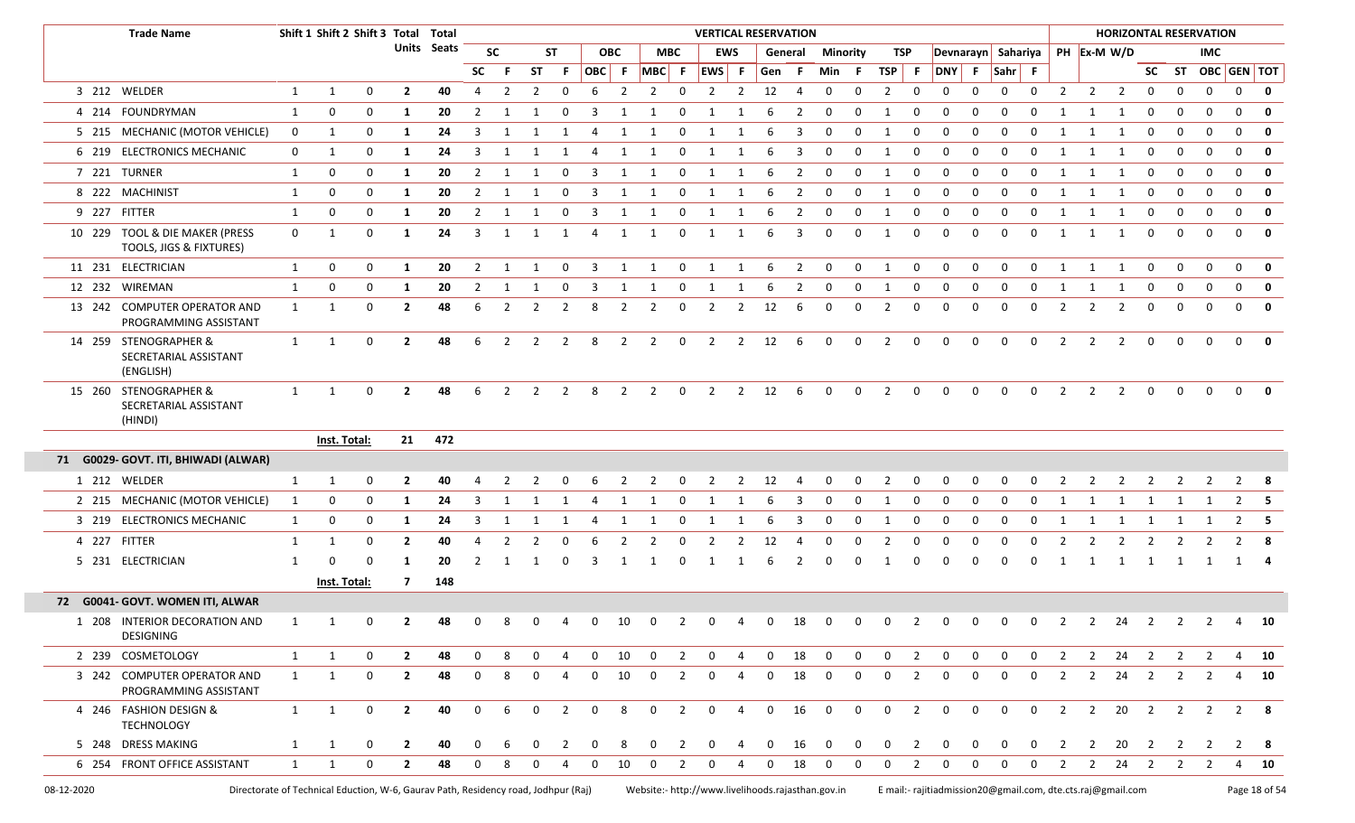| | | Trade Name | Shift 1 | Shift 2 | Shift 3 | Total Units | Total Seats | VERTICAL RESERVATION | | | | | | | | | | | | | | | | | | | | | | HORIZONTAL RESERVATION | | | | | | | |
|---|---|---|---|---|---|---|---|---|---|---|---|---|---|---|---|---|---|---|---|---|---|---|---|---|---|---|---|---|---|---|---|---|---|---|---|---|---|
| | | | | | | | | SC | | ST | | OBC | | MBC | | EWS | | General | | Minority | | TSP | | Devnarayn | | Sahariya | | PH | Ex-M | W/D | | | IMC | | |
| | | | | | | | | SC | F | ST | F | OBC | F | MBC | F | EWS | F | Gen | F | Min | F | TSP | F | DNY | F | Sahr | F | | | | SC | ST | OBC | GEN | TOT |
| 3 | 212 | WELDER | 1 | 1 | 0 | **2** | **40** | 4 | 2 | 2 | 0 | 6 | 2 | 2 | 0 | 2 | 2 | 12 | 4 | 0 | 0 | 2 | 0 | 0 | 0 | 0 | 0 | 2 | 2 | 2 | 0 | 0 | 0 | 0 | **0** |
| 4 | 214 | FOUNDRYMAN | 1 | 0 | 0 | **1** | **20** | 2 | 1 | 1 | 0 | 3 | 1 | 1 | 0 | 1 | 1 | 6 | 2 | 0 | 0 | 1 | 0 | 0 | 0 | 0 | 0 | 1 | 1 | 1 | 0 | 0 | 0 | 0 | **0** |
| 5 | 215 | MECHANIC (MOTOR VEHICLE) | 0 | 1 | 0 | **1** | **24** | 3 | 1 | 1 | 1 | 4 | 1 | 1 | 0 | 1 | 1 | 6 | 3 | 0 | 0 | 1 | 0 | 0 | 0 | 0 | 0 | 1 | 1 | 1 | 0 | 0 | 0 | 0 | **0** |
| 6 | 219 | ELECTRONICS MECHANIC | 0 | 1 | 0 | **1** | **24** | 3 | 1 | 1 | 1 | 4 | 1 | 1 | 0 | 1 | 1 | 6 | 3 | 0 | 0 | 1 | 0 | 0 | 0 | 0 | 0 | 1 | 1 | 1 | 0 | 0 | 0 | 0 | **0** |
| 7 | 221 | TURNER | 1 | 0 | 0 | **1** | **20** | 2 | 1 | 1 | 0 | 3 | 1 | 1 | 0 | 1 | 1 | 6 | 2 | 0 | 0 | 1 | 0 | 0 | 0 | 0 | 0 | 1 | 1 | 1 | 0 | 0 | 0 | 0 | **0** |
| 8 | 222 | MACHINIST | 1 | 0 | 0 | **1** | **20** | 2 | 1 | 1 | 0 | 3 | 1 | 1 | 0 | 1 | 1 | 6 | 2 | 0 | 0 | 1 | 0 | 0 | 0 | 0 | 0 | 1 | 1 | 1 | 0 | 0 | 0 | 0 | **0** |
| 9 | 227 | FITTER | 1 | 0 | 0 | **1** | **20** | 2 | 1 | 1 | 0 | 3 | 1 | 1 | 0 | 1 | 1 | 6 | 2 | 0 | 0 | 1 | 0 | 0 | 0 | 0 | 0 | 1 | 1 | 1 | 0 | 0 | 0 | 0 | **0** |
| 10 | 229 | TOOL & DIE MAKER (PRESS TOOLS, JIGS & FIXTURES) | 0 | 1 | 0 | **1** | **24** | 3 | 1 | 1 | 1 | 4 | 1 | 1 | 0 | 1 | 1 | 6 | 3 | 0 | 0 | 1 | 0 | 0 | 0 | 0 | 0 | 1 | 1 | 1 | 0 | 0 | 0 | 0 | **0** |
| 11 | 231 | ELECTRICIAN | 1 | 0 | 0 | **1** | **20** | 2 | 1 | 1 | 0 | 3 | 1 | 1 | 0 | 1 | 1 | 6 | 2 | 0 | 0 | 1 | 0 | 0 | 0 | 0 | 0 | 1 | 1 | 1 | 0 | 0 | 0 | 0 | **0** |
| 12 | 232 | WIREMAN | 1 | 0 | 0 | **1** | **20** | 2 | 1 | 1 | 0 | 3 | 1 | 1 | 0 | 1 | 1 | 6 | 2 | 0 | 0 | 1 | 0 | 0 | 0 | 0 | 0 | 1 | 1 | 1 | 0 | 0 | 0 | 0 | **0** |
| 13 | 242 | COMPUTER OPERATOR AND PROGRAMMING ASSISTANT | 1 | 1 | 0 | **2** | **48** | 6 | 2 | 2 | 2 | 8 | 2 | 2 | 0 | 2 | 2 | 12 | 6 | 0 | 0 | 2 | 0 | 0 | 0 | 0 | 0 | 2 | 2 | 2 | 0 | 0 | 0 | 0 | **0** |
| 14 | 259 | STENOGRAPHER & SECRETARIAL ASSISTANT (ENGLISH) | 1 | 1 | 0 | **2** | **48** | 6 | 2 | 2 | 2 | 8 | 2 | 2 | 0 | 2 | 2 | 12 | 6 | 0 | 0 | 2 | 0 | 0 | 0 | 0 | 0 | 2 | 2 | 2 | 0 | 0 | 0 | 0 | **0** |
| 15 | 260 | STENOGRAPHER & SECRETARIAL ASSISTANT (HINDI) | 1 | 1 | 0 | **2** | **48** | 6 | 2 | 2 | 2 | 8 | 2 | 2 | 0 | 2 | 2 | 12 | 6 | 0 | 0 | 2 | 0 | 0 | 0 | 0 | 0 | 2 | 2 | 2 | 0 | 0 | 0 | 0 | **0** |
| | | | **Inst. Total:** | | | **21** | **472** | | | | | | | | | | | | | | | | | | | | | | | | | | | | |
| **71** | | **G0029- GOVT. ITI, BHIWADI (ALWAR)** | | | | | | | | | | | | | | | | | | | | | | | | | | | | | | | | | |
| 1 | 212 | WELDER | 1 | 1 | 0 | **2** | **40** | 4 | 2 | 2 | 0 | 6 | 2 | 2 | 0 | 2 | 2 | 12 | 4 | 0 | 0 | 2 | 0 | 0 | 0 | 0 | 0 | 2 | 2 | 2 | 2 | 2 | 2 | 2 | **8** |
| 2 | 215 | MECHANIC (MOTOR VEHICLE) | 1 | 0 | 0 | **1** | **24** | 3 | 1 | 1 | 1 | 4 | 1 | 1 | 0 | 1 | 1 | 6 | 3 | 0 | 0 | 1 | 0 | 0 | 0 | 0 | 0 | 1 | 1 | 1 | 1 | 1 | 1 | 2 | **5** |
| 3 | 219 | ELECTRONICS MECHANIC | 1 | 0 | 0 | **1** | **24** | 3 | 1 | 1 | 1 | 4 | 1 | 1 | 0 | 1 | 1 | 6 | 3 | 0 | 0 | 1 | 0 | 0 | 0 | 0 | 0 | 1 | 1 | 1 | 1 | 1 | 1 | 2 | **5** |
| 4 | 227 | FITTER | 1 | 1 | 0 | **2** | **40** | 4 | 2 | 2 | 0 | 6 | 2 | 2 | 0 | 2 | 2 | 12 | 4 | 0 | 0 | 2 | 0 | 0 | 0 | 0 | 0 | 2 | 2 | 2 | 2 | 2 | 2 | 2 | **8** |
| 5 | 231 | ELECTRICIAN | 1 | 0 | 0 | **1** | **20** | 2 | 1 | 1 | 0 | 3 | 1 | 1 | 0 | 1 | 1 | 6 | 2 | 0 | 0 | 1 | 0 | 0 | 0 | 0 | 0 | 1 | 1 | 1 | 1 | 1 | 1 | 1 | **4** |
| | | | **Inst. Total:** | | | **7** | **148** | | | | | | | | | | | | | | | | | | | | | | | | | | | | |
| **72** | | **G0041- GOVT. WOMEN ITI, ALWAR** | | | | | | | | | | | | | | | | | | | | | | | | | | | | | | | | | |
| 1 | 208 | INTERIOR DECORATION AND DESIGNING | 1 | 1 | 0 | **2** | **48** | 0 | 8 | 0 | 4 | 0 | 10 | 0 | 2 | 0 | 4 | 0 | 18 | 0 | 0 | 0 | 2 | 0 | 0 | 0 | 0 | 2 | 2 | 24 | 2 | 2 | 2 | 4 | **10** |
| 2 | 239 | COSMETOLOGY | 1 | 1 | 0 | **2** | **48** | 0 | 8 | 0 | 4 | 0 | 10 | 0 | 2 | 0 | 4 | 0 | 18 | 0 | 0 | 0 | 2 | 0 | 0 | 0 | 0 | 2 | 2 | 24 | 2 | 2 | 2 | 4 | **10** |
| 3 | 242 | COMPUTER OPERATOR AND PROGRAMMING ASSISTANT | 1 | 1 | 0 | **2** | **48** | 0 | 8 | 0 | 4 | 0 | 10 | 0 | 2 | 0 | 4 | 0 | 18 | 0 | 0 | 0 | 2 | 0 | 0 | 0 | 0 | 2 | 2 | 24 | 2 | 2 | 2 | 4 | **10** |
| 4 | 246 | FASHION DESIGN & TECHNOLOGY | 1 | 1 | 0 | **2** | **40** | 0 | 6 | 0 | 2 | 0 | 8 | 0 | 2 | 0 | 4 | 0 | 16 | 0 | 0 | 0 | 2 | 0 | 0 | 0 | 0 | 2 | 2 | 20 | 2 | 2 | 2 | 2 | **8** |
| 5 | 248 | DRESS MAKING | 1 | 1 | 0 | **2** | **40** | 0 | 6 | 0 | 2 | 0 | 8 | 0 | 2 | 0 | 4 | 0 | 16 | 0 | 0 | 0 | 2 | 0 | 0 | 0 | 0 | 2 | 2 | 20 | 2 | 2 | 2 | 2 | **8** |
| 6 | 254 | FRONT OFFICE ASSISTANT | 1 | 1 | 0 | **2** | **48** | 0 | 8 | 0 | 4 | 0 | 10 | 0 | 2 | 0 | 4 | 0 | 18 | 0 | 0 | 0 | 2 | 0 | 0 | 0 | 0 | 2 | 2 | 24 | 2 | 2 | 2 | 4 | **10** |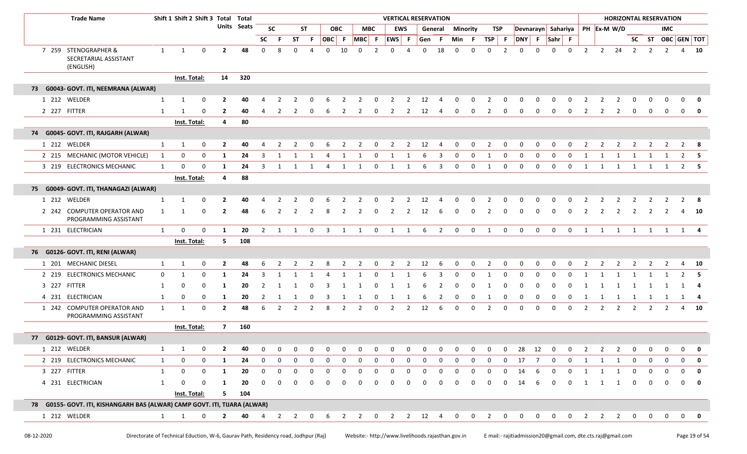| Trade Name | Shift 1 | Shift 2 | Shift 3 | Total Units | Total Seats | VERTICAL RESERVATION | | | | | | | | | | | | | | | | | | | | HORIZONTAL RESERVATION | | | | | | | |
|---|---|---|---|---|---|---|---|---|---|---|---|---|---|---|---|---|---|---|---|---|---|---|---|---|---|---|---|---|---|---|---|---|---|
| | | | | | | SC | | ST | | OBC | | MBC | | EWS | | General | | Minority | | TSP | | Devnarayn | | Sahariya | | PH | Ex-M | W/D | IMC | | | | |
| | | | | | | SC | F | ST | F | OBC | F | MBC | F | EWS | F | Gen | F | Min | F | TSP | F | DNY | F | Sahr | F | | | | SC | ST | OBC | GEN | TOT |
| 7 259 STENOGRAPHER & SECRETARIAL ASSISTANT (ENGLISH) | 1 | 1 | 0 | 2 | 48 | 0 | 8 | 0 | 4 | 0 | 10 | 0 | 2 | 0 | 4 | 0 | 18 | 0 | 0 | 0 | 2 | 0 | 0 | 0 | 0 | 2 | 2 | 24 | 2 | 2 | 2 | 4 | 10 |
| Inst. Total: | | | | 14 | 320 | | | | | | | | | | | | | | | | | | | | | | | | | | | | |
| **73 G0043- GOVT. ITI, NEEMRANA (ALWAR)** | | | | | | | | | | | | | | | | | | | | | | | | | | | | | | | | | |
| 1 212 WELDER | 1 | 1 | 0 | 2 | 40 | 4 | 2 | 2 | 0 | 6 | 2 | 2 | 0 | 2 | 2 | 12 | 4 | 0 | 0 | 2 | 0 | 0 | 0 | 0 | 0 | 2 | 2 | 2 | 0 | 0 | 0 | 0 | 0 |
| 2 227 FITTER | 1 | 1 | 0 | 2 | 40 | 4 | 2 | 2 | 0 | 6 | 2 | 2 | 0 | 2 | 2 | 12 | 4 | 0 | 0 | 2 | 0 | 0 | 0 | 0 | 0 | 2 | 2 | 2 | 0 | 0 | 0 | 0 | 0 |
| Inst. Total: | | | | 4 | 80 | | | | | | | | | | | | | | | | | | | | | | | | | | | | |
| **74 G0045- GOVT. ITI, RAJGARH (ALWAR)** | | | | | | | | | | | | | | | | | | | | | | | | | | | | | | | | | |
| 1 212 WELDER | 1 | 1 | 0 | 2 | 40 | 4 | 2 | 2 | 0 | 6 | 2 | 2 | 0 | 2 | 2 | 12 | 4 | 0 | 0 | 2 | 0 | 0 | 0 | 0 | 0 | 2 | 2 | 2 | 2 | 2 | 2 | 2 | 8 |
| 2 215 MECHANIC (MOTOR VEHICLE) | 1 | 0 | 0 | 1 | 24 | 3 | 1 | 1 | 1 | 4 | 1 | 1 | 0 | 1 | 1 | 6 | 3 | 0 | 0 | 1 | 0 | 0 | 0 | 0 | 0 | 1 | 1 | 1 | 1 | 1 | 1 | 2 | 5 |
| 3 219 ELECTRONICS MECHANIC | 1 | 0 | 0 | 1 | 24 | 3 | 1 | 1 | 1 | 4 | 1 | 1 | 0 | 1 | 1 | 6 | 3 | 0 | 0 | 1 | 0 | 0 | 0 | 0 | 0 | 1 | 1 | 1 | 1 | 1 | 1 | 2 | 5 |
| Inst. Total: | | | | 4 | 88 | | | | | | | | | | | | | | | | | | | | | | | | | | | | |
| **75 G0049- GOVT. ITI, THANAGAZI (ALWAR)** | | | | | | | | | | | | | | | | | | | | | | | | | | | | | | | | | |
| 1 212 WELDER | 1 | 1 | 0 | 2 | 40 | 4 | 2 | 2 | 0 | 6 | 2 | 2 | 0 | 2 | 2 | 12 | 4 | 0 | 0 | 2 | 0 | 0 | 0 | 0 | 0 | 2 | 2 | 2 | 2 | 2 | 2 | 2 | 8 |
| 2 242 COMPUTER OPERATOR AND PROGRAMMING ASSISTANT | 1 | 1 | 0 | 2 | 48 | 6 | 2 | 2 | 2 | 8 | 2 | 2 | 0 | 2 | 2 | 12 | 6 | 0 | 0 | 2 | 0 | 0 | 0 | 0 | 0 | 2 | 2 | 2 | 2 | 2 | 2 | 4 | 10 |
| 1 231 ELECTRICIAN | 1 | 0 | 0 | 1 | 20 | 2 | 1 | 1 | 0 | 3 | 1 | 1 | 0 | 1 | 1 | 6 | 2 | 0 | 0 | 1 | 0 | 0 | 0 | 0 | 0 | 1 | 1 | 1 | 1 | 1 | 1 | 1 | 4 |
| Inst. Total: | | | | 5 | 108 | | | | | | | | | | | | | | | | | | | | | | | | | | | | |
| **76 G0126- GOVT. ITI, RENI (ALWAR)** | | | | | | | | | | | | | | | | | | | | | | | | | | | | | | | | | |
| 1 201 MECHANIC DIESEL | 1 | 1 | 0 | 2 | 48 | 6 | 2 | 2 | 2 | 8 | 2 | 2 | 0 | 2 | 2 | 12 | 6 | 0 | 0 | 2 | 0 | 0 | 0 | 0 | 0 | 2 | 2 | 2 | 2 | 2 | 2 | 4 | 10 |
| 2 219 ELECTRONICS MECHANIC | 0 | 1 | 0 | 1 | 24 | 3 | 1 | 1 | 1 | 4 | 1 | 1 | 0 | 1 | 1 | 6 | 3 | 0 | 0 | 1 | 0 | 0 | 0 | 0 | 0 | 1 | 1 | 1 | 1 | 1 | 1 | 2 | 5 |
| 3 227 FITTER | 1 | 0 | 0 | 1 | 20 | 2 | 1 | 1 | 0 | 3 | 1 | 1 | 0 | 1 | 1 | 6 | 2 | 0 | 0 | 1 | 0 | 0 | 0 | 0 | 0 | 1 | 1 | 1 | 1 | 1 | 1 | 1 | 4 |
| 4 231 ELECTRICIAN | 1 | 0 | 0 | 1 | 20 | 2 | 1 | 1 | 0 | 3 | 1 | 1 | 0 | 1 | 1 | 6 | 2 | 0 | 0 | 1 | 0 | 0 | 0 | 0 | 0 | 1 | 1 | 1 | 1 | 1 | 1 | 1 | 4 |
| 1 242 COMPUTER OPERATOR AND PROGRAMMING ASSISTANT | 1 | 1 | 0 | 2 | 48 | 6 | 2 | 2 | 2 | 8 | 2 | 2 | 0 | 2 | 2 | 12 | 6 | 0 | 0 | 2 | 0 | 0 | 0 | 0 | 0 | 2 | 2 | 2 | 2 | 2 | 2 | 4 | 10 |
| Inst. Total: | | | | 7 | 160 | | | | | | | | | | | | | | | | | | | | | | | | | | | | |
| **77 G0129- GOVT. ITI, BANSUR (ALWAR)** | | | | | | | | | | | | | | | | | | | | | | | | | | | | | | | | | |
| 1 212 WELDER | 1 | 1 | 0 | 2 | 40 | 0 | 0 | 0 | 0 | 0 | 0 | 0 | 0 | 0 | 0 | 0 | 0 | 0 | 0 | 0 | 0 | 28 | 12 | 0 | 0 | 2 | 2 | 2 | 0 | 0 | 0 | 0 | 0 |
| 2 219 ELECTRONICS MECHANIC | 1 | 0 | 0 | 1 | 24 | 0 | 0 | 0 | 0 | 0 | 0 | 0 | 0 | 0 | 0 | 0 | 0 | 0 | 0 | 0 | 0 | 17 | 7 | 0 | 0 | 1 | 1 | 1 | 0 | 0 | 0 | 0 | 0 |
| 3 227 FITTER | 1 | 0 | 0 | 1 | 20 | 0 | 0 | 0 | 0 | 0 | 0 | 0 | 0 | 0 | 0 | 0 | 0 | 0 | 0 | 0 | 0 | 14 | 6 | 0 | 0 | 1 | 1 | 1 | 0 | 0 | 0 | 0 | 0 |
| 4 231 ELECTRICIAN | 1 | 0 | 0 | 1 | 20 | 0 | 0 | 0 | 0 | 0 | 0 | 0 | 0 | 0 | 0 | 0 | 0 | 0 | 0 | 0 | 0 | 14 | 6 | 0 | 0 | 1 | 1 | 1 | 0 | 0 | 0 | 0 | 0 |
| Inst. Total: | | | | 5 | 104 | | | | | | | | | | | | | | | | | | | | | | | | | | | | |
| **78 G0155- GOVT. ITI, KISHANGARH BAS (ALWAR) CAMP GOVT. ITI, TIJARA (ALWAR)** | | | | | | | | | | | | | | | | | | | | | | | | | | | | | | | | | |
| 1 212 WELDER | 1 | 1 | 0 | 2 | 40 | 4 | 2 | 2 | 0 | 6 | 2 | 2 | 0 | 2 | 2 | 12 | 4 | 0 | 0 | 2 | 0 | 0 | 0 | 0 | 0 | 2 | 2 | 2 | 0 | 0 | 0 | 0 | 0 |

08-12-2020 Directorate of Technical Eduction, W-6, Gaurav Path, Residency road, Jodhpur (Raj) Website:- http://www.livelihoods.rajasthan.gov.in E mail:- rajitiadmission20@gmail.com, dte.cts.raj@gmail.com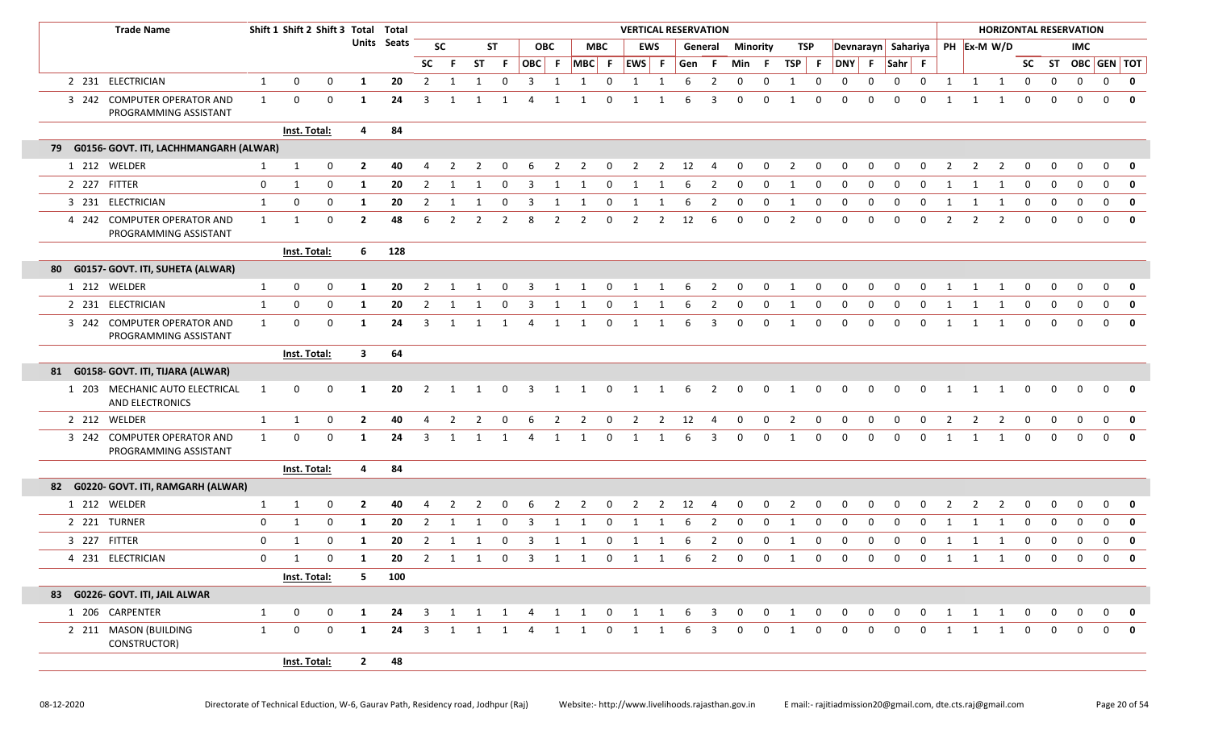| | Trade Name | Shift 1 | Shift 2 | Shift 3 | Total Units | Total Seats | VERTICAL RESERVATION | | | | | | | | | | | | | | | | | | | | | | HORIZONTAL RESERVATION | | | | | | | |
|---|---|---|---|---|---|---|---|---|---|---|---|---|---|---|---|---|---|---|---|---|---|---|---|---|---|---|---|---|---|---|---|---|---|---|---|---|
| | | | | | | | SC | | ST | | OBC | | MBC | | EWS | | General | | Minority | | TSP | | Devnarayn | | Sahariya | | PH | Ex-M | W/D | IMC | | | | | |
| | | | | | | | SC | F | ST | F | OBC | F | MBC | F | EWS | F | Gen | F | Min | F | TSP | F | DNY | F | Sahr | F | | | | SC | ST | OBC | GEN | TOT |
| 2 | 231 ELECTRICIAN | 1 | 0 | 0 | 1 | 20 | 2 | 1 | 1 | 0 | 3 | 1 | 1 | 0 | 1 | 1 | 6 | 2 | 0 | 0 | 1 | 0 | 0 | 0 | 0 | 0 | 1 | 1 | 1 | 0 | 0 | 0 | 0 | 0 |
| 3 | 242 COMPUTER OPERATOR AND PROGRAMMING ASSISTANT | 1 | 0 | 0 | 1 | 24 | 3 | 1 | 1 | 1 | 4 | 1 | 1 | 0 | 1 | 1 | 6 | 3 | 0 | 0 | 1 | 0 | 0 | 0 | 0 | 0 | 1 | 1 | 1 | 0 | 0 | 0 | 0 | 0 |
| | | Inst. Total: | | | 4 | 84 | | | | | | | | | | | | | | | | | | | | | | | | | | | | |
| **79** | **G0156- GOVT. ITI, LACHHMANGARH (ALWAR)** | | | | | | | | | | | | | | | | | | | | | | | | | | | | | | | | | |
| 1 | 212 WELDER | 1 | 1 | 0 | 2 | 40 | 4 | 2 | 2 | 0 | 6 | 2 | 2 | 0 | 2 | 2 | 12 | 4 | 0 | 0 | 2 | 0 | 0 | 0 | 0 | 0 | 2 | 2 | 2 | 0 | 0 | 0 | 0 | 0 |
| 2 | 227 FITTER | 0 | 1 | 0 | 1 | 20 | 2 | 1 | 1 | 0 | 3 | 1 | 1 | 0 | 1 | 1 | 6 | 2 | 0 | 0 | 1 | 0 | 0 | 0 | 0 | 0 | 1 | 1 | 1 | 0 | 0 | 0 | 0 | 0 |
| 3 | 231 ELECTRICIAN | 1 | 0 | 0 | 1 | 20 | 2 | 1 | 1 | 0 | 3 | 1 | 1 | 0 | 1 | 1 | 6 | 2 | 0 | 0 | 1 | 0 | 0 | 0 | 0 | 0 | 1 | 1 | 1 | 0 | 0 | 0 | 0 | 0 |
| 4 | 242 COMPUTER OPERATOR AND PROGRAMMING ASSISTANT | 1 | 1 | 0 | 2 | 48 | 6 | 2 | 2 | 2 | 8 | 2 | 2 | 0 | 2 | 2 | 12 | 6 | 0 | 0 | 2 | 0 | 0 | 0 | 0 | 0 | 2 | 2 | 2 | 0 | 0 | 0 | 0 | 0 |
| | | Inst. Total: | | | 6 | 128 | | | | | | | | | | | | | | | | | | | | | | | | | | | | |
| **80** | **G0157- GOVT. ITI, SUHETA (ALWAR)** | | | | | | | | | | | | | | | | | | | | | | | | | | | | | | | | | |
| 1 | 212 WELDER | 1 | 0 | 0 | 1 | 20 | 2 | 1 | 1 | 0 | 3 | 1 | 1 | 0 | 1 | 1 | 6 | 2 | 0 | 0 | 1 | 0 | 0 | 0 | 0 | 0 | 1 | 1 | 1 | 0 | 0 | 0 | 0 | 0 |
| 2 | 231 ELECTRICIAN | 1 | 0 | 0 | 1 | 20 | 2 | 1 | 1 | 0 | 3 | 1 | 1 | 0 | 1 | 1 | 6 | 2 | 0 | 0 | 1 | 0 | 0 | 0 | 0 | 0 | 1 | 1 | 1 | 0 | 0 | 0 | 0 | 0 |
| 3 | 242 COMPUTER OPERATOR AND PROGRAMMING ASSISTANT | 1 | 0 | 0 | 1 | 24 | 3 | 1 | 1 | 1 | 4 | 1 | 1 | 0 | 1 | 1 | 6 | 3 | 0 | 0 | 1 | 0 | 0 | 0 | 0 | 0 | 1 | 1 | 1 | 0 | 0 | 0 | 0 | 0 |
| | | Inst. Total: | | | 3 | 64 | | | | | | | | | | | | | | | | | | | | | | | | | | | | |
| **81** | **G0158- GOVT. ITI, TIJARA (ALWAR)** | | | | | | | | | | | | | | | | | | | | | | | | | | | | | | | | | |
| 1 | 203 MECHANIC AUTO ELECTRICAL AND ELECTRONICS | 1 | 0 | 0 | 1 | 20 | 2 | 1 | 1 | 0 | 3 | 1 | 1 | 0 | 1 | 1 | 6 | 2 | 0 | 0 | 1 | 0 | 0 | 0 | 0 | 0 | 1 | 1 | 1 | 0 | 0 | 0 | 0 | 0 |
| 2 | 212 WELDER | 1 | 1 | 0 | 2 | 40 | 4 | 2 | 2 | 0 | 6 | 2 | 2 | 0 | 2 | 2 | 12 | 4 | 0 | 0 | 2 | 0 | 0 | 0 | 0 | 0 | 2 | 2 | 2 | 0 | 0 | 0 | 0 | 0 |
| 3 | 242 COMPUTER OPERATOR AND PROGRAMMING ASSISTANT | 1 | 0 | 0 | 1 | 24 | 3 | 1 | 1 | 1 | 4 | 1 | 1 | 0 | 1 | 1 | 6 | 3 | 0 | 0 | 1 | 0 | 0 | 0 | 0 | 0 | 1 | 1 | 1 | 0 | 0 | 0 | 0 | 0 |
| | | Inst. Total: | | | 4 | 84 | | | | | | | | | | | | | | | | | | | | | | | | | | | | |
| **82** | **G0220- GOVT. ITI, RAMGARH (ALWAR)** | | | | | | | | | | | | | | | | | | | | | | | | | | | | | | | | | |
| 1 | 212 WELDER | 1 | 1 | 0 | 2 | 40 | 4 | 2 | 2 | 0 | 6 | 2 | 2 | 0 | 2 | 2 | 12 | 4 | 0 | 0 | 2 | 0 | 0 | 0 | 0 | 0 | 2 | 2 | 2 | 0 | 0 | 0 | 0 | 0 |
| 2 | 221 TURNER | 0 | 1 | 0 | 1 | 20 | 2 | 1 | 1 | 0 | 3 | 1 | 1 | 0 | 1 | 1 | 6 | 2 | 0 | 0 | 1 | 0 | 0 | 0 | 0 | 0 | 1 | 1 | 1 | 0 | 0 | 0 | 0 | 0 |
| 3 | 227 FITTER | 0 | 1 | 0 | 1 | 20 | 2 | 1 | 1 | 0 | 3 | 1 | 1 | 0 | 1 | 1 | 6 | 2 | 0 | 0 | 1 | 0 | 0 | 0 | 0 | 0 | 1 | 1 | 1 | 0 | 0 | 0 | 0 | 0 |
| 4 | 231 ELECTRICIAN | 0 | 1 | 0 | 1 | 20 | 2 | 1 | 1 | 0 | 3 | 1 | 1 | 0 | 1 | 1 | 6 | 2 | 0 | 0 | 1 | 0 | 0 | 0 | 0 | 0 | 1 | 1 | 1 | 0 | 0 | 0 | 0 | 0 |
| | | Inst. Total: | | | 5 | 100 | | | | | | | | | | | | | | | | | | | | | | | | | | | | |
| **83** | **G0226- GOVT. ITI, JAIL ALWAR** | | | | | | | | | | | | | | | | | | | | | | | | | | | | | | | | | |
| 1 | 206 CARPENTER | 1 | 0 | 0 | 1 | 24 | 3 | 1 | 1 | 1 | 4 | 1 | 1 | 0 | 1 | 1 | 6 | 3 | 0 | 0 | 1 | 0 | 0 | 0 | 0 | 0 | 1 | 1 | 1 | 0 | 0 | 0 | 0 | 0 |
| 2 | 211 MASON (BUILDING CONSTRUCTOR) | 1 | 0 | 0 | 1 | 24 | 3 | 1 | 1 | 1 | 4 | 1 | 1 | 0 | 1 | 1 | 6 | 3 | 0 | 0 | 1 | 0 | 0 | 0 | 0 | 0 | 1 | 1 | 1 | 0 | 0 | 0 | 0 | 0 |
| | | Inst. Total: | | | 2 | 48 | | | | | | | | | | | | | | | | | | | | | | | | | | | | |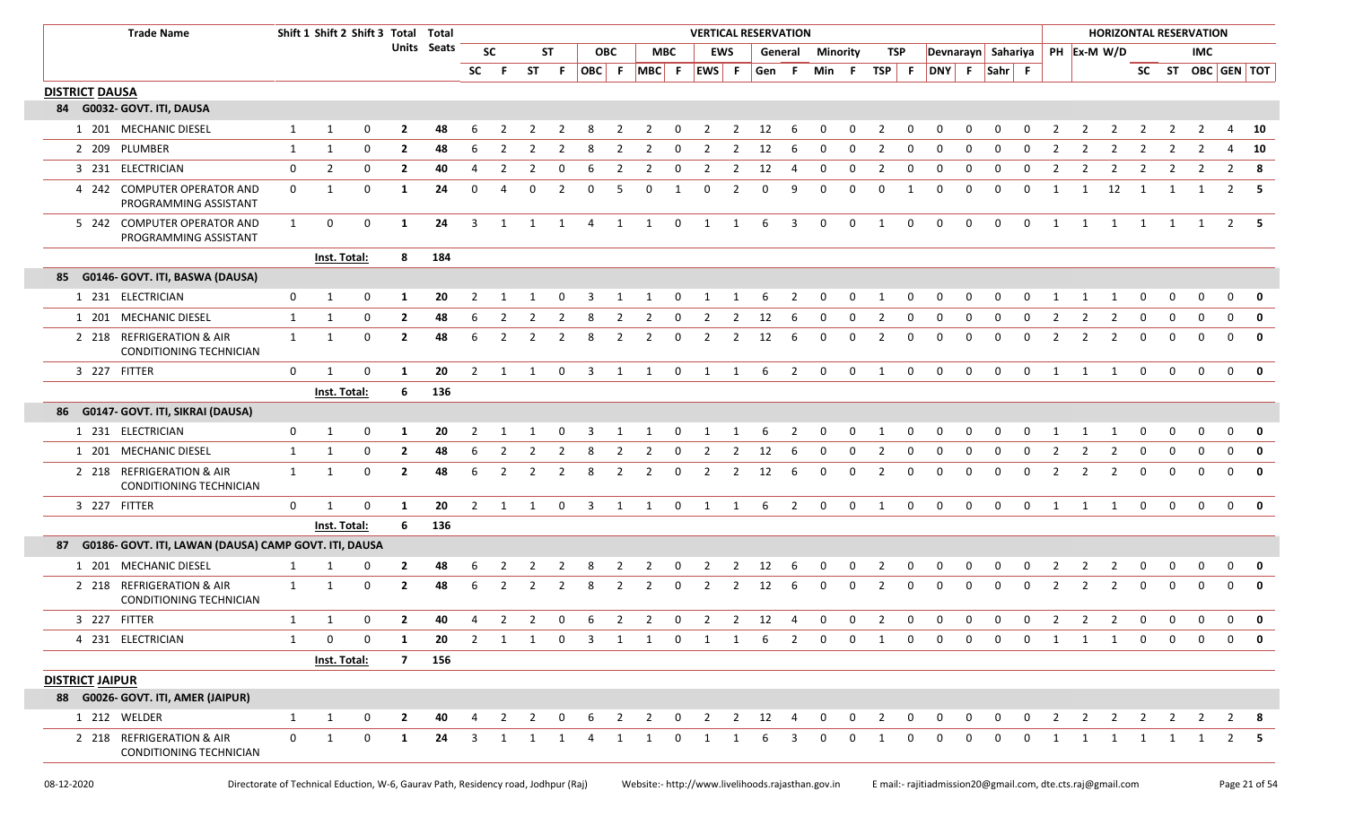| Trade Name | | | Shift 1 | Shift 2 | Shift 3 | Total Units | Total Seats | VERTICAL RESERVATION | | | | | | | | | | | | | | | | | | | | | | HORIZONTAL RESERVATION | | | | | | | | |
|---|---|---|---|---|---|---|---|---|---|---|---|---|---|---|---|---|---|---|---|---|---|---|---|---|---|---|---|---|---|---|---|---|---|---|---|---|---|---|
| | | | | | | | | SC | | ST | | OBC | | MBC | | EWS | | General | | Minority | | TSP | | Devnarayn | | Sahariya | | | | | | | | IMC | | |
| | | | | | | | | SC | F | ST | F | OBC | F | MBC | F | EWS | F | Gen | F | Min | F | TSP | F | DNY | F | Sahr | F | PH | Ex-M | W/D | SC | ST | OBC | GEN | TOT |
| **DISTRICT DAUSA** | | | | | | | | | | | | | | | | | | | | | | | | | | | | | | | | | | | |
| **84 G0032- GOVT. ITI, DAUSA** | | | | | | | | | | | | | | | | | | | | | | | | | | | | | | | | | | | |
| 1 | 201 | MECHANIC DIESEL | 1 | 1 | 0 | **2** | **48** | 6 | 2 | 2 | 2 | 8 | 2 | 2 | 0 | 2 | 2 | 12 | 6 | 0 | 0 | 2 | 0 | 0 | 0 | 0 | 0 | 2 | 2 | 2 | 2 | 2 | 2 | 4 | **10** |
| 2 | 209 | PLUMBER | 1 | 1 | 0 | **2** | **48** | 6 | 2 | 2 | 2 | 8 | 2 | 2 | 0 | 2 | 2 | 12 | 6 | 0 | 0 | 2 | 0 | 0 | 0 | 0 | 0 | 2 | 2 | 2 | 2 | 2 | 2 | 4 | **10** |
| 3 | 231 | ELECTRICIAN | 0 | 2 | 0 | **2** | **40** | 4 | 2 | 2 | 0 | 6 | 2 | 2 | 0 | 2 | 2 | 12 | 4 | 0 | 0 | 2 | 0 | 0 | 0 | 0 | 0 | 2 | 2 | 2 | 2 | 2 | 2 | 2 | **8** |
| 4 | 242 | COMPUTER OPERATOR AND PROGRAMMING ASSISTANT | 0 | 1 | 0 | **1** | **24** | 0 | 4 | 0 | 2 | 0 | 5 | 0 | 1 | 0 | 2 | 0 | 9 | 0 | 0 | 0 | 1 | 0 | 0 | 0 | 0 | 1 | 1 | 12 | 1 | 1 | 1 | 2 | **5** |
| 5 | 242 | COMPUTER OPERATOR AND PROGRAMMING ASSISTANT | 1 | 0 | 0 | **1** | **24** | 3 | 1 | 1 | 1 | 4 | 1 | 1 | 0 | 1 | 1 | 6 | 3 | 0 | 0 | 1 | 0 | 0 | 0 | 0 | 0 | 1 | 1 | 1 | 1 | 1 | 1 | 2 | **5** |
| | | | **Inst. Total:** | | | **8** | **184** | | | | | | | | | | | | | | | | | | | | | | | | | | | | |
| **85 G0146- GOVT. ITI, BASWA (DAUSA)** | | | | | | | | | | | | | | | | | | | | | | | | | | | | | | | | | | | |
| 1 | 231 | ELECTRICIAN | 0 | 1 | 0 | **1** | **20** | 2 | 1 | 1 | 0 | 3 | 1 | 1 | 0 | 1 | 1 | 6 | 2 | 0 | 0 | 1 | 0 | 0 | 0 | 0 | 0 | 1 | 1 | 1 | 0 | 0 | 0 | 0 | **0** |
| 1 | 201 | MECHANIC DIESEL | 1 | 1 | 0 | **2** | **48** | 6 | 2 | 2 | 2 | 8 | 2 | 2 | 0 | 2 | 2 | 12 | 6 | 0 | 0 | 2 | 0 | 0 | 0 | 0 | 0 | 2 | 2 | 2 | 0 | 0 | 0 | 0 | **0** |
| 2 | 218 | REFRIGERATION & AIR CONDITIONING TECHNICIAN | 1 | 1 | 0 | **2** | **48** | 6 | 2 | 2 | 2 | 8 | 2 | 2 | 0 | 2 | 2 | 12 | 6 | 0 | 0 | 2 | 0 | 0 | 0 | 0 | 0 | 2 | 2 | 2 | 0 | 0 | 0 | 0 | **0** |
| 3 | 227 | FITTER | 0 | 1 | 0 | **1** | **20** | 2 | 1 | 1 | 0 | 3 | 1 | 1 | 0 | 1 | 1 | 6 | 2 | 0 | 0 | 1 | 0 | 0 | 0 | 0 | 0 | 1 | 1 | 1 | 0 | 0 | 0 | 0 | **0** |
| | | | **Inst. Total:** | | | **6** | **136** | | | | | | | | | | | | | | | | | | | | | | | | | | | | |
| **86 G0147- GOVT. ITI, SIKRAI (DAUSA)** | | | | | | | | | | | | | | | | | | | | | | | | | | | | | | | | | | | |
| 1 | 231 | ELECTRICIAN | 0 | 1 | 0 | **1** | **20** | 2 | 1 | 1 | 0 | 3 | 1 | 1 | 0 | 1 | 1 | 6 | 2 | 0 | 0 | 1 | 0 | 0 | 0 | 0 | 0 | 1 | 1 | 1 | 0 | 0 | 0 | 0 | **0** |
| 1 | 201 | MECHANIC DIESEL | 1 | 1 | 0 | **2** | **48** | 6 | 2 | 2 | 2 | 8 | 2 | 2 | 0 | 2 | 2 | 12 | 6 | 0 | 0 | 2 | 0 | 0 | 0 | 0 | 0 | 2 | 2 | 2 | 0 | 0 | 0 | 0 | **0** |
| 2 | 218 | REFRIGERATION & AIR CONDITIONING TECHNICIAN | 1 | 1 | 0 | **2** | **48** | 6 | 2 | 2 | 2 | 8 | 2 | 2 | 0 | 2 | 2 | 12 | 6 | 0 | 0 | 2 | 0 | 0 | 0 | 0 | 0 | 2 | 2 | 2 | 0 | 0 | 0 | 0 | **0** |
| 3 | 227 | FITTER | 0 | 1 | 0 | **1** | **20** | 2 | 1 | 1 | 0 | 3 | 1 | 1 | 0 | 1 | 1 | 6 | 2 | 0 | 0 | 1 | 0 | 0 | 0 | 0 | 0 | 1 | 1 | 1 | 0 | 0 | 0 | 0 | **0** |
| | | | **Inst. Total:** | | | **6** | **136** | | | | | | | | | | | | | | | | | | | | | | | | | | | | |
| **87 G0186- GOVT. ITI, LAWAN (DAUSA) CAMP GOVT. ITI, DAUSA** | | | | | | | | | | | | | | | | | | | | | | | | | | | | | | | | | | | |
| 1 | 201 | MECHANIC DIESEL | 1 | 1 | 0 | **2** | **48** | 6 | 2 | 2 | 2 | 8 | 2 | 2 | 0 | 2 | 2 | 12 | 6 | 0 | 0 | 2 | 0 | 0 | 0 | 0 | 0 | 2 | 2 | 2 | 0 | 0 | 0 | 0 | **0** |
| 2 | 218 | REFRIGERATION & AIR CONDITIONING TECHNICIAN | 1 | 1 | 0 | **2** | **48** | 6 | 2 | 2 | 2 | 8 | 2 | 2 | 0 | 2 | 2 | 12 | 6 | 0 | 0 | 2 | 0 | 0 | 0 | 0 | 0 | 2 | 2 | 2 | 0 | 0 | 0 | 0 | **0** |
| 3 | 227 | FITTER | 1 | 1 | 0 | **2** | **40** | 4 | 2 | 2 | 0 | 6 | 2 | 2 | 0 | 2 | 2 | 12 | 4 | 0 | 0 | 2 | 0 | 0 | 0 | 0 | 0 | 2 | 2 | 2 | 0 | 0 | 0 | 0 | **0** |
| 4 | 231 | ELECTRICIAN | 1 | 0 | 0 | **1** | **20** | 2 | 1 | 1 | 0 | 3 | 1 | 1 | 0 | 1 | 1 | 6 | 2 | 0 | 0 | 1 | 0 | 0 | 0 | 0 | 0 | 1 | 1 | 1 | 0 | 0 | 0 | 0 | **0** |
| | | | **Inst. Total:** | | | **7** | **156** | | | | | | | | | | | | | | | | | | | | | | | | | | | | |
| **DISTRICT JAIPUR** | | | | | | | | | | | | | | | | | | | | | | | | | | | | | | | | | | | |
| **88 G0026- GOVT. ITI, AMER (JAIPUR)** | | | | | | | | | | | | | | | | | | | | | | | | | | | | | | | | | | | |
| 1 | 212 | WELDER | 1 | 1 | 0 | **2** | **40** | 4 | 2 | 2 | 0 | 6 | 2 | 2 | 0 | 2 | 2 | 12 | 4 | 0 | 0 | 2 | 0 | 0 | 0 | 0 | 0 | 2 | 2 | 2 | 2 | 2 | 2 | 2 | **8** |
| 2 | 218 | REFRIGERATION & AIR CONDITIONING TECHNICIAN | 0 | 1 | 0 | **1** | **24** | 3 | 1 | 1 | 1 | 4 | 1 | 1 | 0 | 1 | 1 | 6 | 3 | 0 | 0 | 1 | 0 | 0 | 0 | 0 | 0 | 1 | 1 | 1 | 1 | 1 | 1 | 2 | **5** |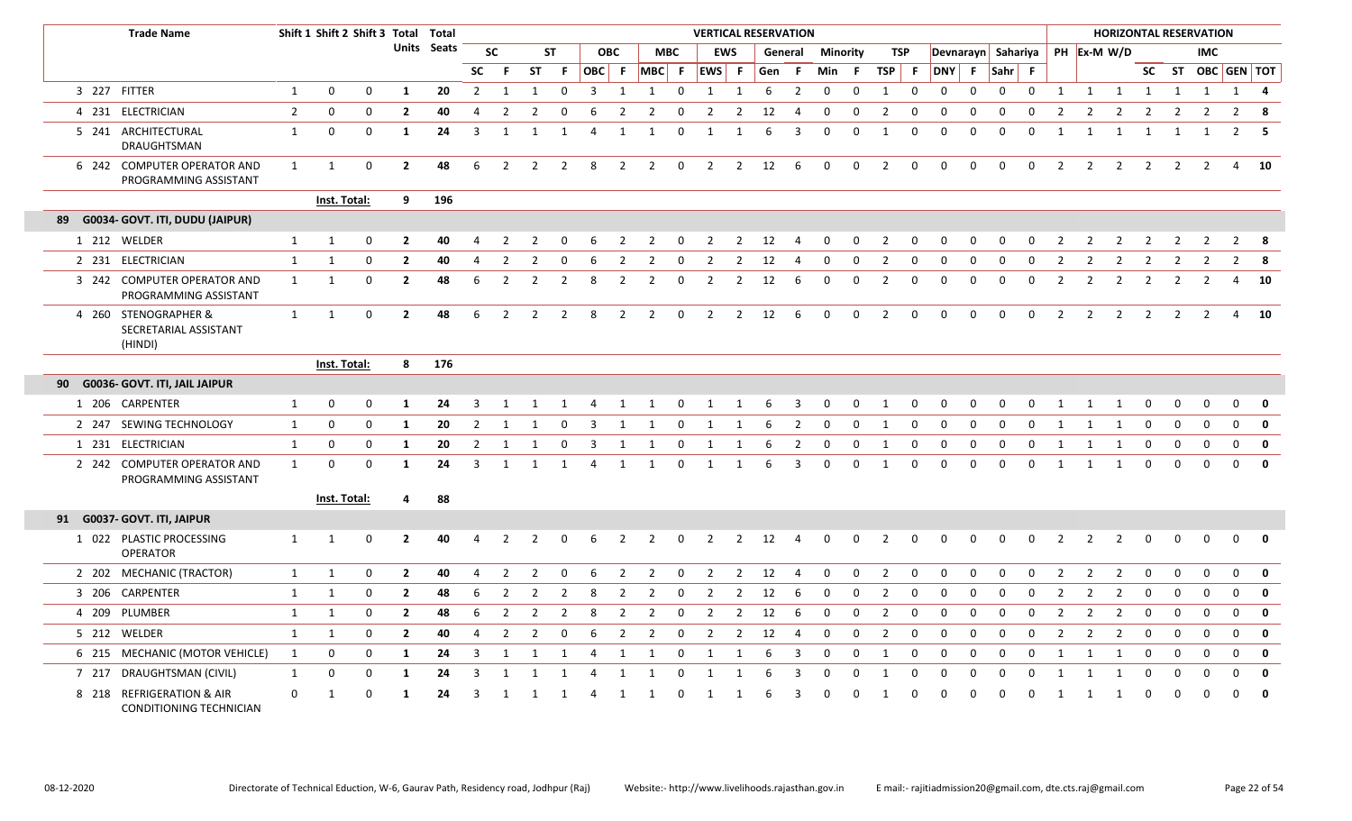| | Trade Name | Shift 1 | Shift 2 | Shift 3 | Total Units | Total Seats | VERTICAL RESERVATION | | | | | | | | | | | | | | | | | | | | | | HORIZONTAL RESERVATION | | | | | | | |
|---|---|---|---|---|---|---|---|---|---|---|---|---|---|---|---|---|---|---|---|---|---|---|---|---|---|---|---|---|---|---|---|---|---|---|---|---|
| | | | | | | | SC | | ST | | OBC | | MBC | | EWS | | General | | Minority | | TSP | | Devnarayn | | Sahariya | | PH | Ex-M | W/D | | | IMC | | |
| | | | | | | | SC | F | ST | F | OBC | F | MBC | F | EWS | F | Gen | F | Min | F | TSP | F | DNY | F | Sahr | F | | | | SC | ST | OBC | GEN | TOT |
| 3 | 227 FITTER | 1 | 0 | 0 | 1 | 20 | 2 | 1 | 1 | 0 | 3 | 1 | 1 | 0 | 1 | 1 | 6 | 2 | 0 | 0 | 1 | 0 | 0 | 0 | 0 | 0 | 1 | 1 | 1 | 1 | 1 | 1 | 1 | 4 |
| 4 | 231 ELECTRICIAN | 2 | 0 | 0 | 2 | 40 | 4 | 2 | 2 | 0 | 6 | 2 | 2 | 0 | 2 | 2 | 12 | 4 | 0 | 0 | 2 | 0 | 0 | 0 | 0 | 0 | 2 | 2 | 2 | 2 | 2 | 2 | 2 | 8 |
| 5 | 241 ARCHITECTURAL DRAUGHTSMAN | 1 | 0 | 0 | 1 | 24 | 3 | 1 | 1 | 1 | 4 | 1 | 1 | 0 | 1 | 1 | 6 | 3 | 0 | 0 | 1 | 0 | 0 | 0 | 0 | 0 | 1 | 1 | 1 | 1 | 1 | 1 | 2 | 5 |
| 6 | 242 COMPUTER OPERATOR AND PROGRAMMING ASSISTANT | 1 | 1 | 0 | 2 | 48 | 6 | 2 | 2 | 2 | 8 | 2 | 2 | 0 | 2 | 2 | 12 | 6 | 0 | 0 | 2 | 0 | 0 | 0 | 0 | 0 | 2 | 2 | 2 | 2 | 2 | 2 | 4 | 10 |
| | | Inst. Total: | | | 9 | 196 | | | | | | | | | | | | | | | | | | | | | | | | | | | | |
| **89** | **G0034- GOVT. ITI, DUDU (JAIPUR)** | | | | | | | | | | | | | | | | | | | | | | | | | | | | | | | | | |
| 1 | 212 WELDER | 1 | 1 | 0 | 2 | 40 | 4 | 2 | 2 | 0 | 6 | 2 | 2 | 0 | 2 | 2 | 12 | 4 | 0 | 0 | 2 | 0 | 0 | 0 | 0 | 0 | 2 | 2 | 2 | 2 | 2 | 2 | 2 | 8 |
| 2 | 231 ELECTRICIAN | 1 | 1 | 0 | 2 | 40 | 4 | 2 | 2 | 0 | 6 | 2 | 2 | 0 | 2 | 2 | 12 | 4 | 0 | 0 | 2 | 0 | 0 | 0 | 0 | 0 | 2 | 2 | 2 | 2 | 2 | 2 | 2 | 8 |
| 3 | 242 COMPUTER OPERATOR AND PROGRAMMING ASSISTANT | 1 | 1 | 0 | 2 | 48 | 6 | 2 | 2 | 2 | 8 | 2 | 2 | 0 | 2 | 2 | 12 | 6 | 0 | 0 | 2 | 0 | 0 | 0 | 0 | 0 | 2 | 2 | 2 | 2 | 2 | 2 | 4 | 10 |
| 4 | 260 STENOGRAPHER & SECRETARIAL ASSISTANT (HINDI) | 1 | 1 | 0 | 2 | 48 | 6 | 2 | 2 | 2 | 8 | 2 | 2 | 0 | 2 | 2 | 12 | 6 | 0 | 0 | 2 | 0 | 0 | 0 | 0 | 0 | 2 | 2 | 2 | 2 | 2 | 2 | 4 | 10 |
| | | Inst. Total: | | | 8 | 176 | | | | | | | | | | | | | | | | | | | | | | | | | | | | |
| **90** | **G0036- GOVT. ITI, JAIL JAIPUR** | | | | | | | | | | | | | | | | | | | | | | | | | | | | | | | | | |
| 1 | 206 CARPENTER | 1 | 0 | 0 | 1 | 24 | 3 | 1 | 1 | 1 | 4 | 1 | 1 | 0 | 1 | 1 | 6 | 3 | 0 | 0 | 1 | 0 | 0 | 0 | 0 | 0 | 1 | 1 | 1 | 0 | 0 | 0 | 0 | 0 |
| 2 | 247 SEWING TECHNOLOGY | 1 | 0 | 0 | 1 | 20 | 2 | 1 | 1 | 0 | 3 | 1 | 1 | 0 | 1 | 1 | 6 | 2 | 0 | 0 | 1 | 0 | 0 | 0 | 0 | 0 | 1 | 1 | 1 | 0 | 0 | 0 | 0 | 0 |
| 1 | 231 ELECTRICIAN | 1 | 0 | 0 | 1 | 20 | 2 | 1 | 1 | 0 | 3 | 1 | 1 | 0 | 1 | 1 | 6 | 2 | 0 | 0 | 1 | 0 | 0 | 0 | 0 | 0 | 1 | 1 | 1 | 0 | 0 | 0 | 0 | 0 |
| 2 | 242 COMPUTER OPERATOR AND PROGRAMMING ASSISTANT | 1 | 0 | 0 | 1 | 24 | 3 | 1 | 1 | 1 | 4 | 1 | 1 | 0 | 1 | 1 | 6 | 3 | 0 | 0 | 1 | 0 | 0 | 0 | 0 | 0 | 1 | 1 | 1 | 0 | 0 | 0 | 0 | 0 |
| | | Inst. Total: | | | 4 | 88 | | | | | | | | | | | | | | | | | | | | | | | | | | | | |
| **91** | **G0037- GOVT. ITI, JAIPUR** | | | | | | | | | | | | | | | | | | | | | | | | | | | | | | | | | |
| 1 | 022 PLASTIC PROCESSING OPERATOR | 1 | 1 | 0 | 2 | 40 | 4 | 2 | 2 | 0 | 6 | 2 | 2 | 0 | 2 | 2 | 12 | 4 | 0 | 0 | 2 | 0 | 0 | 0 | 0 | 0 | 2 | 2 | 2 | 0 | 0 | 0 | 0 | 0 |
| 2 | 202 MECHANIC (TRACTOR) | 1 | 1 | 0 | 2 | 40 | 4 | 2 | 2 | 0 | 6 | 2 | 2 | 0 | 2 | 2 | 12 | 4 | 0 | 0 | 2 | 0 | 0 | 0 | 0 | 0 | 2 | 2 | 2 | 0 | 0 | 0 | 0 | 0 |
| 3 | 206 CARPENTER | 1 | 1 | 0 | 2 | 48 | 6 | 2 | 2 | 2 | 8 | 2 | 2 | 0 | 2 | 2 | 12 | 6 | 0 | 0 | 2 | 0 | 0 | 0 | 0 | 0 | 2 | 2 | 2 | 0 | 0 | 0 | 0 | 0 |
| 4 | 209 PLUMBER | 1 | 1 | 0 | 2 | 48 | 6 | 2 | 2 | 2 | 8 | 2 | 2 | 0 | 2 | 2 | 12 | 6 | 0 | 0 | 2 | 0 | 0 | 0 | 0 | 0 | 2 | 2 | 2 | 0 | 0 | 0 | 0 | 0 |
| 5 | 212 WELDER | 1 | 1 | 0 | 2 | 40 | 4 | 2 | 2 | 0 | 6 | 2 | 2 | 0 | 2 | 2 | 12 | 4 | 0 | 0 | 2 | 0 | 0 | 0 | 0 | 0 | 2 | 2 | 2 | 0 | 0 | 0 | 0 | 0 |
| 6 | 215 MECHANIC (MOTOR VEHICLE) | 1 | 0 | 0 | 1 | 24 | 3 | 1 | 1 | 1 | 4 | 1 | 1 | 0 | 1 | 1 | 6 | 3 | 0 | 0 | 1 | 0 | 0 | 0 | 0 | 0 | 1 | 1 | 1 | 0 | 0 | 0 | 0 | 0 |
| 7 | 217 DRAUGHTSMAN (CIVIL) | 1 | 0 | 0 | 1 | 24 | 3 | 1 | 1 | 1 | 4 | 1 | 1 | 0 | 1 | 1 | 6 | 3 | 0 | 0 | 1 | 0 | 0 | 0 | 0 | 0 | 1 | 1 | 1 | 0 | 0 | 0 | 0 | 0 |
| 8 | 218 REFRIGERATION & AIR CONDITIONING TECHNICIAN | 0 | 1 | 0 | 1 | 24 | 3 | 1 | 1 | 1 | 4 | 1 | 1 | 0 | 1 | 1 | 6 | 3 | 0 | 0 | 1 | 0 | 0 | 0 | 0 | 0 | 1 | 1 | 1 | 0 | 0 | 0 | 0 | 0 |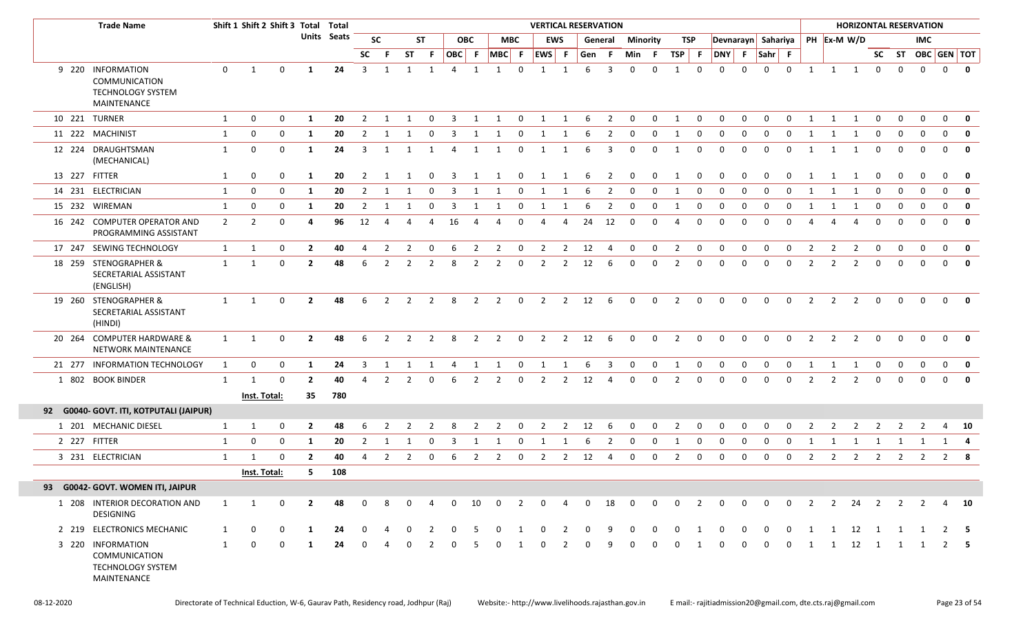| | Trade Name | Shift 1 | Shift 2 | Shift 3 | Total Units | Total Seats | VERTICAL RESERVATION | | | | | | | | | | | | | | | | | | | | | | HORIZONTAL RESERVATION | | | | | | | | |
|---|---|---|---|---|---|---|---|---|---|---|---|---|---|---|---|---|---|---|---|---|---|---|---|---|---|---|---|---|---|---|---|---|---|---|---|---|---|
| | | | | | | | SC | | ST | | OBC | | MBC | | EWS | | General | | Minority | | TSP | | Devnarayn | | Sahariya | | PH | Ex-M | W/D | | | IMC | | | |
| | | | | | | | SC | F | ST | F | OBC | F | MBC | F | EWS | F | Gen | F | Min | F | TSP | F | DNY | F | Sahr | F | | | | SC | ST | OBC | GEN | TOT |
| 9 | 220 INFORMATION COMMUNICATION TECHNOLOGY SYSTEM MAINTENANCE | 0 | 1 | 0 | 1 | 24 | 3 | 1 | 1 | 1 | 4 | 1 | 1 | 0 | 1 | 1 | 6 | 3 | 0 | 0 | 1 | 0 | 0 | 0 | 0 | 0 | 1 | 1 | 1 | 0 | 0 | 0 | 0 | 0 |
| 10 | 221 TURNER | 1 | 0 | 0 | 1 | 20 | 2 | 1 | 1 | 0 | 3 | 1 | 1 | 0 | 1 | 1 | 6 | 2 | 0 | 0 | 1 | 0 | 0 | 0 | 0 | 0 | 1 | 1 | 1 | 0 | 0 | 0 | 0 | 0 |
| 11 | 222 MACHINIST | 1 | 0 | 0 | 1 | 20 | 2 | 1 | 1 | 0 | 3 | 1 | 1 | 0 | 1 | 1 | 6 | 2 | 0 | 0 | 1 | 0 | 0 | 0 | 0 | 0 | 1 | 1 | 1 | 0 | 0 | 0 | 0 | 0 |
| 12 | 224 DRAUGHTSMAN (MECHANICAL) | 1 | 0 | 0 | 1 | 24 | 3 | 1 | 1 | 1 | 4 | 1 | 1 | 0 | 1 | 1 | 6 | 3 | 0 | 0 | 1 | 0 | 0 | 0 | 0 | 0 | 1 | 1 | 1 | 0 | 0 | 0 | 0 | 0 |
| 13 | 227 FITTER | 1 | 0 | 0 | 1 | 20 | 2 | 1 | 1 | 0 | 3 | 1 | 1 | 0 | 1 | 1 | 6 | 2 | 0 | 0 | 1 | 0 | 0 | 0 | 0 | 0 | 1 | 1 | 1 | 0 | 0 | 0 | 0 | 0 |
| 14 | 231 ELECTRICIAN | 1 | 0 | 0 | 1 | 20 | 2 | 1 | 1 | 0 | 3 | 1 | 1 | 0 | 1 | 1 | 6 | 2 | 0 | 0 | 1 | 0 | 0 | 0 | 0 | 0 | 1 | 1 | 1 | 0 | 0 | 0 | 0 | 0 |
| 15 | 232 WIREMAN | 1 | 0 | 0 | 1 | 20 | 2 | 1 | 1 | 0 | 3 | 1 | 1 | 0 | 1 | 1 | 6 | 2 | 0 | 0 | 1 | 0 | 0 | 0 | 0 | 0 | 1 | 1 | 1 | 0 | 0 | 0 | 0 | 0 |
| 16 | 242 COMPUTER OPERATOR AND PROGRAMMING ASSISTANT | 2 | 2 | 0 | 4 | 96 | 12 | 4 | 4 | 4 | 16 | 4 | 4 | 0 | 4 | 4 | 24 | 12 | 0 | 0 | 4 | 0 | 0 | 0 | 0 | 0 | 4 | 4 | 4 | 0 | 0 | 0 | 0 | 0 |
| 17 | 247 SEWING TECHNOLOGY | 1 | 1 | 0 | 2 | 40 | 4 | 2 | 2 | 0 | 6 | 2 | 2 | 0 | 2 | 2 | 12 | 4 | 0 | 0 | 2 | 0 | 0 | 0 | 0 | 0 | 2 | 2 | 2 | 0 | 0 | 0 | 0 | 0 |
| 18 | 259 STENOGRAPHER & SECRETARIAL ASSISTANT (ENGLISH) | 1 | 1 | 0 | 2 | 48 | 6 | 2 | 2 | 2 | 8 | 2 | 2 | 0 | 2 | 2 | 12 | 6 | 0 | 0 | 2 | 0 | 0 | 0 | 0 | 0 | 2 | 2 | 2 | 0 | 0 | 0 | 0 | 0 |
| 19 | 260 STENOGRAPHER & SECRETARIAL ASSISTANT (HINDI) | 1 | 1 | 0 | 2 | 48 | 6 | 2 | 2 | 2 | 8 | 2 | 2 | 0 | 2 | 2 | 12 | 6 | 0 | 0 | 2 | 0 | 0 | 0 | 0 | 0 | 2 | 2 | 2 | 0 | 0 | 0 | 0 | 0 |
| 20 | 264 COMPUTER HARDWARE & NETWORK MAINTENANCE | 1 | 1 | 0 | 2 | 48 | 6 | 2 | 2 | 2 | 8 | 2 | 2 | 0 | 2 | 2 | 12 | 6 | 0 | 0 | 2 | 0 | 0 | 0 | 0 | 0 | 2 | 2 | 2 | 0 | 0 | 0 | 0 | 0 |
| 21 | 277 INFORMATION TECHNOLOGY | 1 | 0 | 0 | 1 | 24 | 3 | 1 | 1 | 1 | 4 | 1 | 1 | 0 | 1 | 1 | 6 | 3 | 0 | 0 | 1 | 0 | 0 | 0 | 0 | 0 | 1 | 1 | 1 | 0 | 0 | 0 | 0 | 0 |
| 1 | 802 BOOK BINDER | 1 | 1 | 0 | 2 | 40 | 4 | 2 | 2 | 0 | 6 | 2 | 2 | 0 | 2 | 2 | 12 | 4 | 0 | 0 | 2 | 0 | 0 | 0 | 0 | 0 | 2 | 2 | 2 | 0 | 0 | 0 | 0 | 0 |
| | | Inst. Total: | | | 35 | 780 | | | | | | | | | | | | | | | | | | | | | | | | | | | | |
| **92** | **G0040- GOVT. ITI, KOTPUTALI (JAIPUR)** | | | | | | | | | | | | | | | | | | | | | | | | | | | | | | | | | |
| 1 | 201 MECHANIC DIESEL | 1 | 1 | 0 | 2 | 48 | 6 | 2 | 2 | 2 | 8 | 2 | 2 | 0 | 2 | 2 | 12 | 6 | 0 | 0 | 2 | 0 | 0 | 0 | 0 | 0 | 2 | 2 | 2 | 2 | 2 | 2 | 4 | 10 |
| 2 | 227 FITTER | 1 | 0 | 0 | 1 | 20 | 2 | 1 | 1 | 0 | 3 | 1 | 1 | 0 | 1 | 1 | 6 | 2 | 0 | 0 | 1 | 0 | 0 | 0 | 0 | 0 | 1 | 1 | 1 | 1 | 1 | 1 | 1 | 4 |
| 3 | 231 ELECTRICIAN | 1 | 1 | 0 | 2 | 40 | 4 | 2 | 2 | 0 | 6 | 2 | 2 | 0 | 2 | 2 | 12 | 4 | 0 | 0 | 2 | 0 | 0 | 0 | 0 | 0 | 2 | 2 | 2 | 2 | 2 | 2 | 2 | 8 |
| | | Inst. Total: | | | 5 | 108 | | | | | | | | | | | | | | | | | | | | | | | | | | | | |
| **93** | **G0042- GOVT. WOMEN ITI, JAIPUR** | | | | | | | | | | | | | | | | | | | | | | | | | | | | | | | | | |
| 1 | 208 INTERIOR DECORATION AND DESIGNING | 1 | 1 | 0 | 2 | 48 | 0 | 8 | 0 | 4 | 0 | 10 | 0 | 2 | 0 | 4 | 0 | 18 | 0 | 0 | 0 | 2 | 0 | 0 | 0 | 0 | 2 | 2 | 24 | 2 | 2 | 2 | 4 | 10 |
| 2 | 219 ELECTRONICS MECHANIC | 1 | 0 | 0 | 1 | 24 | 0 | 4 | 0 | 2 | 0 | 5 | 0 | 1 | 0 | 2 | 0 | 9 | 0 | 0 | 0 | 1 | 0 | 0 | 0 | 0 | 1 | 1 | 12 | 1 | 1 | 1 | 2 | 5 |
| 3 | 220 INFORMATION COMMUNICATION TECHNOLOGY SYSTEM MAINTENANCE | 1 | 0 | 0 | 1 | 24 | 0 | 4 | 0 | 2 | 0 | 5 | 0 | 1 | 0 | 2 | 0 | 9 | 0 | 0 | 0 | 1 | 0 | 0 | 0 | 0 | 1 | 1 | 12 | 1 | 1 | 1 | 2 | 5 |

08-12-2020 Directorate of Technical Eduction, W-6, Gaurav Path, Residency road, Jodhpur (Raj) Website:- http://www.livelihoods.rajasthan.gov.in E mail:- rajitiadmission20@gmail.com, dte.cts.raj@gmail.com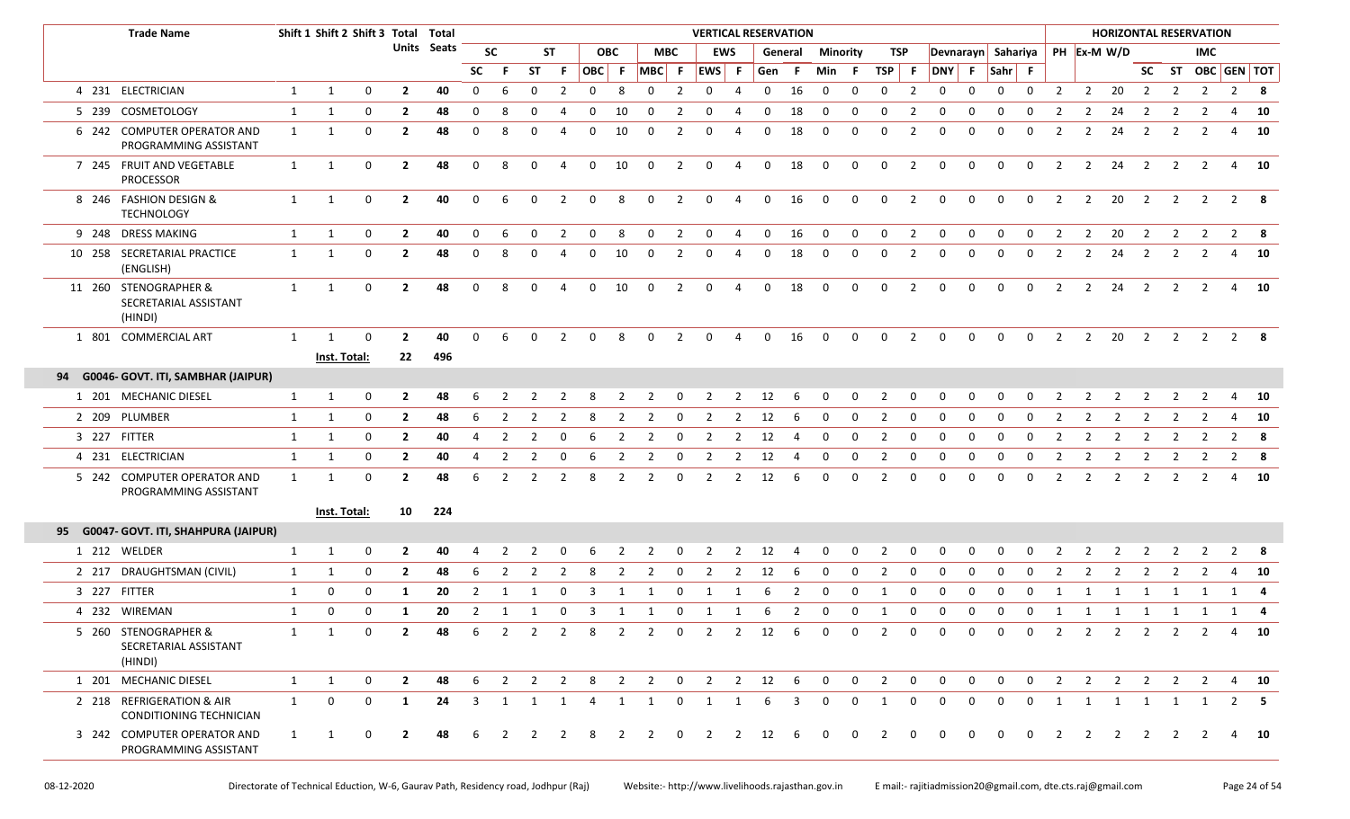| | | Trade Name | Shift 1 | Shift 2 | Shift 3 | Total Units | Total Seats | VERTICAL RESERVATION | | | | | | | | | | | | | | | | | | | | | | HORIZONTAL RESERVATION | | | | | | | | |
|---|---|---|---|---|---|---|---|---|---|---|---|---|---|---|---|---|---|---|---|---|---|---|---|---|---|---|---|---|---|---|---|---|---|---|---|---|---|---|
| | | | | | | | | SC | | ST | | OBC | | MBC | | EWS | | General | | Minority | | TSP | | Devnarayn | | Sahariya | | PH | Ex-M | W/D | IMC | | | | | |
| | | | | | | | | SC | F | ST | F | OBC | F | MBC | F | EWS | F | Gen | F | Min | F | TSP | F | DNY | F | Sahr | F | | | | SC | ST | OBC | GEN | TOT |
| 4 | 231 | ELECTRICIAN | 1 | 1 | 0 | 2 | 40 | 0 | 6 | 0 | 2 | 0 | 8 | 0 | 2 | 0 | 4 | 0 | 16 | 0 | 0 | 0 | 2 | 0 | 0 | 0 | 0 | 2 | 2 | 20 | 2 | 2 | 2 | 2 | 8 |
| 5 | 239 | COSMETOLOGY | 1 | 1 | 0 | 2 | 48 | 0 | 8 | 0 | 4 | 0 | 10 | 0 | 2 | 0 | 4 | 0 | 18 | 0 | 0 | 0 | 2 | 0 | 0 | 0 | 0 | 2 | 2 | 24 | 2 | 2 | 2 | 4 | 10 |
| 6 | 242 | COMPUTER OPERATOR AND PROGRAMMING ASSISTANT | 1 | 1 | 0 | 2 | 48 | 0 | 8 | 0 | 4 | 0 | 10 | 0 | 2 | 0 | 4 | 0 | 18 | 0 | 0 | 0 | 2 | 0 | 0 | 0 | 0 | 2 | 2 | 24 | 2 | 2 | 2 | 4 | 10 |
| 7 | 245 | FRUIT AND VEGETABLE PROCESSOR | 1 | 1 | 0 | 2 | 48 | 0 | 8 | 0 | 4 | 0 | 10 | 0 | 2 | 0 | 4 | 0 | 18 | 0 | 0 | 0 | 2 | 0 | 0 | 0 | 0 | 2 | 2 | 24 | 2 | 2 | 2 | 4 | 10 |
| 8 | 246 | FASHION DESIGN & TECHNOLOGY | 1 | 1 | 0 | 2 | 40 | 0 | 6 | 0 | 2 | 0 | 8 | 0 | 2 | 0 | 4 | 0 | 16 | 0 | 0 | 0 | 2 | 0 | 0 | 0 | 0 | 2 | 2 | 20 | 2 | 2 | 2 | 2 | 8 |
| 9 | 248 | DRESS MAKING | 1 | 1 | 0 | 2 | 40 | 0 | 6 | 0 | 2 | 0 | 8 | 0 | 2 | 0 | 4 | 0 | 16 | 0 | 0 | 0 | 2 | 0 | 0 | 0 | 0 | 2 | 2 | 20 | 2 | 2 | 2 | 2 | 8 |
| 10 | 258 | SECRETARIAL PRACTICE (ENGLISH) | 1 | 1 | 0 | 2 | 48 | 0 | 8 | 0 | 4 | 0 | 10 | 0 | 2 | 0 | 4 | 0 | 18 | 0 | 0 | 0 | 2 | 0 | 0 | 0 | 0 | 2 | 2 | 24 | 2 | 2 | 2 | 4 | 10 |
| 11 | 260 | STENOGRAPHER & SECRETARIAL ASSISTANT (HINDI) | 1 | 1 | 0 | 2 | 48 | 0 | 8 | 0 | 4 | 0 | 10 | 0 | 2 | 0 | 4 | 0 | 18 | 0 | 0 | 0 | 2 | 0 | 0 | 0 | 0 | 2 | 2 | 24 | 2 | 2 | 2 | 4 | 10 |
| 1 | 801 | COMMERCIAL ART | 1 | 1 | 0 | 2 | 40 | 0 | 6 | 0 | 2 | 0 | 8 | 0 | 2 | 0 | 4 | 0 | 16 | 0 | 0 | 0 | 2 | 0 | 0 | 0 | 0 | 2 | 2 | 20 | 2 | 2 | 2 | 2 | 8 |
| | | | Inst. Total: | | | 22 | 496 | | | | | | | | | | | | | | | | | | | | | | | | | | | | |
| **94** | | **G0046- GOVT. ITI, SAMBHAR (JAIPUR)** | | | | | | | | | | | | | | | | | | | | | | | | | | | | | | | | | |
| 1 | 201 | MECHANIC DIESEL | 1 | 1 | 0 | 2 | 48 | 6 | 2 | 2 | 2 | 8 | 2 | 2 | 0 | 2 | 2 | 12 | 6 | 0 | 0 | 2 | 0 | 0 | 0 | 0 | 0 | 2 | 2 | 2 | 2 | 2 | 2 | 4 | 10 |
| 2 | 209 | PLUMBER | 1 | 1 | 0 | 2 | 48 | 6 | 2 | 2 | 2 | 8 | 2 | 2 | 0 | 2 | 2 | 12 | 6 | 0 | 0 | 2 | 0 | 0 | 0 | 0 | 0 | 2 | 2 | 2 | 2 | 2 | 2 | 4 | 10 |
| 3 | 227 | FITTER | 1 | 1 | 0 | 2 | 40 | 4 | 2 | 2 | 0 | 6 | 2 | 2 | 0 | 2 | 2 | 12 | 4 | 0 | 0 | 2 | 0 | 0 | 0 | 0 | 0 | 2 | 2 | 2 | 2 | 2 | 2 | 2 | 8 |
| 4 | 231 | ELECTRICIAN | 1 | 1 | 0 | 2 | 40 | 4 | 2 | 2 | 0 | 6 | 2 | 2 | 0 | 2 | 2 | 12 | 4 | 0 | 0 | 2 | 0 | 0 | 0 | 0 | 0 | 2 | 2 | 2 | 2 | 2 | 2 | 2 | 8 |
| 5 | 242 | COMPUTER OPERATOR AND PROGRAMMING ASSISTANT | 1 | 1 | 0 | 2 | 48 | 6 | 2 | 2 | 2 | 8 | 2 | 2 | 0 | 2 | 2 | 12 | 6 | 0 | 0 | 2 | 0 | 0 | 0 | 0 | 0 | 2 | 2 | 2 | 2 | 2 | 2 | 4 | 10 |
| | | | Inst. Total: | | | 10 | 224 | | | | | | | | | | | | | | | | | | | | | | | | | | | | |
| **95** | | **G0047- GOVT. ITI, SHAHPURA (JAIPUR)** | | | | | | | | | | | | | | | | | | | | | | | | | | | | | | | | | |
| 1 | 212 | WELDER | 1 | 1 | 0 | 2 | 40 | 4 | 2 | 2 | 0 | 6 | 2 | 2 | 0 | 2 | 2 | 12 | 4 | 0 | 0 | 2 | 0 | 0 | 0 | 0 | 0 | 2 | 2 | 2 | 2 | 2 | 2 | 2 | 8 |
| 2 | 217 | DRAUGHTSMAN (CIVIL) | 1 | 1 | 0 | 2 | 48 | 6 | 2 | 2 | 2 | 8 | 2 | 2 | 0 | 2 | 2 | 12 | 6 | 0 | 0 | 2 | 0 | 0 | 0 | 0 | 0 | 2 | 2 | 2 | 2 | 2 | 2 | 4 | 10 |
| 3 | 227 | FITTER | 1 | 0 | 0 | 1 | 20 | 2 | 1 | 1 | 0 | 3 | 1 | 1 | 0 | 1 | 1 | 6 | 2 | 0 | 0 | 1 | 0 | 0 | 0 | 0 | 0 | 1 | 1 | 1 | 1 | 1 | 1 | 1 | 4 |
| 4 | 232 | WIREMAN | 1 | 0 | 0 | 1 | 20 | 2 | 1 | 1 | 0 | 3 | 1 | 1 | 0 | 1 | 1 | 6 | 2 | 0 | 0 | 1 | 0 | 0 | 0 | 0 | 0 | 1 | 1 | 1 | 1 | 1 | 1 | 1 | 4 |
| 5 | 260 | STENOGRAPHER & SECRETARIAL ASSISTANT (HINDI) | 1 | 1 | 0 | 2 | 48 | 6 | 2 | 2 | 2 | 8 | 2 | 2 | 0 | 2 | 2 | 12 | 6 | 0 | 0 | 2 | 0 | 0 | 0 | 0 | 0 | 2 | 2 | 2 | 2 | 2 | 2 | 4 | 10 |
| 1 | 201 | MECHANIC DIESEL | 1 | 1 | 0 | 2 | 48 | 6 | 2 | 2 | 2 | 8 | 2 | 2 | 0 | 2 | 2 | 12 | 6 | 0 | 0 | 2 | 0 | 0 | 0 | 0 | 0 | 2 | 2 | 2 | 2 | 2 | 2 | 4 | 10 |
| 2 | 218 | REFRIGERATION & AIR CONDITIONING TECHNICIAN | 1 | 0 | 0 | 1 | 24 | 3 | 1 | 1 | 1 | 4 | 1 | 1 | 0 | 1 | 1 | 6 | 3 | 0 | 0 | 1 | 0 | 0 | 0 | 0 | 0 | 1 | 1 | 1 | 1 | 1 | 1 | 2 | 5 |
| 3 | 242 | COMPUTER OPERATOR AND PROGRAMMING ASSISTANT | 1 | 1 | 0 | 2 | 48 | 6 | 2 | 2 | 2 | 8 | 2 | 2 | 0 | 2 | 2 | 12 | 6 | 0 | 0 | 2 | 0 | 0 | 0 | 0 | 0 | 2 | 2 | 2 | 2 | 2 | 2 | 4 | 10 |

08-12-2020 Directorate of Technical Eduction, W-6, Gaurav Path, Residency road, Jodhpur (Raj) Website:- http://www.livelihoods.rajasthan.gov.in E mail:- rajitiadmission20@gmail.com, dte.cts.raj@gmail.com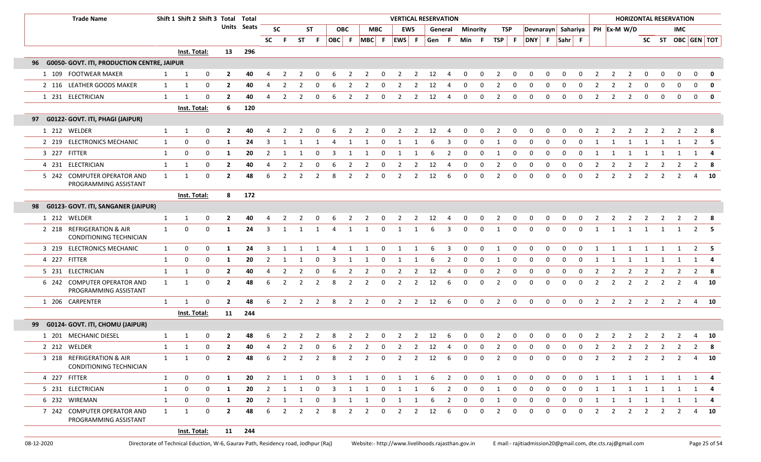| Trade Name | Shift 1 | Shift 2 | Shift 3 | Total Units | Total Seats | SC | F | ST | F | OBC | F | MBC | F | EWS | F | Gen | F | Min | F | TSP | F | DNY | F | Sahr | F | PH | Ex-M | W/D | SC | ST | OBC | GEN | TOT |
|---|---|---|---|---|---|---|---|---|---|---|---|---|---|---|---|---|---|---|---|---|---|---|---|---|---|---|---|---|---|---|---|---|---|
| | | | | | | **VERTICAL RESERVATION** | | | | | | | | | | | | | | | | | | | | **HORIZONTAL RESERVATION** | | | | | | | |
| | | | | | | SC | | ST | | OBC | | MBC | | EWS | | General | | Minority | | TSP | | Devnarayn | | Sahariya | | PH | Ex-M | W/D | IMC | | | | |
| | Inst. Total: | | | 13 | 296 | | | | | | | | | | | | | | | | | | | | | | | | | | | | |
| **96 G0050- GOVT. ITI, PRODUCTION CENTRE, JAIPUR** | | | | | | | | | | | | | | | | | | | | | | | | | | | | | | | | | |
| 1 109 FOOTWEAR MAKER | 1 | 1 | 0 | 2 | 40 | 4 | 2 | 2 | 0 | 6 | 2 | 2 | 0 | 2 | 2 | 12 | 4 | 0 | 0 | 2 | 0 | 0 | 0 | 0 | 0 | 2 | 2 | 2 | 0 | 0 | 0 | 0 | 0 |
| 2 116 LEATHER GOODS MAKER | 1 | 1 | 0 | 2 | 40 | 4 | 2 | 2 | 0 | 6 | 2 | 2 | 0 | 2 | 2 | 12 | 4 | 0 | 0 | 2 | 0 | 0 | 0 | 0 | 0 | 2 | 2 | 2 | 0 | 0 | 0 | 0 | 0 |
| 1 231 ELECTRICIAN | 1 | 1 | 0 | 2 | 40 | 4 | 2 | 2 | 0 | 6 | 2 | 2 | 0 | 2 | 2 | 12 | 4 | 0 | 0 | 2 | 0 | 0 | 0 | 0 | 0 | 2 | 2 | 2 | 0 | 0 | 0 | 0 | 0 |
| | Inst. Total: | | | 6 | 120 | | | | | | | | | | | | | | | | | | | | | | | | | | | | |
| **97 G0122- GOVT. ITI, PHAGI (JAIPUR)** | | | | | | | | | | | | | | | | | | | | | | | | | | | | | | | | | |
| 1 212 WELDER | 1 | 1 | 0 | 2 | 40 | 4 | 2 | 2 | 0 | 6 | 2 | 2 | 0 | 2 | 2 | 12 | 4 | 0 | 0 | 2 | 0 | 0 | 0 | 0 | 0 | 2 | 2 | 2 | 2 | 2 | 2 | 2 | 8 |
| 2 219 ELECTRONICS MECHANIC | 1 | 0 | 0 | 1 | 24 | 3 | 1 | 1 | 1 | 4 | 1 | 1 | 0 | 1 | 1 | 6 | 3 | 0 | 0 | 1 | 0 | 0 | 0 | 0 | 0 | 1 | 1 | 1 | 1 | 1 | 1 | 2 | 5 |
| 3 227 FITTER | 1 | 0 | 0 | 1 | 20 | 2 | 1 | 1 | 0 | 3 | 1 | 1 | 0 | 1 | 1 | 6 | 2 | 0 | 0 | 1 | 0 | 0 | 0 | 0 | 0 | 1 | 1 | 1 | 1 | 1 | 1 | 1 | 4 |
| 4 231 ELECTRICIAN | 1 | 1 | 0 | 2 | 40 | 4 | 2 | 2 | 0 | 6 | 2 | 2 | 0 | 2 | 2 | 12 | 4 | 0 | 0 | 2 | 0 | 0 | 0 | 0 | 0 | 2 | 2 | 2 | 2 | 2 | 2 | 2 | 8 |
| 5 242 COMPUTER OPERATOR AND PROGRAMMING ASSISTANT | 1 | 1 | 0 | 2 | 48 | 6 | 2 | 2 | 2 | 8 | 2 | 2 | 0 | 2 | 2 | 12 | 6 | 0 | 0 | 2 | 0 | 0 | 0 | 0 | 0 | 2 | 2 | 2 | 2 | 2 | 2 | 4 | 10 |
| | Inst. Total: | | | 8 | 172 | | | | | | | | | | | | | | | | | | | | | | | | | | | | |
| **98 G0123- GOVT. ITI, SANGANER (JAIPUR)** | | | | | | | | | | | | | | | | | | | | | | | | | | | | | | | | | |
| 1 212 WELDER | 1 | 1 | 0 | 2 | 40 | 4 | 2 | 2 | 0 | 6 | 2 | 2 | 0 | 2 | 2 | 12 | 4 | 0 | 0 | 2 | 0 | 0 | 0 | 0 | 0 | 2 | 2 | 2 | 2 | 2 | 2 | 2 | 8 |
| 2 218 REFRIGERATION & AIR CONDITIONING TECHNICIAN | 1 | 0 | 0 | 1 | 24 | 3 | 1 | 1 | 1 | 4 | 1 | 1 | 0 | 1 | 1 | 6 | 3 | 0 | 0 | 1 | 0 | 0 | 0 | 0 | 0 | 1 | 1 | 1 | 1 | 1 | 1 | 2 | 5 |
| 3 219 ELECTRONICS MECHANIC | 1 | 0 | 0 | 1 | 24 | 3 | 1 | 1 | 1 | 4 | 1 | 1 | 0 | 1 | 1 | 6 | 3 | 0 | 0 | 1 | 0 | 0 | 0 | 0 | 0 | 1 | 1 | 1 | 1 | 1 | 1 | 2 | 5 |
| 4 227 FITTER | 1 | 0 | 0 | 1 | 20 | 2 | 1 | 1 | 0 | 3 | 1 | 1 | 0 | 1 | 1 | 6 | 2 | 0 | 0 | 1 | 0 | 0 | 0 | 0 | 0 | 1 | 1 | 1 | 1 | 1 | 1 | 1 | 4 |
| 5 231 ELECTRICIAN | 1 | 1 | 0 | 2 | 40 | 4 | 2 | 2 | 0 | 6 | 2 | 2 | 0 | 2 | 2 | 12 | 4 | 0 | 0 | 2 | 0 | 0 | 0 | 0 | 0 | 2 | 2 | 2 | 2 | 2 | 2 | 2 | 8 |
| 6 242 COMPUTER OPERATOR AND PROGRAMMING ASSISTANT | 1 | 1 | 0 | 2 | 48 | 6 | 2 | 2 | 2 | 8 | 2 | 2 | 0 | 2 | 2 | 12 | 6 | 0 | 0 | 2 | 0 | 0 | 0 | 0 | 0 | 2 | 2 | 2 | 2 | 2 | 2 | 4 | 10 |
| 1 206 CARPENTER | 1 | 1 | 0 | 2 | 48 | 6 | 2 | 2 | 2 | 8 | 2 | 2 | 0 | 2 | 2 | 12 | 6 | 0 | 0 | 2 | 0 | 0 | 0 | 0 | 0 | 2 | 2 | 2 | 2 | 2 | 2 | 4 | 10 |
| | Inst. Total: | | | 11 | 244 | | | | | | | | | | | | | | | | | | | | | | | | | | | | |
| **99 G0124- GOVT. ITI, CHOMU (JAIPUR)** | | | | | | | | | | | | | | | | | | | | | | | | | | | | | | | | | |
| 1 201 MECHANIC DIESEL | 1 | 1 | 0 | 2 | 48 | 6 | 2 | 2 | 2 | 8 | 2 | 2 | 0 | 2 | 2 | 12 | 6 | 0 | 0 | 2 | 0 | 0 | 0 | 0 | 0 | 2 | 2 | 2 | 2 | 2 | 2 | 4 | 10 |
| 2 212 WELDER | 1 | 1 | 0 | 2 | 40 | 4 | 2 | 2 | 0 | 6 | 2 | 2 | 0 | 2 | 2 | 12 | 4 | 0 | 0 | 2 | 0 | 0 | 0 | 0 | 0 | 2 | 2 | 2 | 2 | 2 | 2 | 2 | 8 |
| 3 218 REFRIGERATION & AIR CONDITIONING TECHNICIAN | 1 | 1 | 0 | 2 | 48 | 6 | 2 | 2 | 2 | 8 | 2 | 2 | 0 | 2 | 2 | 12 | 6 | 0 | 0 | 2 | 0 | 0 | 0 | 0 | 0 | 2 | 2 | 2 | 2 | 2 | 2 | 4 | 10 |
| 4 227 FITTER | 1 | 0 | 0 | 1 | 20 | 2 | 1 | 1 | 0 | 3 | 1 | 1 | 0 | 1 | 1 | 6 | 2 | 0 | 0 | 1 | 0 | 0 | 0 | 0 | 0 | 1 | 1 | 1 | 1 | 1 | 1 | 1 | 4 |
| 5 231 ELECTRICIAN | 1 | 0 | 0 | 1 | 20 | 2 | 1 | 1 | 0 | 3 | 1 | 1 | 0 | 1 | 1 | 6 | 2 | 0 | 0 | 1 | 0 | 0 | 0 | 0 | 0 | 1 | 1 | 1 | 1 | 1 | 1 | 1 | 4 |
| 6 232 WIREMAN | 1 | 0 | 0 | 1 | 20 | 2 | 1 | 1 | 0 | 3 | 1 | 1 | 0 | 1 | 1 | 6 | 2 | 0 | 0 | 1 | 0 | 0 | 0 | 0 | 0 | 1 | 1 | 1 | 1 | 1 | 1 | 1 | 4 |
| 7 242 COMPUTER OPERATOR AND PROGRAMMING ASSISTANT | 1 | 1 | 0 | 2 | 48 | 6 | 2 | 2 | 2 | 8 | 2 | 2 | 0 | 2 | 2 | 12 | 6 | 0 | 0 | 2 | 0 | 0 | 0 | 0 | 0 | 2 | 2 | 2 | 2 | 2 | 2 | 4 | 10 |
| | Inst. Total: | | | 11 | 244 | | | | | | | | | | | | | | | | | | | | | | | | | | | | |

08-12-2020 Directorate of Technical Eduction, W-6, Gaurav Path, Residency road, Jodhpur (Raj) Website:- http://www.livelihoods.rajasthan.gov.in E mail:- rajitiadmission20@gmail.com, dte.cts.raj@gmail.com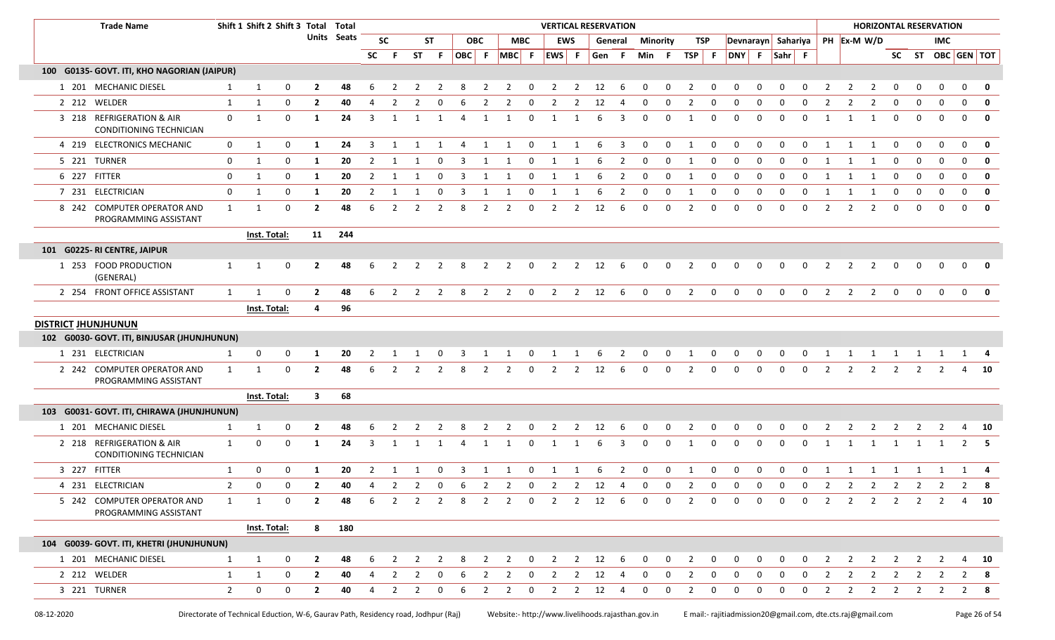| Trade Name | | Shift 1 | Shift 2 | Shift 3 | Total Units | Total Seats | VERTICAL RESERVATION | | | | | | | | | | | | | | | | | | | | | | HORIZONTAL RESERVATION | | | | | | | |
|---|---|---|---|---|---|---|---|---|---|---|---|---|---|---|---|---|---|---|---|---|---|---|---|---|---|---|---|---|---|---|---|---|---|---|---|---|
| | | | | | | | SC | | ST | | OBC | | MBC | | EWS | | General | | Minority | | TSP | | Devnarayn | | Sahariya | | PH | Ex-M | W/D | | | IMC | | |
| | | | | | | | SC | F | ST | F | OBC | F | MBC | F | EWS | F | Gen | F | Min | F | TSP | F | DNY | F | Sahr | F | | | | SC | ST | OBC | GEN | TOT |
| **100 G0135- GOVT. ITI, KHO NAGORIAN (JAIPUR)** | | | | | | | | | | | | | | | | | | | | | | | | | | | | | | | | | | |
| 1 | 201 MECHANIC DIESEL | 1 | 1 | 0 | **2** | **48** | 6 | 2 | 2 | 2 | 8 | 2 | 2 | 0 | 2 | 2 | 12 | 6 | 0 | 0 | 2 | 0 | 0 | 0 | 0 | 0 | 2 | 2 | 2 | 0 | 0 | 0 | 0 | **0** |
| 2 | 212 WELDER | 1 | 1 | 0 | **2** | **40** | 4 | 2 | 2 | 0 | 6 | 2 | 2 | 0 | 2 | 2 | 12 | 4 | 0 | 0 | 2 | 0 | 0 | 0 | 0 | 0 | 2 | 2 | 2 | 0 | 0 | 0 | 0 | **0** |
| 3 | 218 REFRIGERATION & AIR CONDITIONING TECHNICIAN | 0 | 1 | 0 | **1** | **24** | 3 | 1 | 1 | 1 | 4 | 1 | 1 | 0 | 1 | 1 | 6 | 3 | 0 | 0 | 1 | 0 | 0 | 0 | 0 | 0 | 1 | 1 | 1 | 0 | 0 | 0 | 0 | **0** |
| 4 | 219 ELECTRONICS MECHANIC | 0 | 1 | 0 | **1** | **24** | 3 | 1 | 1 | 1 | 4 | 1 | 1 | 0 | 1 | 1 | 6 | 3 | 0 | 0 | 1 | 0 | 0 | 0 | 0 | 0 | 1 | 1 | 1 | 0 | 0 | 0 | 0 | **0** |
| 5 | 221 TURNER | 0 | 1 | 0 | **1** | **20** | 2 | 1 | 1 | 0 | 3 | 1 | 1 | 0 | 1 | 1 | 6 | 2 | 0 | 0 | 1 | 0 | 0 | 0 | 0 | 0 | 1 | 1 | 1 | 0 | 0 | 0 | 0 | **0** |
| 6 | 227 FITTER | 0 | 1 | 0 | **1** | **20** | 2 | 1 | 1 | 0 | 3 | 1 | 1 | 0 | 1 | 1 | 6 | 2 | 0 | 0 | 1 | 0 | 0 | 0 | 0 | 0 | 1 | 1 | 1 | 0 | 0 | 0 | 0 | **0** |
| 7 | 231 ELECTRICIAN | 0 | 1 | 0 | **1** | **20** | 2 | 1 | 1 | 0 | 3 | 1 | 1 | 0 | 1 | 1 | 6 | 2 | 0 | 0 | 1 | 0 | 0 | 0 | 0 | 0 | 1 | 1 | 1 | 0 | 0 | 0 | 0 | **0** |
| 8 | 242 COMPUTER OPERATOR AND PROGRAMMING ASSISTANT | 1 | 1 | 0 | **2** | **48** | 6 | 2 | 2 | 2 | 8 | 2 | 2 | 0 | 2 | 2 | 12 | 6 | 0 | 0 | 2 | 0 | 0 | 0 | 0 | 0 | 2 | 2 | 2 | 0 | 0 | 0 | 0 | **0** |
| | | **Inst. Total:** | | | **11** | **244** | | | | | | | | | | | | | | | | | | | | | | | | | | | | |
| **101 G0225- RI CENTRE, JAIPUR** | | | | | | | | | | | | | | | | | | | | | | | | | | | | | | | | | | |
| 1 | 253 FOOD PRODUCTION (GENERAL) | 1 | 1 | 0 | **2** | **48** | 6 | 2 | 2 | 2 | 8 | 2 | 2 | 0 | 2 | 2 | 12 | 6 | 0 | 0 | 2 | 0 | 0 | 0 | 0 | 0 | 2 | 2 | 2 | 0 | 0 | 0 | 0 | **0** |
| 2 | 254 FRONT OFFICE ASSISTANT | 1 | 1 | 0 | **2** | **48** | 6 | 2 | 2 | 2 | 8 | 2 | 2 | 0 | 2 | 2 | 12 | 6 | 0 | 0 | 2 | 0 | 0 | 0 | 0 | 0 | 2 | 2 | 2 | 0 | 0 | 0 | 0 | **0** |
| | | **Inst. Total:** | | | **4** | **96** | | | | | | | | | | | | | | | | | | | | | | | | | | | | |
| **DISTRICT JHUNJHUNUN** | | | | | | | | | | | | | | | | | | | | | | | | | | | | | | | | | | |
| **102 G0030- GOVT. ITI, BINJUSAR (JHUNJHUNUN)** | | | | | | | | | | | | | | | | | | | | | | | | | | | | | | | | | | |
| 1 | 231 ELECTRICIAN | 1 | 0 | 0 | **1** | **20** | 2 | 1 | 1 | 0 | 3 | 1 | 1 | 0 | 1 | 1 | 6 | 2 | 0 | 0 | 1 | 0 | 0 | 0 | 0 | 0 | 1 | 1 | 1 | 1 | 1 | 1 | 1 | **4** |
| 2 | 242 COMPUTER OPERATOR AND PROGRAMMING ASSISTANT | 1 | 1 | 0 | **2** | **48** | 6 | 2 | 2 | 2 | 8 | 2 | 2 | 0 | 2 | 2 | 12 | 6 | 0 | 0 | 2 | 0 | 0 | 0 | 0 | 0 | 2 | 2 | 2 | 2 | 2 | 2 | 4 | **10** |
| | | **Inst. Total:** | | | **3** | **68** | | | | | | | | | | | | | | | | | | | | | | | | | | | | |
| **103 G0031- GOVT. ITI, CHIRAWA (JHUNJHUNUN)** | | | | | | | | | | | | | | | | | | | | | | | | | | | | | | | | | | |
| 1 | 201 MECHANIC DIESEL | 1 | 1 | 0 | **2** | **48** | 6 | 2 | 2 | 2 | 8 | 2 | 2 | 0 | 2 | 2 | 12 | 6 | 0 | 0 | 2 | 0 | 0 | 0 | 0 | 0 | 2 | 2 | 2 | 2 | 2 | 2 | 4 | **10** |
| 2 | 218 REFRIGERATION & AIR CONDITIONING TECHNICIAN | 1 | 0 | 0 | **1** | **24** | 3 | 1 | 1 | 1 | 4 | 1 | 1 | 0 | 1 | 1 | 6 | 3 | 0 | 0 | 1 | 0 | 0 | 0 | 0 | 0 | 1 | 1 | 1 | 1 | 1 | 1 | 2 | **5** |
| 3 | 227 FITTER | 1 | 0 | 0 | **1** | **20** | 2 | 1 | 1 | 0 | 3 | 1 | 1 | 0 | 1 | 1 | 6 | 2 | 0 | 0 | 1 | 0 | 0 | 0 | 0 | 0 | 1 | 1 | 1 | 1 | 1 | 1 | 1 | **4** |
| 4 | 231 ELECTRICIAN | 2 | 0 | 0 | **2** | **40** | 4 | 2 | 2 | 0 | 6 | 2 | 2 | 0 | 2 | 2 | 12 | 4 | 0 | 0 | 2 | 0 | 0 | 0 | 0 | 0 | 2 | 2 | 2 | 2 | 2 | 2 | 2 | **8** |
| 5 | 242 COMPUTER OPERATOR AND PROGRAMMING ASSISTANT | 1 | 1 | 0 | **2** | **48** | 6 | 2 | 2 | 2 | 8 | 2 | 2 | 0 | 2 | 2 | 12 | 6 | 0 | 0 | 2 | 0 | 0 | 0 | 0 | 0 | 2 | 2 | 2 | 2 | 2 | 2 | 4 | **10** |
| | | **Inst. Total:** | | | **8** | **180** | | | | | | | | | | | | | | | | | | | | | | | | | | | | |
| **104 G0039- GOVT. ITI, KHETRI (JHUNJHUNUN)** | | | | | | | | | | | | | | | | | | | | | | | | | | | | | | | | | | |
| 1 | 201 MECHANIC DIESEL | 1 | 1 | 0 | **2** | **48** | 6 | 2 | 2 | 2 | 8 | 2 | 2 | 0 | 2 | 2 | 12 | 6 | 0 | 0 | 2 | 0 | 0 | 0 | 0 | 0 | 2 | 2 | 2 | 2 | 2 | 2 | 4 | **10** |
| 2 | 212 WELDER | 1 | 1 | 0 | **2** | **40** | 4 | 2 | 2 | 0 | 6 | 2 | 2 | 0 | 2 | 2 | 12 | 4 | 0 | 0 | 2 | 0 | 0 | 0 | 0 | 0 | 2 | 2 | 2 | 2 | 2 | 2 | 2 | **8** |
| 3 | 221 TURNER | 2 | 0 | 0 | **2** | **40** | 4 | 2 | 2 | 0 | 6 | 2 | 2 | 0 | 2 | 2 | 12 | 4 | 0 | 0 | 2 | 0 | 0 | 0 | 0 | 0 | 2 | 2 | 2 | 2 | 2 | 2 | 2 | **8** |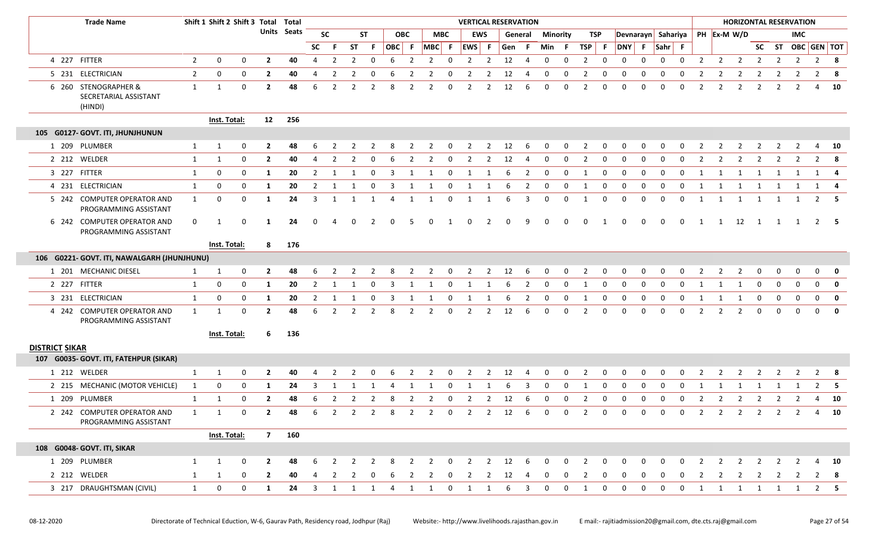| | Trade Name | Shift 1 | Shift 2 | Shift 3 | Total Units | Total Seats | VERTICAL RESERVATION | | | | | | | | | | | | | | | | | | | | HORIZONTAL RESERVATION | | | | | | | |
|---|---|---|---|---|---|---|---|---|---|---|---|---|---|---|---|---|---|---|---|---|---|---|---|---|---|---|---|---|---|---|---|---|---|---|
| | | | | | | | SC | | ST | | OBC | | MBC | | EWS | | General | | Minority | | TSP | | Devnarayn | | Sahariya | | PH | Ex-M | W/D | | | IMC | | |
| | | | | | | | SC | F | ST | F | OBC | F | MBC | F | EWS | F | Gen | F | Min | F | TSP | F | DNY | F | Sahr | F | | | | SC | ST | OBC | GEN | TOT |
| 4 | 227 FITTER | 2 | 0 | 0 | 2 | 40 | 4 | 2 | 2 | 0 | 6 | 2 | 2 | 0 | 2 | 2 | 12 | 4 | 0 | 0 | 2 | 0 | 0 | 0 | 0 | 0 | 2 | 2 | 2 | 2 | 2 | 2 | 2 | 8 |
| 5 | 231 ELECTRICIAN | 2 | 0 | 0 | 2 | 40 | 4 | 2 | 2 | 0 | 6 | 2 | 2 | 0 | 2 | 2 | 12 | 4 | 0 | 0 | 2 | 0 | 0 | 0 | 0 | 0 | 2 | 2 | 2 | 2 | 2 | 2 | 2 | 8 |
| 6 | 260 STENOGRAPHER & SECRETARIAL ASSISTANT (HINDI) | 1 | 1 | 0 | 2 | 48 | 6 | 2 | 2 | 2 | 8 | 2 | 2 | 0 | 2 | 2 | 12 | 6 | 0 | 0 | 2 | 0 | 0 | 0 | 0 | 0 | 2 | 2 | 2 | 2 | 2 | 2 | 4 | 10 |
| | | Inst. Total: | | | 12 | 256 | | | | | | | | | | | | | | | | | | | | | | | | | | | | |
| **105 G0127- GOVT. ITI, JHUNJHUNUN** | | | | | | | | | | | | | | | | | | | | | | | | | | | | | | | | | | |
| 1 | 209 PLUMBER | 1 | 1 | 0 | 2 | 48 | 6 | 2 | 2 | 2 | 8 | 2 | 2 | 0 | 2 | 2 | 12 | 6 | 0 | 0 | 2 | 0 | 0 | 0 | 0 | 0 | 2 | 2 | 2 | 2 | 2 | 2 | 4 | 10 |
| 2 | 212 WELDER | 1 | 1 | 0 | 2 | 40 | 4 | 2 | 2 | 0 | 6 | 2 | 2 | 0 | 2 | 2 | 12 | 4 | 0 | 0 | 2 | 0 | 0 | 0 | 0 | 0 | 2 | 2 | 2 | 2 | 2 | 2 | 2 | 8 |
| 3 | 227 FITTER | 1 | 0 | 0 | 1 | 20 | 2 | 1 | 1 | 0 | 3 | 1 | 1 | 0 | 1 | 1 | 6 | 2 | 0 | 0 | 1 | 0 | 0 | 0 | 0 | 0 | 1 | 1 | 1 | 1 | 1 | 1 | 1 | 4 |
| 4 | 231 ELECTRICIAN | 1 | 0 | 0 | 1 | 20 | 2 | 1 | 1 | 0 | 3 | 1 | 1 | 0 | 1 | 1 | 6 | 2 | 0 | 0 | 1 | 0 | 0 | 0 | 0 | 0 | 1 | 1 | 1 | 1 | 1 | 1 | 1 | 4 |
| 5 | 242 COMPUTER OPERATOR AND PROGRAMMING ASSISTANT | 1 | 0 | 0 | 1 | 24 | 3 | 1 | 1 | 1 | 4 | 1 | 1 | 0 | 1 | 1 | 6 | 3 | 0 | 0 | 1 | 0 | 0 | 0 | 0 | 0 | 1 | 1 | 1 | 1 | 1 | 1 | 2 | 5 |
| 6 | 242 COMPUTER OPERATOR AND PROGRAMMING ASSISTANT | 0 | 1 | 0 | 1 | 24 | 0 | 4 | 0 | 2 | 0 | 5 | 0 | 1 | 0 | 2 | 0 | 9 | 0 | 0 | 0 | 1 | 0 | 0 | 0 | 0 | 1 | 1 | 12 | 1 | 1 | 1 | 2 | 5 |
| | | Inst. Total: | | | 8 | 176 | | | | | | | | | | | | | | | | | | | | | | | | | | | | |
| **106 G0221- GOVT. ITI, NAWALGARH (JHUNJHUNU)** | | | | | | | | | | | | | | | | | | | | | | | | | | | | | | | | | | |
| 1 | 201 MECHANIC DIESEL | 1 | 1 | 0 | 2 | 48 | 6 | 2 | 2 | 2 | 8 | 2 | 2 | 0 | 2 | 2 | 12 | 6 | 0 | 0 | 2 | 0 | 0 | 0 | 0 | 0 | 2 | 2 | 2 | 0 | 0 | 0 | 0 | 0 |
| 2 | 227 FITTER | 1 | 0 | 0 | 1 | 20 | 2 | 1 | 1 | 0 | 3 | 1 | 1 | 0 | 1 | 1 | 6 | 2 | 0 | 0 | 1 | 0 | 0 | 0 | 0 | 0 | 1 | 1 | 1 | 0 | 0 | 0 | 0 | 0 |
| 3 | 231 ELECTRICIAN | 1 | 0 | 0 | 1 | 20 | 2 | 1 | 1 | 0 | 3 | 1 | 1 | 0 | 1 | 1 | 6 | 2 | 0 | 0 | 1 | 0 | 0 | 0 | 0 | 0 | 1 | 1 | 1 | 0 | 0 | 0 | 0 | 0 |
| 4 | 242 COMPUTER OPERATOR AND PROGRAMMING ASSISTANT | 1 | 1 | 0 | 2 | 48 | 6 | 2 | 2 | 2 | 8 | 2 | 2 | 0 | 2 | 2 | 12 | 6 | 0 | 0 | 2 | 0 | 0 | 0 | 0 | 0 | 2 | 2 | 2 | 0 | 0 | 0 | 0 | 0 |
| | | Inst. Total: | | | 6 | 136 | | | | | | | | | | | | | | | | | | | | | | | | | | | | |
| **DISTRICT SIKAR** | | | | | | | | | | | | | | | | | | | | | | | | | | | | | | | | | | |
| **107 G0035- GOVT. ITI, FATEHPUR (SIKAR)** | | | | | | | | | | | | | | | | | | | | | | | | | | | | | | | | | | |
| 1 | 212 WELDER | 1 | 1 | 0 | 2 | 40 | 4 | 2 | 2 | 0 | 6 | 2 | 2 | 0 | 2 | 2 | 12 | 4 | 0 | 0 | 2 | 0 | 0 | 0 | 0 | 0 | 2 | 2 | 2 | 2 | 2 | 2 | 2 | 8 |
| 2 | 215 MECHANIC (MOTOR VEHICLE) | 1 | 0 | 0 | 1 | 24 | 3 | 1 | 1 | 1 | 4 | 1 | 1 | 0 | 1 | 1 | 6 | 3 | 0 | 0 | 1 | 0 | 0 | 0 | 0 | 0 | 1 | 1 | 1 | 1 | 1 | 1 | 2 | 5 |
| 1 | 209 PLUMBER | 1 | 1 | 0 | 2 | 48 | 6 | 2 | 2 | 2 | 8 | 2 | 2 | 0 | 2 | 2 | 12 | 6 | 0 | 0 | 2 | 0 | 0 | 0 | 0 | 0 | 2 | 2 | 2 | 2 | 2 | 2 | 4 | 10 |
| 2 | 242 COMPUTER OPERATOR AND PROGRAMMING ASSISTANT | 1 | 1 | 0 | 2 | 48 | 6 | 2 | 2 | 2 | 8 | 2 | 2 | 0 | 2 | 2 | 12 | 6 | 0 | 0 | 2 | 0 | 0 | 0 | 0 | 0 | 2 | 2 | 2 | 2 | 2 | 2 | 4 | 10 |
| | | Inst. Total: | | | 7 | 160 | | | | | | | | | | | | | | | | | | | | | | | | | | | | |
| **108 G0048- GOVT. ITI, SIKAR** | | | | | | | | | | | | | | | | | | | | | | | | | | | | | | | | | | |
| 1 | 209 PLUMBER | 1 | 1 | 0 | 2 | 48 | 6 | 2 | 2 | 2 | 8 | 2 | 2 | 0 | 2 | 2 | 12 | 6 | 0 | 0 | 2 | 0 | 0 | 0 | 0 | 0 | 2 | 2 | 2 | 2 | 2 | 2 | 4 | 10 |
| 2 | 212 WELDER | 1 | 1 | 0 | 2 | 40 | 4 | 2 | 2 | 0 | 6 | 2 | 2 | 0 | 2 | 2 | 12 | 4 | 0 | 0 | 2 | 0 | 0 | 0 | 0 | 0 | 2 | 2 | 2 | 2 | 2 | 2 | 2 | 8 |
| 3 | 217 DRAUGHTSMAN (CIVIL) | 1 | 0 | 0 | 1 | 24 | 3 | 1 | 1 | 1 | 4 | 1 | 1 | 0 | 1 | 1 | 6 | 3 | 0 | 0 | 1 | 0 | 0 | 0 | 0 | 0 | 1 | 1 | 1 | 1 | 1 | 1 | 2 | 5 |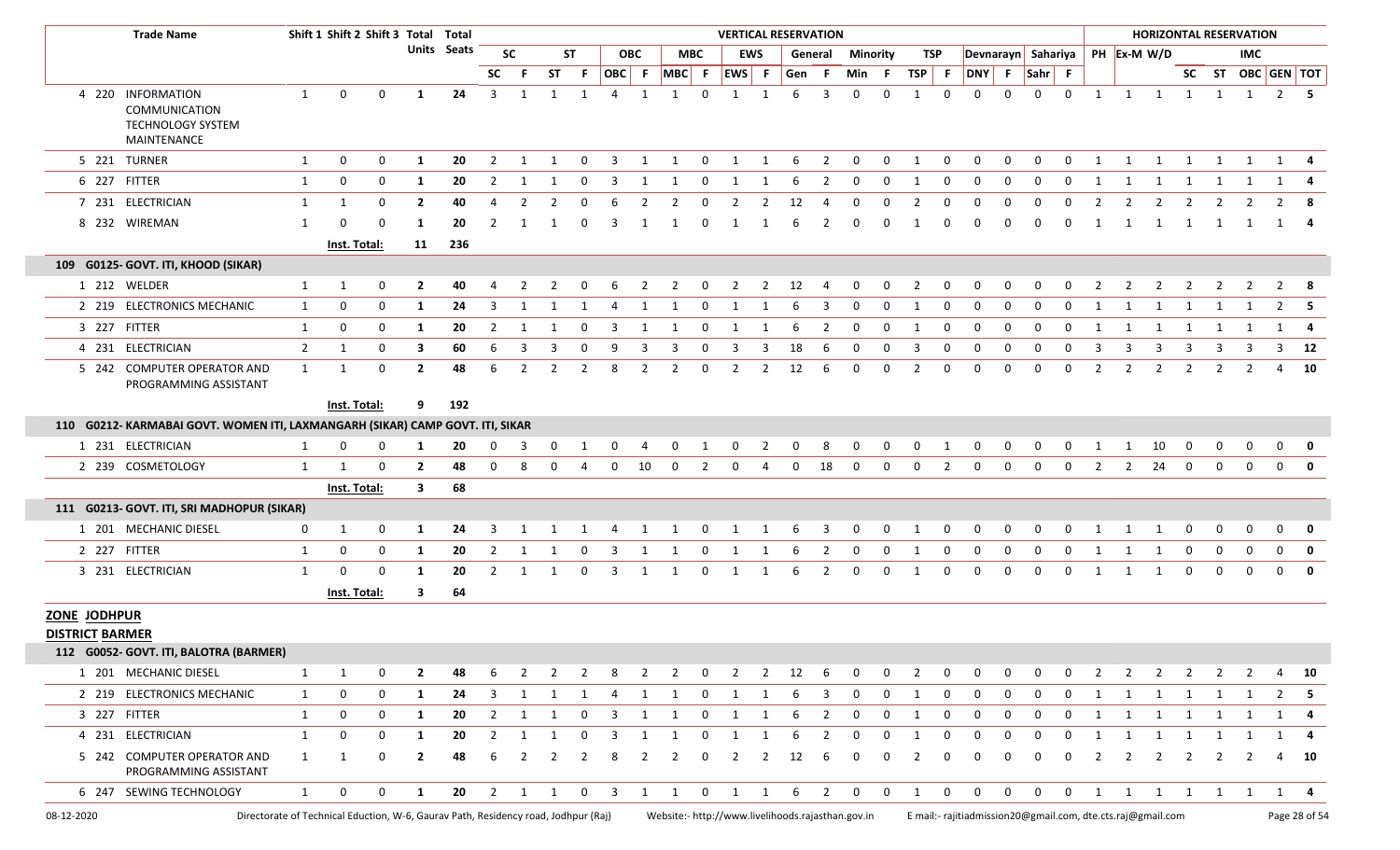| | | Trade Name | Shift 1 | Shift 2 | Shift 3 | Total Units | Total Seats | VERTICAL RESERVATION | | | | | | | | | | | | | | | | | | | | | | HORIZONTAL RESERVATION | | | | | | | | |
|---|---|---|---|---|---|---|---|---|---|---|---|---|---|---|---|---|---|---|---|---|---|---|---|---|---|---|---|---|---|---|---|---|---|---|---|---|---|---|
| | | | | | | | | SC | | ST | | OBC | | MBC | | EWS | | General | | Minority | | TSP | | Devnarayn | | Sahariya | | PH | Ex-M | W/D | | | IMC | | |
| | | | | | | | | SC | F | ST | F | OBC | F | MBC | F | EWS | F | Gen | F | Min | F | TSP | F | DNY | F | Sahr | F | | | | SC | ST | OBC | GEN | TOT |
| 4 | 220 | INFORMATION COMMUNICATION TECHNOLOGY SYSTEM MAINTENANCE | 1 | 0 | 0 | 1 | 24 | 3 | 1 | 1 | 1 | 4 | 1 | 1 | 0 | 1 | 1 | 6 | 3 | 0 | 0 | 1 | 0 | 0 | 0 | 0 | 0 | 1 | 1 | 1 | 1 | 1 | 1 | 2 | 5 |
| 5 | 221 | TURNER | 1 | 0 | 0 | 1 | 20 | 2 | 1 | 1 | 0 | 3 | 1 | 1 | 0 | 1 | 1 | 6 | 2 | 0 | 0 | 1 | 0 | 0 | 0 | 0 | 0 | 1 | 1 | 1 | 1 | 1 | 1 | 1 | 4 |
| 6 | 227 | FITTER | 1 | 0 | 0 | 1 | 20 | 2 | 1 | 1 | 0 | 3 | 1 | 1 | 0 | 1 | 1 | 6 | 2 | 0 | 0 | 1 | 0 | 0 | 0 | 0 | 0 | 1 | 1 | 1 | 1 | 1 | 1 | 1 | 4 |
| 7 | 231 | ELECTRICIAN | 1 | 1 | 0 | 2 | 40 | 4 | 2 | 2 | 0 | 6 | 2 | 2 | 0 | 2 | 2 | 12 | 4 | 0 | 0 | 2 | 0 | 0 | 0 | 0 | 0 | 2 | 2 | 2 | 2 | 2 | 2 | 2 | 8 |
| 8 | 232 | WIREMAN | 1 | 0 | 0 | 1 | 20 | 2 | 1 | 1 | 0 | 3 | 1 | 1 | 0 | 1 | 1 | 6 | 2 | 0 | 0 | 1 | 0 | 0 | 0 | 0 | 0 | 1 | 1 | 1 | 1 | 1 | 1 | 1 | 4 |
| | | Inst. Total: | | | | 11 | 236 | | | | | | | | | | | | | | | | | | | | | | | | | | | | |
| **109 G0125- GOVT. ITI, KHOOD (SIKAR)** | | | | | | | | | | | | | | | | | | | | | | | | | | | | | | | | | | | |
| 1 | 212 | WELDER | 1 | 1 | 0 | 2 | 40 | 4 | 2 | 2 | 0 | 6 | 2 | 2 | 0 | 2 | 2 | 12 | 4 | 0 | 0 | 2 | 0 | 0 | 0 | 0 | 0 | 2 | 2 | 2 | 2 | 2 | 2 | 2 | 8 |
| 2 | 219 | ELECTRONICS MECHANIC | 1 | 0 | 0 | 1 | 24 | 3 | 1 | 1 | 1 | 4 | 1 | 1 | 0 | 1 | 1 | 6 | 3 | 0 | 0 | 1 | 0 | 0 | 0 | 0 | 0 | 1 | 1 | 1 | 1 | 1 | 1 | 2 | 5 |
| 3 | 227 | FITTER | 1 | 0 | 0 | 1 | 20 | 2 | 1 | 1 | 0 | 3 | 1 | 1 | 0 | 1 | 1 | 6 | 2 | 0 | 0 | 1 | 0 | 0 | 0 | 0 | 0 | 1 | 1 | 1 | 1 | 1 | 1 | 1 | 4 |
| 4 | 231 | ELECTRICIAN | 2 | 1 | 0 | 3 | 60 | 6 | 3 | 3 | 0 | 9 | 3 | 3 | 0 | 3 | 3 | 18 | 6 | 0 | 0 | 3 | 0 | 0 | 0 | 0 | 0 | 3 | 3 | 3 | 3 | 3 | 3 | 3 | 12 |
| 5 | 242 | COMPUTER OPERATOR AND PROGRAMMING ASSISTANT | 1 | 1 | 0 | 2 | 48 | 6 | 2 | 2 | 2 | 8 | 2 | 2 | 0 | 2 | 2 | 12 | 6 | 0 | 0 | 2 | 0 | 0 | 0 | 0 | 0 | 2 | 2 | 2 | 2 | 2 | 2 | 4 | 10 |
| | | Inst. Total: | | | | 9 | 192 | | | | | | | | | | | | | | | | | | | | | | | | | | | | |
| **110 G0212- KARMABAI GOVT. WOMEN ITI, LAXMANGARH (SIKAR) CAMP GOVT. ITI, SIKAR** | | | | | | | | | | | | | | | | | | | | | | | | | | | | | | | | | | | |
| 1 | 231 | ELECTRICIAN | 1 | 0 | 0 | 1 | 20 | 0 | 3 | 0 | 1 | 0 | 4 | 0 | 1 | 0 | 2 | 0 | 8 | 0 | 0 | 0 | 1 | 0 | 0 | 0 | 0 | 1 | 1 | 10 | 0 | 0 | 0 | 0 | 0 |
| 2 | 239 | COSMETOLOGY | 1 | 1 | 0 | 2 | 48 | 0 | 8 | 0 | 4 | 0 | 10 | 0 | 2 | 0 | 4 | 0 | 18 | 0 | 0 | 0 | 2 | 0 | 0 | 0 | 0 | 2 | 2 | 24 | 0 | 0 | 0 | 0 | 0 |
| | | Inst. Total: | | | | 3 | 68 | | | | | | | | | | | | | | | | | | | | | | | | | | | | |
| **111 G0213- GOVT. ITI, SRI MADHOPUR (SIKAR)** | | | | | | | | | | | | | | | | | | | | | | | | | | | | | | | | | | | |
| 1 | 201 | MECHANIC DIESEL | 0 | 1 | 0 | 1 | 24 | 3 | 1 | 1 | 1 | 4 | 1 | 1 | 0 | 1 | 1 | 6 | 3 | 0 | 0 | 1 | 0 | 0 | 0 | 0 | 0 | 1 | 1 | 1 | 0 | 0 | 0 | 0 | 0 |
| 2 | 227 | FITTER | 1 | 0 | 0 | 1 | 20 | 2 | 1 | 1 | 0 | 3 | 1 | 1 | 0 | 1 | 1 | 6 | 2 | 0 | 0 | 1 | 0 | 0 | 0 | 0 | 0 | 1 | 1 | 1 | 0 | 0 | 0 | 0 | 0 |
| 3 | 231 | ELECTRICIAN | 1 | 0 | 0 | 1 | 20 | 2 | 1 | 1 | 0 | 3 | 1 | 1 | 0 | 1 | 1 | 6 | 2 | 0 | 0 | 1 | 0 | 0 | 0 | 0 | 0 | 1 | 1 | 1 | 0 | 0 | 0 | 0 | 0 |
| | | Inst. Total: | | | | 3 | 64 | | | | | | | | | | | | | | | | | | | | | | | | | | | | |
| **ZONE JODHPUR** | | | | | | | | | | | | | | | | | | | | | | | | | | | | | | | | | | | |
| **DISTRICT BARMER** | | | | | | | | | | | | | | | | | | | | | | | | | | | | | | | | | | | |
| **112 G0052- GOVT. ITI, BALOTRA (BARMER)** | | | | | | | | | | | | | | | | | | | | | | | | | | | | | | | | | | | |
| 1 | 201 | MECHANIC DIESEL | 1 | 1 | 0 | 2 | 48 | 6 | 2 | 2 | 2 | 8 | 2 | 2 | 0 | 2 | 2 | 12 | 6 | 0 | 0 | 2 | 0 | 0 | 0 | 0 | 0 | 2 | 2 | 2 | 2 | 2 | 2 | 4 | 10 |
| 2 | 219 | ELECTRONICS MECHANIC | 1 | 0 | 0 | 1 | 24 | 3 | 1 | 1 | 1 | 4 | 1 | 1 | 0 | 1 | 1 | 6 | 3 | 0 | 0 | 1 | 0 | 0 | 0 | 0 | 0 | 1 | 1 | 1 | 1 | 1 | 1 | 2 | 5 |
| 3 | 227 | FITTER | 1 | 0 | 0 | 1 | 20 | 2 | 1 | 1 | 0 | 3 | 1 | 1 | 0 | 1 | 1 | 6 | 2 | 0 | 0 | 1 | 0 | 0 | 0 | 0 | 0 | 1 | 1 | 1 | 1 | 1 | 1 | 1 | 4 |
| 4 | 231 | ELECTRICIAN | 1 | 0 | 0 | 1 | 20 | 2 | 1 | 1 | 0 | 3 | 1 | 1 | 0 | 1 | 1 | 6 | 2 | 0 | 0 | 1 | 0 | 0 | 0 | 0 | 0 | 1 | 1 | 1 | 1 | 1 | 1 | 1 | 4 |
| 5 | 242 | COMPUTER OPERATOR AND PROGRAMMING ASSISTANT | 1 | 1 | 0 | 2 | 48 | 6 | 2 | 2 | 2 | 8 | 2 | 2 | 0 | 2 | 2 | 12 | 6 | 0 | 0 | 2 | 0 | 0 | 0 | 0 | 0 | 2 | 2 | 2 | 2 | 2 | 2 | 4 | 10 |
| 6 | 247 | SEWING TECHNOLOGY | 1 | 0 | 0 | 1 | 20 | 2 | 1 | 1 | 0 | 3 | 1 | 1 | 0 | 1 | 1 | 6 | 2 | 0 | 0 | 1 | 0 | 0 | 0 | 0 | 0 | 1 | 1 | 1 | 1 | 1 | 1 | 1 | 4 |

08-12-2020 Directorate of Technical Eduction, W-6, Gaurav Path, Residency road, Jodhpur (Raj) Website:- http://www.livelihoods.rajasthan.gov.in E mail:- rajitiadmission20@gmail.com, dte.cts.raj@gmail.com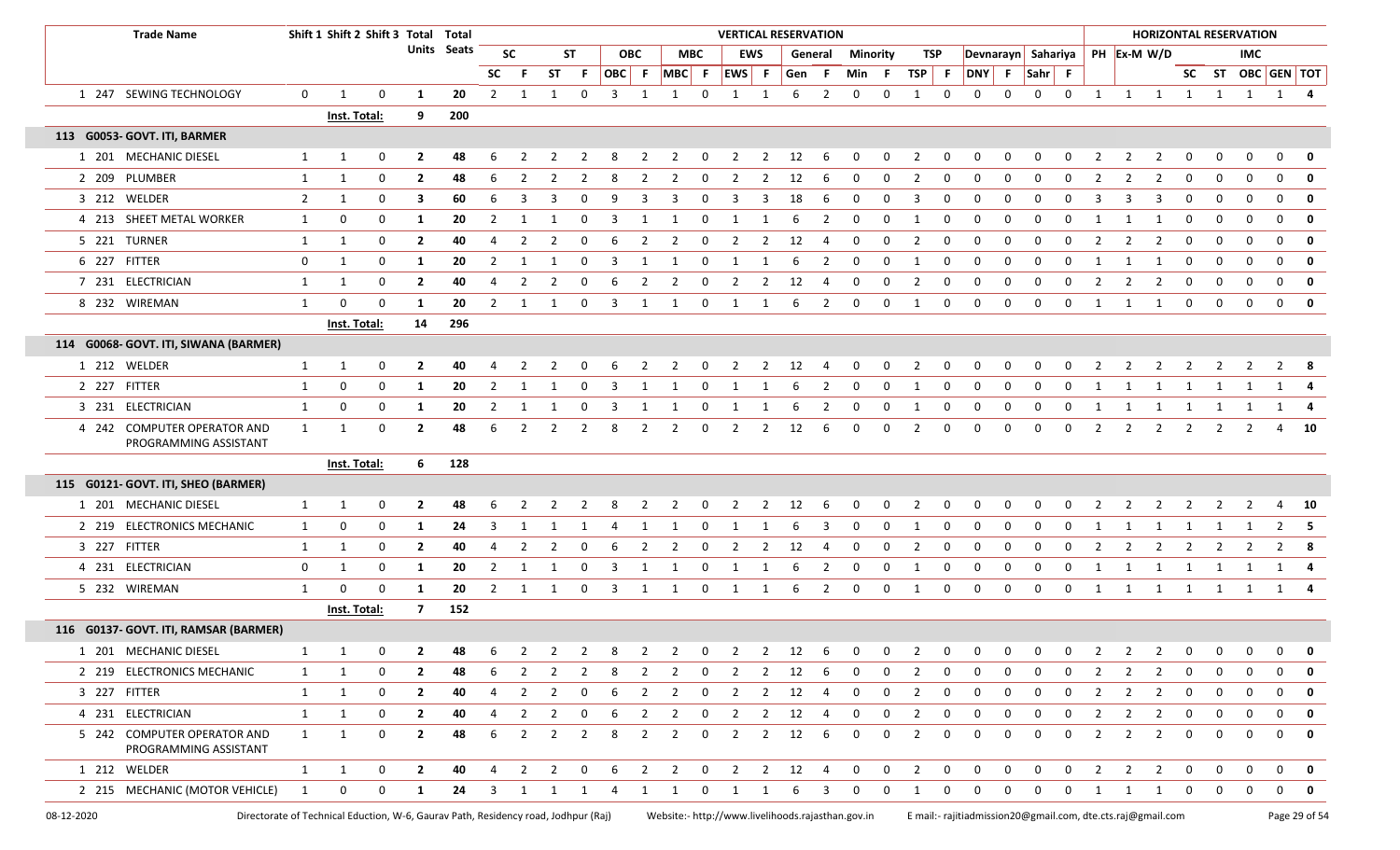| Trade Name | Shift 1 | Shift 2 | Shift 3 | Total Units | Total Seats | SC | F | ST | F | OBC | F | MBC | F | EWS | F | Gen | F | Min | F | TSP | F | DNY | F | Sahr | F | PH | Ex-M | W/D | SC | ST | OBC | GEN | TOT |
|---|---|---|---|---|---|---|---|---|---|---|---|---|---|---|---|---|---|---|---|---|---|---|---|---|---|---|---|---|---|---|---|---|---|
| | | | | | | VERTICAL RESERVATION | | | | | | | | | | | | | | | | | | | | HORIZONTAL RESERVATION | | | | | | | |
| | | | | | | SC | | ST | | OBC | | MBC | | EWS | | General | | Minority | | TSP | | Devnarayn | | Sahariya | | PH | Ex-M | W/D | | | IMC | | |
| 1 247 SEWING TECHNOLOGY | 0 | 1 | 0 | 1 | 20 | 2 | 1 | 1 | 0 | 3 | 1 | 1 | 0 | 1 | 1 | 6 | 2 | 0 | 0 | 1 | 0 | 0 | 0 | 0 | 0 | 1 | 1 | 1 | 1 | 1 | 1 | 1 | 4 |
| | Inst. Total: | | | 9 | 200 | | | | | | | | | | | | | | | | | | | | | | | | | | | | |
| **113 G0053- GOVT. ITI, BARMER** | | | | | | | | | | | | | | | | | | | | | | | | | | | | | | | | | |
| 1 201 MECHANIC DIESEL | 1 | 1 | 0 | 2 | 48 | 6 | 2 | 2 | 2 | 8 | 2 | 2 | 0 | 2 | 2 | 12 | 6 | 0 | 0 | 2 | 0 | 0 | 0 | 0 | 0 | 2 | 2 | 2 | 0 | 0 | 0 | 0 | 0 |
| 2 209 PLUMBER | 1 | 1 | 0 | 2 | 48 | 6 | 2 | 2 | 2 | 8 | 2 | 2 | 0 | 2 | 2 | 12 | 6 | 0 | 0 | 2 | 0 | 0 | 0 | 0 | 0 | 2 | 2 | 2 | 0 | 0 | 0 | 0 | 0 |
| 3 212 WELDER | 2 | 1 | 0 | 3 | 60 | 6 | 3 | 3 | 0 | 9 | 3 | 3 | 0 | 3 | 3 | 18 | 6 | 0 | 0 | 3 | 0 | 0 | 0 | 0 | 0 | 3 | 3 | 3 | 0 | 0 | 0 | 0 | 0 |
| 4 213 SHEET METAL WORKER | 1 | 0 | 0 | 1 | 20 | 2 | 1 | 1 | 0 | 3 | 1 | 1 | 0 | 1 | 1 | 6 | 2 | 0 | 0 | 1 | 0 | 0 | 0 | 0 | 0 | 1 | 1 | 1 | 0 | 0 | 0 | 0 | 0 |
| 5 221 TURNER | 1 | 1 | 0 | 2 | 40 | 4 | 2 | 2 | 0 | 6 | 2 | 2 | 0 | 2 | 2 | 12 | 4 | 0 | 0 | 2 | 0 | 0 | 0 | 0 | 0 | 2 | 2 | 2 | 0 | 0 | 0 | 0 | 0 |
| 6 227 FITTER | 0 | 1 | 0 | 1 | 20 | 2 | 1 | 1 | 0 | 3 | 1 | 1 | 0 | 1 | 1 | 6 | 2 | 0 | 0 | 1 | 0 | 0 | 0 | 0 | 0 | 1 | 1 | 1 | 0 | 0 | 0 | 0 | 0 |
| 7 231 ELECTRICIAN | 1 | 1 | 0 | 2 | 40 | 4 | 2 | 2 | 0 | 6 | 2 | 2 | 0 | 2 | 2 | 12 | 4 | 0 | 0 | 2 | 0 | 0 | 0 | 0 | 0 | 2 | 2 | 2 | 0 | 0 | 0 | 0 | 0 |
| 8 232 WIREMAN | 1 | 0 | 0 | 1 | 20 | 2 | 1 | 1 | 0 | 3 | 1 | 1 | 0 | 1 | 1 | 6 | 2 | 0 | 0 | 1 | 0 | 0 | 0 | 0 | 0 | 1 | 1 | 1 | 0 | 0 | 0 | 0 | 0 |
| | Inst. Total: | | | 14 | 296 | | | | | | | | | | | | | | | | | | | | | | | | | | | | |
| **114 G0068- GOVT. ITI, SIWANA (BARMER)** | | | | | | | | | | | | | | | | | | | | | | | | | | | | | | | | | |
| 1 212 WELDER | 1 | 1 | 0 | 2 | 40 | 4 | 2 | 2 | 0 | 6 | 2 | 2 | 0 | 2 | 2 | 12 | 4 | 0 | 0 | 2 | 0 | 0 | 0 | 0 | 0 | 2 | 2 | 2 | 2 | 2 | 2 | 2 | 8 |
| 2 227 FITTER | 1 | 0 | 0 | 1 | 20 | 2 | 1 | 1 | 0 | 3 | 1 | 1 | 0 | 1 | 1 | 6 | 2 | 0 | 0 | 1 | 0 | 0 | 0 | 0 | 0 | 1 | 1 | 1 | 1 | 1 | 1 | 1 | 4 |
| 3 231 ELECTRICIAN | 1 | 0 | 0 | 1 | 20 | 2 | 1 | 1 | 0 | 3 | 1 | 1 | 0 | 1 | 1 | 6 | 2 | 0 | 0 | 1 | 0 | 0 | 0 | 0 | 0 | 1 | 1 | 1 | 1 | 1 | 1 | 1 | 4 |
| 4 242 COMPUTER OPERATOR AND PROGRAMMING ASSISTANT | 1 | 1 | 0 | 2 | 48 | 6 | 2 | 2 | 2 | 8 | 2 | 2 | 0 | 2 | 2 | 12 | 6 | 0 | 0 | 2 | 0 | 0 | 0 | 0 | 0 | 2 | 2 | 2 | 2 | 2 | 2 | 4 | 10 |
| | Inst. Total: | | | 6 | 128 | | | | | | | | | | | | | | | | | | | | | | | | | | | | |
| **115 G0121- GOVT. ITI, SHEO (BARMER)** | | | | | | | | | | | | | | | | | | | | | | | | | | | | | | | | | |
| 1 201 MECHANIC DIESEL | 1 | 1 | 0 | 2 | 48 | 6 | 2 | 2 | 2 | 8 | 2 | 2 | 0 | 2 | 2 | 12 | 6 | 0 | 0 | 2 | 0 | 0 | 0 | 0 | 0 | 2 | 2 | 2 | 2 | 2 | 2 | 4 | 10 |
| 2 219 ELECTRONICS MECHANIC | 1 | 0 | 0 | 1 | 24 | 3 | 1 | 1 | 1 | 4 | 1 | 1 | 0 | 1 | 1 | 6 | 3 | 0 | 0 | 1 | 0 | 0 | 0 | 0 | 0 | 1 | 1 | 1 | 1 | 1 | 1 | 2 | 5 |
| 3 227 FITTER | 1 | 1 | 0 | 2 | 40 | 4 | 2 | 2 | 0 | 6 | 2 | 2 | 0 | 2 | 2 | 12 | 4 | 0 | 0 | 2 | 0 | 0 | 0 | 0 | 0 | 2 | 2 | 2 | 2 | 2 | 2 | 2 | 8 |
| 4 231 ELECTRICIAN | 0 | 1 | 0 | 1 | 20 | 2 | 1 | 1 | 0 | 3 | 1 | 1 | 0 | 1 | 1 | 6 | 2 | 0 | 0 | 1 | 0 | 0 | 0 | 0 | 0 | 1 | 1 | 1 | 1 | 1 | 1 | 1 | 4 |
| 5 232 WIREMAN | 1 | 0 | 0 | 1 | 20 | 2 | 1 | 1 | 0 | 3 | 1 | 1 | 0 | 1 | 1 | 6 | 2 | 0 | 0 | 1 | 0 | 0 | 0 | 0 | 0 | 1 | 1 | 1 | 1 | 1 | 1 | 1 | 4 |
| | Inst. Total: | | | 7 | 152 | | | | | | | | | | | | | | | | | | | | | | | | | | | | |
| **116 G0137- GOVT. ITI, RAMSAR (BARMER)** | | | | | | | | | | | | | | | | | | | | | | | | | | | | | | | | | |
| 1 201 MECHANIC DIESEL | 1 | 1 | 0 | 2 | 48 | 6 | 2 | 2 | 2 | 8 | 2 | 2 | 0 | 2 | 2 | 12 | 6 | 0 | 0 | 2 | 0 | 0 | 0 | 0 | 0 | 2 | 2 | 2 | 0 | 0 | 0 | 0 | 0 |
| 2 219 ELECTRONICS MECHANIC | 1 | 1 | 0 | 2 | 48 | 6 | 2 | 2 | 2 | 8 | 2 | 2 | 0 | 2 | 2 | 12 | 6 | 0 | 0 | 2 | 0 | 0 | 0 | 0 | 0 | 2 | 2 | 2 | 0 | 0 | 0 | 0 | 0 |
| 3 227 FITTER | 1 | 1 | 0 | 2 | 40 | 4 | 2 | 2 | 0 | 6 | 2 | 2 | 0 | 2 | 2 | 12 | 4 | 0 | 0 | 2 | 0 | 0 | 0 | 0 | 0 | 2 | 2 | 2 | 0 | 0 | 0 | 0 | 0 |
| 4 231 ELECTRICIAN | 1 | 1 | 0 | 2 | 40 | 4 | 2 | 2 | 0 | 6 | 2 | 2 | 0 | 2 | 2 | 12 | 4 | 0 | 0 | 2 | 0 | 0 | 0 | 0 | 0 | 2 | 2 | 2 | 0 | 0 | 0 | 0 | 0 |
| 5 242 COMPUTER OPERATOR AND PROGRAMMING ASSISTANT | 1 | 1 | 0 | 2 | 48 | 6 | 2 | 2 | 2 | 8 | 2 | 2 | 0 | 2 | 2 | 12 | 6 | 0 | 0 | 2 | 0 | 0 | 0 | 0 | 0 | 2 | 2 | 2 | 0 | 0 | 0 | 0 | 0 |
| 1 212 WELDER | 1 | 1 | 0 | 2 | 40 | 4 | 2 | 2 | 0 | 6 | 2 | 2 | 0 | 2 | 2 | 12 | 4 | 0 | 0 | 2 | 0 | 0 | 0 | 0 | 0 | 2 | 2 | 2 | 0 | 0 | 0 | 0 | 0 |
| 2 215 MECHANIC (MOTOR VEHICLE) | 1 | 0 | 0 | 1 | 24 | 3 | 1 | 1 | 1 | 4 | 1 | 1 | 0 | 1 | 1 | 6 | 3 | 0 | 0 | 1 | 0 | 0 | 0 | 0 | 0 | 1 | 1 | 1 | 0 | 0 | 0 | 0 | 0 |

08-12-2020 Directorate of Technical Eduction, W-6, Gaurav Path, Residency road, Jodhpur (Raj) Website:- http://www.livelihoods.rajasthan.gov.in E mail:- rajitiadmission20@gmail.com, dte.cts.raj@gmail.com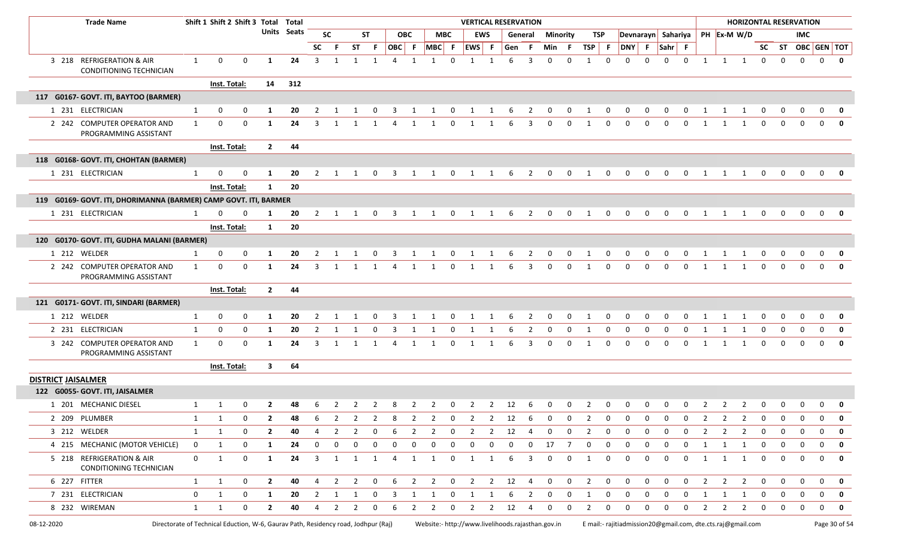| | Trade Name | Shift 1 | Shift 2 | Shift 3 | Total Units | Total Seats | VERTICAL RESERVATION | | | | | | | | | | | | | | | | | | | | | | HORIZONTAL RESERVATION | | | | | | | |
|---|---|---|---|---|---|---|---|---|---|---|---|---|---|---|---|---|---|---|---|---|---|---|---|---|---|---|---|---|---|---|---|---|---|---|---|
| | | | | | | | SC | | ST | | OBC | | MBC | | EWS | | General | | Minority | | TSP | | Devnarayn | | Sahariya | | PH | Ex-M | W/D | | | IMC | | | |
| | | | | | | | SC | F | ST | F | OBC | F | MBC | F | EWS | F | Gen | F | Min | F | TSP | F | DNY | F | Sahr | F | | | | SC | ST | OBC | GEN | TOT | |
| 3 | 218 REFRIGERATION & AIR CONDITIONING TECHNICIAN | 1 | 0 | 0 | 1 | 24 | 3 | 1 | 1 | 1 | 4 | 1 | 1 | 0 | 1 | 1 | 6 | 3 | 0 | 0 | 1 | 0 | 0 | 0 | 0 | 0 | 1 | 1 | 1 | 0 | 0 | 0 | 0 | 0 | |
| | | Inst. Total: | | | 14 | 312 | | | | | | | | | | | | | | | | | | | | | | | | | | | | | |
| **117 G0167- GOVT. ITI, BAYTOO (BARMER)** | | | | | | | | | | | | | | | | | | | | | | | | | | | | | | | | | | | |
| 1 | 231 ELECTRICIAN | 1 | 0 | 0 | 1 | 20 | 2 | 1 | 1 | 0 | 3 | 1 | 1 | 0 | 1 | 1 | 6 | 2 | 0 | 0 | 1 | 0 | 0 | 0 | 0 | 0 | 1 | 1 | 1 | 0 | 0 | 0 | 0 | 0 | |
| 2 | 242 COMPUTER OPERATOR AND PROGRAMMING ASSISTANT | 1 | 0 | 0 | 1 | 24 | 3 | 1 | 1 | 1 | 4 | 1 | 1 | 0 | 1 | 1 | 6 | 3 | 0 | 0 | 1 | 0 | 0 | 0 | 0 | 0 | 1 | 1 | 1 | 0 | 0 | 0 | 0 | 0 | |
| | | Inst. Total: | | | 2 | 44 | | | | | | | | | | | | | | | | | | | | | | | | | | | | | |
| **118 G0168- GOVT. ITI, CHOHTAN (BARMER)** | | | | | | | | | | | | | | | | | | | | | | | | | | | | | | | | | | | |
| 1 | 231 ELECTRICIAN | 1 | 0 | 0 | 1 | 20 | 2 | 1 | 1 | 0 | 3 | 1 | 1 | 0 | 1 | 1 | 6 | 2 | 0 | 0 | 1 | 0 | 0 | 0 | 0 | 0 | 1 | 1 | 1 | 0 | 0 | 0 | 0 | 0 | |
| | | Inst. Total: | | | 1 | 20 | | | | | | | | | | | | | | | | | | | | | | | | | | | | | |
| **119 G0169- GOVT. ITI, DHORIMANNA (BARMER) CAMP GOVT. ITI, BARMER** | | | | | | | | | | | | | | | | | | | | | | | | | | | | | | | | | | | |
| 1 | 231 ELECTRICIAN | 1 | 0 | 0 | 1 | 20 | 2 | 1 | 1 | 0 | 3 | 1 | 1 | 0 | 1 | 1 | 6 | 2 | 0 | 0 | 1 | 0 | 0 | 0 | 0 | 0 | 1 | 1 | 1 | 0 | 0 | 0 | 0 | 0 | |
| | | Inst. Total: | | | 1 | 20 | | | | | | | | | | | | | | | | | | | | | | | | | | | | | |
| **120 G0170- GOVT. ITI, GUDHA MALANI (BARMER)** | | | | | | | | | | | | | | | | | | | | | | | | | | | | | | | | | | | |
| 1 | 212 WELDER | 1 | 0 | 0 | 1 | 20 | 2 | 1 | 1 | 0 | 3 | 1 | 1 | 0 | 1 | 1 | 6 | 2 | 0 | 0 | 1 | 0 | 0 | 0 | 0 | 0 | 1 | 1 | 1 | 0 | 0 | 0 | 0 | 0 | |
| 2 | 242 COMPUTER OPERATOR AND PROGRAMMING ASSISTANT | 1 | 0 | 0 | 1 | 24 | 3 | 1 | 1 | 1 | 4 | 1 | 1 | 0 | 1 | 1 | 6 | 3 | 0 | 0 | 1 | 0 | 0 | 0 | 0 | 0 | 1 | 1 | 1 | 0 | 0 | 0 | 0 | 0 | |
| | | Inst. Total: | | | 2 | 44 | | | | | | | | | | | | | | | | | | | | | | | | | | | | | |
| **121 G0171- GOVT. ITI, SINDARI (BARMER)** | | | | | | | | | | | | | | | | | | | | | | | | | | | | | | | | | | | |
| 1 | 212 WELDER | 1 | 0 | 0 | 1 | 20 | 2 | 1 | 1 | 0 | 3 | 1 | 1 | 0 | 1 | 1 | 6 | 2 | 0 | 0 | 1 | 0 | 0 | 0 | 0 | 0 | 1 | 1 | 1 | 0 | 0 | 0 | 0 | 0 | |
| 2 | 231 ELECTRICIAN | 1 | 0 | 0 | 1 | 20 | 2 | 1 | 1 | 0 | 3 | 1 | 1 | 0 | 1 | 1 | 6 | 2 | 0 | 0 | 1 | 0 | 0 | 0 | 0 | 0 | 1 | 1 | 1 | 0 | 0 | 0 | 0 | 0 | |
| 3 | 242 COMPUTER OPERATOR AND PROGRAMMING ASSISTANT | 1 | 0 | 0 | 1 | 24 | 3 | 1 | 1 | 1 | 4 | 1 | 1 | 0 | 1 | 1 | 6 | 3 | 0 | 0 | 1 | 0 | 0 | 0 | 0 | 0 | 1 | 1 | 1 | 0 | 0 | 0 | 0 | 0 | |
| | | Inst. Total: | | | 3 | 64 | | | | | | | | | | | | | | | | | | | | | | | | | | | | | |
| **DISTRICT JAISALMER** | | | | | | | | | | | | | | | | | | | | | | | | | | | | | | | | | | | |
| **122 G0055- GOVT. ITI, JAISALMER** | | | | | | | | | | | | | | | | | | | | | | | | | | | | | | | | | | | |
| 1 | 201 MECHANIC DIESEL | 1 | 1 | 0 | 2 | 48 | 6 | 2 | 2 | 2 | 8 | 2 | 2 | 0 | 2 | 2 | 12 | 6 | 0 | 0 | 2 | 0 | 0 | 0 | 0 | 0 | 2 | 2 | 2 | 0 | 0 | 0 | 0 | 0 | |
| 2 | 209 PLUMBER | 1 | 1 | 0 | 2 | 48 | 6 | 2 | 2 | 2 | 8 | 2 | 2 | 0 | 2 | 2 | 12 | 6 | 0 | 0 | 2 | 0 | 0 | 0 | 0 | 0 | 2 | 2 | 2 | 0 | 0 | 0 | 0 | 0 | |
| 3 | 212 WELDER | 1 | 1 | 0 | 2 | 40 | 4 | 2 | 2 | 0 | 6 | 2 | 2 | 0 | 2 | 2 | 12 | 4 | 0 | 0 | 2 | 0 | 0 | 0 | 0 | 0 | 2 | 2 | 2 | 0 | 0 | 0 | 0 | 0 | |
| 4 | 215 MECHANIC (MOTOR VEHICLE) | 0 | 1 | 0 | 1 | 24 | 0 | 0 | 0 | 0 | 0 | 0 | 0 | 0 | 0 | 0 | 0 | 0 | 17 | 7 | 0 | 0 | 0 | 0 | 0 | 0 | 1 | 1 | 1 | 0 | 0 | 0 | 0 | 0 | |
| 5 | 218 REFRIGERATION & AIR CONDITIONING TECHNICIAN | 0 | 1 | 0 | 1 | 24 | 3 | 1 | 1 | 1 | 4 | 1 | 1 | 0 | 1 | 1 | 6 | 3 | 0 | 0 | 1 | 0 | 0 | 0 | 0 | 0 | 1 | 1 | 1 | 0 | 0 | 0 | 0 | 0 | |
| 6 | 227 FITTER | 1 | 1 | 0 | 2 | 40 | 4 | 2 | 2 | 0 | 6 | 2 | 2 | 0 | 2 | 2 | 12 | 4 | 0 | 0 | 2 | 0 | 0 | 0 | 0 | 0 | 2 | 2 | 2 | 0 | 0 | 0 | 0 | 0 | |
| 7 | 231 ELECTRICIAN | 0 | 1 | 0 | 1 | 20 | 2 | 1 | 1 | 0 | 3 | 1 | 1 | 0 | 1 | 1 | 6 | 2 | 0 | 0 | 1 | 0 | 0 | 0 | 0 | 0 | 1 | 1 | 1 | 0 | 0 | 0 | 0 | 0 | |
| 8 | 232 WIREMAN | 1 | 1 | 0 | 2 | 40 | 4 | 2 | 2 | 0 | 6 | 2 | 2 | 0 | 2 | 2 | 12 | 4 | 0 | 0 | 2 | 0 | 0 | 0 | 0 | 0 | 2 | 2 | 2 | 0 | 0 | 0 | 0 | 0 | |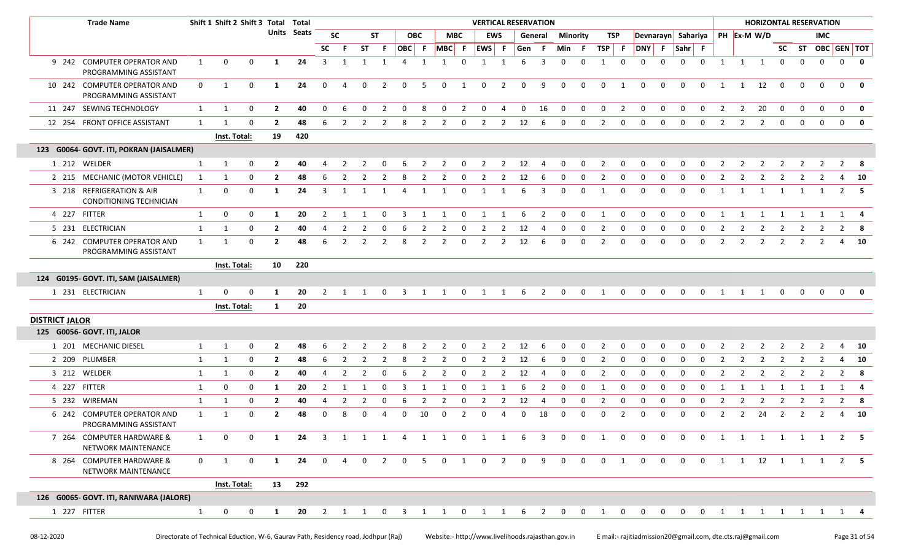| | Trade Name | Shift 1 | Shift 2 | Shift 3 | Total Units | Total Seats | SC | | ST | | OBC | | MBC | | EWS | | General | | Minority | | TSP | | Devnarayn | | Sahariya | | PH | Ex-M | W/D | SC | ST | IMC | | |
|---|---|---|---|---|---|---|---|---|---|---|---|---|---|---|---|---|---|---|---|---|---|---|---|---|---|---|---|---|---|---|---|---|---|---|
| | | | | | | | SC | F | ST | F | OBC | F | MBC | F | EWS | F | Gen | F | Min | F | TSP | F | DNY | F | Sahr | F | | | | | | OBC | GEN | TOT |
| 9 | 242 COMPUTER OPERATOR AND PROGRAMMING ASSISTANT | 1 | 0 | 0 | 1 | 24 | 3 | 1 | 1 | 1 | 4 | 1 | 1 | 0 | 1 | 1 | 6 | 3 | 0 | 0 | 1 | 0 | 0 | 0 | 0 | 0 | 1 | 1 | 1 | 0 | 0 | 0 | 0 | 0 |
| 10 | 242 COMPUTER OPERATOR AND PROGRAMMING ASSISTANT | 0 | 1 | 0 | 1 | 24 | 0 | 4 | 0 | 2 | 0 | 5 | 0 | 1 | 0 | 2 | 0 | 9 | 0 | 0 | 0 | 1 | 0 | 0 | 0 | 0 | 1 | 1 | 12 | 0 | 0 | 0 | 0 | 0 |
| 11 | 247 SEWING TECHNOLOGY | 1 | 1 | 0 | 2 | 40 | 0 | 6 | 0 | 2 | 0 | 8 | 0 | 2 | 0 | 4 | 0 | 16 | 0 | 0 | 0 | 2 | 0 | 0 | 0 | 0 | 2 | 2 | 20 | 0 | 0 | 0 | 0 | 0 |
| 12 | 254 FRONT OFFICE ASSISTANT | 1 | 1 | 0 | 2 | 48 | 6 | 2 | 2 | 2 | 8 | 2 | 2 | 0 | 2 | 2 | 12 | 6 | 0 | 0 | 2 | 0 | 0 | 0 | 0 | 0 | 2 | 2 | 2 | 0 | 0 | 0 | 0 | 0 |
| | | Inst. Total: | | | 19 | 420 | | | | | | | | | | | | | | | | | | | | | | | | | | | | |
| **123 G0064- GOVT. ITI, POKRAN (JAISALMER)** | | | | | | | | | | | | | | | | | | | | | | | | | | | | | | | | | | |
| 1 | 212 WELDER | 1 | 1 | 0 | 2 | 40 | 4 | 2 | 2 | 0 | 6 | 2 | 2 | 0 | 2 | 2 | 12 | 4 | 0 | 0 | 2 | 0 | 0 | 0 | 0 | 0 | 2 | 2 | 2 | 2 | 2 | 2 | 2 | 8 |
| 2 | 215 MECHANIC (MOTOR VEHICLE) | 1 | 1 | 0 | 2 | 48 | 6 | 2 | 2 | 2 | 8 | 2 | 2 | 0 | 2 | 2 | 12 | 6 | 0 | 0 | 2 | 0 | 0 | 0 | 0 | 0 | 2 | 2 | 2 | 2 | 2 | 2 | 4 | 10 |
| 3 | 218 REFRIGERATION & AIR CONDITIONING TECHNICIAN | 1 | 0 | 0 | 1 | 24 | 3 | 1 | 1 | 1 | 4 | 1 | 1 | 0 | 1 | 1 | 6 | 3 | 0 | 0 | 1 | 0 | 0 | 0 | 0 | 0 | 1 | 1 | 1 | 1 | 1 | 1 | 2 | 5 |
| 4 | 227 FITTER | 1 | 0 | 0 | 1 | 20 | 2 | 1 | 1 | 0 | 3 | 1 | 1 | 0 | 1 | 1 | 6 | 2 | 0 | 0 | 1 | 0 | 0 | 0 | 0 | 0 | 1 | 1 | 1 | 1 | 1 | 1 | 1 | 4 |
| 5 | 231 ELECTRICIAN | 1 | 1 | 0 | 2 | 40 | 4 | 2 | 2 | 0 | 6 | 2 | 2 | 0 | 2 | 2 | 12 | 4 | 0 | 0 | 2 | 0 | 0 | 0 | 0 | 0 | 2 | 2 | 2 | 2 | 2 | 2 | 2 | 8 |
| 6 | 242 COMPUTER OPERATOR AND PROGRAMMING ASSISTANT | 1 | 1 | 0 | 2 | 48 | 6 | 2 | 2 | 2 | 8 | 2 | 2 | 0 | 2 | 2 | 12 | 6 | 0 | 0 | 2 | 0 | 0 | 0 | 0 | 0 | 2 | 2 | 2 | 2 | 2 | 2 | 4 | 10 |
| | | Inst. Total: | | | 10 | 220 | | | | | | | | | | | | | | | | | | | | | | | | | | | | |
| **124 G0195- GOVT. ITI, SAM (JAISALMER)** | | | | | | | | | | | | | | | | | | | | | | | | | | | | | | | | | | |
| 1 | 231 ELECTRICIAN | 1 | 0 | 0 | 1 | 20 | 2 | 1 | 1 | 0 | 3 | 1 | 1 | 0 | 1 | 1 | 6 | 2 | 0 | 0 | 1 | 0 | 0 | 0 | 0 | 0 | 1 | 1 | 1 | 0 | 0 | 0 | 0 | 0 |
| | | Inst. Total: | | | 1 | 20 | | | | | | | | | | | | | | | | | | | | | | | | | | | | |
| **DISTRICT JALOR** | | | | | | | | | | | | | | | | | | | | | | | | | | | | | | | | | | |
| **125 G0056- GOVT. ITI, JALOR** | | | | | | | | | | | | | | | | | | | | | | | | | | | | | | | | | | |
| 1 | 201 MECHANIC DIESEL | 1 | 1 | 0 | 2 | 48 | 6 | 2 | 2 | 2 | 8 | 2 | 2 | 0 | 2 | 2 | 12 | 6 | 0 | 0 | 2 | 0 | 0 | 0 | 0 | 0 | 2 | 2 | 2 | 2 | 2 | 2 | 4 | 10 |
| 2 | 209 PLUMBER | 1 | 1 | 0 | 2 | 48 | 6 | 2 | 2 | 2 | 8 | 2 | 2 | 0 | 2 | 2 | 12 | 6 | 0 | 0 | 2 | 0 | 0 | 0 | 0 | 0 | 2 | 2 | 2 | 2 | 2 | 2 | 4 | 10 |
| 3 | 212 WELDER | 1 | 1 | 0 | 2 | 40 | 4 | 2 | 2 | 0 | 6 | 2 | 2 | 0 | 2 | 2 | 12 | 4 | 0 | 0 | 2 | 0 | 0 | 0 | 0 | 0 | 2 | 2 | 2 | 2 | 2 | 2 | 2 | 8 |
| 4 | 227 FITTER | 1 | 0 | 0 | 1 | 20 | 2 | 1 | 1 | 0 | 3 | 1 | 1 | 0 | 1 | 1 | 6 | 2 | 0 | 0 | 1 | 0 | 0 | 0 | 0 | 0 | 1 | 1 | 1 | 1 | 1 | 1 | 1 | 4 |
| 5 | 232 WIREMAN | 1 | 1 | 0 | 2 | 40 | 4 | 2 | 2 | 0 | 6 | 2 | 2 | 0 | 2 | 2 | 12 | 4 | 0 | 0 | 2 | 0 | 0 | 0 | 0 | 0 | 2 | 2 | 2 | 2 | 2 | 2 | 2 | 8 |
| 6 | 242 COMPUTER OPERATOR AND PROGRAMMING ASSISTANT | 1 | 1 | 0 | 2 | 48 | 0 | 8 | 0 | 4 | 0 | 10 | 0 | 2 | 0 | 4 | 0 | 18 | 0 | 0 | 0 | 2 | 0 | 0 | 0 | 0 | 2 | 2 | 24 | 2 | 2 | 2 | 4 | 10 |
| 7 | 264 COMPUTER HARDWARE & NETWORK MAINTENANCE | 1 | 0 | 0 | 1 | 24 | 3 | 1 | 1 | 1 | 4 | 1 | 1 | 0 | 1 | 1 | 6 | 3 | 0 | 0 | 1 | 0 | 0 | 0 | 0 | 0 | 1 | 1 | 1 | 1 | 1 | 1 | 2 | 5 |
| 8 | 264 COMPUTER HARDWARE & NETWORK MAINTENANCE | 0 | 1 | 0 | 1 | 24 | 0 | 4 | 0 | 2 | 0 | 5 | 0 | 1 | 0 | 2 | 0 | 9 | 0 | 0 | 0 | 1 | 0 | 0 | 0 | 0 | 1 | 1 | 12 | 1 | 1 | 1 | 2 | 5 |
| | | Inst. Total: | | | 13 | 292 | | | | | | | | | | | | | | | | | | | | | | | | | | | | |
| **126 G0065- GOVT. ITI, RANIWARA (JALORE)** | | | | | | | | | | | | | | | | | | | | | | | | | | | | | | | | | | |
| 1 | 227 FITTER | 1 | 0 | 0 | 1 | 20 | 2 | 1 | 1 | 0 | 3 | 1 | 1 | 0 | 1 | 1 | 6 | 2 | 0 | 0 | 1 | 0 | 0 | 0 | 0 | 0 | 1 | 1 | 1 | 1 | 1 | 1 | 1 | 4 |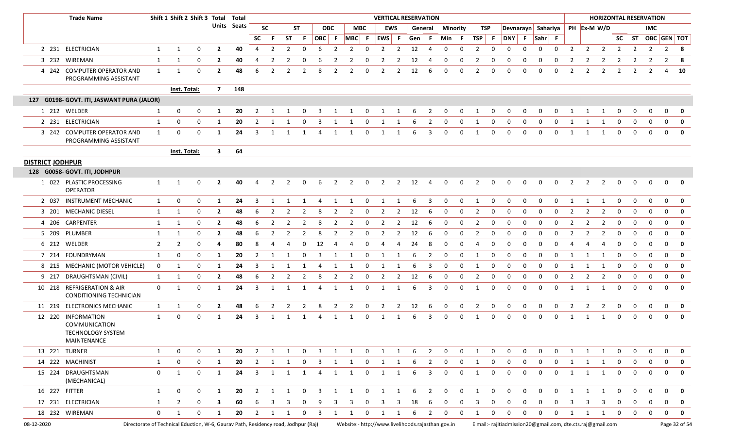| | Trade Name | Shift 1 | Shift 2 | Shift 3 | Total Units | Total Seats | VERTICAL RESERVATION | | | | | | | | | | | | | | | | | | | | HORIZONTAL RESERVATION | | | | | | | |
|---|---|---|---|---|---|---|---|---|---|---|---|---|---|---|---|---|---|---|---|---|---|---|---|---|---|---|---|---|---|---|---|---|---|---|
| | | | | | | | SC | | ST | | OBC | | MBC | | EWS | | General | | Minority | | TSP | | Devnarayn | | Sahariya | | PH | Ex-M | W/D | IMC | | | | |
| | | | | | | | SC | F | ST | F | OBC | F | MBC | F | EWS | F | Gen | F | Min | F | TSP | F | DNY | F | Sahr | F | | | | SC | ST | OBC | GEN | TOT |
| 2 | 231 ELECTRICIAN | 1 | 1 | 0 | 2 | 40 | 4 | 2 | 2 | 0 | 6 | 2 | 2 | 0 | 2 | 2 | 12 | 4 | 0 | 0 | 2 | 0 | 0 | 0 | 0 | 0 | 2 | 2 | 2 | 2 | 2 | 2 | 2 | 8 |
| 3 | 232 WIREMAN | 1 | 1 | 0 | 2 | 40 | 4 | 2 | 2 | 0 | 6 | 2 | 2 | 0 | 2 | 2 | 12 | 4 | 0 | 0 | 2 | 0 | 0 | 0 | 0 | 0 | 2 | 2 | 2 | 2 | 2 | 2 | 2 | 8 |
| 4 | 242 COMPUTER OPERATOR AND PROGRAMMING ASSISTANT | 1 | 1 | 0 | 2 | 48 | 6 | 2 | 2 | 2 | 8 | 2 | 2 | 0 | 2 | 2 | 12 | 6 | 0 | 0 | 2 | 0 | 0 | 0 | 0 | 0 | 2 | 2 | 2 | 2 | 2 | 2 | 4 | 10 |
| | | Inst. Total: | | | 7 | 148 | | | | | | | | | | | | | | | | | | | | | | | | | | | | |
| **127** | **G0198- GOVT. ITI, JASWANT PURA (JALOR)** | | | | | | | | | | | | | | | | | | | | | | | | | | | | | | | | | |
| 1 | 212 WELDER | 1 | 0 | 0 | 1 | 20 | 2 | 1 | 1 | 0 | 3 | 1 | 1 | 0 | 1 | 1 | 6 | 2 | 0 | 0 | 1 | 0 | 0 | 0 | 0 | 0 | 1 | 1 | 1 | 0 | 0 | 0 | 0 | 0 |
| 2 | 231 ELECTRICIAN | 1 | 0 | 0 | 1 | 20 | 2 | 1 | 1 | 0 | 3 | 1 | 1 | 0 | 1 | 1 | 6 | 2 | 0 | 0 | 1 | 0 | 0 | 0 | 0 | 0 | 1 | 1 | 1 | 0 | 0 | 0 | 0 | 0 |
| 3 | 242 COMPUTER OPERATOR AND PROGRAMMING ASSISTANT | 1 | 0 | 0 | 1 | 24 | 3 | 1 | 1 | 1 | 4 | 1 | 1 | 0 | 1 | 1 | 6 | 3 | 0 | 0 | 1 | 0 | 0 | 0 | 0 | 0 | 1 | 1 | 1 | 0 | 0 | 0 | 0 | 0 |
| | | Inst. Total: | | | 3 | 64 | | | | | | | | | | | | | | | | | | | | | | | | | | | | |
| **DISTRICT JODHPUR** | | | | | | | | | | | | | | | | | | | | | | | | | | | | | | | | | | |
| **128** | **G0058- GOVT. ITI, JODHPUR** | | | | | | | | | | | | | | | | | | | | | | | | | | | | | | | | | |
| 1 | 022 PLASTIC PROCESSING OPERATOR | 1 | 1 | 0 | 2 | 40 | 4 | 2 | 2 | 0 | 6 | 2 | 2 | 0 | 2 | 2 | 12 | 4 | 0 | 0 | 2 | 0 | 0 | 0 | 0 | 0 | 2 | 2 | 2 | 0 | 0 | 0 | 0 | 0 |
| 2 | 037 INSTRUMENT MECHANIC | 1 | 0 | 0 | 1 | 24 | 3 | 1 | 1 | 1 | 4 | 1 | 1 | 0 | 1 | 1 | 6 | 3 | 0 | 0 | 1 | 0 | 0 | 0 | 0 | 0 | 1 | 1 | 1 | 0 | 0 | 0 | 0 | 0 |
| 3 | 201 MECHANIC DIESEL | 1 | 1 | 0 | 2 | 48 | 6 | 2 | 2 | 2 | 8 | 2 | 2 | 0 | 2 | 2 | 12 | 6 | 0 | 0 | 2 | 0 | 0 | 0 | 0 | 0 | 2 | 2 | 2 | 0 | 0 | 0 | 0 | 0 |
| 4 | 206 CARPENTER | 1 | 1 | 0 | 2 | 48 | 6 | 2 | 2 | 2 | 8 | 2 | 2 | 0 | 2 | 2 | 12 | 6 | 0 | 0 | 2 | 0 | 0 | 0 | 0 | 0 | 2 | 2 | 2 | 0 | 0 | 0 | 0 | 0 |
| 5 | 209 PLUMBER | 1 | 1 | 0 | 2 | 48 | 6 | 2 | 2 | 2 | 8 | 2 | 2 | 0 | 2 | 2 | 12 | 6 | 0 | 0 | 2 | 0 | 0 | 0 | 0 | 0 | 2 | 2 | 2 | 0 | 0 | 0 | 0 | 0 |
| 6 | 212 WELDER | 2 | 2 | 0 | 4 | 80 | 8 | 4 | 4 | 0 | 12 | 4 | 4 | 0 | 4 | 4 | 24 | 8 | 0 | 0 | 4 | 0 | 0 | 0 | 0 | 0 | 4 | 4 | 4 | 0 | 0 | 0 | 0 | 0 |
| 7 | 214 FOUNDRYMAN | 1 | 0 | 0 | 1 | 20 | 2 | 1 | 1 | 0 | 3 | 1 | 1 | 0 | 1 | 1 | 6 | 2 | 0 | 0 | 1 | 0 | 0 | 0 | 0 | 0 | 1 | 1 | 1 | 0 | 0 | 0 | 0 | 0 |
| 8 | 215 MECHANIC (MOTOR VEHICLE) | 0 | 1 | 0 | 1 | 24 | 3 | 1 | 1 | 1 | 4 | 1 | 1 | 0 | 1 | 1 | 6 | 3 | 0 | 0 | 1 | 0 | 0 | 0 | 0 | 0 | 1 | 1 | 1 | 0 | 0 | 0 | 0 | 0 |
| 9 | 217 DRAUGHTSMAN (CIVIL) | 1 | 1 | 0 | 2 | 48 | 6 | 2 | 2 | 2 | 8 | 2 | 2 | 0 | 2 | 2 | 12 | 6 | 0 | 0 | 2 | 0 | 0 | 0 | 0 | 0 | 2 | 2 | 2 | 0 | 0 | 0 | 0 | 0 |
| 10 | 218 REFRIGERATION & AIR CONDITIONING TECHNICIAN | 0 | 1 | 0 | 1 | 24 | 3 | 1 | 1 | 1 | 4 | 1 | 1 | 0 | 1 | 1 | 6 | 3 | 0 | 0 | 1 | 0 | 0 | 0 | 0 | 0 | 1 | 1 | 1 | 0 | 0 | 0 | 0 | 0 |
| 11 | 219 ELECTRONICS MECHANIC | 1 | 1 | 0 | 2 | 48 | 6 | 2 | 2 | 2 | 8 | 2 | 2 | 0 | 2 | 2 | 12 | 6 | 0 | 0 | 2 | 0 | 0 | 0 | 0 | 0 | 2 | 2 | 2 | 0 | 0 | 0 | 0 | 0 |
| 12 | 220 INFORMATION COMMUNICATION TECHNOLOGY SYSTEM MAINTENANCE | 1 | 0 | 0 | 1 | 24 | 3 | 1 | 1 | 1 | 4 | 1 | 1 | 0 | 1 | 1 | 6 | 3 | 0 | 0 | 1 | 0 | 0 | 0 | 0 | 0 | 1 | 1 | 1 | 0 | 0 | 0 | 0 | 0 |
| 13 | 221 TURNER | 1 | 0 | 0 | 1 | 20 | 2 | 1 | 1 | 0 | 3 | 1 | 1 | 0 | 1 | 1 | 6 | 2 | 0 | 0 | 1 | 0 | 0 | 0 | 0 | 0 | 1 | 1 | 1 | 0 | 0 | 0 | 0 | 0 |
| 14 | 222 MACHINIST | 1 | 0 | 0 | 1 | 20 | 2 | 1 | 1 | 0 | 3 | 1 | 1 | 0 | 1 | 1 | 6 | 2 | 0 | 0 | 1 | 0 | 0 | 0 | 0 | 0 | 1 | 1 | 1 | 0 | 0 | 0 | 0 | 0 |
| 15 | 224 DRAUGHTSMAN (MECHANICAL) | 0 | 1 | 0 | 1 | 24 | 3 | 1 | 1 | 1 | 4 | 1 | 1 | 0 | 1 | 1 | 6 | 3 | 0 | 0 | 1 | 0 | 0 | 0 | 0 | 0 | 1 | 1 | 1 | 0 | 0 | 0 | 0 | 0 |
| 16 | 227 FITTER | 1 | 0 | 0 | 1 | 20 | 2 | 1 | 1 | 0 | 3 | 1 | 1 | 0 | 1 | 1 | 6 | 2 | 0 | 0 | 1 | 0 | 0 | 0 | 0 | 0 | 1 | 1 | 1 | 0 | 0 | 0 | 0 | 0 |
| 17 | 231 ELECTRICIAN | 1 | 2 | 0 | 3 | 60 | 6 | 3 | 3 | 0 | 9 | 3 | 3 | 0 | 3 | 3 | 18 | 6 | 0 | 0 | 3 | 0 | 0 | 0 | 0 | 0 | 3 | 3 | 3 | 0 | 0 | 0 | 0 | 0 |
| 18 | 232 WIREMAN | 0 | 1 | 0 | 1 | 20 | 2 | 1 | 1 | 0 | 3 | 1 | 1 | 0 | 1 | 1 | 6 | 2 | 0 | 0 | 1 | 0 | 0 | 0 | 0 | 0 | 1 | 1 | 1 | 0 | 0 | 0 | 0 | 0 |

08-12-2020 Directorate of Technical Eduction, W-6, Gaurav Path, Residency road, Jodhpur (Raj) Website:- http://www.livelihoods.rajasthan.gov.in E mail:- rajitiadmission20@gmail.com, dte.cts.raj@gmail.com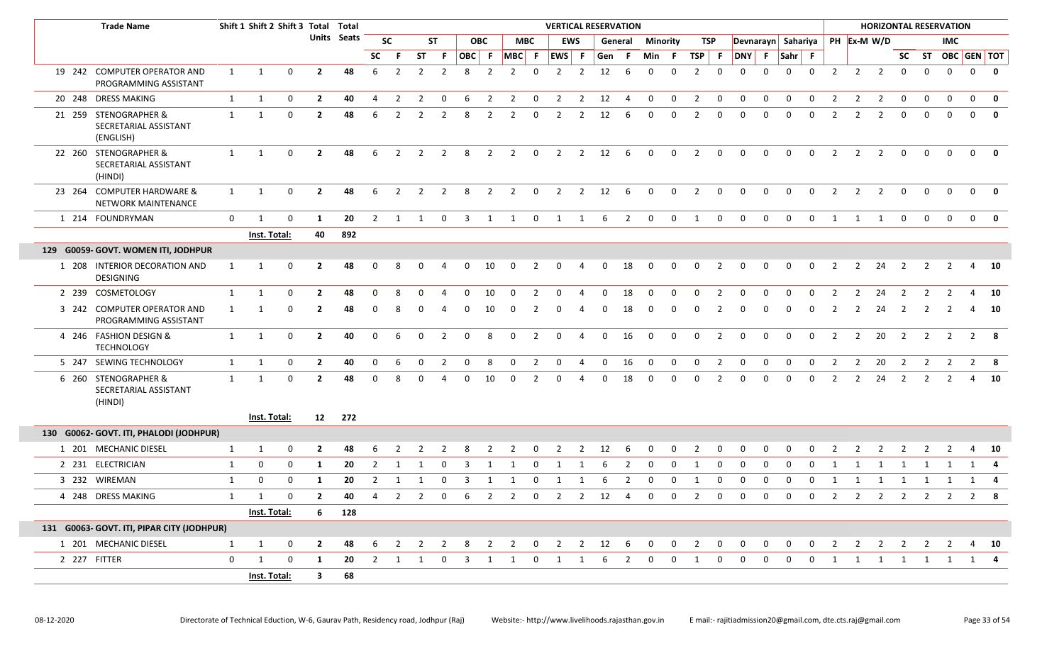| | Trade Name | Shift 1 | Shift 2 | Shift 3 | Total Units | Total Seats | VERTICAL RESERVATION | | | | | | | | | | | | | | | | | | | | HORIZONTAL RESERVATION | | | | | | | | |
|---|---|---|---|---|---|---|---|---|---|---|---|---|---|---|---|---|---|---|---|---|---|---|---|---|---|---|---|---|---|---|---|---|---|---|
| | | | | | | | SC | | ST | | OBC | | MBC | | EWS | | General | | Minority | | TSP | | Devnarayn | | Sahariya | | PH | Ex-M | W/D | | | IMC | | |
| | | | | | | | SC | F | ST | F | OBC | F | MBC | F | EWS | F | Gen | F | Min | F | TSP | F | DNY | F | Sahr | F | | | | SC | ST | OBC | GEN | TOT |
| 19 242 | COMPUTER OPERATOR AND PROGRAMMING ASSISTANT | 1 | 1 | 0 | **2** | **48** | 6 | 2 | 2 | 2 | 8 | 2 | 2 | 0 | 2 | 2 | 12 | 6 | 0 | 0 | 2 | 0 | 0 | 0 | 0 | 0 | 2 | 2 | 2 | 0 | 0 | 0 | 0 | **0** |
| 20 248 | DRESS MAKING | 1 | 1 | 0 | **2** | **40** | 4 | 2 | 2 | 0 | 6 | 2 | 2 | 0 | 2 | 2 | 12 | 4 | 0 | 0 | 2 | 0 | 0 | 0 | 0 | 0 | 2 | 2 | 2 | 0 | 0 | 0 | 0 | **0** |
| 21 259 | STENOGRAPHER & SECRETARIAL ASSISTANT (ENGLISH) | 1 | 1 | 0 | **2** | **48** | 6 | 2 | 2 | 2 | 8 | 2 | 2 | 0 | 2 | 2 | 12 | 6 | 0 | 0 | 2 | 0 | 0 | 0 | 0 | 0 | 2 | 2 | 2 | 0 | 0 | 0 | 0 | **0** |
| 22 260 | STENOGRAPHER & SECRETARIAL ASSISTANT (HINDI) | 1 | 1 | 0 | **2** | **48** | 6 | 2 | 2 | 2 | 8 | 2 | 2 | 0 | 2 | 2 | 12 | 6 | 0 | 0 | 2 | 0 | 0 | 0 | 0 | 0 | 2 | 2 | 2 | 0 | 0 | 0 | 0 | **0** |
| 23 264 | COMPUTER HARDWARE & NETWORK MAINTENANCE | 1 | 1 | 0 | **2** | **48** | 6 | 2 | 2 | 2 | 8 | 2 | 2 | 0 | 2 | 2 | 12 | 6 | 0 | 0 | 2 | 0 | 0 | 0 | 0 | 0 | 2 | 2 | 2 | 0 | 0 | 0 | 0 | **0** |
| 1 214 | FOUNDRYMAN | 0 | 1 | 0 | **1** | **20** | 2 | 1 | 1 | 0 | 3 | 1 | 1 | 0 | 1 | 1 | 6 | 2 | 0 | 0 | 1 | 0 | 0 | 0 | 0 | 0 | 1 | 1 | 1 | 0 | 0 | 0 | 0 | **0** |
| | | **Inst. Total:** | | | **40** | **892** | | | | | | | | | | | | | | | | | | | | | | | | | | | | |
| **129 G0059- GOVT. WOMEN ITI, JODHPUR** | | | | | | | | | | | | | | | | | | | | | | | | | | | | | | | | | | |
| 1 208 | INTERIOR DECORATION AND DESIGNING | 1 | 1 | 0 | **2** | **48** | 0 | 8 | 0 | 4 | 0 | 10 | 0 | 2 | 0 | 4 | 0 | 18 | 0 | 0 | 0 | 2 | 0 | 0 | 0 | 0 | 2 | 2 | 24 | 2 | 2 | 2 | 4 | **10** |
| 2 239 | COSMETOLOGY | 1 | 1 | 0 | **2** | **48** | 0 | 8 | 0 | 4 | 0 | 10 | 0 | 2 | 0 | 4 | 0 | 18 | 0 | 0 | 0 | 2 | 0 | 0 | 0 | 0 | 2 | 2 | 24 | 2 | 2 | 2 | 4 | **10** |
| 3 242 | COMPUTER OPERATOR AND PROGRAMMING ASSISTANT | 1 | 1 | 0 | **2** | **48** | 0 | 8 | 0 | 4 | 0 | 10 | 0 | 2 | 0 | 4 | 0 | 18 | 0 | 0 | 0 | 2 | 0 | 0 | 0 | 0 | 2 | 2 | 24 | 2 | 2 | 2 | 4 | **10** |
| 4 246 | FASHION DESIGN & TECHNOLOGY | 1 | 1 | 0 | **2** | **40** | 0 | 6 | 0 | 2 | 0 | 8 | 0 | 2 | 0 | 4 | 0 | 16 | 0 | 0 | 0 | 2 | 0 | 0 | 0 | 0 | 2 | 2 | 20 | 2 | 2 | 2 | 2 | **8** |
| 5 247 | SEWING TECHNOLOGY | 1 | 1 | 0 | **2** | **40** | 0 | 6 | 0 | 2 | 0 | 8 | 0 | 2 | 0 | 4 | 0 | 16 | 0 | 0 | 0 | 2 | 0 | 0 | 0 | 0 | 2 | 2 | 20 | 2 | 2 | 2 | 2 | **8** |
| 6 260 | STENOGRAPHER & SECRETARIAL ASSISTANT (HINDI) | 1 | 1 | 0 | **2** | **48** | 0 | 8 | 0 | 4 | 0 | 10 | 0 | 2 | 0 | 4 | 0 | 18 | 0 | 0 | 0 | 2 | 0 | 0 | 0 | 0 | 2 | 2 | 24 | 2 | 2 | 2 | 4 | **10** |
| | | **Inst. Total:** | | | **12** | **272** | | | | | | | | | | | | | | | | | | | | | | | | | | | | |
| **130 G0062- GOVT. ITI, PHALODI (JODHPUR)** | | | | | | | | | | | | | | | | | | | | | | | | | | | | | | | | | | |
| 1 201 | MECHANIC DIESEL | 1 | 1 | 0 | **2** | **48** | 6 | 2 | 2 | 2 | 8 | 2 | 2 | 0 | 2 | 2 | 12 | 6 | 0 | 0 | 2 | 0 | 0 | 0 | 0 | 0 | 2 | 2 | 2 | 2 | 2 | 2 | 4 | **10** |
| 2 231 | ELECTRICIAN | 1 | 0 | 0 | **1** | **20** | 2 | 1 | 1 | 0 | 3 | 1 | 1 | 0 | 1 | 1 | 6 | 2 | 0 | 0 | 1 | 0 | 0 | 0 | 0 | 0 | 1 | 1 | 1 | 1 | 1 | 1 | 1 | **4** |
| 3 232 | WIREMAN | 1 | 0 | 0 | **1** | **20** | 2 | 1 | 1 | 0 | 3 | 1 | 1 | 0 | 1 | 1 | 6 | 2 | 0 | 0 | 1 | 0 | 0 | 0 | 0 | 0 | 1 | 1 | 1 | 1 | 1 | 1 | 1 | **4** |
| 4 248 | DRESS MAKING | 1 | 1 | 0 | **2** | **40** | 4 | 2 | 2 | 0 | 6 | 2 | 2 | 0 | 2 | 2 | 12 | 4 | 0 | 0 | 2 | 0 | 0 | 0 | 0 | 0 | 2 | 2 | 2 | 2 | 2 | 2 | 2 | **8** |
| | | **Inst. Total:** | | | **6** | **128** | | | | | | | | | | | | | | | | | | | | | | | | | | | | |
| **131 G0063- GOVT. ITI, PIPAR CITY (JODHPUR)** | | | | | | | | | | | | | | | | | | | | | | | | | | | | | | | | | | |
| 1 201 | MECHANIC DIESEL | 1 | 1 | 0 | **2** | **48** | 6 | 2 | 2 | 2 | 8 | 2 | 2 | 0 | 2 | 2 | 12 | 6 | 0 | 0 | 2 | 0 | 0 | 0 | 0 | 0 | 2 | 2 | 2 | 2 | 2 | 2 | 4 | **10** |
| 2 227 | FITTER | 0 | 1 | 0 | **1** | **20** | 2 | 1 | 1 | 0 | 3 | 1 | 1 | 0 | 1 | 1 | 6 | 2 | 0 | 0 | 1 | 0 | 0 | 0 | 0 | 0 | 1 | 1 | 1 | 1 | 1 | 1 | 1 | **4** |
| | | **Inst. Total:** | | | **3** | **68** | | | | | | | | | | | | | | | | | | | | | | | | | | | | |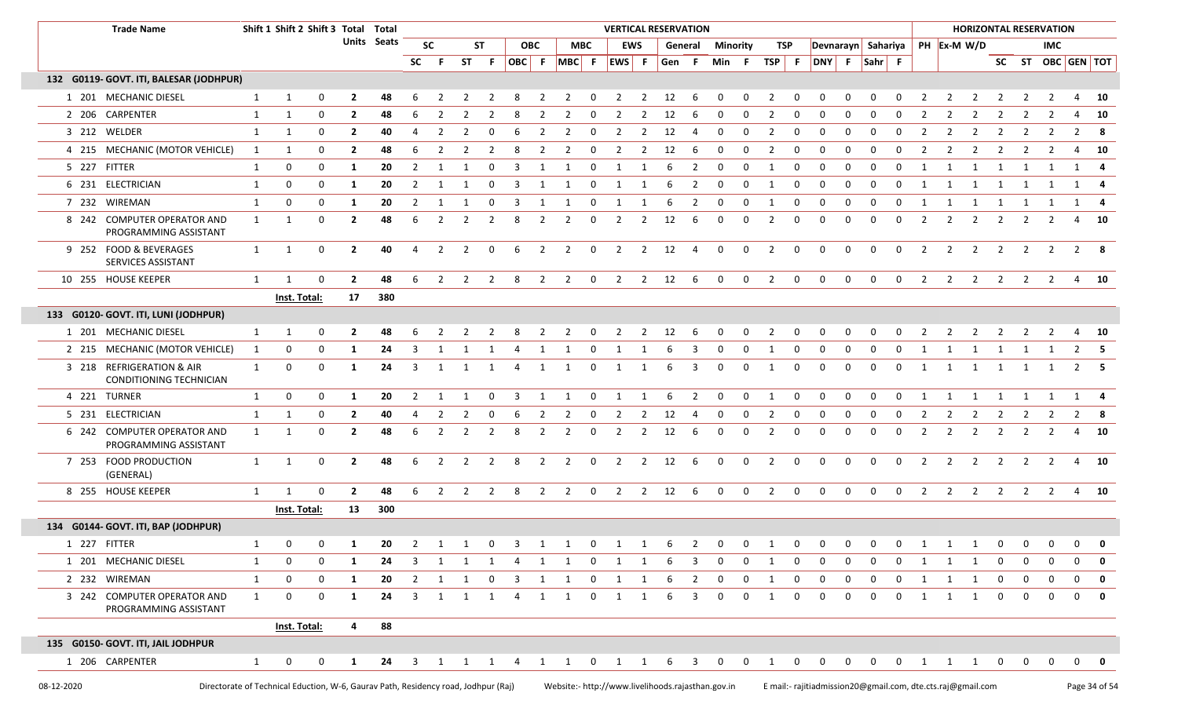| | Trade Name | Shift 1 | Shift 2 | Shift 3 | Total Units | Total Seats | VERTICAL RESERVATION | | | | | | | | | | | | | | | | | | | | | | HORIZONTAL RESERVATION | | | | | | | |
|---|---|---|---|---|---|---|---|---|---|---|---|---|---|---|---|---|---|---|---|---|---|---|---|---|---|---|---|---|---|---|---|---|---|---|---|---|
| | | | | | | | SC | | ST | | OBC | | MBC | | EWS | | General | | Minority | | TSP | | Devnarayn | | Sahariya | | PH | Ex-M | W/D | | | IMC | | |
| | | | | | | | SC | F | ST | F | OBC | F | MBC | F | EWS | F | Gen | F | Min | F | TSP | F | DNY | F | Sahr | F | | | | SC | ST | OBC | GEN | TOT |
| **132 G0119- GOVT. ITI, BALESAR (JODHPUR)** | | | | | | | | | | | | | | | | | | | | | | | | | | | | | | | | | | | | |
| 1 201 | MECHANIC DIESEL | 1 | 1 | 0 | **2** | **48** | 6 | 2 | 2 | 2 | 8 | 2 | 2 | 0 | 2 | 2 | 12 | 6 | 0 | 0 | 2 | 0 | 0 | 0 | 0 | 0 | 2 | 2 | 2 | 2 | 2 | 2 | 4 | **10** |
| 2 206 | CARPENTER | 1 | 1 | 0 | **2** | **48** | 6 | 2 | 2 | 2 | 8 | 2 | 2 | 0 | 2 | 2 | 12 | 6 | 0 | 0 | 2 | 0 | 0 | 0 | 0 | 0 | 2 | 2 | 2 | 2 | 2 | 2 | 4 | **10** |
| 3 212 | WELDER | 1 | 1 | 0 | **2** | **40** | 4 | 2 | 2 | 0 | 6 | 2 | 2 | 0 | 2 | 2 | 12 | 4 | 0 | 0 | 2 | 0 | 0 | 0 | 0 | 0 | 2 | 2 | 2 | 2 | 2 | 2 | 2 | **8** |
| 4 215 | MECHANIC (MOTOR VEHICLE) | 1 | 1 | 0 | **2** | **48** | 6 | 2 | 2 | 2 | 8 | 2 | 2 | 0 | 2 | 2 | 12 | 6 | 0 | 0 | 2 | 0 | 0 | 0 | 0 | 0 | 2 | 2 | 2 | 2 | 2 | 2 | 4 | **10** |
| 5 227 | FITTER | 1 | 0 | 0 | **1** | **20** | 2 | 1 | 1 | 0 | 3 | 1 | 1 | 0 | 1 | 1 | 6 | 2 | 0 | 0 | 1 | 0 | 0 | 0 | 0 | 0 | 1 | 1 | 1 | 1 | 1 | 1 | 1 | **4** |
| 6 231 | ELECTRICIAN | 1 | 0 | 0 | **1** | **20** | 2 | 1 | 1 | 0 | 3 | 1 | 1 | 0 | 1 | 1 | 6 | 2 | 0 | 0 | 1 | 0 | 0 | 0 | 0 | 0 | 1 | 1 | 1 | 1 | 1 | 1 | 1 | **4** |
| 7 232 | WIREMAN | 1 | 0 | 0 | **1** | **20** | 2 | 1 | 1 | 0 | 3 | 1 | 1 | 0 | 1 | 1 | 6 | 2 | 0 | 0 | 1 | 0 | 0 | 0 | 0 | 0 | 1 | 1 | 1 | 1 | 1 | 1 | 1 | **4** |
| 8 242 | COMPUTER OPERATOR AND PROGRAMMING ASSISTANT | 1 | 1 | 0 | **2** | **48** | 6 | 2 | 2 | 2 | 8 | 2 | 2 | 0 | 2 | 2 | 12 | 6 | 0 | 0 | 2 | 0 | 0 | 0 | 0 | 0 | 2 | 2 | 2 | 2 | 2 | 2 | 4 | **10** |
| 9 252 | FOOD & BEVERAGES SERVICES ASSISTANT | 1 | 1 | 0 | **2** | **40** | 4 | 2 | 2 | 0 | 6 | 2 | 2 | 0 | 2 | 2 | 12 | 4 | 0 | 0 | 2 | 0 | 0 | 0 | 0 | 0 | 2 | 2 | 2 | 2 | 2 | 2 | 2 | **8** |
| 10 255 | HOUSE KEEPER | 1 | 1 | 0 | **2** | **48** | 6 | 2 | 2 | 2 | 8 | 2 | 2 | 0 | 2 | 2 | 12 | 6 | 0 | 0 | 2 | 0 | 0 | 0 | 0 | 0 | 2 | 2 | 2 | 2 | 2 | 2 | 4 | **10** |
| | | **Inst. Total:** | | | **17** | **380** | | | | | | | | | | | | | | | | | | | | | | | | | | | | |
| **133 G0120- GOVT. ITI, LUNI (JODHPUR)** | | | | | | | | | | | | | | | | | | | | | | | | | | | | | | | | | | | | |
| 1 201 | MECHANIC DIESEL | 1 | 1 | 0 | **2** | **48** | 6 | 2 | 2 | 2 | 8 | 2 | 2 | 0 | 2 | 2 | 12 | 6 | 0 | 0 | 2 | 0 | 0 | 0 | 0 | 0 | 2 | 2 | 2 | 2 | 2 | 2 | 4 | **10** |
| 2 215 | MECHANIC (MOTOR VEHICLE) | 1 | 0 | 0 | **1** | **24** | 3 | 1 | 1 | 1 | 4 | 1 | 1 | 0 | 1 | 1 | 6 | 3 | 0 | 0 | 1 | 0 | 0 | 0 | 0 | 0 | 1 | 1 | 1 | 1 | 1 | 1 | 2 | **5** |
| 3 218 | REFRIGERATION & AIR CONDITIONING TECHNICIAN | 1 | 0 | 0 | **1** | **24** | 3 | 1 | 1 | 1 | 4 | 1 | 1 | 0 | 1 | 1 | 6 | 3 | 0 | 0 | 1 | 0 | 0 | 0 | 0 | 0 | 1 | 1 | 1 | 1 | 1 | 1 | 2 | **5** |
| 4 221 | TURNER | 1 | 0 | 0 | **1** | **20** | 2 | 1 | 1 | 0 | 3 | 1 | 1 | 0 | 1 | 1 | 6 | 2 | 0 | 0 | 1 | 0 | 0 | 0 | 0 | 0 | 1 | 1 | 1 | 1 | 1 | 1 | 1 | **4** |
| 5 231 | ELECTRICIAN | 1 | 1 | 0 | **2** | **40** | 4 | 2 | 2 | 0 | 6 | 2 | 2 | 0 | 2 | 2 | 12 | 4 | 0 | 0 | 2 | 0 | 0 | 0 | 0 | 0 | 2 | 2 | 2 | 2 | 2 | 2 | 2 | **8** |
| 6 242 | COMPUTER OPERATOR AND PROGRAMMING ASSISTANT | 1 | 1 | 0 | **2** | **48** | 6 | 2 | 2 | 2 | 8 | 2 | 2 | 0 | 2 | 2 | 12 | 6 | 0 | 0 | 2 | 0 | 0 | 0 | 0 | 0 | 2 | 2 | 2 | 2 | 2 | 2 | 4 | **10** |
| 7 253 | FOOD PRODUCTION (GENERAL) | 1 | 1 | 0 | **2** | **48** | 6 | 2 | 2 | 2 | 8 | 2 | 2 | 0 | 2 | 2 | 12 | 6 | 0 | 0 | 2 | 0 | 0 | 0 | 0 | 0 | 2 | 2 | 2 | 2 | 2 | 2 | 4 | **10** |
| 8 255 | HOUSE KEEPER | 1 | 1 | 0 | **2** | **48** | 6 | 2 | 2 | 2 | 8 | 2 | 2 | 0 | 2 | 2 | 12 | 6 | 0 | 0 | 2 | 0 | 0 | 0 | 0 | 0 | 2 | 2 | 2 | 2 | 2 | 2 | 4 | **10** |
| | | **Inst. Total:** | | | **13** | **300** | | | | | | | | | | | | | | | | | | | | | | | | | | | | |
| **134 G0144- GOVT. ITI, BAP (JODHPUR)** | | | | | | | | | | | | | | | | | | | | | | | | | | | | | | | | | | | | |
| 1 227 | FITTER | 1 | 0 | 0 | **1** | **20** | 2 | 1 | 1 | 0 | 3 | 1 | 1 | 0 | 1 | 1 | 6 | 2 | 0 | 0 | 1 | 0 | 0 | 0 | 0 | 0 | 1 | 1 | 1 | 0 | 0 | 0 | 0 | **0** |
| 1 201 | MECHANIC DIESEL | 1 | 0 | 0 | **1** | **24** | 3 | 1 | 1 | 1 | 4 | 1 | 1 | 0 | 1 | 1 | 6 | 3 | 0 | 0 | 1 | 0 | 0 | 0 | 0 | 0 | 1 | 1 | 1 | 0 | 0 | 0 | 0 | **0** |
| 2 232 | WIREMAN | 1 | 0 | 0 | **1** | **20** | 2 | 1 | 1 | 0 | 3 | 1 | 1 | 0 | 1 | 1 | 6 | 2 | 0 | 0 | 1 | 0 | 0 | 0 | 0 | 0 | 1 | 1 | 1 | 0 | 0 | 0 | 0 | **0** |
| 3 242 | COMPUTER OPERATOR AND PROGRAMMING ASSISTANT | 1 | 0 | 0 | **1** | **24** | 3 | 1 | 1 | 1 | 4 | 1 | 1 | 0 | 1 | 1 | 6 | 3 | 0 | 0 | 1 | 0 | 0 | 0 | 0 | 0 | 1 | 1 | 1 | 0 | 0 | 0 | 0 | **0** |
| | | **Inst. Total:** | | | **4** | **88** | | | | | | | | | | | | | | | | | | | | | | | | | | | | |
| **135 G0150- GOVT. ITI, JAIL JODHPUR** | | | | | | | | | | | | | | | | | | | | | | | | | | | | | | | | | | | | |
| 1 206 | CARPENTER | 1 | 0 | 0 | **1** | **24** | 3 | 1 | 1 | 1 | 4 | 1 | 1 | 0 | 1 | 1 | 6 | 3 | 0 | 0 | 1 | 0 | 0 | 0 | 0 | 0 | 1 | 1 | 1 | 0 | 0 | 0 | 0 | **0** |

08-12-2020 Directorate of Technical Eduction, W-6, Gaurav Path, Residency road, Jodhpur (Raj) Website:- http://www.livelihoods.rajasthan.gov.in E mail:- rajitiadmission20@gmail.com, dte.cts.raj@gmail.com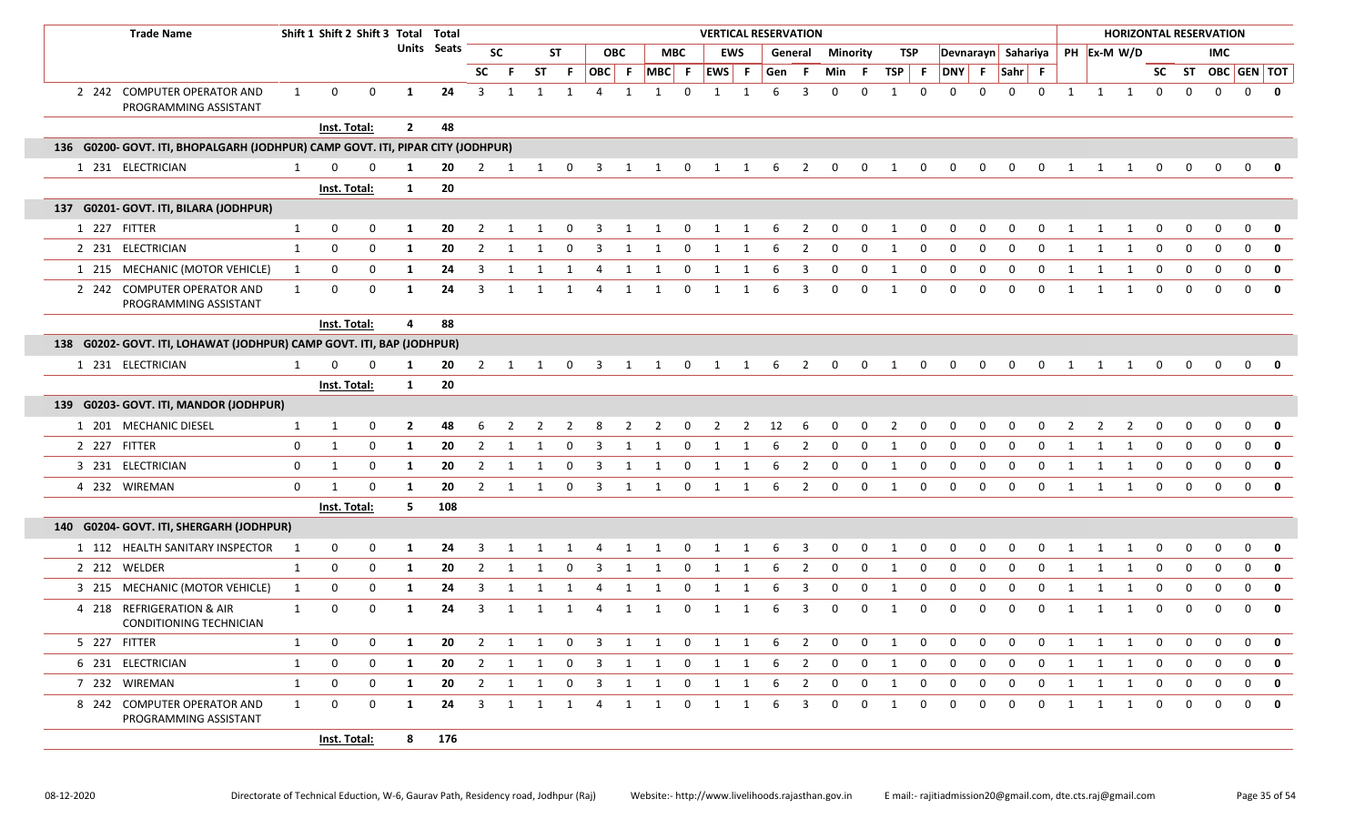| Trade Name | Shift 1 | Shift 2 | Shift 3 | Total Units | Total Seats | VERTICAL RESERVATION | | | | | | | | | | | | | | | | | | | | HORIZONTAL RESERVATION | | | | | | | |
|---|---|---|---|---|---|---|---|---|---|---|---|---|---|---|---|---|---|---|---|---|---|---|---|---|---|---|---|---|---|---|---|---|---|
| | | | | | | SC | | ST | | OBC | | MBC | | EWS | | General | | Minority | | TSP | | Devnarayn | | Sahariya | | PH | Ex-M | W/D | | | IMC | | |
| | | | | | | SC | F | ST | F | OBC | F | MBC | F | EWS | F | Gen | F | Min | F | TSP | F | DNY | F | Sahr | F | | | | SC | ST | OBC | GEN | TOT |
| 2 242 COMPUTER OPERATOR AND PROGRAMMING ASSISTANT | 1 | 0 | 0 | **1** | **24** | 3 | 1 | 1 | 1 | 4 | 1 | 1 | 0 | 1 | 1 | 6 | 3 | 0 | 0 | 1 | 0 | 0 | 0 | 0 | 0 | 1 | 1 | 1 | 0 | 0 | 0 | 0 | **0** |
| | **Inst. Total:** | | | **2** | **48** | | | | | | | | | | | | | | | | | | | | | | | | | | | | |
| **136 G0200- GOVT. ITI, BHOPALGARH (JODHPUR) CAMP GOVT. ITI, PIPAR CITY (JODHPUR)** | | | | | | | | | | | | | | | | | | | | | | | | | | | | | | | | | |
| 1 231 ELECTRICIAN | 1 | 0 | 0 | **1** | **20** | 2 | 1 | 1 | 0 | 3 | 1 | 1 | 0 | 1 | 1 | 6 | 2 | 0 | 0 | 1 | 0 | 0 | 0 | 0 | 0 | 1 | 1 | 1 | 0 | 0 | 0 | 0 | **0** |
| | **Inst. Total:** | | | **1** | **20** | | | | | | | | | | | | | | | | | | | | | | | | | | | | |
| **137 G0201- GOVT. ITI, BILARA (JODHPUR)** | | | | | | | | | | | | | | | | | | | | | | | | | | | | | | | | | |
| 1 227 FITTER | 1 | 0 | 0 | **1** | **20** | 2 | 1 | 1 | 0 | 3 | 1 | 1 | 0 | 1 | 1 | 6 | 2 | 0 | 0 | 1 | 0 | 0 | 0 | 0 | 0 | 1 | 1 | 1 | 0 | 0 | 0 | 0 | **0** |
| 2 231 ELECTRICIAN | 1 | 0 | 0 | **1** | **20** | 2 | 1 | 1 | 0 | 3 | 1 | 1 | 0 | 1 | 1 | 6 | 2 | 0 | 0 | 1 | 0 | 0 | 0 | 0 | 0 | 1 | 1 | 1 | 0 | 0 | 0 | 0 | **0** |
| 1 215 MECHANIC (MOTOR VEHICLE) | 1 | 0 | 0 | **1** | **24** | 3 | 1 | 1 | 1 | 4 | 1 | 1 | 0 | 1 | 1 | 6 | 3 | 0 | 0 | 1 | 0 | 0 | 0 | 0 | 0 | 1 | 1 | 1 | 0 | 0 | 0 | 0 | **0** |
| 2 242 COMPUTER OPERATOR AND PROGRAMMING ASSISTANT | 1 | 0 | 0 | **1** | **24** | 3 | 1 | 1 | 1 | 4 | 1 | 1 | 0 | 1 | 1 | 6 | 3 | 0 | 0 | 1 | 0 | 0 | 0 | 0 | 0 | 1 | 1 | 1 | 0 | 0 | 0 | 0 | **0** |
| | **Inst. Total:** | | | **4** | **88** | | | | | | | | | | | | | | | | | | | | | | | | | | | | |
| **138 G0202- GOVT. ITI, LOHAWAT (JODHPUR) CAMP GOVT. ITI, BAP (JODHPUR)** | | | | | | | | | | | | | | | | | | | | | | | | | | | | | | | | | |
| 1 231 ELECTRICIAN | 1 | 0 | 0 | **1** | **20** | 2 | 1 | 1 | 0 | 3 | 1 | 1 | 0 | 1 | 1 | 6 | 2 | 0 | 0 | 1 | 0 | 0 | 0 | 0 | 0 | 1 | 1 | 1 | 0 | 0 | 0 | 0 | **0** |
| | **Inst. Total:** | | | **1** | **20** | | | | | | | | | | | | | | | | | | | | | | | | | | | | |
| **139 G0203- GOVT. ITI, MANDOR (JODHPUR)** | | | | | | | | | | | | | | | | | | | | | | | | | | | | | | | | | |
| 1 201 MECHANIC DIESEL | 1 | 1 | 0 | **2** | **48** | 6 | 2 | 2 | 2 | 8 | 2 | 2 | 0 | 2 | 2 | 12 | 6 | 0 | 0 | 2 | 0 | 0 | 0 | 0 | 0 | 2 | 2 | 2 | 0 | 0 | 0 | 0 | **0** |
| 2 227 FITTER | 0 | 1 | 0 | **1** | **20** | 2 | 1 | 1 | 0 | 3 | 1 | 1 | 0 | 1 | 1 | 6 | 2 | 0 | 0 | 1 | 0 | 0 | 0 | 0 | 0 | 1 | 1 | 1 | 0 | 0 | 0 | 0 | **0** |
| 3 231 ELECTRICIAN | 0 | 1 | 0 | **1** | **20** | 2 | 1 | 1 | 0 | 3 | 1 | 1 | 0 | 1 | 1 | 6 | 2 | 0 | 0 | 1 | 0 | 0 | 0 | 0 | 0 | 1 | 1 | 1 | 0 | 0 | 0 | 0 | **0** |
| 4 232 WIREMAN | 0 | 1 | 0 | **1** | **20** | 2 | 1 | 1 | 0 | 3 | 1 | 1 | 0 | 1 | 1 | 6 | 2 | 0 | 0 | 1 | 0 | 0 | 0 | 0 | 0 | 1 | 1 | 1 | 0 | 0 | 0 | 0 | **0** |
| | **Inst. Total:** | | | **5** | **108** | | | | | | | | | | | | | | | | | | | | | | | | | | | | |
| **140 G0204- GOVT. ITI, SHERGARH (JODHPUR)** | | | | | | | | | | | | | | | | | | | | | | | | | | | | | | | | | |
| 1 112 HEALTH SANITARY INSPECTOR | 1 | 0 | 0 | **1** | **24** | 3 | 1 | 1 | 1 | 4 | 1 | 1 | 0 | 1 | 1 | 6 | 3 | 0 | 0 | 1 | 0 | 0 | 0 | 0 | 0 | 1 | 1 | 1 | 0 | 0 | 0 | 0 | **0** |
| 2 212 WELDER | 1 | 0 | 0 | **1** | **20** | 2 | 1 | 1 | 0 | 3 | 1 | 1 | 0 | 1 | 1 | 6 | 2 | 0 | 0 | 1 | 0 | 0 | 0 | 0 | 0 | 1 | 1 | 1 | 0 | 0 | 0 | 0 | **0** |
| 3 215 MECHANIC (MOTOR VEHICLE) | 1 | 0 | 0 | **1** | **24** | 3 | 1 | 1 | 1 | 4 | 1 | 1 | 0 | 1 | 1 | 6 | 3 | 0 | 0 | 1 | 0 | 0 | 0 | 0 | 0 | 1 | 1 | 1 | 0 | 0 | 0 | 0 | **0** |
| 4 218 REFRIGERATION & AIR CONDITIONING TECHNICIAN | 1 | 0 | 0 | **1** | **24** | 3 | 1 | 1 | 1 | 4 | 1 | 1 | 0 | 1 | 1 | 6 | 3 | 0 | 0 | 1 | 0 | 0 | 0 | 0 | 0 | 1 | 1 | 1 | 0 | 0 | 0 | 0 | **0** |
| 5 227 FITTER | 1 | 0 | 0 | **1** | **20** | 2 | 1 | 1 | 0 | 3 | 1 | 1 | 0 | 1 | 1 | 6 | 2 | 0 | 0 | 1 | 0 | 0 | 0 | 0 | 0 | 1 | 1 | 1 | 0 | 0 | 0 | 0 | **0** |
| 6 231 ELECTRICIAN | 1 | 0 | 0 | **1** | **20** | 2 | 1 | 1 | 0 | 3 | 1 | 1 | 0 | 1 | 1 | 6 | 2 | 0 | 0 | 1 | 0 | 0 | 0 | 0 | 0 | 1 | 1 | 1 | 0 | 0 | 0 | 0 | **0** |
| 7 232 WIREMAN | 1 | 0 | 0 | **1** | **20** | 2 | 1 | 1 | 0 | 3 | 1 | 1 | 0 | 1 | 1 | 6 | 2 | 0 | 0 | 1 | 0 | 0 | 0 | 0 | 0 | 1 | 1 | 1 | 0 | 0 | 0 | 0 | **0** |
| 8 242 COMPUTER OPERATOR AND PROGRAMMING ASSISTANT | 1 | 0 | 0 | **1** | **24** | 3 | 1 | 1 | 1 | 4 | 1 | 1 | 0 | 1 | 1 | 6 | 3 | 0 | 0 | 1 | 0 | 0 | 0 | 0 | 0 | 1 | 1 | 1 | 0 | 0 | 0 | 0 | **0** |
| | **Inst. Total:** | | | **8** | **176** | | | | | | | | | | | | | | | | | | | | | | | | | | | | |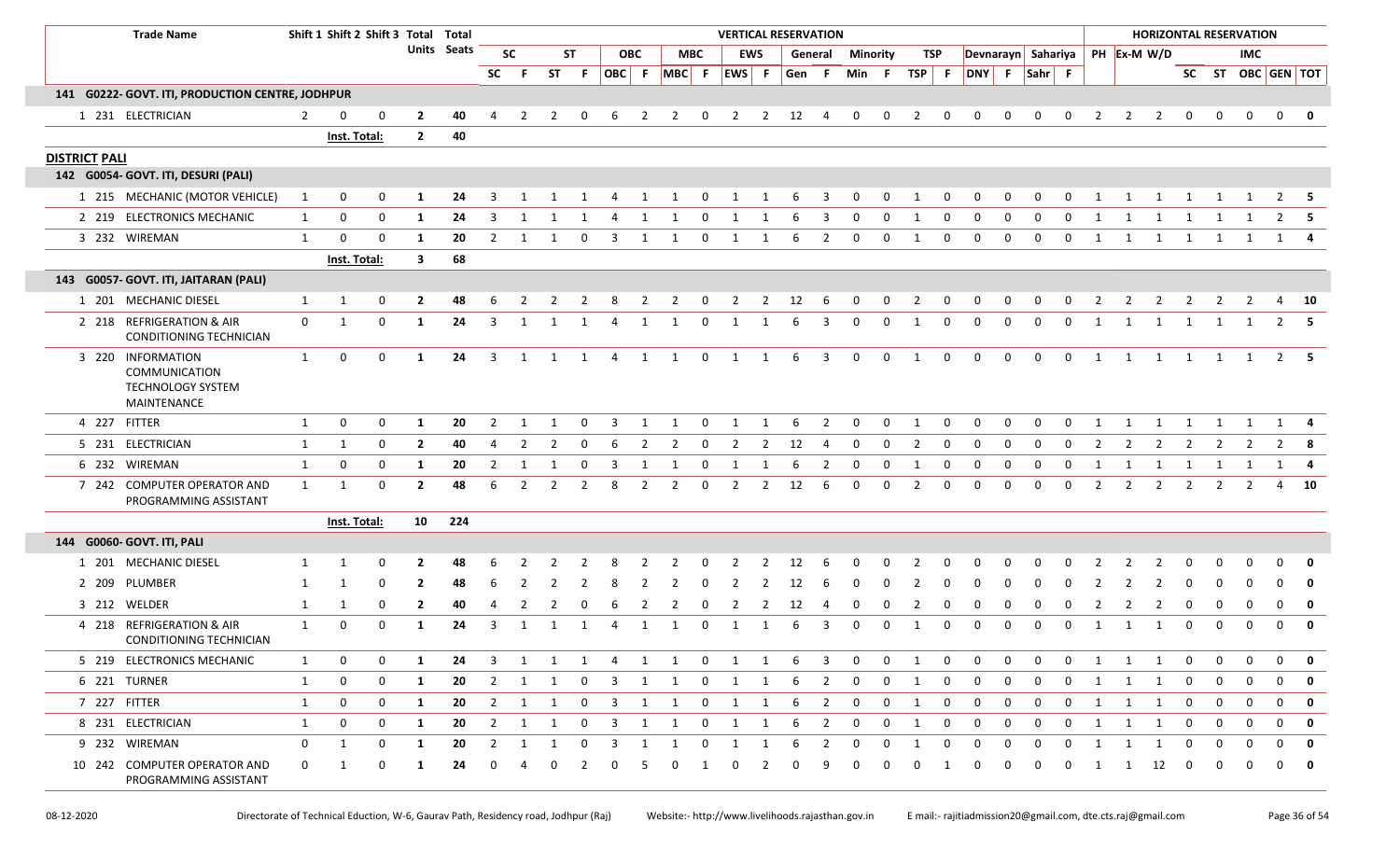| Trade Name | Shift 1 | Shift 2 | Shift 3 | Total Units | Total Seats | SC | F | ST | F | OBC | F | MBC | F | EWS | F | Gen | F | Min | F | TSP | F | DNY | F | Sahr | F | PH | Ex-M | W/D | SC | ST | OBC | GEN | TOT |
|---|---|---|---|---|---|---|---|---|---|---|---|---|---|---|---|---|---|---|---|---|---|---|---|---|---|---|---|---|---|---|---|---|---|
| **141 G0222- GOVT. ITI, PRODUCTION CENTRE, JODHPUR** | | | | | | | | | | | | | | | | | | | | | | | | | | | | | | | | | |
| 1 231 ELECTRICIAN | 2 | 0 | 0 | **2** | **40** | 4 | 2 | 2 | 0 | 6 | 2 | 2 | 0 | 2 | 2 | 12 | 4 | 0 | 0 | 2 | 0 | 0 | 0 | 0 | 0 | 2 | 2 | 2 | 0 | 0 | 0 | 0 | **0** |
| | Inst. Total: | | | **2** | **40** | | | | | | | | | | | | | | | | | | | | | | | | | | | | |
| **DISTRICT PALI** | | | | | | | | | | | | | | | | | | | | | | | | | | | | | | | | | |
| **142 G0054- GOVT. ITI, DESURI (PALI)** | | | | | | | | | | | | | | | | | | | | | | | | | | | | | | | | | |
| 1 215 MECHANIC (MOTOR VEHICLE) | 1 | 0 | 0 | **1** | **24** | 3 | 1 | 1 | 1 | 4 | 1 | 1 | 0 | 1 | 1 | 6 | 3 | 0 | 0 | 1 | 0 | 0 | 0 | 0 | 0 | 1 | 1 | 1 | 1 | 1 | 1 | 2 | **5** |
| 2 219 ELECTRONICS MECHANIC | 1 | 0 | 0 | **1** | **24** | 3 | 1 | 1 | 1 | 4 | 1 | 1 | 0 | 1 | 1 | 6 | 3 | 0 | 0 | 1 | 0 | 0 | 0 | 0 | 0 | 1 | 1 | 1 | 1 | 1 | 1 | 2 | **5** |
| 3 232 WIREMAN | 1 | 0 | 0 | **1** | **20** | 2 | 1 | 1 | 0 | 3 | 1 | 1 | 0 | 1 | 1 | 6 | 2 | 0 | 0 | 1 | 0 | 0 | 0 | 0 | 0 | 1 | 1 | 1 | 1 | 1 | 1 | 1 | **4** |
| | Inst. Total: | | | **3** | **68** | | | | | | | | | | | | | | | | | | | | | | | | | | | | |
| **143 G0057- GOVT. ITI, JAITARAN (PALI)** | | | | | | | | | | | | | | | | | | | | | | | | | | | | | | | | | |
| 1 201 MECHANIC DIESEL | 1 | 1 | 0 | **2** | **48** | 6 | 2 | 2 | 2 | 8 | 2 | 2 | 0 | 2 | 2 | 12 | 6 | 0 | 0 | 2 | 0 | 0 | 0 | 0 | 0 | 2 | 2 | 2 | 2 | 2 | 2 | 4 | **10** |
| 2 218 REFRIGERATION & AIR CONDITIONING TECHNICIAN | 0 | 1 | 0 | **1** | **24** | 3 | 1 | 1 | 1 | 4 | 1 | 1 | 0 | 1 | 1 | 6 | 3 | 0 | 0 | 1 | 0 | 0 | 0 | 0 | 0 | 1 | 1 | 1 | 1 | 1 | 1 | 2 | **5** |
| 3 220 INFORMATION COMMUNICATION TECHNOLOGY SYSTEM MAINTENANCE | 1 | 0 | 0 | **1** | **24** | 3 | 1 | 1 | 1 | 4 | 1 | 1 | 0 | 1 | 1 | 6 | 3 | 0 | 0 | 1 | 0 | 0 | 0 | 0 | 0 | 1 | 1 | 1 | 1 | 1 | 1 | 2 | **5** |
| 4 227 FITTER | 1 | 0 | 0 | **1** | **20** | 2 | 1 | 1 | 0 | 3 | 1 | 1 | 0 | 1 | 1 | 6 | 2 | 0 | 0 | 1 | 0 | 0 | 0 | 0 | 0 | 1 | 1 | 1 | 1 | 1 | 1 | 1 | **4** |
| 5 231 ELECTRICIAN | 1 | 1 | 0 | **2** | **40** | 4 | 2 | 2 | 0 | 6 | 2 | 2 | 0 | 2 | 2 | 12 | 4 | 0 | 0 | 2 | 0 | 0 | 0 | 0 | 0 | 2 | 2 | 2 | 2 | 2 | 2 | 2 | **8** |
| 6 232 WIREMAN | 1 | 0 | 0 | **1** | **20** | 2 | 1 | 1 | 0 | 3 | 1 | 1 | 0 | 1 | 1 | 6 | 2 | 0 | 0 | 1 | 0 | 0 | 0 | 0 | 0 | 1 | 1 | 1 | 1 | 1 | 1 | 1 | **4** |
| 7 242 COMPUTER OPERATOR AND PROGRAMMING ASSISTANT | 1 | 1 | 0 | **2** | **48** | 6 | 2 | 2 | 2 | 8 | 2 | 2 | 0 | 2 | 2 | 12 | 6 | 0 | 0 | 2 | 0 | 0 | 0 | 0 | 0 | 2 | 2 | 2 | 2 | 2 | 2 | 4 | **10** |
| | Inst. Total: | | | **10** | **224** | | | | | | | | | | | | | | | | | | | | | | | | | | | | |
| **144 G0060- GOVT. ITI, PALI** | | | | | | | | | | | | | | | | | | | | | | | | | | | | | | | | | |
| 1 201 MECHANIC DIESEL | 1 | 1 | 0 | **2** | **48** | 6 | 2 | 2 | 2 | 8 | 2 | 2 | 0 | 2 | 2 | 12 | 6 | 0 | 0 | 2 | 0 | 0 | 0 | 0 | 0 | 2 | 2 | 2 | 0 | 0 | 0 | 0 | **0** |
| 2 209 PLUMBER | 1 | 1 | 0 | **2** | **48** | 6 | 2 | 2 | 2 | 8 | 2 | 2 | 0 | 2 | 2 | 12 | 6 | 0 | 0 | 2 | 0 | 0 | 0 | 0 | 0 | 2 | 2 | 2 | 0 | 0 | 0 | 0 | **0** |
| 3 212 WELDER | 1 | 1 | 0 | **2** | **40** | 4 | 2 | 2 | 0 | 6 | 2 | 2 | 0 | 2 | 2 | 12 | 4 | 0 | 0 | 2 | 0 | 0 | 0 | 0 | 0 | 2 | 2 | 2 | 0 | 0 | 0 | 0 | **0** |
| 4 218 REFRIGERATION & AIR CONDITIONING TECHNICIAN | 1 | 0 | 0 | **1** | **24** | 3 | 1 | 1 | 1 | 4 | 1 | 1 | 0 | 1 | 1 | 6 | 3 | 0 | 0 | 1 | 0 | 0 | 0 | 0 | 0 | 1 | 1 | 1 | 0 | 0 | 0 | 0 | **0** |
| 5 219 ELECTRONICS MECHANIC | 1 | 0 | 0 | **1** | **24** | 3 | 1 | 1 | 1 | 4 | 1 | 1 | 0 | 1 | 1 | 6 | 3 | 0 | 0 | 1 | 0 | 0 | 0 | 0 | 0 | 1 | 1 | 1 | 0 | 0 | 0 | 0 | **0** |
| 6 221 TURNER | 1 | 0 | 0 | **1** | **20** | 2 | 1 | 1 | 0 | 3 | 1 | 1 | 0 | 1 | 1 | 6 | 2 | 0 | 0 | 1 | 0 | 0 | 0 | 0 | 0 | 1 | 1 | 1 | 0 | 0 | 0 | 0 | **0** |
| 7 227 FITTER | 1 | 0 | 0 | **1** | **20** | 2 | 1 | 1 | 0 | 3 | 1 | 1 | 0 | 1 | 1 | 6 | 2 | 0 | 0 | 1 | 0 | 0 | 0 | 0 | 0 | 1 | 1 | 1 | 0 | 0 | 0 | 0 | **0** |
| 8 231 ELECTRICIAN | 1 | 0 | 0 | **1** | **20** | 2 | 1 | 1 | 0 | 3 | 1 | 1 | 0 | 1 | 1 | 6 | 2 | 0 | 0 | 1 | 0 | 0 | 0 | 0 | 0 | 1 | 1 | 1 | 0 | 0 | 0 | 0 | **0** |
| 9 232 WIREMAN | 0 | 1 | 0 | **1** | **20** | 2 | 1 | 1 | 0 | 3 | 1 | 1 | 0 | 1 | 1 | 6 | 2 | 0 | 0 | 1 | 0 | 0 | 0 | 0 | 0 | 1 | 1 | 1 | 0 | 0 | 0 | 0 | **0** |
| 10 242 COMPUTER OPERATOR AND PROGRAMMING ASSISTANT | 0 | 1 | 0 | **1** | **24** | 0 | 4 | 0 | 2 | 0 | 5 | 0 | 1 | 0 | 2 | 0 | 9 | 0 | 0 | 0 | 1 | 0 | 0 | 0 | 0 | 1 | 1 | 12 | 0 | 0 | 0 | 0 | **0** |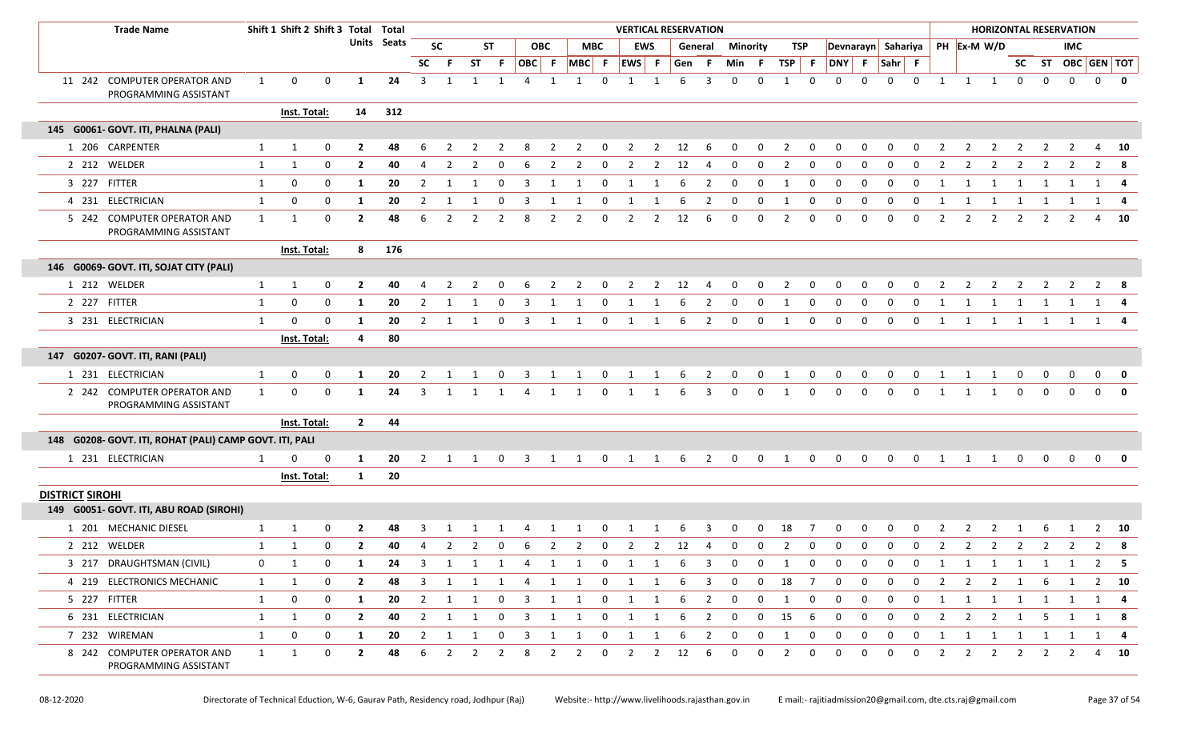| | | Trade Name | Shift 1 | Shift 2 | Shift 3 | Total Units | Total Seats | VERTICAL RESERVATION | | | | | | | | | | | | | | | | | | | | | | HORIZONTAL RESERVATION | | | | | | | |
|---|---|---|---|---|---|---|---|---|---|---|---|---|---|---|---|---|---|---|---|---|---|---|---|---|---|---|---|---|---|---|---|---|---|---|---|---|---|
| | | | | | | | | SC | | ST | | OBC | | MBC | | EWS | | General | | Minority | | TSP | | Devnarayn | | Sahariya | | PH | Ex-M | W/D | IMC | | | | |
| | | | | | | | | SC | F | ST | F | OBC | F | MBC | F | EWS | F | Gen | F | Min | F | TSP | F | DNY | F | Sahr | F | | | | SC | ST | OBC | GEN | TOT |
| 11 | 242 | COMPUTER OPERATOR AND PROGRAMMING ASSISTANT | 1 | 0 | 0 | 1 | 24 | 3 | 1 | 1 | 1 | 4 | 1 | 1 | 0 | 1 | 1 | 6 | 3 | 0 | 0 | 1 | 0 | 0 | 0 | 0 | 0 | 1 | 1 | 1 | 0 | 0 | 0 | 0 | **0** |
| | | **Inst. Total:** | | | | **14** | **312** | | | | | | | | | | | | | | | | | | | | | | | | | | | | |
| **145 G0061- GOVT. ITI, PHALNA (PALI)** | | | | | | | | | | | | | | | | | | | | | | | | | | | | | | | | | | | |
| 1 | 206 | CARPENTER | 1 | 1 | 0 | 2 | 48 | 6 | 2 | 2 | 2 | 8 | 2 | 2 | 0 | 2 | 2 | 12 | 6 | 0 | 0 | 2 | 0 | 0 | 0 | 0 | 0 | 2 | 2 | 2 | 2 | 2 | 2 | 4 | **10** |
| 2 | 212 | WELDER | 1 | 1 | 0 | 2 | 40 | 4 | 2 | 2 | 0 | 6 | 2 | 2 | 0 | 2 | 2 | 12 | 4 | 0 | 0 | 2 | 0 | 0 | 0 | 0 | 0 | 2 | 2 | 2 | 2 | 2 | 2 | 2 | **8** |
| 3 | 227 | FITTER | 1 | 0 | 0 | 1 | 20 | 2 | 1 | 1 | 0 | 3 | 1 | 1 | 0 | 1 | 1 | 6 | 2 | 0 | 0 | 1 | 0 | 0 | 0 | 0 | 0 | 1 | 1 | 1 | 1 | 1 | 1 | 1 | **4** |
| 4 | 231 | ELECTRICIAN | 1 | 0 | 0 | 1 | 20 | 2 | 1 | 1 | 0 | 3 | 1 | 1 | 0 | 1 | 1 | 6 | 2 | 0 | 0 | 1 | 0 | 0 | 0 | 0 | 0 | 1 | 1 | 1 | 1 | 1 | 1 | 1 | **4** |
| 5 | 242 | COMPUTER OPERATOR AND PROGRAMMING ASSISTANT | 1 | 1 | 0 | 2 | 48 | 6 | 2 | 2 | 2 | 8 | 2 | 2 | 0 | 2 | 2 | 12 | 6 | 0 | 0 | 2 | 0 | 0 | 0 | 0 | 0 | 2 | 2 | 2 | 2 | 2 | 2 | 4 | **10** |
| | | **Inst. Total:** | | | | **8** | **176** | | | | | | | | | | | | | | | | | | | | | | | | | | | | |
| **146 G0069- GOVT. ITI, SOJAT CITY (PALI)** | | | | | | | | | | | | | | | | | | | | | | | | | | | | | | | | | | | |
| 1 | 212 | WELDER | 1 | 1 | 0 | 2 | 40 | 4 | 2 | 2 | 0 | 6 | 2 | 2 | 0 | 2 | 2 | 12 | 4 | 0 | 0 | 2 | 0 | 0 | 0 | 0 | 0 | 2 | 2 | 2 | 2 | 2 | 2 | 2 | **8** |
| 2 | 227 | FITTER | 1 | 0 | 0 | 1 | 20 | 2 | 1 | 1 | 0 | 3 | 1 | 1 | 0 | 1 | 1 | 6 | 2 | 0 | 0 | 1 | 0 | 0 | 0 | 0 | 0 | 1 | 1 | 1 | 1 | 1 | 1 | 1 | **4** |
| 3 | 231 | ELECTRICIAN | 1 | 0 | 0 | 1 | 20 | 2 | 1 | 1 | 0 | 3 | 1 | 1 | 0 | 1 | 1 | 6 | 2 | 0 | 0 | 1 | 0 | 0 | 0 | 0 | 0 | 1 | 1 | 1 | 1 | 1 | 1 | 1 | **4** |
| | | **Inst. Total:** | | | | **4** | **80** | | | | | | | | | | | | | | | | | | | | | | | | | | | | |
| **147 G0207- GOVT. ITI, RANI (PALI)** | | | | | | | | | | | | | | | | | | | | | | | | | | | | | | | | | | | |
| 1 | 231 | ELECTRICIAN | 1 | 0 | 0 | 1 | 20 | 2 | 1 | 1 | 0 | 3 | 1 | 1 | 0 | 1 | 1 | 6 | 2 | 0 | 0 | 1 | 0 | 0 | 0 | 0 | 0 | 1 | 1 | 1 | 0 | 0 | 0 | 0 | **0** |
| 2 | 242 | COMPUTER OPERATOR AND PROGRAMMING ASSISTANT | 1 | 0 | 0 | 1 | 24 | 3 | 1 | 1 | 1 | 4 | 1 | 1 | 0 | 1 | 1 | 6 | 3 | 0 | 0 | 1 | 0 | 0 | 0 | 0 | 0 | 1 | 1 | 1 | 0 | 0 | 0 | 0 | **0** |
| | | **Inst. Total:** | | | | **2** | **44** | | | | | | | | | | | | | | | | | | | | | | | | | | | | |
| **148 G0208- GOVT. ITI, ROHAT (PALI) CAMP GOVT. ITI, PALI** | | | | | | | | | | | | | | | | | | | | | | | | | | | | | | | | | | | |
| 1 | 231 | ELECTRICIAN | 1 | 0 | 0 | 1 | 20 | 2 | 1 | 1 | 0 | 3 | 1 | 1 | 0 | 1 | 1 | 6 | 2 | 0 | 0 | 1 | 0 | 0 | 0 | 0 | 0 | 1 | 1 | 1 | 0 | 0 | 0 | 0 | **0** |
| | | **Inst. Total:** | | | | **1** | **20** | | | | | | | | | | | | | | | | | | | | | | | | | | | | |
| **DISTRICT SIROHI** | | | | | | | | | | | | | | | | | | | | | | | | | | | | | | | | | | | |
| **149 G0051- GOVT. ITI, ABU ROAD (SIROHI)** | | | | | | | | | | | | | | | | | | | | | | | | | | | | | | | | | | | |
| 1 | 201 | MECHANIC DIESEL | 1 | 1 | 0 | 2 | 48 | 3 | 1 | 1 | 1 | 4 | 1 | 1 | 0 | 1 | 1 | 6 | 3 | 0 | 0 | 18 | 7 | 0 | 0 | 0 | 0 | 2 | 2 | 2 | 1 | 6 | 1 | 2 | **10** |
| 2 | 212 | WELDER | 1 | 1 | 0 | 2 | 40 | 4 | 2 | 2 | 0 | 6 | 2 | 2 | 0 | 2 | 2 | 12 | 4 | 0 | 0 | 2 | 0 | 0 | 0 | 0 | 0 | 2 | 2 | 2 | 2 | 2 | 2 | 2 | **8** |
| 3 | 217 | DRAUGHTSMAN (CIVIL) | 0 | 1 | 0 | 1 | 24 | 3 | 1 | 1 | 1 | 4 | 1 | 1 | 0 | 1 | 1 | 6 | 3 | 0 | 0 | 1 | 0 | 0 | 0 | 0 | 0 | 1 | 1 | 1 | 1 | 1 | 1 | 2 | **5** |
| 4 | 219 | ELECTRONICS MECHANIC | 1 | 1 | 0 | 2 | 48 | 3 | 1 | 1 | 1 | 4 | 1 | 1 | 0 | 1 | 1 | 6 | 3 | 0 | 0 | 18 | 7 | 0 | 0 | 0 | 0 | 2 | 2 | 2 | 1 | 6 | 1 | 2 | **10** |
| 5 | 227 | FITTER | 1 | 0 | 0 | 1 | 20 | 2 | 1 | 1 | 0 | 3 | 1 | 1 | 0 | 1 | 1 | 6 | 2 | 0 | 0 | 1 | 0 | 0 | 0 | 0 | 0 | 1 | 1 | 1 | 1 | 1 | 1 | 1 | **4** |
| 6 | 231 | ELECTRICIAN | 1 | 1 | 0 | 2 | 40 | 2 | 1 | 1 | 0 | 3 | 1 | 1 | 0 | 1 | 1 | 6 | 2 | 0 | 0 | 15 | 6 | 0 | 0 | 0 | 0 | 2 | 2 | 2 | 1 | 5 | 1 | 1 | **8** |
| 7 | 232 | WIREMAN | 1 | 0 | 0 | 1 | 20 | 2 | 1 | 1 | 0 | 3 | 1 | 1 | 0 | 1 | 1 | 6 | 2 | 0 | 0 | 1 | 0 | 0 | 0 | 0 | 0 | 1 | 1 | 1 | 1 | 1 | 1 | 1 | **4** |
| 8 | 242 | COMPUTER OPERATOR AND PROGRAMMING ASSISTANT | 1 | 1 | 0 | 2 | 48 | 6 | 2 | 2 | 2 | 8 | 2 | 2 | 0 | 2 | 2 | 12 | 6 | 0 | 0 | 2 | 0 | 0 | 0 | 0 | 0 | 2 | 2 | 2 | 2 | 2 | 2 | 4 | **10** |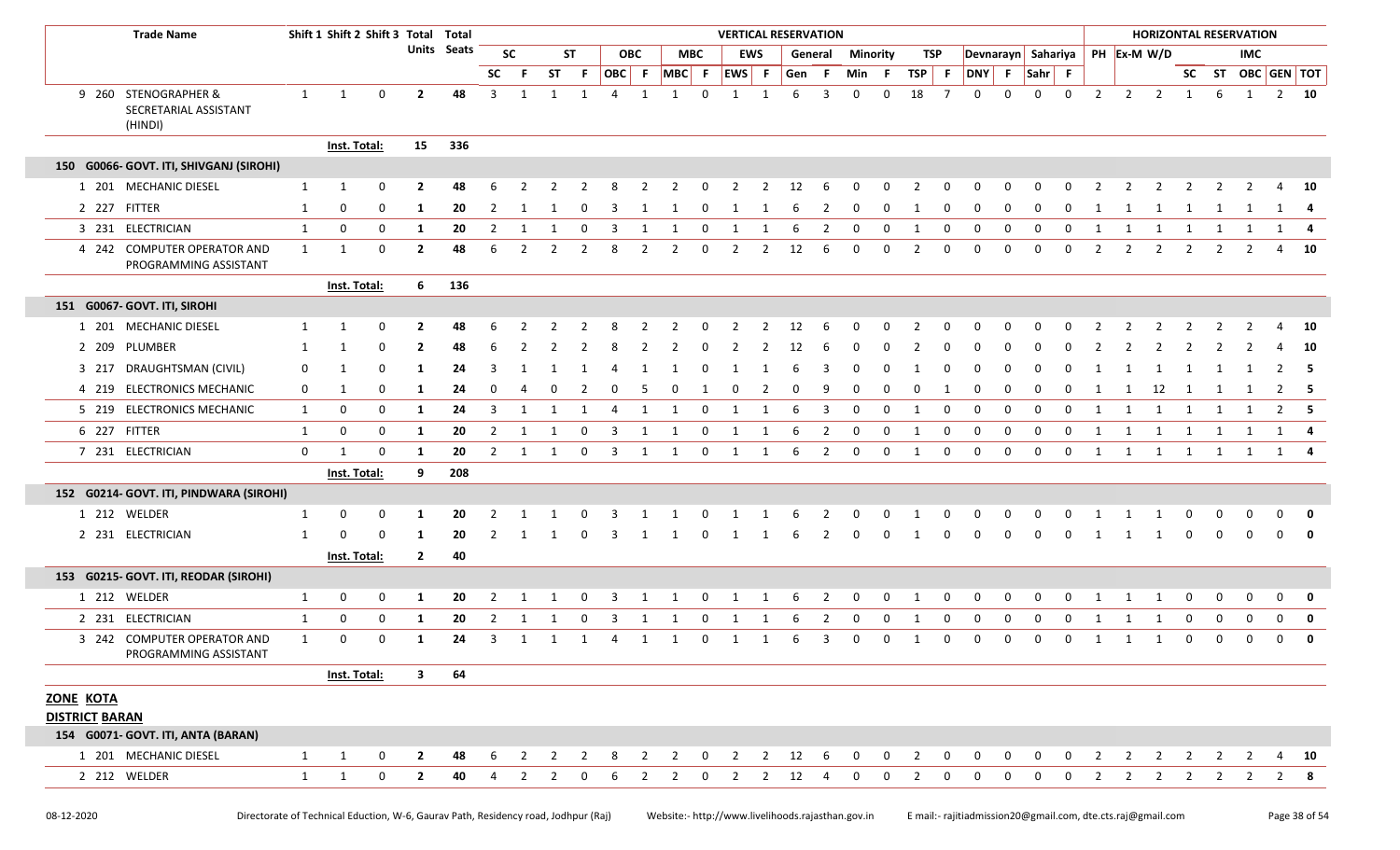| | Trade Name | Shift 1 | Shift 2 | Shift 3 | Total Units | Total Seats | VERTICAL RESERVATION | | | | | | | | | | | | | | | | | | | | | | HORIZONTAL RESERVATION | | | | | | | | |
|---|---|---|---|---|---|---|---|---|---|---|---|---|---|---|---|---|---|---|---|---|---|---|---|---|---|---|---|---|---|---|---|---|---|---|---|---|---|
| | | | | | | | SC | | ST | | OBC | | MBC | | EWS | | General | | Minority | | TSP | | Devnarayn | | Sahariya | | PH | Ex-M | W/D | | | IMC | | |
| | | | | | | | SC | F | ST | F | OBC | F | MBC | F | EWS | F | Gen | F | Min | F | TSP | F | DNY | F | Sahr | F | | | | SC | ST | OBC | GEN | TOT |
| 9 | 260 STENOGRAPHER & SECRETARIAL ASSISTANT (HINDI) | 1 | 1 | 0 | 2 | 48 | 3 | 1 | 1 | 1 | 4 | 1 | 1 | 0 | 1 | 1 | 6 | 3 | 0 | 0 | 18 | 7 | 0 | 0 | 0 | 0 | 2 | 2 | 2 | 1 | 6 | 1 | 2 | 10 |
| | | Inst. Total: | | | 15 | 336 | | | | | | | | | | | | | | | | | | | | | | | | | | | | |
| **150 G0066- GOVT. ITI, SHIVGANJ (SIROHI)** | | | | | | | | | | | | | | | | | | | | | | | | | | | | | | | | | | |
| 1 | 201 MECHANIC DIESEL | 1 | 1 | 0 | 2 | 48 | 6 | 2 | 2 | 2 | 8 | 2 | 2 | 0 | 2 | 2 | 12 | 6 | 0 | 0 | 2 | 0 | 0 | 0 | 0 | 0 | 2 | 2 | 2 | 2 | 2 | 2 | 4 | 10 |
| 2 | 227 FITTER | 1 | 0 | 0 | 1 | 20 | 2 | 1 | 1 | 0 | 3 | 1 | 1 | 0 | 1 | 1 | 6 | 2 | 0 | 0 | 1 | 0 | 0 | 0 | 0 | 0 | 1 | 1 | 1 | 1 | 1 | 1 | 1 | 4 |
| 3 | 231 ELECTRICIAN | 1 | 0 | 0 | 1 | 20 | 2 | 1 | 1 | 0 | 3 | 1 | 1 | 0 | 1 | 1 | 6 | 2 | 0 | 0 | 1 | 0 | 0 | 0 | 0 | 0 | 1 | 1 | 1 | 1 | 1 | 1 | 1 | 4 |
| 4 | 242 COMPUTER OPERATOR AND PROGRAMMING ASSISTANT | 1 | 1 | 0 | 2 | 48 | 6 | 2 | 2 | 2 | 8 | 2 | 2 | 0 | 2 | 2 | 12 | 6 | 0 | 0 | 2 | 0 | 0 | 0 | 0 | 0 | 2 | 2 | 2 | 2 | 2 | 2 | 4 | 10 |
| | | Inst. Total: | | | 6 | 136 | | | | | | | | | | | | | | | | | | | | | | | | | | | | |
| **151 G0067- GOVT. ITI, SIROHI** | | | | | | | | | | | | | | | | | | | | | | | | | | | | | | | | | | |
| 1 | 201 MECHANIC DIESEL | 1 | 1 | 0 | 2 | 48 | 6 | 2 | 2 | 2 | 8 | 2 | 2 | 0 | 2 | 2 | 12 | 6 | 0 | 0 | 2 | 0 | 0 | 0 | 0 | 0 | 2 | 2 | 2 | 2 | 2 | 2 | 4 | 10 |
| 2 | 209 PLUMBER | 1 | 1 | 0 | 2 | 48 | 6 | 2 | 2 | 2 | 8 | 2 | 2 | 0 | 2 | 2 | 12 | 6 | 0 | 0 | 2 | 0 | 0 | 0 | 0 | 0 | 2 | 2 | 2 | 2 | 2 | 2 | 4 | 10 |
| 3 | 217 DRAUGHTSMAN (CIVIL) | 0 | 1 | 0 | 1 | 24 | 3 | 1 | 1 | 1 | 4 | 1 | 1 | 0 | 1 | 1 | 6 | 3 | 0 | 0 | 1 | 0 | 0 | 0 | 0 | 0 | 1 | 1 | 1 | 1 | 1 | 1 | 2 | 5 |
| 4 | 219 ELECTRONICS MECHANIC | 0 | 1 | 0 | 1 | 24 | 0 | 4 | 0 | 2 | 0 | 5 | 0 | 1 | 0 | 2 | 0 | 9 | 0 | 0 | 0 | 1 | 0 | 0 | 0 | 0 | 1 | 1 | 12 | 1 | 1 | 1 | 2 | 5 |
| 5 | 219 ELECTRONICS MECHANIC | 1 | 0 | 0 | 1 | 24 | 3 | 1 | 1 | 1 | 4 | 1 | 1 | 0 | 1 | 1 | 6 | 3 | 0 | 0 | 1 | 0 | 0 | 0 | 0 | 0 | 1 | 1 | 1 | 1 | 1 | 1 | 2 | 5 |
| 6 | 227 FITTER | 1 | 0 | 0 | 1 | 20 | 2 | 1 | 1 | 0 | 3 | 1 | 1 | 0 | 1 | 1 | 6 | 2 | 0 | 0 | 1 | 0 | 0 | 0 | 0 | 0 | 1 | 1 | 1 | 1 | 1 | 1 | 1 | 4 |
| 7 | 231 ELECTRICIAN | 0 | 1 | 0 | 1 | 20 | 2 | 1 | 1 | 0 | 3 | 1 | 1 | 0 | 1 | 1 | 6 | 2 | 0 | 0 | 1 | 0 | 0 | 0 | 0 | 0 | 1 | 1 | 1 | 1 | 1 | 1 | 1 | 4 |
| | | Inst. Total: | | | 9 | 208 | | | | | | | | | | | | | | | | | | | | | | | | | | | | |
| **152 G0214- GOVT. ITI, PINDWARA (SIROHI)** | | | | | | | | | | | | | | | | | | | | | | | | | | | | | | | | | | |
| 1 | 212 WELDER | 1 | 0 | 0 | 1 | 20 | 2 | 1 | 1 | 0 | 3 | 1 | 1 | 0 | 1 | 1 | 6 | 2 | 0 | 0 | 1 | 0 | 0 | 0 | 0 | 0 | 1 | 1 | 1 | 0 | 0 | 0 | 0 | 0 |
| 2 | 231 ELECTRICIAN | 1 | 0 | 0 | 1 | 20 | 2 | 1 | 1 | 0 | 3 | 1 | 1 | 0 | 1 | 1 | 6 | 2 | 0 | 0 | 1 | 0 | 0 | 0 | 0 | 0 | 1 | 1 | 1 | 0 | 0 | 0 | 0 | 0 |
| | | Inst. Total: | | | 2 | 40 | | | | | | | | | | | | | | | | | | | | | | | | | | | | |
| **153 G0215- GOVT. ITI, REODAR (SIROHI)** | | | | | | | | | | | | | | | | | | | | | | | | | | | | | | | | | | |
| 1 | 212 WELDER | 1 | 0 | 0 | 1 | 20 | 2 | 1 | 1 | 0 | 3 | 1 | 1 | 0 | 1 | 1 | 6 | 2 | 0 | 0 | 1 | 0 | 0 | 0 | 0 | 0 | 1 | 1 | 1 | 0 | 0 | 0 | 0 | 0 |
| 2 | 231 ELECTRICIAN | 1 | 0 | 0 | 1 | 20 | 2 | 1 | 1 | 0 | 3 | 1 | 1 | 0 | 1 | 1 | 6 | 2 | 0 | 0 | 1 | 0 | 0 | 0 | 0 | 0 | 1 | 1 | 1 | 0 | 0 | 0 | 0 | 0 |
| 3 | 242 COMPUTER OPERATOR AND PROGRAMMING ASSISTANT | 1 | 0 | 0 | 1 | 24 | 3 | 1 | 1 | 1 | 4 | 1 | 1 | 0 | 1 | 1 | 6 | 3 | 0 | 0 | 1 | 0 | 0 | 0 | 0 | 0 | 1 | 1 | 1 | 0 | 0 | 0 | 0 | 0 |
| | | Inst. Total: | | | 3 | 64 | | | | | | | | | | | | | | | | | | | | | | | | | | | | |
| **ZONE KOTA** | | | | | | | | | | | | | | | | | | | | | | | | | | | | | | | | | | |
| **DISTRICT BARAN** | | | | | | | | | | | | | | | | | | | | | | | | | | | | | | | | | | |
| **154 G0071- GOVT. ITI, ANTA (BARAN)** | | | | | | | | | | | | | | | | | | | | | | | | | | | | | | | | | | |
| 1 | 201 MECHANIC DIESEL | 1 | 1 | 0 | 2 | 48 | 6 | 2 | 2 | 2 | 8 | 2 | 2 | 0 | 2 | 2 | 12 | 6 | 0 | 0 | 2 | 0 | 0 | 0 | 0 | 0 | 2 | 2 | 2 | 2 | 2 | 2 | 4 | 10 |
| 2 | 212 WELDER | 1 | 1 | 0 | 2 | 40 | 4 | 2 | 2 | 0 | 6 | 2 | 2 | 0 | 2 | 2 | 12 | 4 | 0 | 0 | 2 | 0 | 0 | 0 | 0 | 0 | 2 | 2 | 2 | 2 | 2 | 2 | 2 | 8 |

08-12-2020 Directorate of Technical Eduction, W-6, Gaurav Path, Residency road, Jodhpur (Raj) Website:- http://www.livelihoods.rajasthan.gov.in E mail:- rajitiadmission20@gmail.com, dte.cts.raj@gmail.com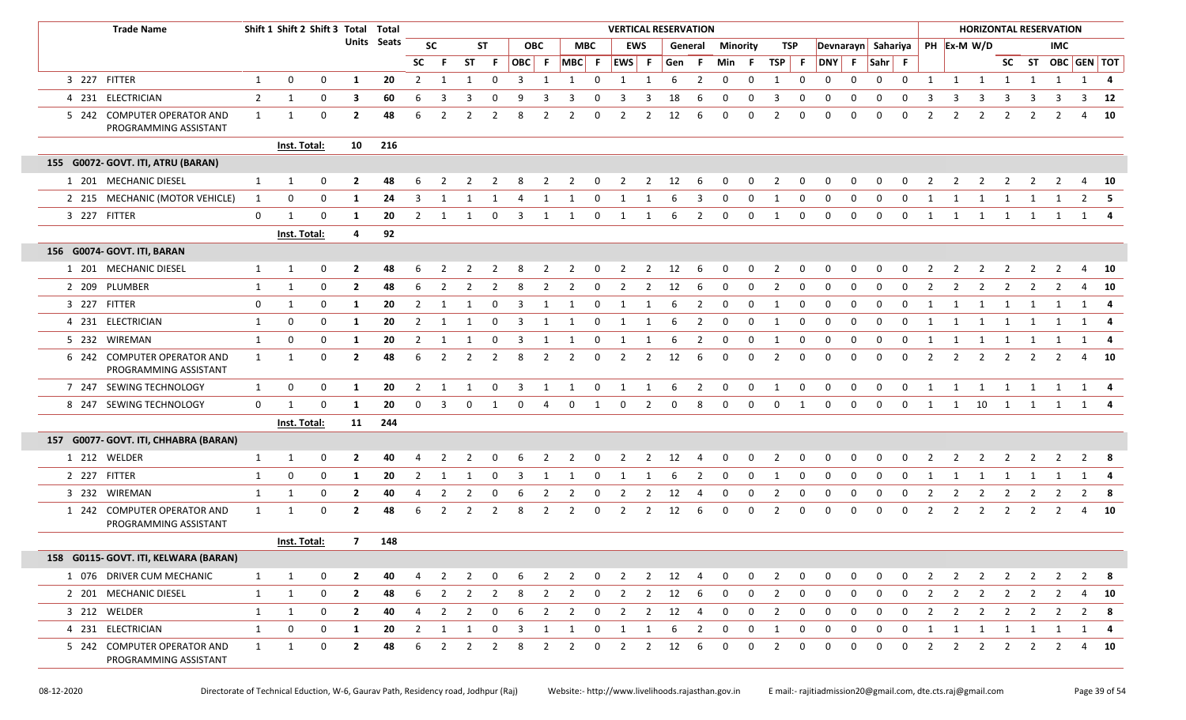| Trade Name | Shift 1 | Shift 2 | Shift 3 | Total Units | Total Seats | VERTICAL RESERVATION | | | | | | | | | | | | | | | | | | | | HORIZONTAL RESERVATION | | | | | | | |
|---|---|---|---|---|---|---|---|---|---|---|---|---|---|---|---|---|---|---|---|---|---|---|---|---|---|---|---|---|---|---|---|---|---|
| | | | | | | SC | | ST | | OBC | | MBC | | EWS | | General | | Minority | | TSP | | Devnarayn | | Sahariya | | PH | Ex-M | W/D | IMC | | | | |
| | | | | | | SC | F | ST | F | OBC | F | MBC | F | EWS | F | Gen | F | Min | F | TSP | F | DNY | F | Sahr | F | | | | SC | ST | OBC | GEN | TOT |
| 3 227 FITTER | 1 | 0 | 0 | 1 | 20 | 2 | 1 | 1 | 0 | 3 | 1 | 1 | 0 | 1 | 1 | 6 | 2 | 0 | 0 | 1 | 0 | 0 | 0 | 0 | 0 | 1 | 1 | 1 | 1 | 1 | 1 | 1 | 4 |
| 4 231 ELECTRICIAN | 2 | 1 | 0 | 3 | 60 | 6 | 3 | 3 | 0 | 9 | 3 | 3 | 0 | 3 | 3 | 18 | 6 | 0 | 0 | 3 | 0 | 0 | 0 | 0 | 0 | 3 | 3 | 3 | 3 | 3 | 3 | 3 | 12 |
| 5 242 COMPUTER OPERATOR AND PROGRAMMING ASSISTANT | 1 | 1 | 0 | 2 | 48 | 6 | 2 | 2 | 2 | 8 | 2 | 2 | 0 | 2 | 2 | 12 | 6 | 0 | 0 | 2 | 0 | 0 | 0 | 0 | 0 | 2 | 2 | 2 | 2 | 2 | 2 | 4 | 10 |
| | Inst. Total: | | | 10 | 216 | | | | | | | | | | | | | | | | | | | | | | | | | | | | |
| **155 G0072- GOVT. ITI, ATRU (BARAN)** | | | | | | | | | | | | | | | | | | | | | | | | | | | | | | | | | |
| 1 201 MECHANIC DIESEL | 1 | 1 | 0 | 2 | 48 | 6 | 2 | 2 | 2 | 8 | 2 | 2 | 0 | 2 | 2 | 12 | 6 | 0 | 0 | 2 | 0 | 0 | 0 | 0 | 0 | 2 | 2 | 2 | 2 | 2 | 2 | 4 | 10 |
| 2 215 MECHANIC (MOTOR VEHICLE) | 1 | 0 | 0 | 1 | 24 | 3 | 1 | 1 | 1 | 4 | 1 | 1 | 0 | 1 | 1 | 6 | 3 | 0 | 0 | 1 | 0 | 0 | 0 | 0 | 0 | 1 | 1 | 1 | 1 | 1 | 1 | 2 | 5 |
| 3 227 FITTER | 0 | 1 | 0 | 1 | 20 | 2 | 1 | 1 | 0 | 3 | 1 | 1 | 0 | 1 | 1 | 6 | 2 | 0 | 0 | 1 | 0 | 0 | 0 | 0 | 0 | 1 | 1 | 1 | 1 | 1 | 1 | 1 | 4 |
| | Inst. Total: | | | 4 | 92 | | | | | | | | | | | | | | | | | | | | | | | | | | | | |
| **156 G0074- GOVT. ITI, BARAN** | | | | | | | | | | | | | | | | | | | | | | | | | | | | | | | | | |
| 1 201 MECHANIC DIESEL | 1 | 1 | 0 | 2 | 48 | 6 | 2 | 2 | 2 | 8 | 2 | 2 | 0 | 2 | 2 | 12 | 6 | 0 | 0 | 2 | 0 | 0 | 0 | 0 | 0 | 2 | 2 | 2 | 2 | 2 | 2 | 4 | 10 |
| 2 209 PLUMBER | 1 | 1 | 0 | 2 | 48 | 6 | 2 | 2 | 2 | 8 | 2 | 2 | 0 | 2 | 2 | 12 | 6 | 0 | 0 | 2 | 0 | 0 | 0 | 0 | 0 | 2 | 2 | 2 | 2 | 2 | 2 | 4 | 10 |
| 3 227 FITTER | 0 | 1 | 0 | 1 | 20 | 2 | 1 | 1 | 0 | 3 | 1 | 1 | 0 | 1 | 1 | 6 | 2 | 0 | 0 | 1 | 0 | 0 | 0 | 0 | 0 | 1 | 1 | 1 | 1 | 1 | 1 | 1 | 4 |
| 4 231 ELECTRICIAN | 1 | 0 | 0 | 1 | 20 | 2 | 1 | 1 | 0 | 3 | 1 | 1 | 0 | 1 | 1 | 6 | 2 | 0 | 0 | 1 | 0 | 0 | 0 | 0 | 0 | 1 | 1 | 1 | 1 | 1 | 1 | 1 | 4 |
| 5 232 WIREMAN | 1 | 0 | 0 | 1 | 20 | 2 | 1 | 1 | 0 | 3 | 1 | 1 | 0 | 1 | 1 | 6 | 2 | 0 | 0 | 1 | 0 | 0 | 0 | 0 | 0 | 1 | 1 | 1 | 1 | 1 | 1 | 1 | 4 |
| 6 242 COMPUTER OPERATOR AND PROGRAMMING ASSISTANT | 1 | 1 | 0 | 2 | 48 | 6 | 2 | 2 | 2 | 8 | 2 | 2 | 0 | 2 | 2 | 12 | 6 | 0 | 0 | 2 | 0 | 0 | 0 | 0 | 0 | 2 | 2 | 2 | 2 | 2 | 2 | 4 | 10 |
| 7 247 SEWING TECHNOLOGY | 1 | 0 | 0 | 1 | 20 | 2 | 1 | 1 | 0 | 3 | 1 | 1 | 0 | 1 | 1 | 6 | 2 | 0 | 0 | 1 | 0 | 0 | 0 | 0 | 0 | 1 | 1 | 1 | 1 | 1 | 1 | 1 | 4 |
| 8 247 SEWING TECHNOLOGY | 0 | 1 | 0 | 1 | 20 | 0 | 3 | 0 | 1 | 0 | 4 | 0 | 1 | 0 | 2 | 0 | 8 | 0 | 0 | 0 | 1 | 0 | 0 | 0 | 0 | 1 | 1 | 10 | 1 | 1 | 1 | 1 | 4 |
| | Inst. Total: | | | 11 | 244 | | | | | | | | | | | | | | | | | | | | | | | | | | | | |
| **157 G0077- GOVT. ITI, CHHABRA (BARAN)** | | | | | | | | | | | | | | | | | | | | | | | | | | | | | | | | | |
| 1 212 WELDER | 1 | 1 | 0 | 2 | 40 | 4 | 2 | 2 | 0 | 6 | 2 | 2 | 0 | 2 | 2 | 12 | 4 | 0 | 0 | 2 | 0 | 0 | 0 | 0 | 0 | 2 | 2 | 2 | 2 | 2 | 2 | 2 | 8 |
| 2 227 FITTER | 1 | 0 | 0 | 1 | 20 | 2 | 1 | 1 | 0 | 3 | 1 | 1 | 0 | 1 | 1 | 6 | 2 | 0 | 0 | 1 | 0 | 0 | 0 | 0 | 0 | 1 | 1 | 1 | 1 | 1 | 1 | 1 | 4 |
| 3 232 WIREMAN | 1 | 1 | 0 | 2 | 40 | 4 | 2 | 2 | 0 | 6 | 2 | 2 | 0 | 2 | 2 | 12 | 4 | 0 | 0 | 2 | 0 | 0 | 0 | 0 | 0 | 2 | 2 | 2 | 2 | 2 | 2 | 2 | 8 |
| 1 242 COMPUTER OPERATOR AND PROGRAMMING ASSISTANT | 1 | 1 | 0 | 2 | 48 | 6 | 2 | 2 | 2 | 8 | 2 | 2 | 0 | 2 | 2 | 12 | 6 | 0 | 0 | 2 | 0 | 0 | 0 | 0 | 0 | 2 | 2 | 2 | 2 | 2 | 2 | 4 | 10 |
| | Inst. Total: | | | 7 | 148 | | | | | | | | | | | | | | | | | | | | | | | | | | | | |
| **158 G0115- GOVT. ITI, KELWARA (BARAN)** | | | | | | | | | | | | | | | | | | | | | | | | | | | | | | | | | |
| 1 076 DRIVER CUM MECHANIC | 1 | 1 | 0 | 2 | 40 | 4 | 2 | 2 | 0 | 6 | 2 | 2 | 0 | 2 | 2 | 12 | 4 | 0 | 0 | 2 | 0 | 0 | 0 | 0 | 0 | 2 | 2 | 2 | 2 | 2 | 2 | 2 | 8 |
| 2 201 MECHANIC DIESEL | 1 | 1 | 0 | 2 | 48 | 6 | 2 | 2 | 2 | 8 | 2 | 2 | 0 | 2 | 2 | 12 | 6 | 0 | 0 | 2 | 0 | 0 | 0 | 0 | 0 | 2 | 2 | 2 | 2 | 2 | 2 | 4 | 10 |
| 3 212 WELDER | 1 | 1 | 0 | 2 | 40 | 4 | 2 | 2 | 0 | 6 | 2 | 2 | 0 | 2 | 2 | 12 | 4 | 0 | 0 | 2 | 0 | 0 | 0 | 0 | 0 | 2 | 2 | 2 | 2 | 2 | 2 | 2 | 8 |
| 4 231 ELECTRICIAN | 1 | 0 | 0 | 1 | 20 | 2 | 1 | 1 | 0 | 3 | 1 | 1 | 0 | 1 | 1 | 6 | 2 | 0 | 0 | 1 | 0 | 0 | 0 | 0 | 0 | 1 | 1 | 1 | 1 | 1 | 1 | 1 | 4 |
| 5 242 COMPUTER OPERATOR AND PROGRAMMING ASSISTANT | 1 | 1 | 0 | 2 | 48 | 6 | 2 | 2 | 2 | 8 | 2 | 2 | 0 | 2 | 2 | 12 | 6 | 0 | 0 | 2 | 0 | 0 | 0 | 0 | 0 | 2 | 2 | 2 | 2 | 2 | 2 | 4 | 10 |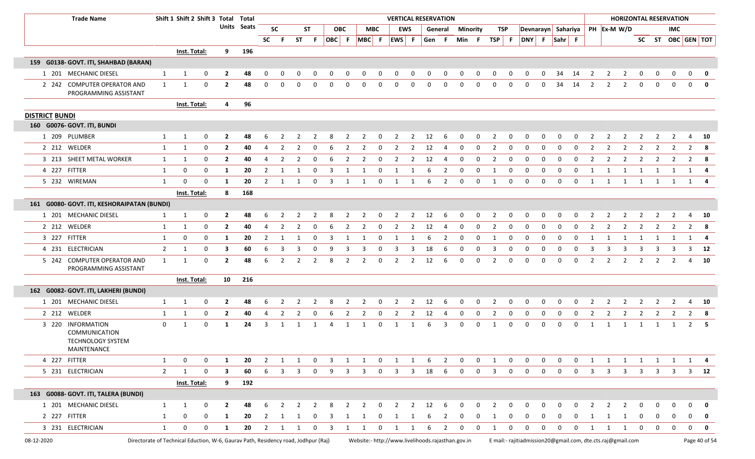| Trade Name | Shift 1 | Shift 2 | Shift 3 | Total Units | Total Seats | SC | F | ST | F | OBC | F | MBC | F | EWS | F | Gen | F | Min | F | TSP | F | DNY | F | Sahr | F | PH | Ex-M | W/D | SC | ST | OBC | GEN | TOT |
|---|---|---|---|---|---|---|---|---|---|---|---|---|---|---|---|---|---|---|---|---|---|---|---|---|---|---|---|---|---|---|---|---|---|
| | | | | | | **VERTICAL RESERVATION** | | | | | | | | | | | | | | | | | | | | | | | **HORIZONTAL RESERVATION** | | | | |
| | | | | | | SC | | ST | | OBC | | MBC | | EWS | | General | | Minority | | TSP | | Devnarayn | | Sahariya | | PH | Ex-M | W/D | | | IMC | | |
| | **Inst. Total:** | | | 9 | 196 | | | | | | | | | | | | | | | | | | | | | | | | | | | | |
| **159 G0138- GOVT. ITI, SHAHBAD (BARAN)** | | | | | | | | | | | | | | | | | | | | | | | | | | | | | | | | | |
| 1 201 MECHANIC DIESEL | 1 | 1 | 0 | 2 | 48 | 0 | 0 | 0 | 0 | 0 | 0 | 0 | 0 | 0 | 0 | 0 | 0 | 0 | 0 | 0 | 0 | 0 | 0 | 34 | 14 | 2 | 2 | 2 | 0 | 0 | 0 | 0 | 0 |
| 2 242 COMPUTER OPERATOR AND PROGRAMMING ASSISTANT | 1 | 1 | 0 | 2 | 48 | 0 | 0 | 0 | 0 | 0 | 0 | 0 | 0 | 0 | 0 | 0 | 0 | 0 | 0 | 0 | 0 | 0 | 0 | 34 | 14 | 2 | 2 | 2 | 0 | 0 | 0 | 0 | 0 |
| | **Inst. Total:** | | | 4 | 96 | | | | | | | | | | | | | | | | | | | | | | | | | | | | |
| **DISTRICT BUNDI** | | | | | | | | | | | | | | | | | | | | | | | | | | | | | | | | | |
| **160 G0076- GOVT. ITI, BUNDI** | | | | | | | | | | | | | | | | | | | | | | | | | | | | | | | | | |
| 1 209 PLUMBER | 1 | 1 | 0 | 2 | 48 | 6 | 2 | 2 | 2 | 8 | 2 | 2 | 0 | 2 | 2 | 12 | 6 | 0 | 0 | 2 | 0 | 0 | 0 | 0 | 0 | 2 | 2 | 2 | 2 | 2 | 2 | 4 | 10 |
| 2 212 WELDER | 1 | 1 | 0 | 2 | 40 | 4 | 2 | 2 | 0 | 6 | 2 | 2 | 0 | 2 | 2 | 12 | 4 | 0 | 0 | 2 | 0 | 0 | 0 | 0 | 0 | 2 | 2 | 2 | 2 | 2 | 2 | 2 | 8 |
| 3 213 SHEET METAL WORKER | 1 | 1 | 0 | 2 | 40 | 4 | 2 | 2 | 0 | 6 | 2 | 2 | 0 | 2 | 2 | 12 | 4 | 0 | 0 | 2 | 0 | 0 | 0 | 0 | 0 | 2 | 2 | 2 | 2 | 2 | 2 | 2 | 8 |
| 4 227 FITTER | 1 | 0 | 0 | 1 | 20 | 2 | 1 | 1 | 0 | 3 | 1 | 1 | 0 | 1 | 1 | 6 | 2 | 0 | 0 | 1 | 0 | 0 | 0 | 0 | 0 | 1 | 1 | 1 | 1 | 1 | 1 | 1 | 4 |
| 5 232 WIREMAN | 1 | 0 | 0 | 1 | 20 | 2 | 1 | 1 | 0 | 3 | 1 | 1 | 0 | 1 | 1 | 6 | 2 | 0 | 0 | 1 | 0 | 0 | 0 | 0 | 0 | 1 | 1 | 1 | 1 | 1 | 1 | 1 | 4 |
| | **Inst. Total:** | | | 8 | 168 | | | | | | | | | | | | | | | | | | | | | | | | | | | | |
| **161 G0080- GOVT. ITI, KESHORAIPATAN (BUNDI)** | | | | | | | | | | | | | | | | | | | | | | | | | | | | | | | | | |
| 1 201 MECHANIC DIESEL | 1 | 1 | 0 | 2 | 48 | 6 | 2 | 2 | 2 | 8 | 2 | 2 | 0 | 2 | 2 | 12 | 6 | 0 | 0 | 2 | 0 | 0 | 0 | 0 | 0 | 2 | 2 | 2 | 2 | 2 | 2 | 4 | 10 |
| 2 212 WELDER | 1 | 1 | 0 | 2 | 40 | 4 | 2 | 2 | 0 | 6 | 2 | 2 | 0 | 2 | 2 | 12 | 4 | 0 | 0 | 2 | 0 | 0 | 0 | 0 | 0 | 2 | 2 | 2 | 2 | 2 | 2 | 2 | 8 |
| 3 227 FITTER | 1 | 0 | 0 | 1 | 20 | 2 | 1 | 1 | 0 | 3 | 1 | 1 | 0 | 1 | 1 | 6 | 2 | 0 | 0 | 1 | 0 | 0 | 0 | 0 | 0 | 1 | 1 | 1 | 1 | 1 | 1 | 1 | 4 |
| 4 231 ELECTRICIAN | 2 | 1 | 0 | 3 | 60 | 6 | 3 | 3 | 0 | 9 | 3 | 3 | 0 | 3 | 3 | 18 | 6 | 0 | 0 | 3 | 0 | 0 | 0 | 0 | 0 | 3 | 3 | 3 | 3 | 3 | 3 | 3 | 12 |
| 5 242 COMPUTER OPERATOR AND PROGRAMMING ASSISTANT | 1 | 1 | 0 | 2 | 48 | 6 | 2 | 2 | 2 | 8 | 2 | 2 | 0 | 2 | 2 | 12 | 6 | 0 | 0 | 2 | 0 | 0 | 0 | 0 | 0 | 2 | 2 | 2 | 2 | 2 | 2 | 4 | 10 |
| | **Inst. Total:** | | | 10 | 216 | | | | | | | | | | | | | | | | | | | | | | | | | | | | |
| **162 G0082- GOVT. ITI, LAKHERI (BUNDI)** | | | | | | | | | | | | | | | | | | | | | | | | | | | | | | | | | |
| 1 201 MECHANIC DIESEL | 1 | 1 | 0 | 2 | 48 | 6 | 2 | 2 | 2 | 8 | 2 | 2 | 0 | 2 | 2 | 12 | 6 | 0 | 0 | 2 | 0 | 0 | 0 | 0 | 0 | 2 | 2 | 2 | 2 | 2 | 2 | 4 | 10 |
| 2 212 WELDER | 1 | 1 | 0 | 2 | 40 | 4 | 2 | 2 | 0 | 6 | 2 | 2 | 0 | 2 | 2 | 12 | 4 | 0 | 0 | 2 | 0 | 0 | 0 | 0 | 0 | 2 | 2 | 2 | 2 | 2 | 2 | 2 | 8 |
| 3 220 INFORMATION COMMUNICATION TECHNOLOGY SYSTEM MAINTENANCE | 0 | 1 | 0 | 1 | 24 | 3 | 1 | 1 | 1 | 4 | 1 | 1 | 0 | 1 | 1 | 6 | 3 | 0 | 0 | 1 | 0 | 0 | 0 | 0 | 0 | 1 | 1 | 1 | 1 | 1 | 1 | 2 | 5 |
| 4 227 FITTER | 1 | 0 | 0 | 1 | 20 | 2 | 1 | 1 | 0 | 3 | 1 | 1 | 0 | 1 | 1 | 6 | 2 | 0 | 0 | 1 | 0 | 0 | 0 | 0 | 0 | 1 | 1 | 1 | 1 | 1 | 1 | 1 | 4 |
| 5 231 ELECTRICIAN | 2 | 1 | 0 | 3 | 60 | 6 | 3 | 3 | 0 | 9 | 3 | 3 | 0 | 3 | 3 | 18 | 6 | 0 | 0 | 3 | 0 | 0 | 0 | 0 | 0 | 3 | 3 | 3 | 3 | 3 | 3 | 3 | 12 |
| | **Inst. Total:** | | | 9 | 192 | | | | | | | | | | | | | | | | | | | | | | | | | | | | |
| **163 G0088- GOVT. ITI, TALERA (BUNDI)** | | | | | | | | | | | | | | | | | | | | | | | | | | | | | | | | | |
| 1 201 MECHANIC DIESEL | 1 | 1 | 0 | 2 | 48 | 6 | 2 | 2 | 2 | 8 | 2 | 2 | 0 | 2 | 2 | 12 | 6 | 0 | 0 | 2 | 0 | 0 | 0 | 0 | 0 | 2 | 2 | 2 | 0 | 0 | 0 | 0 | 0 |
| 2 227 FITTER | 1 | 0 | 0 | 1 | 20 | 2 | 1 | 1 | 0 | 3 | 1 | 1 | 0 | 1 | 1 | 6 | 2 | 0 | 0 | 1 | 0 | 0 | 0 | 0 | 0 | 1 | 1 | 1 | 0 | 0 | 0 | 0 | 0 |
| 3 231 ELECTRICIAN | 1 | 0 | 0 | 1 | 20 | 2 | 1 | 1 | 0 | 3 | 1 | 1 | 0 | 1 | 1 | 6 | 2 | 0 | 0 | 1 | 0 | 0 | 0 | 0 | 0 | 1 | 1 | 1 | 0 | 0 | 0 | 0 | 0 |

08-12-2020 Directorate of Technical Eduction, W-6, Gaurav Path, Residency road, Jodhpur (Raj) Website:- http://www.livelihoods.rajasthan.gov.in E mail:- rajitiadmission20@gmail.com, dte.cts.raj@gmail.com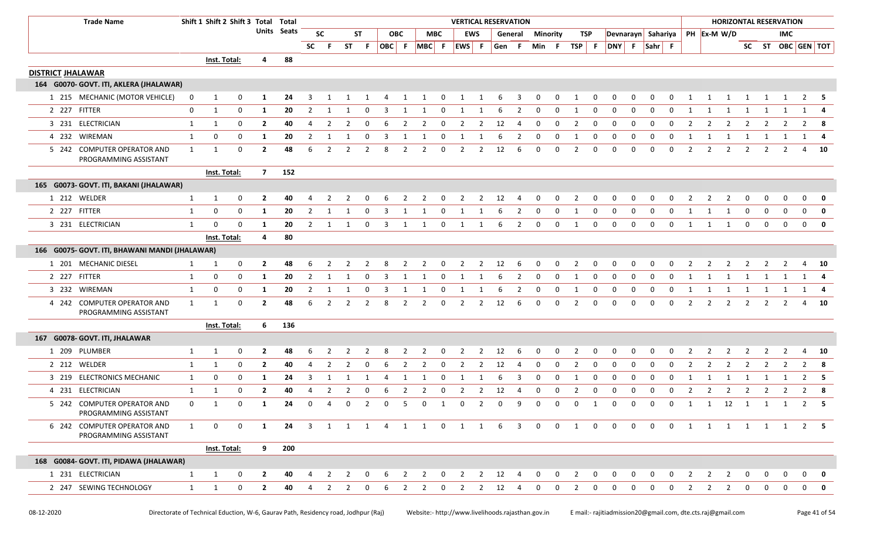| Trade Name | Shift 1 | Shift 2 | Shift 3 | Total Units | Total Seats | VERTICAL RESERVATION | | | | | | | | | | | | | | | | | | | | HORIZONTAL RESERVATION | | | | | | | |
|---|---|---|---|---|---|---|---|---|---|---|---|---|---|---|---|---|---|---|---|---|---|---|---|---|---|---|---|---|---|---|---|---|---|
| | | | | | | SC | | ST | | OBC | | MBC | | EWS | | General | | Minority | | TSP | | Devnarayn | | Sahariya | | PH | Ex-M | W/D | IMC | | | | |
| | | | | | | SC | F | ST | F | OBC | F | MBC | F | EWS | F | Gen | F | Min | F | TSP | F | DNY | F | Sahr | F | | | | SC | ST | OBC | GEN | TOT |
| | Inst. Total: | | | 4 | 88 | | | | | | | | | | | | | | | | | | | | | | | | | | | | |
| **DISTRICT JHALAWAR** | | | | | | | | | | | | | | | | | | | | | | | | | | | | | | | | | |
| 164 G0070- GOVT. ITI, AKLERA (JHALAWAR) | | | | | | | | | | | | | | | | | | | | | | | | | | | | | | | | | |
| 1 215 MECHANIC (MOTOR VEHICLE) | 0 | 1 | 0 | 1 | 24 | 3 | 1 | 1 | 1 | 4 | 1 | 1 | 0 | 1 | 1 | 6 | 3 | 0 | 0 | 1 | 0 | 0 | 0 | 0 | 0 | 1 | 1 | 1 | 1 | 1 | 1 | 2 | 5 |
| 2 227 FITTER | 0 | 1 | 0 | 1 | 20 | 2 | 1 | 1 | 0 | 3 | 1 | 1 | 0 | 1 | 1 | 6 | 2 | 0 | 0 | 1 | 0 | 0 | 0 | 0 | 0 | 1 | 1 | 1 | 1 | 1 | 1 | 1 | 4 |
| 3 231 ELECTRICIAN | 1 | 1 | 0 | 2 | 40 | 4 | 2 | 2 | 0 | 6 | 2 | 2 | 0 | 2 | 2 | 12 | 4 | 0 | 0 | 2 | 0 | 0 | 0 | 0 | 0 | 2 | 2 | 2 | 2 | 2 | 2 | 2 | 8 |
| 4 232 WIREMAN | 1 | 0 | 0 | 1 | 20 | 2 | 1 | 1 | 0 | 3 | 1 | 1 | 0 | 1 | 1 | 6 | 2 | 0 | 0 | 1 | 0 | 0 | 0 | 0 | 0 | 1 | 1 | 1 | 1 | 1 | 1 | 1 | 4 |
| 5 242 COMPUTER OPERATOR AND PROGRAMMING ASSISTANT | 1 | 1 | 0 | 2 | 48 | 6 | 2 | 2 | 2 | 8 | 2 | 2 | 0 | 2 | 2 | 12 | 6 | 0 | 0 | 2 | 0 | 0 | 0 | 0 | 0 | 2 | 2 | 2 | 2 | 2 | 2 | 4 | 10 |
| | Inst. Total: | | | 7 | 152 | | | | | | | | | | | | | | | | | | | | | | | | | | | | |
| 165 G0073- GOVT. ITI, BAKANI (JHALAWAR) | | | | | | | | | | | | | | | | | | | | | | | | | | | | | | | | | |
| 1 212 WELDER | 1 | 1 | 0 | 2 | 40 | 4 | 2 | 2 | 0 | 6 | 2 | 2 | 0 | 2 | 2 | 12 | 4 | 0 | 0 | 2 | 0 | 0 | 0 | 0 | 0 | 2 | 2 | 2 | 0 | 0 | 0 | 0 | 0 |
| 2 227 FITTER | 1 | 0 | 0 | 1 | 20 | 2 | 1 | 1 | 0 | 3 | 1 | 1 | 0 | 1 | 1 | 6 | 2 | 0 | 0 | 1 | 0 | 0 | 0 | 0 | 0 | 1 | 1 | 1 | 0 | 0 | 0 | 0 | 0 |
| 3 231 ELECTRICIAN | 1 | 0 | 0 | 1 | 20 | 2 | 1 | 1 | 0 | 3 | 1 | 1 | 0 | 1 | 1 | 6 | 2 | 0 | 0 | 1 | 0 | 0 | 0 | 0 | 0 | 1 | 1 | 1 | 0 | 0 | 0 | 0 | 0 |
| | Inst. Total: | | | 4 | 80 | | | | | | | | | | | | | | | | | | | | | | | | | | | | |
| 166 G0075- GOVT. ITI, BHAWANI MANDI (JHALAWAR) | | | | | | | | | | | | | | | | | | | | | | | | | | | | | | | | | |
| 1 201 MECHANIC DIESEL | 1 | 1 | 0 | 2 | 48 | 6 | 2 | 2 | 2 | 8 | 2 | 2 | 0 | 2 | 2 | 12 | 6 | 0 | 0 | 2 | 0 | 0 | 0 | 0 | 0 | 2 | 2 | 2 | 2 | 2 | 2 | 4 | 10 |
| 2 227 FITTER | 1 | 0 | 0 | 1 | 20 | 2 | 1 | 1 | 0 | 3 | 1 | 1 | 0 | 1 | 1 | 6 | 2 | 0 | 0 | 1 | 0 | 0 | 0 | 0 | 0 | 1 | 1 | 1 | 1 | 1 | 1 | 1 | 4 |
| 3 232 WIREMAN | 1 | 0 | 0 | 1 | 20 | 2 | 1 | 1 | 0 | 3 | 1 | 1 | 0 | 1 | 1 | 6 | 2 | 0 | 0 | 1 | 0 | 0 | 0 | 0 | 0 | 1 | 1 | 1 | 1 | 1 | 1 | 1 | 4 |
| 4 242 COMPUTER OPERATOR AND PROGRAMMING ASSISTANT | 1 | 1 | 0 | 2 | 48 | 6 | 2 | 2 | 2 | 8 | 2 | 2 | 0 | 2 | 2 | 12 | 6 | 0 | 0 | 2 | 0 | 0 | 0 | 0 | 0 | 2 | 2 | 2 | 2 | 2 | 2 | 4 | 10 |
| | Inst. Total: | | | 6 | 136 | | | | | | | | | | | | | | | | | | | | | | | | | | | | |
| 167 G0078- GOVT. ITI, JHALAWAR | | | | | | | | | | | | | | | | | | | | | | | | | | | | | | | | | |
| 1 209 PLUMBER | 1 | 1 | 0 | 2 | 48 | 6 | 2 | 2 | 2 | 8 | 2 | 2 | 0 | 2 | 2 | 12 | 6 | 0 | 0 | 2 | 0 | 0 | 0 | 0 | 0 | 2 | 2 | 2 | 2 | 2 | 2 | 4 | 10 |
| 2 212 WELDER | 1 | 1 | 0 | 2 | 40 | 4 | 2 | 2 | 0 | 6 | 2 | 2 | 0 | 2 | 2 | 12 | 4 | 0 | 0 | 2 | 0 | 0 | 0 | 0 | 0 | 2 | 2 | 2 | 2 | 2 | 2 | 2 | 8 |
| 3 219 ELECTRONICS MECHANIC | 1 | 0 | 0 | 1 | 24 | 3 | 1 | 1 | 1 | 4 | 1 | 1 | 0 | 1 | 1 | 6 | 3 | 0 | 0 | 1 | 0 | 0 | 0 | 0 | 0 | 1 | 1 | 1 | 1 | 1 | 1 | 2 | 5 |
| 4 231 ELECTRICIAN | 1 | 1 | 0 | 2 | 40 | 4 | 2 | 2 | 0 | 6 | 2 | 2 | 0 | 2 | 2 | 12 | 4 | 0 | 0 | 2 | 0 | 0 | 0 | 0 | 0 | 2 | 2 | 2 | 2 | 2 | 2 | 2 | 8 |
| 5 242 COMPUTER OPERATOR AND PROGRAMMING ASSISTANT | 0 | 1 | 0 | 1 | 24 | 0 | 4 | 0 | 2 | 0 | 5 | 0 | 1 | 0 | 2 | 0 | 9 | 0 | 0 | 0 | 1 | 0 | 0 | 0 | 0 | 1 | 1 | 12 | 1 | 1 | 1 | 2 | 5 |
| 6 242 COMPUTER OPERATOR AND PROGRAMMING ASSISTANT | 1 | 0 | 0 | 1 | 24 | 3 | 1 | 1 | 1 | 4 | 1 | 1 | 0 | 1 | 1 | 6 | 3 | 0 | 0 | 1 | 0 | 0 | 0 | 0 | 0 | 1 | 1 | 1 | 1 | 1 | 1 | 2 | 5 |
| | Inst. Total: | | | 9 | 200 | | | | | | | | | | | | | | | | | | | | | | | | | | | | |
| 168 G0084- GOVT. ITI, PIDAWA (JHALAWAR) | | | | | | | | | | | | | | | | | | | | | | | | | | | | | | | | | |
| 1 231 ELECTRICIAN | 1 | 1 | 0 | 2 | 40 | 4 | 2 | 2 | 0 | 6 | 2 | 2 | 0 | 2 | 2 | 12 | 4 | 0 | 0 | 2 | 0 | 0 | 0 | 0 | 0 | 2 | 2 | 2 | 0 | 0 | 0 | 0 | 0 |
| 2 247 SEWING TECHNOLOGY | 1 | 1 | 0 | 2 | 40 | 4 | 2 | 2 | 0 | 6 | 2 | 2 | 0 | 2 | 2 | 12 | 4 | 0 | 0 | 2 | 0 | 0 | 0 | 0 | 0 | 2 | 2 | 2 | 0 | 0 | 0 | 0 | 0 |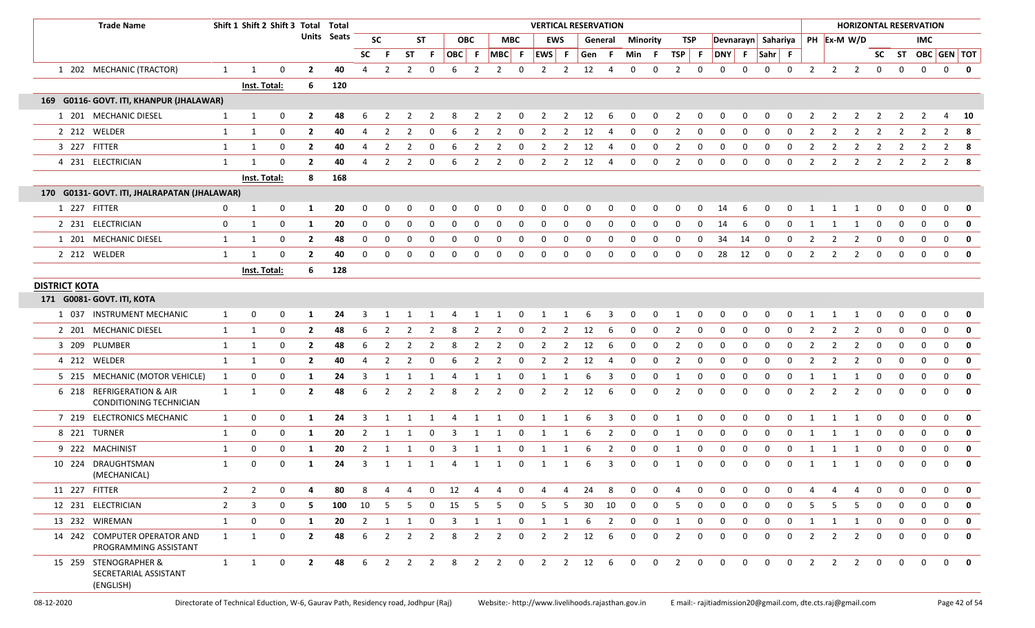| | Trade Name | Shift 1 | Shift 2 | Shift 3 | Total Units | Total Seats | VERTICAL RESERVATION | | | | | | | | | | | | | | | | | | | | | | HORIZONTAL RESERVATION | | | | | | | |
|---|---|---|---|---|---|---|---|---|---|---|---|---|---|---|---|---|---|---|---|---|---|---|---|---|---|---|---|---|---|---|---|---|---|---|---|---|
| | | | | | | | SC | | ST | | OBC | | MBC | | EWS | | General | | Minority | | TSP | | Devnarayn | | Sahariya | | PH | Ex-M | W/D | | | IMC | | |
| | | | | | | | SC | F | ST | F | OBC | F | MBC | F | EWS | F | Gen | F | Min | F | TSP | F | DNY | F | Sahr | F | | | | SC | ST | OBC | GEN | TOT |
| 1 202 | MECHANIC (TRACTOR) | 1 | 1 | 0 | 2 | 40 | 4 | 2 | 2 | 0 | 6 | 2 | 2 | 0 | 2 | 2 | 12 | 4 | 0 | 0 | 2 | 0 | 0 | 0 | 0 | 0 | 2 | 2 | 2 | 0 | 0 | 0 | 0 | 0 |
| | Inst. Total: | | | | 6 | 120 | | | | | | | | | | | | | | | | | | | | | | | | | | | | |
| **169 G0116- GOVT. ITI, KHANPUR (JHALAWAR)** | | | | | | | | | | | | | | | | | | | | | | | | | | | | | | | | | | |
| 1 201 | MECHANIC DIESEL | 1 | 1 | 0 | 2 | 48 | 6 | 2 | 2 | 2 | 8 | 2 | 2 | 0 | 2 | 2 | 12 | 6 | 0 | 0 | 2 | 0 | 0 | 0 | 0 | 0 | 2 | 2 | 2 | 2 | 2 | 2 | 4 | 10 |
| 2 212 | WELDER | 1 | 1 | 0 | 2 | 40 | 4 | 2 | 2 | 0 | 6 | 2 | 2 | 0 | 2 | 2 | 12 | 4 | 0 | 0 | 2 | 0 | 0 | 0 | 0 | 0 | 2 | 2 | 2 | 2 | 2 | 2 | 2 | 8 |
| 3 227 | FITTER | 1 | 1 | 0 | 2 | 40 | 4 | 2 | 2 | 0 | 6 | 2 | 2 | 0 | 2 | 2 | 12 | 4 | 0 | 0 | 2 | 0 | 0 | 0 | 0 | 0 | 2 | 2 | 2 | 2 | 2 | 2 | 2 | 8 |
| 4 231 | ELECTRICIAN | 1 | 1 | 0 | 2 | 40 | 4 | 2 | 2 | 0 | 6 | 2 | 2 | 0 | 2 | 2 | 12 | 4 | 0 | 0 | 2 | 0 | 0 | 0 | 0 | 0 | 2 | 2 | 2 | 2 | 2 | 2 | 2 | 8 |
| | Inst. Total: | | | | 8 | 168 | | | | | | | | | | | | | | | | | | | | | | | | | | | | |
| **170 G0131- GOVT. ITI, JHALRAPATAN (JHALAWAR)** | | | | | | | | | | | | | | | | | | | | | | | | | | | | | | | | | | |
| 1 227 | FITTER | 0 | 1 | 0 | 1 | 20 | 0 | 0 | 0 | 0 | 0 | 0 | 0 | 0 | 0 | 0 | 0 | 0 | 0 | 0 | 0 | 0 | 14 | 6 | 0 | 0 | 1 | 1 | 1 | 0 | 0 | 0 | 0 | 0 |
| 2 231 | ELECTRICIAN | 0 | 1 | 0 | 1 | 20 | 0 | 0 | 0 | 0 | 0 | 0 | 0 | 0 | 0 | 0 | 0 | 0 | 0 | 0 | 0 | 0 | 14 | 6 | 0 | 0 | 1 | 1 | 1 | 0 | 0 | 0 | 0 | 0 |
| 1 201 | MECHANIC DIESEL | 1 | 1 | 0 | 2 | 48 | 0 | 0 | 0 | 0 | 0 | 0 | 0 | 0 | 0 | 0 | 0 | 0 | 0 | 0 | 0 | 0 | 34 | 14 | 0 | 0 | 2 | 2 | 2 | 0 | 0 | 0 | 0 | 0 |
| 2 212 | WELDER | 1 | 1 | 0 | 2 | 40 | 0 | 0 | 0 | 0 | 0 | 0 | 0 | 0 | 0 | 0 | 0 | 0 | 0 | 0 | 0 | 0 | 28 | 12 | 0 | 0 | 2 | 2 | 2 | 0 | 0 | 0 | 0 | 0 |
| | Inst. Total: | | | | 6 | 128 | | | | | | | | | | | | | | | | | | | | | | | | | | | | |
| **DISTRICT KOTA** | | | | | | | | | | | | | | | | | | | | | | | | | | | | | | | | | | |
| **171 G0081- GOVT. ITI, KOTA** | | | | | | | | | | | | | | | | | | | | | | | | | | | | | | | | | | |
| 1 037 | INSTRUMENT MECHANIC | 1 | 0 | 0 | 1 | 24 | 3 | 1 | 1 | 1 | 4 | 1 | 1 | 0 | 1 | 1 | 6 | 3 | 0 | 0 | 1 | 0 | 0 | 0 | 0 | 0 | 1 | 1 | 1 | 0 | 0 | 0 | 0 | 0 |
| 2 201 | MECHANIC DIESEL | 1 | 1 | 0 | 2 | 48 | 6 | 2 | 2 | 2 | 8 | 2 | 2 | 0 | 2 | 2 | 12 | 6 | 0 | 0 | 2 | 0 | 0 | 0 | 0 | 0 | 2 | 2 | 2 | 0 | 0 | 0 | 0 | 0 |
| 3 209 | PLUMBER | 1 | 1 | 0 | 2 | 48 | 6 | 2 | 2 | 2 | 8 | 2 | 2 | 0 | 2 | 2 | 12 | 6 | 0 | 0 | 2 | 0 | 0 | 0 | 0 | 0 | 2 | 2 | 2 | 0 | 0 | 0 | 0 | 0 |
| 4 212 | WELDER | 1 | 1 | 0 | 2 | 40 | 4 | 2 | 2 | 0 | 6 | 2 | 2 | 0 | 2 | 2 | 12 | 4 | 0 | 0 | 2 | 0 | 0 | 0 | 0 | 0 | 2 | 2 | 2 | 0 | 0 | 0 | 0 | 0 |
| 5 215 | MECHANIC (MOTOR VEHICLE) | 1 | 0 | 0 | 1 | 24 | 3 | 1 | 1 | 1 | 4 | 1 | 1 | 0 | 1 | 1 | 6 | 3 | 0 | 0 | 1 | 0 | 0 | 0 | 0 | 0 | 1 | 1 | 1 | 0 | 0 | 0 | 0 | 0 |
| 6 218 | REFRIGERATION & AIR CONDITIONING TECHNICIAN | 1 | 1 | 0 | 2 | 48 | 6 | 2 | 2 | 2 | 8 | 2 | 2 | 0 | 2 | 2 | 12 | 6 | 0 | 0 | 2 | 0 | 0 | 0 | 0 | 0 | 2 | 2 | 2 | 0 | 0 | 0 | 0 | 0 |
| 7 219 | ELECTRONICS MECHANIC | 1 | 0 | 0 | 1 | 24 | 3 | 1 | 1 | 1 | 4 | 1 | 1 | 0 | 1 | 1 | 6 | 3 | 0 | 0 | 1 | 0 | 0 | 0 | 0 | 0 | 1 | 1 | 1 | 0 | 0 | 0 | 0 | 0 |
| 8 221 | TURNER | 1 | 0 | 0 | 1 | 20 | 2 | 1 | 1 | 0 | 3 | 1 | 1 | 0 | 1 | 1 | 6 | 2 | 0 | 0 | 1 | 0 | 0 | 0 | 0 | 0 | 1 | 1 | 1 | 0 | 0 | 0 | 0 | 0 |
| 9 222 | MACHINIST | 1 | 0 | 0 | 1 | 20 | 2 | 1 | 1 | 0 | 3 | 1 | 1 | 0 | 1 | 1 | 6 | 2 | 0 | 0 | 1 | 0 | 0 | 0 | 0 | 0 | 1 | 1 | 1 | 0 | 0 | 0 | 0 | 0 |
| 10 224 | DRAUGHTSMAN (MECHANICAL) | 1 | 0 | 0 | 1 | 24 | 3 | 1 | 1 | 1 | 4 | 1 | 1 | 0 | 1 | 1 | 6 | 3 | 0 | 0 | 1 | 0 | 0 | 0 | 0 | 0 | 1 | 1 | 1 | 0 | 0 | 0 | 0 | 0 |
| 11 227 | FITTER | 2 | 2 | 0 | 4 | 80 | 8 | 4 | 4 | 0 | 12 | 4 | 4 | 0 | 4 | 4 | 24 | 8 | 0 | 0 | 4 | 0 | 0 | 0 | 0 | 0 | 4 | 4 | 4 | 0 | 0 | 0 | 0 | 0 |
| 12 231 | ELECTRICIAN | 2 | 3 | 0 | 5 | 100 | 10 | 5 | 5 | 0 | 15 | 5 | 5 | 0 | 5 | 5 | 30 | 10 | 0 | 0 | 5 | 0 | 0 | 0 | 0 | 0 | 5 | 5 | 5 | 0 | 0 | 0 | 0 | 0 |
| 13 232 | WIREMAN | 1 | 0 | 0 | 1 | 20 | 2 | 1 | 1 | 0 | 3 | 1 | 1 | 0 | 1 | 1 | 6 | 2 | 0 | 0 | 1 | 0 | 0 | 0 | 0 | 0 | 1 | 1 | 1 | 0 | 0 | 0 | 0 | 0 |
| 14 242 | COMPUTER OPERATOR AND PROGRAMMING ASSISTANT | 1 | 1 | 0 | 2 | 48 | 6 | 2 | 2 | 2 | 8 | 2 | 2 | 0 | 2 | 2 | 12 | 6 | 0 | 0 | 2 | 0 | 0 | 0 | 0 | 0 | 2 | 2 | 2 | 0 | 0 | 0 | 0 | 0 |
| 15 259 | STENOGRAPHER & SECRETARIAL ASSISTANT (ENGLISH) | 1 | 1 | 0 | 2 | 48 | 6 | 2 | 2 | 2 | 8 | 2 | 2 | 0 | 2 | 2 | 12 | 6 | 0 | 0 | 2 | 0 | 0 | 0 | 0 | 0 | 2 | 2 | 2 | 0 | 0 | 0 | 0 | 0 |

08-12-2020 Directorate of Technical Eduction, W-6, Gaurav Path, Residency road, Jodhpur (Raj) Website:- http://www.livelihoods.rajasthan.gov.in E mail:- rajitiadmission20@gmail.com, dte.cts.raj@gmail.com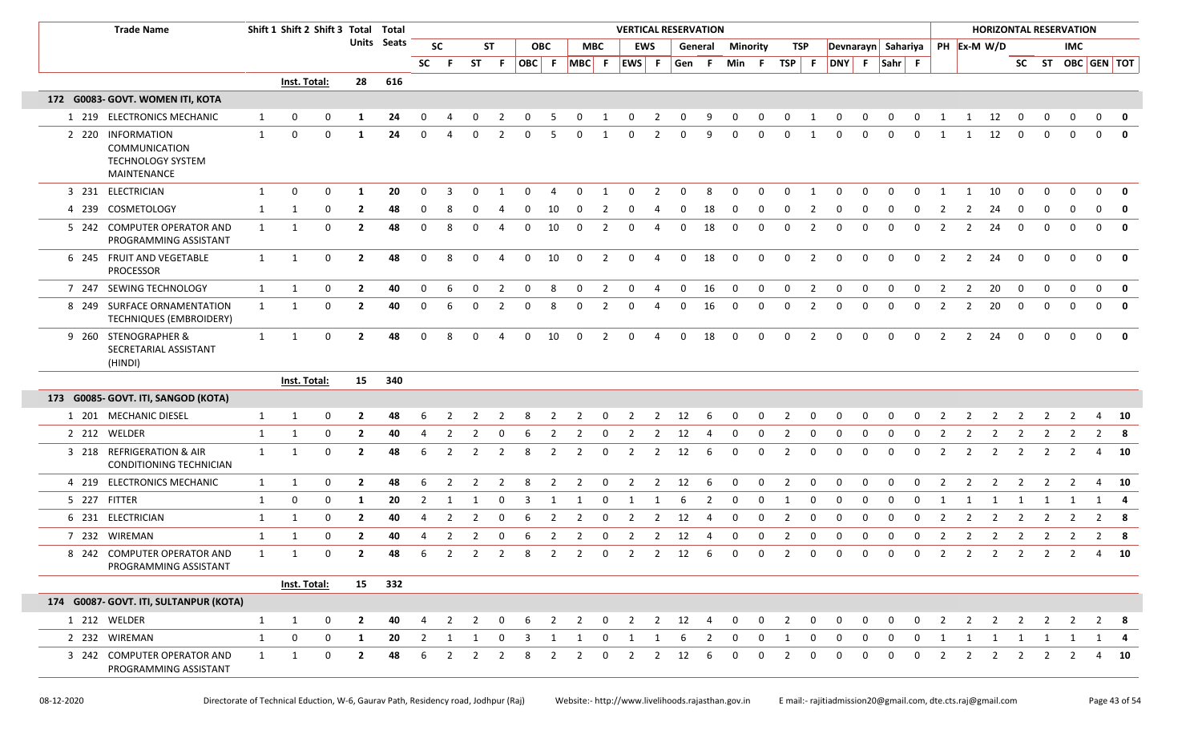| Trade Name | | Shift 1 | Shift 2 | Shift 3 | Total Units | Total Seats | VERTICAL RESERVATION | | | | | | | | | | | | | | | | | | | | | | HORIZONTAL RESERVATION | | | | | | | | |
|---|---|---|---|---|---|---|---|---|---|---|---|---|---|---|---|---|---|---|---|---|---|---|---|---|---|---|---|---|---|---|---|---|---|---|---|---|---|
| | | | | | | | SC | | ST | | OBC | | MBC | | EWS | | General | | Minority | | TSP | | Devnarayn | | Sahariya | | PH | Ex-M | W/D | | | IMC | | |
| | | | | | | | SC | F | ST | F | OBC | F | MBC | F | EWS | F | Gen | F | Min | F | TSP | F | DNY | F | Sahr | F | | | | SC | ST | OBC | GEN | TOT |
| | | Inst. Total: | | | 28 | 616 | | | | | | | | | | | | | | | | | | | | | | | | | | | | |
| **172 G0083- GOVT. WOMEN ITI, KOTA** | | | | | | | | | | | | | | | | | | | | | | | | | | | | | | | | | | |
| 1 | 219 ELECTRONICS MECHANIC | 1 | 0 | 0 | 1 | 24 | 0 | 4 | 0 | 2 | 0 | 5 | 0 | 1 | 0 | 2 | 0 | 9 | 0 | 0 | 0 | 1 | 0 | 0 | 0 | 0 | 1 | 1 | 12 | 0 | 0 | 0 | 0 | 0 |
| 2 | 220 INFORMATION COMMUNICATION TECHNOLOGY SYSTEM MAINTENANCE | 1 | 0 | 0 | 1 | 24 | 0 | 4 | 0 | 2 | 0 | 5 | 0 | 1 | 0 | 2 | 0 | 9 | 0 | 0 | 0 | 1 | 0 | 0 | 0 | 0 | 1 | 1 | 12 | 0 | 0 | 0 | 0 | 0 |
| 3 | 231 ELECTRICIAN | 1 | 0 | 0 | 1 | 20 | 0 | 3 | 0 | 1 | 0 | 4 | 0 | 1 | 0 | 2 | 0 | 8 | 0 | 0 | 0 | 1 | 0 | 0 | 0 | 0 | 1 | 1 | 10 | 0 | 0 | 0 | 0 | 0 |
| 4 | 239 COSMETOLOGY | 1 | 1 | 0 | 2 | 48 | 0 | 8 | 0 | 4 | 0 | 10 | 0 | 2 | 0 | 4 | 0 | 18 | 0 | 0 | 0 | 2 | 0 | 0 | 0 | 0 | 2 | 2 | 24 | 0 | 0 | 0 | 0 | 0 |
| 5 | 242 COMPUTER OPERATOR AND PROGRAMMING ASSISTANT | 1 | 1 | 0 | 2 | 48 | 0 | 8 | 0 | 4 | 0 | 10 | 0 | 2 | 0 | 4 | 0 | 18 | 0 | 0 | 0 | 2 | 0 | 0 | 0 | 0 | 2 | 2 | 24 | 0 | 0 | 0 | 0 | 0 |
| 6 | 245 FRUIT AND VEGETABLE PROCESSOR | 1 | 1 | 0 | 2 | 48 | 0 | 8 | 0 | 4 | 0 | 10 | 0 | 2 | 0 | 4 | 0 | 18 | 0 | 0 | 0 | 2 | 0 | 0 | 0 | 0 | 2 | 2 | 24 | 0 | 0 | 0 | 0 | 0 |
| 7 | 247 SEWING TECHNOLOGY | 1 | 1 | 0 | 2 | 40 | 0 | 6 | 0 | 2 | 0 | 8 | 0 | 2 | 0 | 4 | 0 | 16 | 0 | 0 | 0 | 2 | 0 | 0 | 0 | 0 | 2 | 2 | 20 | 0 | 0 | 0 | 0 | 0 |
| 8 | 249 SURFACE ORNAMENTATION TECHNIQUES (EMBROIDERY) | 1 | 1 | 0 | 2 | 40 | 0 | 6 | 0 | 2 | 0 | 8 | 0 | 2 | 0 | 4 | 0 | 16 | 0 | 0 | 0 | 2 | 0 | 0 | 0 | 0 | 2 | 2 | 20 | 0 | 0 | 0 | 0 | 0 |
| 9 | 260 STENOGRAPHER & SECRETARIAL ASSISTANT (HINDI) | 1 | 1 | 0 | 2 | 48 | 0 | 8 | 0 | 4 | 0 | 10 | 0 | 2 | 0 | 4 | 0 | 18 | 0 | 0 | 0 | 2 | 0 | 0 | 0 | 0 | 2 | 2 | 24 | 0 | 0 | 0 | 0 | 0 |
| | | Inst. Total: | | | 15 | 340 | | | | | | | | | | | | | | | | | | | | | | | | | | | | |
| **173 G0085- GOVT. ITI, SANGOD (KOTA)** | | | | | | | | | | | | | | | | | | | | | | | | | | | | | | | | | | |
| 1 | 201 MECHANIC DIESEL | 1 | 1 | 0 | 2 | 48 | 6 | 2 | 2 | 2 | 8 | 2 | 2 | 0 | 2 | 2 | 12 | 6 | 0 | 0 | 2 | 0 | 0 | 0 | 0 | 0 | 2 | 2 | 2 | 2 | 2 | 2 | 4 | 10 |
| 2 | 212 WELDER | 1 | 1 | 0 | 2 | 40 | 4 | 2 | 2 | 0 | 6 | 2 | 2 | 0 | 2 | 2 | 12 | 4 | 0 | 0 | 2 | 0 | 0 | 0 | 0 | 0 | 2 | 2 | 2 | 2 | 2 | 2 | 2 | 8 |
| 3 | 218 REFRIGERATION & AIR CONDITIONING TECHNICIAN | 1 | 1 | 0 | 2 | 48 | 6 | 2 | 2 | 2 | 8 | 2 | 2 | 0 | 2 | 2 | 12 | 6 | 0 | 0 | 2 | 0 | 0 | 0 | 0 | 0 | 2 | 2 | 2 | 2 | 2 | 2 | 4 | 10 |
| 4 | 219 ELECTRONICS MECHANIC | 1 | 1 | 0 | 2 | 48 | 6 | 2 | 2 | 2 | 8 | 2 | 2 | 0 | 2 | 2 | 12 | 6 | 0 | 0 | 2 | 0 | 0 | 0 | 0 | 0 | 2 | 2 | 2 | 2 | 2 | 2 | 4 | 10 |
| 5 | 227 FITTER | 1 | 0 | 0 | 1 | 20 | 2 | 1 | 1 | 0 | 3 | 1 | 1 | 0 | 1 | 1 | 6 | 2 | 0 | 0 | 1 | 0 | 0 | 0 | 0 | 0 | 1 | 1 | 1 | 1 | 1 | 1 | 1 | 4 |
| 6 | 231 ELECTRICIAN | 1 | 1 | 0 | 2 | 40 | 4 | 2 | 2 | 0 | 6 | 2 | 2 | 0 | 2 | 2 | 12 | 4 | 0 | 0 | 2 | 0 | 0 | 0 | 0 | 0 | 2 | 2 | 2 | 2 | 2 | 2 | 2 | 8 |
| 7 | 232 WIREMAN | 1 | 1 | 0 | 2 | 40 | 4 | 2 | 2 | 0 | 6 | 2 | 2 | 0 | 2 | 2 | 12 | 4 | 0 | 0 | 2 | 0 | 0 | 0 | 0 | 0 | 2 | 2 | 2 | 2 | 2 | 2 | 2 | 8 |
| 8 | 242 COMPUTER OPERATOR AND PROGRAMMING ASSISTANT | 1 | 1 | 0 | 2 | 48 | 6 | 2 | 2 | 2 | 8 | 2 | 2 | 0 | 2 | 2 | 12 | 6 | 0 | 0 | 2 | 0 | 0 | 0 | 0 | 0 | 2 | 2 | 2 | 2 | 2 | 2 | 4 | 10 |
| | | Inst. Total: | | | 15 | 332 | | | | | | | | | | | | | | | | | | | | | | | | | | | | |
| **174 G0087- GOVT. ITI, SULTANPUR (KOTA)** | | | | | | | | | | | | | | | | | | | | | | | | | | | | | | | | | | |
| 1 | 212 WELDER | 1 | 1 | 0 | 2 | 40 | 4 | 2 | 2 | 0 | 6 | 2 | 2 | 0 | 2 | 2 | 12 | 4 | 0 | 0 | 2 | 0 | 0 | 0 | 0 | 0 | 2 | 2 | 2 | 2 | 2 | 2 | 2 | 8 |
| 2 | 232 WIREMAN | 1 | 0 | 0 | 1 | 20 | 2 | 1 | 1 | 0 | 3 | 1 | 1 | 0 | 1 | 1 | 6 | 2 | 0 | 0 | 1 | 0 | 0 | 0 | 0 | 0 | 1 | 1 | 1 | 1 | 1 | 1 | 1 | 4 |
| 3 | 242 COMPUTER OPERATOR AND PROGRAMMING ASSISTANT | 1 | 1 | 0 | 2 | 48 | 6 | 2 | 2 | 2 | 8 | 2 | 2 | 0 | 2 | 2 | 12 | 6 | 0 | 0 | 2 | 0 | 0 | 0 | 0 | 0 | 2 | 2 | 2 | 2 | 2 | 2 | 4 | 10 |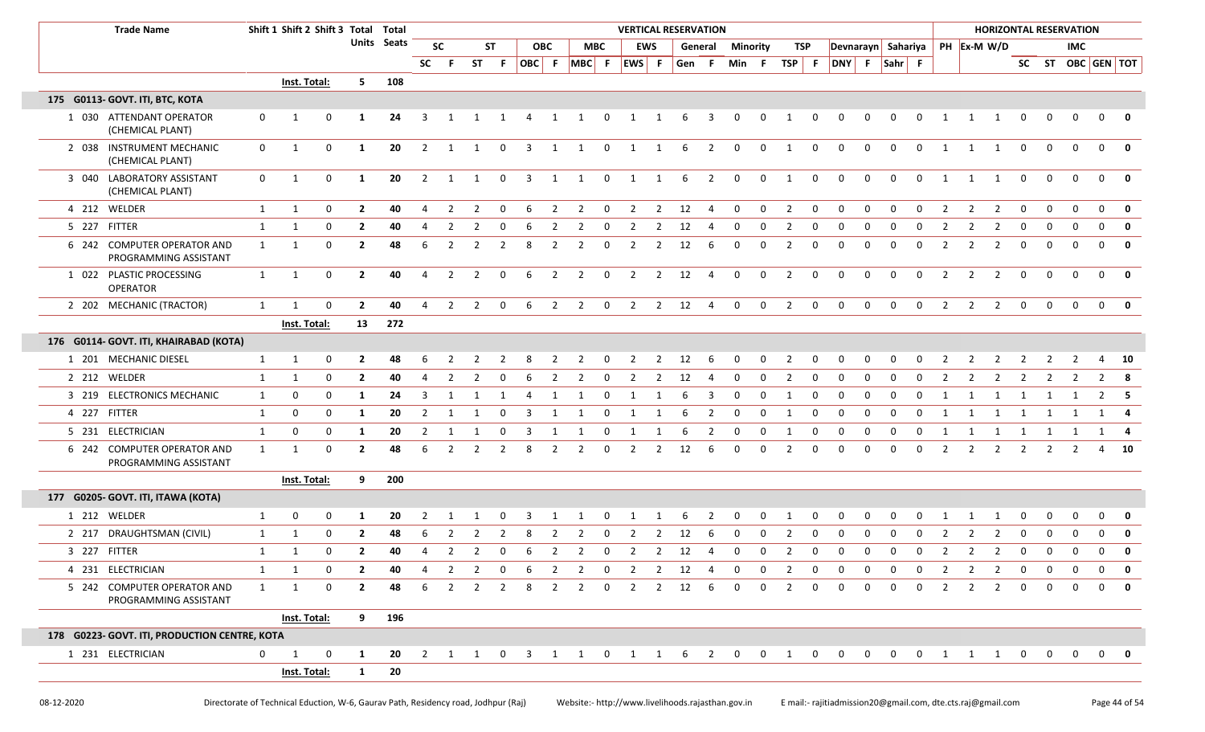| Trade Name | Shift 1 | Shift 2 | Shift 3 | Total Units | Total Seats | SC | F | ST | F | OBC | F | MBC | F | EWS | F | Gen | F | Min | F | TSP | F | DNY | F | Sahr | F | PH | Ex-M | W/D | SC | ST | OBC | GEN | TOT |
|---|---|---|---|---|---|---|---|---|---|---|---|---|---|---|---|---|---|---|---|---|---|---|---|---|---|---|---|---|---|---|---|---|---|
| | | | | | | **VERTICAL RESERVATION** | | | | | | | | | | | | | | | | | | | | **HORIZONTAL RESERVATION** | | | | | | | |
| | | | | | | SC | | ST | | OBC | | MBC | | EWS | | General | | Minority | | TSP | | Devnarayn | | Sahariya | | PH | Ex-M | W/D | IMC | | | | |
| | **Inst. Total:** | | | **5** | **108** | | | | | | | | | | | | | | | | | | | | | | | | | | | | |
| **175 G0113- GOVT. ITI, BTC, KOTA** | | | | | | | | | | | | | | | | | | | | | | | | | | | | | | | | | |
| 1 030 ATTENDANT OPERATOR (CHEMICAL PLANT) | 0 | 1 | 0 | **1** | **24** | 3 | 1 | 1 | 1 | 4 | 1 | 1 | 0 | 1 | 1 | 6 | 3 | 0 | 0 | 1 | 0 | 0 | 0 | 0 | 0 | 1 | 1 | 1 | 0 | 0 | 0 | 0 | **0** |
| 2 038 INSTRUMENT MECHANIC (CHEMICAL PLANT) | 0 | 1 | 0 | **1** | **20** | 2 | 1 | 1 | 0 | 3 | 1 | 1 | 0 | 1 | 1 | 6 | 2 | 0 | 0 | 1 | 0 | 0 | 0 | 0 | 0 | 1 | 1 | 1 | 0 | 0 | 0 | 0 | **0** |
| 3 040 LABORATORY ASSISTANT (CHEMICAL PLANT) | 0 | 1 | 0 | **1** | **20** | 2 | 1 | 1 | 0 | 3 | 1 | 1 | 0 | 1 | 1 | 6 | 2 | 0 | 0 | 1 | 0 | 0 | 0 | 0 | 0 | 1 | 1 | 1 | 0 | 0 | 0 | 0 | **0** |
| 4 212 WELDER | 1 | 1 | 0 | **2** | **40** | 4 | 2 | 2 | 0 | 6 | 2 | 2 | 0 | 2 | 2 | 12 | 4 | 0 | 0 | 2 | 0 | 0 | 0 | 0 | 0 | 2 | 2 | 2 | 0 | 0 | 0 | 0 | **0** |
| 5 227 FITTER | 1 | 1 | 0 | **2** | **40** | 4 | 2 | 2 | 0 | 6 | 2 | 2 | 0 | 2 | 2 | 12 | 4 | 0 | 0 | 2 | 0 | 0 | 0 | 0 | 0 | 2 | 2 | 2 | 0 | 0 | 0 | 0 | **0** |
| 6 242 COMPUTER OPERATOR AND PROGRAMMING ASSISTANT | 1 | 1 | 0 | **2** | **48** | 6 | 2 | 2 | 2 | 8 | 2 | 2 | 0 | 2 | 2 | 12 | 6 | 0 | 0 | 2 | 0 | 0 | 0 | 0 | 0 | 2 | 2 | 2 | 0 | 0 | 0 | 0 | **0** |
| 1 022 PLASTIC PROCESSING OPERATOR | 1 | 1 | 0 | **2** | **40** | 4 | 2 | 2 | 0 | 6 | 2 | 2 | 0 | 2 | 2 | 12 | 4 | 0 | 0 | 2 | 0 | 0 | 0 | 0 | 0 | 2 | 2 | 2 | 0 | 0 | 0 | 0 | **0** |
| 2 202 MECHANIC (TRACTOR) | 1 | 1 | 0 | **2** | **40** | 4 | 2 | 2 | 0 | 6 | 2 | 2 | 0 | 2 | 2 | 12 | 4 | 0 | 0 | 2 | 0 | 0 | 0 | 0 | 0 | 2 | 2 | 2 | 0 | 0 | 0 | 0 | **0** |
| | **Inst. Total:** | | | **13** | **272** | | | | | | | | | | | | | | | | | | | | | | | | | | | | |
| **176 G0114- GOVT. ITI, KHAIRABAD (KOTA)** | | | | | | | | | | | | | | | | | | | | | | | | | | | | | | | | | |
| 1 201 MECHANIC DIESEL | 1 | 1 | 0 | **2** | **48** | 6 | 2 | 2 | 2 | 8 | 2 | 2 | 0 | 2 | 2 | 12 | 6 | 0 | 0 | 2 | 0 | 0 | 0 | 0 | 0 | 2 | 2 | 2 | 2 | 2 | 2 | 4 | **10** |
| 2 212 WELDER | 1 | 1 | 0 | **2** | **40** | 4 | 2 | 2 | 0 | 6 | 2 | 2 | 0 | 2 | 2 | 12 | 4 | 0 | 0 | 2 | 0 | 0 | 0 | 0 | 0 | 2 | 2 | 2 | 2 | 2 | 2 | 2 | **8** |
| 3 219 ELECTRONICS MECHANIC | 1 | 0 | 0 | **1** | **24** | 3 | 1 | 1 | 1 | 4 | 1 | 1 | 0 | 1 | 1 | 6 | 3 | 0 | 0 | 1 | 0 | 0 | 0 | 0 | 0 | 1 | 1 | 1 | 1 | 1 | 1 | 2 | **5** |
| 4 227 FITTER | 1 | 0 | 0 | **1** | **20** | 2 | 1 | 1 | 0 | 3 | 1 | 1 | 0 | 1 | 1 | 6 | 2 | 0 | 0 | 1 | 0 | 0 | 0 | 0 | 0 | 1 | 1 | 1 | 1 | 1 | 1 | 1 | **4** |
| 5 231 ELECTRICIAN | 1 | 0 | 0 | **1** | **20** | 2 | 1 | 1 | 0 | 3 | 1 | 1 | 0 | 1 | 1 | 6 | 2 | 0 | 0 | 1 | 0 | 0 | 0 | 0 | 0 | 1 | 1 | 1 | 1 | 1 | 1 | 1 | **4** |
| 6 242 COMPUTER OPERATOR AND PROGRAMMING ASSISTANT | 1 | 1 | 0 | **2** | **48** | 6 | 2 | 2 | 2 | 8 | 2 | 2 | 0 | 2 | 2 | 12 | 6 | 0 | 0 | 2 | 0 | 0 | 0 | 0 | 0 | 2 | 2 | 2 | 2 | 2 | 2 | 4 | **10** |
| | **Inst. Total:** | | | **9** | **200** | | | | | | | | | | | | | | | | | | | | | | | | | | | | |
| **177 G0205- GOVT. ITI, ITAWA (KOTA)** | | | | | | | | | | | | | | | | | | | | | | | | | | | | | | | | | |
| 1 212 WELDER | 1 | 0 | 0 | **1** | **20** | 2 | 1 | 1 | 0 | 3 | 1 | 1 | 0 | 1 | 1 | 6 | 2 | 0 | 0 | 1 | 0 | 0 | 0 | 0 | 0 | 1 | 1 | 1 | 0 | 0 | 0 | 0 | **0** |
| 2 217 DRAUGHTSMAN (CIVIL) | 1 | 1 | 0 | **2** | **48** | 6 | 2 | 2 | 2 | 8 | 2 | 2 | 0 | 2 | 2 | 12 | 6 | 0 | 0 | 2 | 0 | 0 | 0 | 0 | 0 | 2 | 2 | 2 | 0 | 0 | 0 | 0 | **0** |
| 3 227 FITTER | 1 | 1 | 0 | **2** | **40** | 4 | 2 | 2 | 0 | 6 | 2 | 2 | 0 | 2 | 2 | 12 | 4 | 0 | 0 | 2 | 0 | 0 | 0 | 0 | 0 | 2 | 2 | 2 | 0 | 0 | 0 | 0 | **0** |
| 4 231 ELECTRICIAN | 1 | 1 | 0 | **2** | **40** | 4 | 2 | 2 | 0 | 6 | 2 | 2 | 0 | 2 | 2 | 12 | 4 | 0 | 0 | 2 | 0 | 0 | 0 | 0 | 0 | 2 | 2 | 2 | 0 | 0 | 0 | 0 | **0** |
| 5 242 COMPUTER OPERATOR AND PROGRAMMING ASSISTANT | 1 | 1 | 0 | **2** | **48** | 6 | 2 | 2 | 2 | 8 | 2 | 2 | 0 | 2 | 2 | 12 | 6 | 0 | 0 | 2 | 0 | 0 | 0 | 0 | 0 | 2 | 2 | 2 | 0 | 0 | 0 | 0 | **0** |
| | **Inst. Total:** | | | **9** | **196** | | | | | | | | | | | | | | | | | | | | | | | | | | | | |
| **178 G0223- GOVT. ITI, PRODUCTION CENTRE, KOTA** | | | | | | | | | | | | | | | | | | | | | | | | | | | | | | | | | |
| 1 231 ELECTRICIAN | 0 | 1 | 0 | **1** | **20** | 2 | 1 | 1 | 0 | 3 | 1 | 1 | 0 | 1 | 1 | 6 | 2 | 0 | 0 | 1 | 0 | 0 | 0 | 0 | 0 | 1 | 1 | 1 | 0 | 0 | 0 | 0 | **0** |
| | **Inst. Total:** | | | **1** | **20** | | | | | | | | | | | | | | | | | | | | | | | | | | | | |

08-12-2020 Directorate of Technical Eduction, W-6, Gaurav Path, Residency road, Jodhpur (Raj) Website:- http://www.livelihoods.rajasthan.gov.in E mail:- rajitiadmission20@gmail.com, dte.cts.raj@gmail.com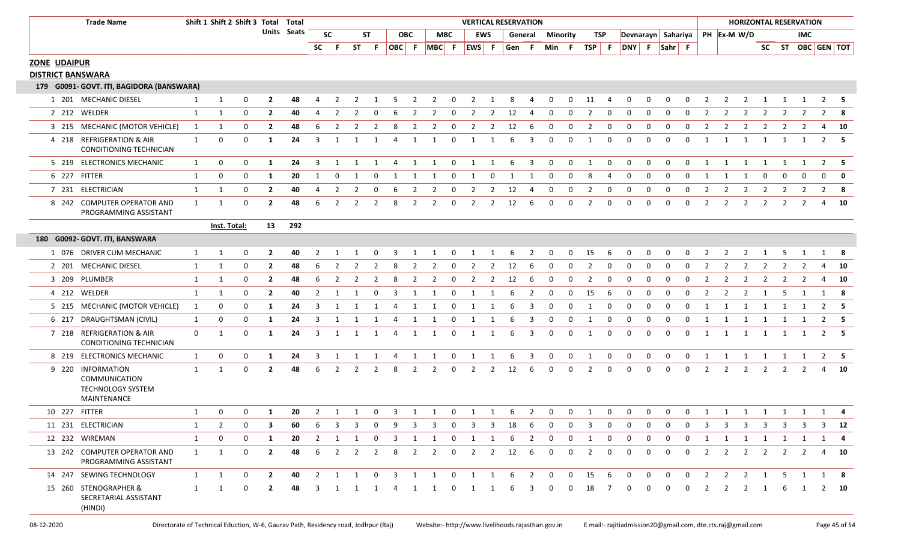| Trade Name | | Shift 1 | Shift 2 | Shift 3 | Total Units | Total Seats | VERTICAL RESERVATION | | | | | | | | | | | | | | | | | | | | | | HORIZONTAL RESERVATION | | | | | | | |
|---|---|---|---|---|---|---|---|---|---|---|---|---|---|---|---|---|---|---|---|---|---|---|---|---|---|---|---|---|---|---|---|---|---|---|---|---|
| | | | | | | | SC | | ST | | OBC | | MBC | | EWS | | General | | Minority | | TSP | | Devnarayn | | Sahariya | | PH | Ex-M | W/D | | | IMC | | | |
| | | | | | | | SC | F | ST | F | OBC | F | MBC | F | EWS | F | Gen | F | Min | F | TSP | F | DNY | F | Sahr | F | | | | SC | ST | OBC | GEN | TOT |

**ZONE UDAIPUR**

**DISTRICT BANSWARA**

**179 G0091- GOVT. ITI, BAGIDORA (BANSWARA)**

| Trade Name | | Shift 1 | Shift 2 | Shift 3 | Total Units | Total Seats | SC | F | ST | F | OBC | F | MBC | F | EWS | F | Gen | F | Min | F | TSP | F | DNY | F | Sahr | F | PH | Ex-M | W/D | SC | ST | OBC | GEN | TOT |
|---|---|---|---|---|---|---|---|---|---|---|---|---|---|---|---|---|---|---|---|---|---|---|---|---|---|---|---|---|---|---|---|---|---|---|
| 1 | 201 MECHANIC DIESEL | 1 | 1 | 0 | 2 | 48 | 4 | 2 | 2 | 1 | 5 | 2 | 2 | 0 | 2 | 1 | 8 | 4 | 0 | 0 | 11 | 4 | 0 | 0 | 0 | 0 | 2 | 2 | 2 | 1 | 1 | 1 | 2 | 5 |
| 2 | 212 WELDER | 1 | 1 | 0 | 2 | 40 | 4 | 2 | 2 | 0 | 6 | 2 | 2 | 0 | 2 | 2 | 12 | 4 | 0 | 0 | 2 | 0 | 0 | 0 | 0 | 0 | 2 | 2 | 2 | 2 | 2 | 2 | 2 | 8 |
| 3 | 215 MECHANIC (MOTOR VEHICLE) | 1 | 1 | 0 | 2 | 48 | 6 | 2 | 2 | 2 | 8 | 2 | 2 | 0 | 2 | 2 | 12 | 6 | 0 | 0 | 2 | 0 | 0 | 0 | 0 | 0 | 2 | 2 | 2 | 2 | 2 | 2 | 4 | 10 |
| 4 | 218 REFRIGERATION & AIR CONDITIONING TECHNICIAN | 1 | 0 | 0 | 1 | 24 | 3 | 1 | 1 | 1 | 4 | 1 | 1 | 0 | 1 | 1 | 6 | 3 | 0 | 0 | 1 | 0 | 0 | 0 | 0 | 0 | 1 | 1 | 1 | 1 | 1 | 1 | 2 | 5 |
| 5 | 219 ELECTRONICS MECHANIC | 1 | 0 | 0 | 1 | 24 | 3 | 1 | 1 | 1 | 4 | 1 | 1 | 0 | 1 | 1 | 6 | 3 | 0 | 0 | 1 | 0 | 0 | 0 | 0 | 0 | 1 | 1 | 1 | 1 | 1 | 1 | 2 | 5 |
| 6 | 227 FITTER | 1 | 0 | 0 | 1 | 20 | 1 | 0 | 1 | 0 | 1 | 1 | 1 | 0 | 1 | 0 | 1 | 1 | 0 | 0 | 8 | 4 | 0 | 0 | 0 | 0 | 1 | 1 | 1 | 0 | 0 | 0 | 0 | 0 |
| 7 | 231 ELECTRICIAN | 1 | 1 | 0 | 2 | 40 | 4 | 2 | 2 | 0 | 6 | 2 | 2 | 0 | 2 | 2 | 12 | 4 | 0 | 0 | 2 | 0 | 0 | 0 | 0 | 0 | 2 | 2 | 2 | 2 | 2 | 2 | 2 | 8 |
| 8 | 242 COMPUTER OPERATOR AND PROGRAMMING ASSISTANT | 1 | 1 | 0 | 2 | 48 | 6 | 2 | 2 | 2 | 8 | 2 | 2 | 0 | 2 | 2 | 12 | 6 | 0 | 0 | 2 | 0 | 0 | 0 | 0 | 0 | 2 | 2 | 2 | 2 | 2 | 2 | 4 | 10 |
| | | Inst. Total: | | | 13 | 292 | | | | | | | | | | | | | | | | | | | | | | | | | | | | |

**180 G0092- GOVT. ITI, BANSWARA**

| Trade Name | | Shift 1 | Shift 2 | Shift 3 | Total Units | Total Seats | SC | F | ST | F | OBC | F | MBC | F | EWS | F | Gen | F | Min | F | TSP | F | DNY | F | Sahr | F | PH | Ex-M | W/D | SC | ST | OBC | GEN | TOT |
|---|---|---|---|---|---|---|---|---|---|---|---|---|---|---|---|---|---|---|---|---|---|---|---|---|---|---|---|---|---|---|---|---|---|---|
| 1 | 076 DRIVER CUM MECHANIC | 1 | 1 | 0 | 2 | 40 | 2 | 1 | 1 | 0 | 3 | 1 | 1 | 0 | 1 | 1 | 6 | 2 | 0 | 0 | 15 | 6 | 0 | 0 | 0 | 0 | 2 | 2 | 2 | 1 | 5 | 1 | 1 | 8 |
| 2 | 201 MECHANIC DIESEL | 1 | 1 | 0 | 2 | 48 | 6 | 2 | 2 | 2 | 8 | 2 | 2 | 0 | 2 | 2 | 12 | 6 | 0 | 0 | 2 | 0 | 0 | 0 | 0 | 0 | 2 | 2 | 2 | 2 | 2 | 2 | 4 | 10 |
| 3 | 209 PLUMBER | 1 | 1 | 0 | 2 | 48 | 6 | 2 | 2 | 2 | 8 | 2 | 2 | 0 | 2 | 2 | 12 | 6 | 0 | 0 | 2 | 0 | 0 | 0 | 0 | 0 | 2 | 2 | 2 | 2 | 2 | 2 | 4 | 10 |
| 4 | 212 WELDER | 1 | 1 | 0 | 2 | 40 | 2 | 1 | 1 | 0 | 3 | 1 | 1 | 0 | 1 | 1 | 6 | 2 | 0 | 0 | 15 | 6 | 0 | 0 | 0 | 0 | 2 | 2 | 2 | 1 | 5 | 1 | 1 | 8 |
| 5 | 215 MECHANIC (MOTOR VEHICLE) | 1 | 0 | 0 | 1 | 24 | 3 | 1 | 1 | 1 | 4 | 1 | 1 | 0 | 1 | 1 | 6 | 3 | 0 | 0 | 1 | 0 | 0 | 0 | 0 | 0 | 1 | 1 | 1 | 1 | 1 | 1 | 2 | 5 |
| 6 | 217 DRAUGHTSMAN (CIVIL) | 1 | 0 | 0 | 1 | 24 | 3 | 1 | 1 | 1 | 4 | 1 | 1 | 0 | 1 | 1 | 6 | 3 | 0 | 0 | 1 | 0 | 0 | 0 | 0 | 0 | 1 | 1 | 1 | 1 | 1 | 1 | 2 | 5 |
| 7 | 218 REFRIGERATION & AIR CONDITIONING TECHNICIAN | 0 | 1 | 0 | 1 | 24 | 3 | 1 | 1 | 1 | 4 | 1 | 1 | 0 | 1 | 1 | 6 | 3 | 0 | 0 | 1 | 0 | 0 | 0 | 0 | 0 | 1 | 1 | 1 | 1 | 1 | 1 | 2 | 5 |
| 8 | 219 ELECTRONICS MECHANIC | 1 | 0 | 0 | 1 | 24 | 3 | 1 | 1 | 1 | 4 | 1 | 1 | 0 | 1 | 1 | 6 | 3 | 0 | 0 | 1 | 0 | 0 | 0 | 0 | 0 | 1 | 1 | 1 | 1 | 1 | 1 | 2 | 5 |
| 9 | 220 INFORMATION COMMUNICATION TECHNOLOGY SYSTEM MAINTENANCE | 1 | 1 | 0 | 2 | 48 | 6 | 2 | 2 | 2 | 8 | 2 | 2 | 0 | 2 | 2 | 12 | 6 | 0 | 0 | 2 | 0 | 0 | 0 | 0 | 0 | 2 | 2 | 2 | 2 | 2 | 2 | 4 | 10 |
| 10 | 227 FITTER | 1 | 0 | 0 | 1 | 20 | 2 | 1 | 1 | 0 | 3 | 1 | 1 | 0 | 1 | 1 | 6 | 2 | 0 | 0 | 1 | 0 | 0 | 0 | 0 | 0 | 1 | 1 | 1 | 1 | 1 | 1 | 1 | 4 |
| 11 | 231 ELECTRICIAN | 1 | 2 | 0 | 3 | 60 | 6 | 3 | 3 | 0 | 9 | 3 | 3 | 0 | 3 | 3 | 18 | 6 | 0 | 0 | 3 | 0 | 0 | 0 | 0 | 0 | 3 | 3 | 3 | 3 | 3 | 3 | 3 | 12 |
| 12 | 232 WIREMAN | 1 | 0 | 0 | 1 | 20 | 2 | 1 | 1 | 0 | 3 | 1 | 1 | 0 | 1 | 1 | 6 | 2 | 0 | 0 | 1 | 0 | 0 | 0 | 0 | 0 | 1 | 1 | 1 | 1 | 1 | 1 | 1 | 4 |
| 13 | 242 COMPUTER OPERATOR AND PROGRAMMING ASSISTANT | 1 | 1 | 0 | 2 | 48 | 6 | 2 | 2 | 2 | 8 | 2 | 2 | 0 | 2 | 2 | 12 | 6 | 0 | 0 | 2 | 0 | 0 | 0 | 0 | 0 | 2 | 2 | 2 | 2 | 2 | 2 | 4 | 10 |
| 14 | 247 SEWING TECHNOLOGY | 1 | 1 | 0 | 2 | 40 | 2 | 1 | 1 | 0 | 3 | 1 | 1 | 0 | 1 | 1 | 6 | 2 | 0 | 0 | 15 | 6 | 0 | 0 | 0 | 0 | 2 | 2 | 2 | 1 | 5 | 1 | 1 | 8 |
| 15 | 260 STENOGRAPHER & SECRETARIAL ASSISTANT (HINDI) | 1 | 1 | 0 | 2 | 48 | 3 | 1 | 1 | 1 | 4 | 1 | 1 | 0 | 1 | 1 | 6 | 3 | 0 | 0 | 18 | 7 | 0 | 0 | 0 | 0 | 2 | 2 | 2 | 1 | 6 | 1 | 2 | 10 |

08-12-2020 Directorate of Technical Eduction, W-6, Gaurav Path, Residency road, Jodhpur (Raj) Website:- http://www.livelihoods.rajasthan.gov.in E mail:- rajitiadmission20@gmail.com, dte.cts.raj@gmail.com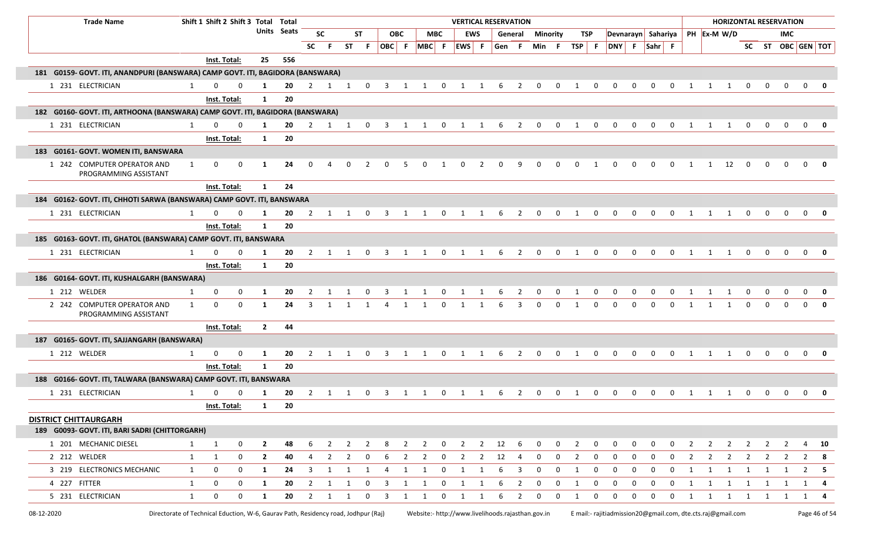| Trade Name | Shift 1 | Shift 2 | Shift 3 | Total Units | Total Seats | SC | | ST | | OBC | | MBC | | EWS | | General | | Minority | | TSP | | Devnarayn | | Sahariya | | PH | Ex-M | W/D | HORIZONTAL RESERVATION IMC SC | ST | OBC | GEN | TOT |
|---|---|---|---|---|---|---|---|---|---|---|---|---|---|---|---|---|---|---|---|---|---|---|---|---|---|---|---|---|---|---|---|---|---|
| | | | | | | SC | F | ST | F | OBC | F | MBC | F | EWS | F | Gen | F | Min | F | TSP | F | DNY | F | Sahr | F | | | | | | | | |
| | Inst. Total: | | | 25 | 556 | | | | | | | | | | | | | | | | | | | | | | | | | | | | |
| **181 G0159- GOVT. ITI, ANANDPURI (BANSWARA) CAMP GOVT. ITI, BAGIDORA (BANSWARA)** | | | | | | | | | | | | | | | | | | | | | | | | | | | | | | | | | |
| 1 231 ELECTRICIAN | 1 | 0 | 0 | 1 | 20 | 2 | 1 | 1 | 0 | 3 | 1 | 1 | 0 | 1 | 1 | 6 | 2 | 0 | 0 | 1 | 0 | 0 | 0 | 0 | 0 | 1 | 1 | 1 | 0 | 0 | 0 | 0 | 0 |
| | Inst. Total: | | | 1 | 20 | | | | | | | | | | | | | | | | | | | | | | | | | | | | |
| **182 G0160- GOVT. ITI, ARTHOONA (BANSWARA) CAMP GOVT. ITI, BAGIDORA (BANSWARA)** | | | | | | | | | | | | | | | | | | | | | | | | | | | | | | | | | |
| 1 231 ELECTRICIAN | 1 | 0 | 0 | 1 | 20 | 2 | 1 | 1 | 0 | 3 | 1 | 1 | 0 | 1 | 1 | 6 | 2 | 0 | 0 | 1 | 0 | 0 | 0 | 0 | 0 | 1 | 1 | 1 | 0 | 0 | 0 | 0 | 0 |
| | Inst. Total: | | | 1 | 20 | | | | | | | | | | | | | | | | | | | | | | | | | | | | |
| **183 G0161- GOVT. WOMEN ITI, BANSWARA** | | | | | | | | | | | | | | | | | | | | | | | | | | | | | | | | | |
| 1 242 COMPUTER OPERATOR AND PROGRAMMING ASSISTANT | 1 | 0 | 0 | 1 | 24 | 0 | 4 | 0 | 2 | 0 | 5 | 0 | 1 | 0 | 2 | 0 | 9 | 0 | 0 | 0 | 1 | 0 | 0 | 0 | 0 | 1 | 1 | 12 | 0 | 0 | 0 | 0 | 0 |
| | Inst. Total: | | | 1 | 24 | | | | | | | | | | | | | | | | | | | | | | | | | | | | |
| **184 G0162- GOVT. ITI, CHHOTI SARWA (BANSWARA) CAMP GOVT. ITI, BANSWARA** | | | | | | | | | | | | | | | | | | | | | | | | | | | | | | | | | |
| 1 231 ELECTRICIAN | 1 | 0 | 0 | 1 | 20 | 2 | 1 | 1 | 0 | 3 | 1 | 1 | 0 | 1 | 1 | 6 | 2 | 0 | 0 | 1 | 0 | 0 | 0 | 0 | 0 | 1 | 1 | 1 | 0 | 0 | 0 | 0 | 0 |
| | Inst. Total: | | | 1 | 20 | | | | | | | | | | | | | | | | | | | | | | | | | | | | |
| **185 G0163- GOVT. ITI, GHATOL (BANSWARA) CAMP GOVT. ITI, BANSWARA** | | | | | | | | | | | | | | | | | | | | | | | | | | | | | | | | | |
| 1 231 ELECTRICIAN | 1 | 0 | 0 | 1 | 20 | 2 | 1 | 1 | 0 | 3 | 1 | 1 | 0 | 1 | 1 | 6 | 2 | 0 | 0 | 1 | 0 | 0 | 0 | 0 | 0 | 1 | 1 | 1 | 0 | 0 | 0 | 0 | 0 |
| | Inst. Total: | | | 1 | 20 | | | | | | | | | | | | | | | | | | | | | | | | | | | | |
| **186 G0164- GOVT. ITI, KUSHALGARH (BANSWARA)** | | | | | | | | | | | | | | | | | | | | | | | | | | | | | | | | | |
| 1 212 WELDER | 1 | 0 | 0 | 1 | 20 | 2 | 1 | 1 | 0 | 3 | 1 | 1 | 0 | 1 | 1 | 6 | 2 | 0 | 0 | 1 | 0 | 0 | 0 | 0 | 0 | 1 | 1 | 1 | 0 | 0 | 0 | 0 | 0 |
| 2 242 COMPUTER OPERATOR AND PROGRAMMING ASSISTANT | 1 | 0 | 0 | 1 | 24 | 3 | 1 | 1 | 1 | 4 | 1 | 1 | 0 | 1 | 1 | 6 | 3 | 0 | 0 | 1 | 0 | 0 | 0 | 0 | 0 | 1 | 1 | 1 | 0 | 0 | 0 | 0 | 0 |
| | Inst. Total: | | | 2 | 44 | | | | | | | | | | | | | | | | | | | | | | | | | | | | |
| **187 G0165- GOVT. ITI, SAJJANGARH (BANSWARA)** | | | | | | | | | | | | | | | | | | | | | | | | | | | | | | | | | |
| 1 212 WELDER | 1 | 0 | 0 | 1 | 20 | 2 | 1 | 1 | 0 | 3 | 1 | 1 | 0 | 1 | 1 | 6 | 2 | 0 | 0 | 1 | 0 | 0 | 0 | 0 | 0 | 1 | 1 | 1 | 0 | 0 | 0 | 0 | 0 |
| | Inst. Total: | | | 1 | 20 | | | | | | | | | | | | | | | | | | | | | | | | | | | | |
| **188 G0166- GOVT. ITI, TALWARA (BANSWARA) CAMP GOVT. ITI, BANSWARA** | | | | | | | | | | | | | | | | | | | | | | | | | | | | | | | | | |
| 1 231 ELECTRICIAN | 1 | 0 | 0 | 1 | 20 | 2 | 1 | 1 | 0 | 3 | 1 | 1 | 0 | 1 | 1 | 6 | 2 | 0 | 0 | 1 | 0 | 0 | 0 | 0 | 0 | 1 | 1 | 1 | 0 | 0 | 0 | 0 | 0 |
| | Inst. Total: | | | 1 | 20 | | | | | | | | | | | | | | | | | | | | | | | | | | | | |
| **DISTRICT CHITTAURGARH** | | | | | | | | | | | | | | | | | | | | | | | | | | | | | | | | | |
| **189 G0093- GOVT. ITI, BARI SADRI (CHITTORGARH)** | | | | | | | | | | | | | | | | | | | | | | | | | | | | | | | | | |
| 1 201 MECHANIC DIESEL | 1 | 1 | 0 | 2 | 48 | 6 | 2 | 2 | 2 | 8 | 2 | 2 | 0 | 2 | 2 | 12 | 6 | 0 | 0 | 2 | 0 | 0 | 0 | 0 | 0 | 2 | 2 | 2 | 2 | 2 | 2 | 4 | 10 |
| 2 212 WELDER | 1 | 1 | 0 | 2 | 40 | 4 | 2 | 2 | 0 | 6 | 2 | 2 | 0 | 2 | 2 | 12 | 4 | 0 | 0 | 2 | 0 | 0 | 0 | 0 | 0 | 2 | 2 | 2 | 2 | 2 | 2 | 2 | 8 |
| 3 219 ELECTRONICS MECHANIC | 1 | 0 | 0 | 1 | 24 | 3 | 1 | 1 | 1 | 4 | 1 | 1 | 0 | 1 | 1 | 6 | 3 | 0 | 0 | 1 | 0 | 0 | 0 | 0 | 0 | 1 | 1 | 1 | 1 | 1 | 1 | 2 | 5 |
| 4 227 FITTER | 1 | 0 | 0 | 1 | 20 | 2 | 1 | 1 | 0 | 3 | 1 | 1 | 0 | 1 | 1 | 6 | 2 | 0 | 0 | 1 | 0 | 0 | 0 | 0 | 0 | 1 | 1 | 1 | 1 | 1 | 1 | 1 | 4 |
| 5 231 ELECTRICIAN | 1 | 0 | 0 | 1 | 20 | 2 | 1 | 1 | 0 | 3 | 1 | 1 | 0 | 1 | 1 | 6 | 2 | 0 | 0 | 1 | 0 | 0 | 0 | 0 | 0 | 1 | 1 | 1 | 1 | 1 | 1 | 1 | 4 |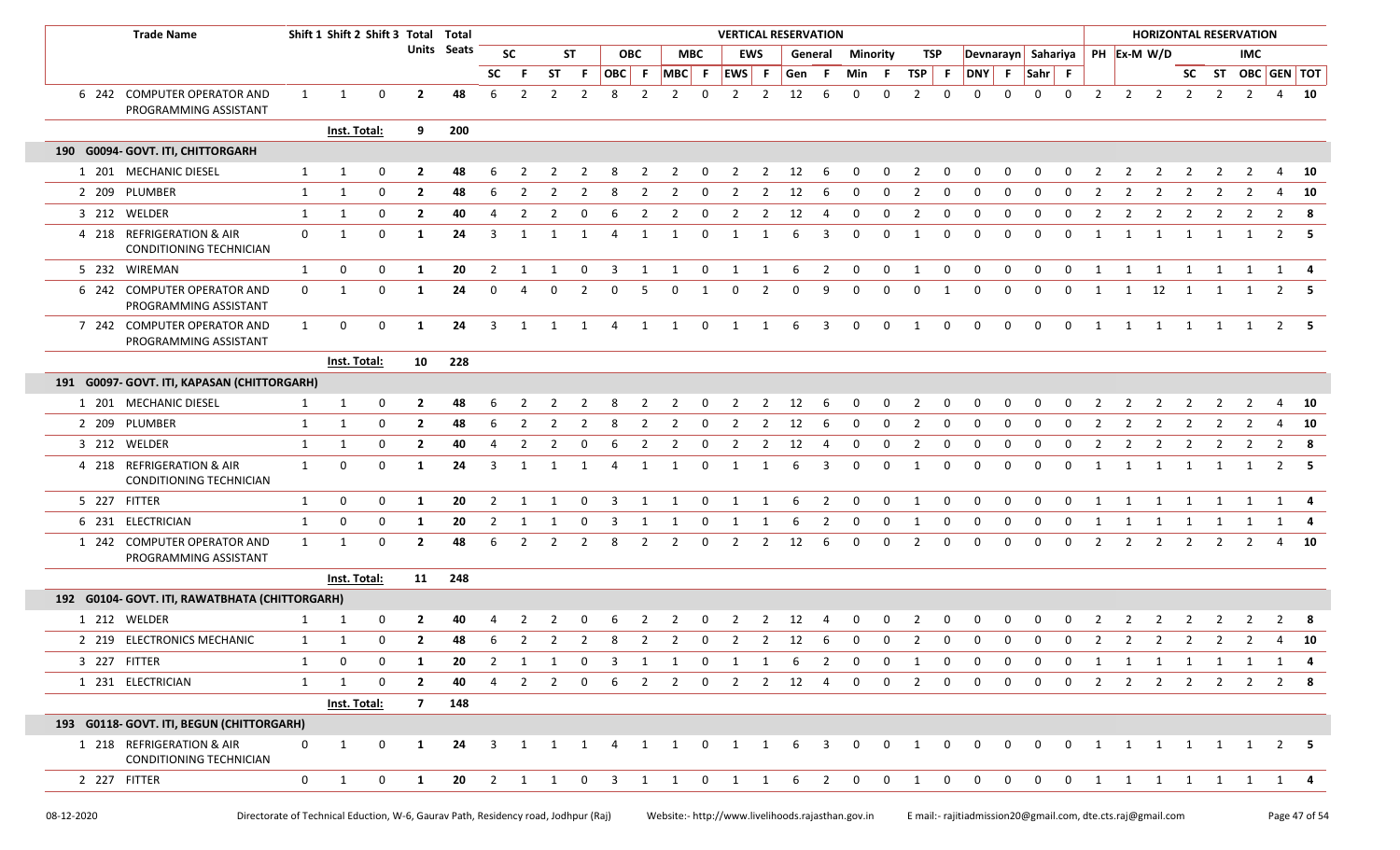| Trade Name | | Shift 1 | Shift 2 | Shift 3 | Total Units | Total Seats | VERTICAL RESERVATION | | | | | | | | | | | | | | | | | | | | | | | | HORIZONTAL RESERVATION | | | | | | | |
|---|---|---|---|---|---|---|---|---|---|---|---|---|---|---|---|---|---|---|---|---|---|---|---|---|---|---|---|---|---|---|---|---|---|---|---|---|---|---|
| | | | | | | | SC | | ST | | OBC | | MBC | | EWS | | General | | Minority | | TSP | | Devnarayn | | Sahariya | | PH | Ex-M | W/D | | | IMC | | |
| | | | | | | | SC | F | ST | F | OBC | F | MBC | F | EWS | F | Gen | F | Min | F | TSP | F | DNY | F | Sahr | F | | | | SC | ST | OBC | GEN | TOT |
| 6 242 | COMPUTER OPERATOR AND PROGRAMMING ASSISTANT | 1 | 1 | 0 | 2 | 48 | 6 | 2 | 2 | 2 | 8 | 2 | 2 | 0 | 2 | 2 | 12 | 6 | 0 | 0 | 2 | 0 | 0 | 0 | 0 | 0 | 2 | 2 | 2 | 2 | 2 | 2 | 4 | 10 |
| | | Inst. Total: | | | 9 | 200 | | | | | | | | | | | | | | | | | | | | | | | | | | | | |
| **190 G0094- GOVT. ITI, CHITTORGARH** | | | | | | | | | | | | | | | | | | | | | | | | | | | | | | | | | | |
| 1 201 | MECHANIC DIESEL | 1 | 1 | 0 | 2 | 48 | 6 | 2 | 2 | 2 | 8 | 2 | 2 | 0 | 2 | 2 | 12 | 6 | 0 | 0 | 2 | 0 | 0 | 0 | 0 | 0 | 2 | 2 | 2 | 2 | 2 | 2 | 4 | 10 |
| 2 209 | PLUMBER | 1 | 1 | 0 | 2 | 48 | 6 | 2 | 2 | 2 | 8 | 2 | 2 | 0 | 2 | 2 | 12 | 6 | 0 | 0 | 2 | 0 | 0 | 0 | 0 | 0 | 2 | 2 | 2 | 2 | 2 | 2 | 4 | 10 |
| 3 212 | WELDER | 1 | 1 | 0 | 2 | 40 | 4 | 2 | 2 | 0 | 6 | 2 | 2 | 0 | 2 | 2 | 12 | 4 | 0 | 0 | 2 | 0 | 0 | 0 | 0 | 0 | 2 | 2 | 2 | 2 | 2 | 2 | 2 | 8 |
| 4 218 | REFRIGERATION & AIR CONDITIONING TECHNICIAN | 0 | 1 | 0 | 1 | 24 | 3 | 1 | 1 | 1 | 4 | 1 | 1 | 0 | 1 | 1 | 6 | 3 | 0 | 0 | 1 | 0 | 0 | 0 | 0 | 0 | 1 | 1 | 1 | 1 | 1 | 1 | 2 | 5 |
| 5 232 | WIREMAN | 1 | 0 | 0 | 1 | 20 | 2 | 1 | 1 | 0 | 3 | 1 | 1 | 0 | 1 | 1 | 6 | 2 | 0 | 0 | 1 | 0 | 0 | 0 | 0 | 0 | 1 | 1 | 1 | 1 | 1 | 1 | 1 | 4 |
| 6 242 | COMPUTER OPERATOR AND PROGRAMMING ASSISTANT | 0 | 1 | 0 | 1 | 24 | 0 | 4 | 0 | 2 | 0 | 5 | 0 | 1 | 0 | 2 | 0 | 9 | 0 | 0 | 0 | 1 | 0 | 0 | 0 | 0 | 1 | 1 | 12 | 1 | 1 | 1 | 2 | 5 |
| 7 242 | COMPUTER OPERATOR AND PROGRAMMING ASSISTANT | 1 | 0 | 0 | 1 | 24 | 3 | 1 | 1 | 1 | 4 | 1 | 1 | 0 | 1 | 1 | 6 | 3 | 0 | 0 | 1 | 0 | 0 | 0 | 0 | 0 | 1 | 1 | 1 | 1 | 1 | 1 | 2 | 5 |
| | | Inst. Total: | | | 10 | 228 | | | | | | | | | | | | | | | | | | | | | | | | | | | | |
| **191 G0097- GOVT. ITI, KAPASAN (CHITTORGARH)** | | | | | | | | | | | | | | | | | | | | | | | | | | | | | | | | | | |
| 1 201 | MECHANIC DIESEL | 1 | 1 | 0 | 2 | 48 | 6 | 2 | 2 | 2 | 8 | 2 | 2 | 0 | 2 | 2 | 12 | 6 | 0 | 0 | 2 | 0 | 0 | 0 | 0 | 0 | 2 | 2 | 2 | 2 | 2 | 2 | 4 | 10 |
| 2 209 | PLUMBER | 1 | 1 | 0 | 2 | 48 | 6 | 2 | 2 | 2 | 8 | 2 | 2 | 0 | 2 | 2 | 12 | 6 | 0 | 0 | 2 | 0 | 0 | 0 | 0 | 0 | 2 | 2 | 2 | 2 | 2 | 2 | 4 | 10 |
| 3 212 | WELDER | 1 | 1 | 0 | 2 | 40 | 4 | 2 | 2 | 0 | 6 | 2 | 2 | 0 | 2 | 2 | 12 | 4 | 0 | 0 | 2 | 0 | 0 | 0 | 0 | 0 | 2 | 2 | 2 | 2 | 2 | 2 | 2 | 8 |
| 4 218 | REFRIGERATION & AIR CONDITIONING TECHNICIAN | 1 | 0 | 0 | 1 | 24 | 3 | 1 | 1 | 1 | 4 | 1 | 1 | 0 | 1 | 1 | 6 | 3 | 0 | 0 | 1 | 0 | 0 | 0 | 0 | 0 | 1 | 1 | 1 | 1 | 1 | 1 | 2 | 5 |
| 5 227 | FITTER | 1 | 0 | 0 | 1 | 20 | 2 | 1 | 1 | 0 | 3 | 1 | 1 | 0 | 1 | 1 | 6 | 2 | 0 | 0 | 1 | 0 | 0 | 0 | 0 | 0 | 1 | 1 | 1 | 1 | 1 | 1 | 1 | 4 |
| 6 231 | ELECTRICIAN | 1 | 0 | 0 | 1 | 20 | 2 | 1 | 1 | 0 | 3 | 1 | 1 | 0 | 1 | 1 | 6 | 2 | 0 | 0 | 1 | 0 | 0 | 0 | 0 | 0 | 1 | 1 | 1 | 1 | 1 | 1 | 1 | 4 |
| 1 242 | COMPUTER OPERATOR AND PROGRAMMING ASSISTANT | 1 | 1 | 0 | 2 | 48 | 6 | 2 | 2 | 2 | 8 | 2 | 2 | 0 | 2 | 2 | 12 | 6 | 0 | 0 | 2 | 0 | 0 | 0 | 0 | 0 | 2 | 2 | 2 | 2 | 2 | 2 | 4 | 10 |
| | | Inst. Total: | | | 11 | 248 | | | | | | | | | | | | | | | | | | | | | | | | | | | | |
| **192 G0104- GOVT. ITI, RAWATBHATA (CHITTORGARH)** | | | | | | | | | | | | | | | | | | | | | | | | | | | | | | | | | | |
| 1 212 | WELDER | 1 | 1 | 0 | 2 | 40 | 4 | 2 | 2 | 0 | 6 | 2 | 2 | 0 | 2 | 2 | 12 | 4 | 0 | 0 | 2 | 0 | 0 | 0 | 0 | 0 | 2 | 2 | 2 | 2 | 2 | 2 | 2 | 8 |
| 2 219 | ELECTRONICS MECHANIC | 1 | 1 | 0 | 2 | 48 | 6 | 2 | 2 | 2 | 8 | 2 | 2 | 0 | 2 | 2 | 12 | 6 | 0 | 0 | 2 | 0 | 0 | 0 | 0 | 0 | 2 | 2 | 2 | 2 | 2 | 2 | 4 | 10 |
| 3 227 | FITTER | 1 | 0 | 0 | 1 | 20 | 2 | 1 | 1 | 0 | 3 | 1 | 1 | 0 | 1 | 1 | 6 | 2 | 0 | 0 | 1 | 0 | 0 | 0 | 0 | 0 | 1 | 1 | 1 | 1 | 1 | 1 | 1 | 4 |
| 1 231 | ELECTRICIAN | 1 | 1 | 0 | 2 | 40 | 4 | 2 | 2 | 0 | 6 | 2 | 2 | 0 | 2 | 2 | 12 | 4 | 0 | 0 | 2 | 0 | 0 | 0 | 0 | 0 | 2 | 2 | 2 | 2 | 2 | 2 | 2 | 8 |
| | | Inst. Total: | | | 7 | 148 | | | | | | | | | | | | | | | | | | | | | | | | | | | | |
| **193 G0118- GOVT. ITI, BEGUN (CHITTORGARH)** | | | | | | | | | | | | | | | | | | | | | | | | | | | | | | | | | | |
| 1 218 | REFRIGERATION & AIR CONDITIONING TECHNICIAN | 0 | 1 | 0 | 1 | 24 | 3 | 1 | 1 | 1 | 4 | 1 | 1 | 0 | 1 | 1 | 6 | 3 | 0 | 0 | 1 | 0 | 0 | 0 | 0 | 0 | 1 | 1 | 1 | 1 | 1 | 1 | 2 | 5 |
| 2 227 | FITTER | 0 | 1 | 0 | 1 | 20 | 2 | 1 | 1 | 0 | 3 | 1 | 1 | 0 | 1 | 1 | 6 | 2 | 0 | 0 | 1 | 0 | 0 | 0 | 0 | 0 | 1 | 1 | 1 | 1 | 1 | 1 | 1 | 4 |

08-12-2020 Directorate of Technical Eduction, W-6, Gaurav Path, Residency road, Jodhpur (Raj) Website:- http://www.livelihoods.rajasthan.gov.in E mail:- rajitiadmission20@gmail.com, dte.cts.raj@gmail.com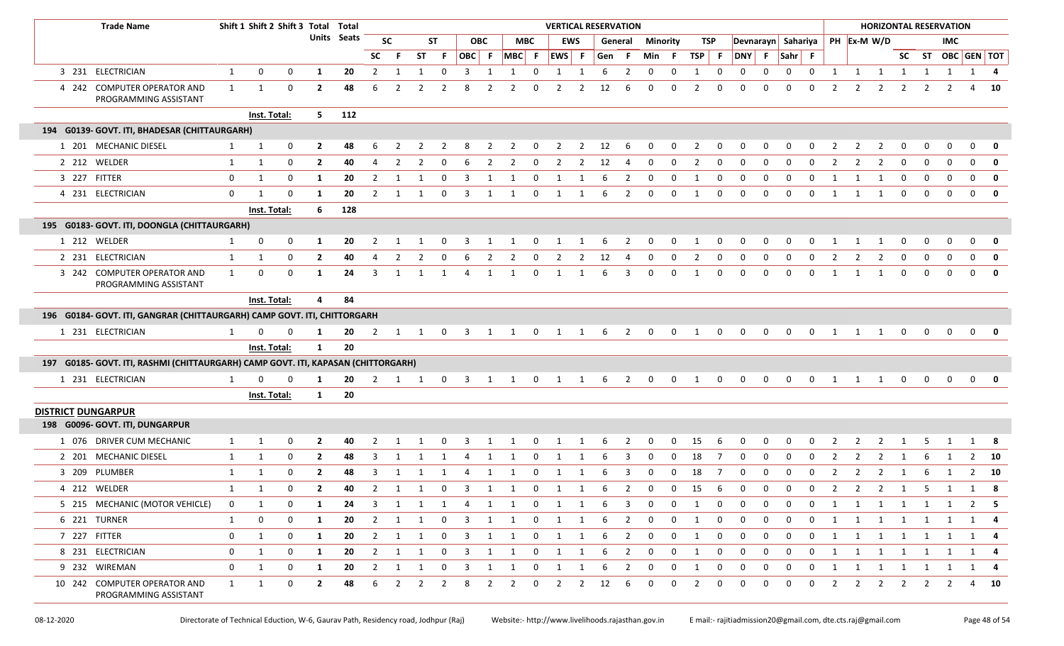| Trade Name | Shift 1 | Shift 2 | Shift 3 | Total Units | Total Seats | VERTICAL RESERVATION | | | | | | | | | | | | | | | | | | | | | | HORIZONTAL RESERVATION | | | | | | | |
|---|---|---|---|---|---|---|---|---|---|---|---|---|---|---|---|---|---|---|---|---|---|---|---|---|---|---|---|---|---|---|---|---|---|---|---|
| | | | | | | SC | | ST | | OBC | | MBC | | EWS | | General | | Minority | | TSP | | Devnarayn | | Sahariya | | PH | Ex-M | W/D | | | IMC | | |
| | | | | | | SC | F | ST | F | OBC | F | MBC | F | EWS | F | Gen | F | Min | F | TSP | F | DNY | F | Sahr | F | | | | SC | ST | OBC | GEN | TOT |
| 3 231 ELECTRICIAN | 1 | 0 | 0 | 1 | 20 | 2 | 1 | 1 | 0 | 3 | 1 | 1 | 0 | 1 | 1 | 6 | 2 | 0 | 0 | 1 | 0 | 0 | 0 | 0 | 0 | 1 | 1 | 1 | 1 | 1 | 1 | 1 | 4 |
| 4 242 COMPUTER OPERATOR AND PROGRAMMING ASSISTANT | 1 | 1 | 0 | 2 | 48 | 6 | 2 | 2 | 2 | 8 | 2 | 2 | 0 | 2 | 2 | 12 | 6 | 0 | 0 | 2 | 0 | 0 | 0 | 0 | 0 | 2 | 2 | 2 | 2 | 2 | 2 | 4 | 10 |
| | Inst. Total: | | | 5 | 112 | | | | | | | | | | | | | | | | | | | | | | | | | | | | |
| **194 G0139- GOVT. ITI, BHADESAR (CHITTAURGARH)** | | | | | | | | | | | | | | | | | | | | | | | | | | | | | | | | | |
| 1 201 MECHANIC DIESEL | 1 | 1 | 0 | 2 | 48 | 6 | 2 | 2 | 2 | 8 | 2 | 2 | 0 | 2 | 2 | 12 | 6 | 0 | 0 | 2 | 0 | 0 | 0 | 0 | 0 | 2 | 2 | 2 | 0 | 0 | 0 | 0 | 0 |
| 2 212 WELDER | 1 | 1 | 0 | 2 | 40 | 4 | 2 | 2 | 0 | 6 | 2 | 2 | 0 | 2 | 2 | 12 | 4 | 0 | 0 | 2 | 0 | 0 | 0 | 0 | 0 | 2 | 2 | 2 | 0 | 0 | 0 | 0 | 0 |
| 3 227 FITTER | 0 | 1 | 0 | 1 | 20 | 2 | 1 | 1 | 0 | 3 | 1 | 1 | 0 | 1 | 1 | 6 | 2 | 0 | 0 | 1 | 0 | 0 | 0 | 0 | 0 | 1 | 1 | 1 | 0 | 0 | 0 | 0 | 0 |
| 4 231 ELECTRICIAN | 0 | 1 | 0 | 1 | 20 | 2 | 1 | 1 | 0 | 3 | 1 | 1 | 0 | 1 | 1 | 6 | 2 | 0 | 0 | 1 | 0 | 0 | 0 | 0 | 0 | 1 | 1 | 1 | 0 | 0 | 0 | 0 | 0 |
| | Inst. Total: | | | 6 | 128 | | | | | | | | | | | | | | | | | | | | | | | | | | | | |
| **195 G0183- GOVT. ITI, DOONGLA (CHITTAURGARH)** | | | | | | | | | | | | | | | | | | | | | | | | | | | | | | | | | |
| 1 212 WELDER | 1 | 0 | 0 | 1 | 20 | 2 | 1 | 1 | 0 | 3 | 1 | 1 | 0 | 1 | 1 | 6 | 2 | 0 | 0 | 1 | 0 | 0 | 0 | 0 | 0 | 1 | 1 | 1 | 0 | 0 | 0 | 0 | 0 |
| 2 231 ELECTRICIAN | 1 | 1 | 0 | 2 | 40 | 4 | 2 | 2 | 0 | 6 | 2 | 2 | 0 | 2 | 2 | 12 | 4 | 0 | 0 | 2 | 0 | 0 | 0 | 0 | 0 | 2 | 2 | 2 | 0 | 0 | 0 | 0 | 0 |
| 3 242 COMPUTER OPERATOR AND PROGRAMMING ASSISTANT | 1 | 0 | 0 | 1 | 24 | 3 | 1 | 1 | 1 | 4 | 1 | 1 | 0 | 1 | 1 | 6 | 3 | 0 | 0 | 1 | 0 | 0 | 0 | 0 | 0 | 1 | 1 | 1 | 0 | 0 | 0 | 0 | 0 |
| | Inst. Total: | | | 4 | 84 | | | | | | | | | | | | | | | | | | | | | | | | | | | | |
| **196 G0184- GOVT. ITI, GANGRAR (CHITTAURGARH) CAMP GOVT. ITI, CHITTORGARH** | | | | | | | | | | | | | | | | | | | | | | | | | | | | | | | | | |
| 1 231 ELECTRICIAN | 1 | 0 | 0 | 1 | 20 | 2 | 1 | 1 | 0 | 3 | 1 | 1 | 0 | 1 | 1 | 6 | 2 | 0 | 0 | 1 | 0 | 0 | 0 | 0 | 0 | 1 | 1 | 1 | 0 | 0 | 0 | 0 | 0 |
| | Inst. Total: | | | 1 | 20 | | | | | | | | | | | | | | | | | | | | | | | | | | | | |
| **197 G0185- GOVT. ITI, RASHMI (CHITTAURGARH) CAMP GOVT. ITI, KAPASAN (CHITTORGARH)** | | | | | | | | | | | | | | | | | | | | | | | | | | | | | | | | | |
| 1 231 ELECTRICIAN | 1 | 0 | 0 | 1 | 20 | 2 | 1 | 1 | 0 | 3 | 1 | 1 | 0 | 1 | 1 | 6 | 2 | 0 | 0 | 1 | 0 | 0 | 0 | 0 | 0 | 1 | 1 | 1 | 0 | 0 | 0 | 0 | 0 |
| | Inst. Total: | | | 1 | 20 | | | | | | | | | | | | | | | | | | | | | | | | | | | | |
| **DISTRICT DUNGARPUR** | | | | | | | | | | | | | | | | | | | | | | | | | | | | | | | | | |
| **198 G0096- GOVT. ITI, DUNGARPUR** | | | | | | | | | | | | | | | | | | | | | | | | | | | | | | | | | |
| 1 076 DRIVER CUM MECHANIC | 1 | 1 | 0 | 2 | 40 | 2 | 1 | 1 | 0 | 3 | 1 | 1 | 0 | 1 | 1 | 6 | 2 | 0 | 0 | 15 | 6 | 0 | 0 | 0 | 0 | 2 | 2 | 2 | 1 | 5 | 1 | 1 | 8 |
| 2 201 MECHANIC DIESEL | 1 | 1 | 0 | 2 | 48 | 3 | 1 | 1 | 1 | 4 | 1 | 1 | 0 | 1 | 1 | 6 | 3 | 0 | 0 | 18 | 7 | 0 | 0 | 0 | 0 | 2 | 2 | 2 | 1 | 6 | 1 | 2 | 10 |
| 3 209 PLUMBER | 1 | 1 | 0 | 2 | 48 | 3 | 1 | 1 | 1 | 4 | 1 | 1 | 0 | 1 | 1 | 6 | 3 | 0 | 0 | 18 | 7 | 0 | 0 | 0 | 0 | 2 | 2 | 2 | 1 | 6 | 1 | 2 | 10 |
| 4 212 WELDER | 1 | 1 | 0 | 2 | 40 | 2 | 1 | 1 | 0 | 3 | 1 | 1 | 0 | 1 | 1 | 6 | 2 | 0 | 0 | 15 | 6 | 0 | 0 | 0 | 0 | 2 | 2 | 2 | 1 | 5 | 1 | 1 | 8 |
| 5 215 MECHANIC (MOTOR VEHICLE) | 0 | 1 | 0 | 1 | 24 | 3 | 1 | 1 | 1 | 4 | 1 | 1 | 0 | 1 | 1 | 6 | 3 | 0 | 0 | 1 | 0 | 0 | 0 | 0 | 0 | 1 | 1 | 1 | 1 | 1 | 1 | 2 | 5 |
| 6 221 TURNER | 1 | 0 | 0 | 1 | 20 | 2 | 1 | 1 | 0 | 3 | 1 | 1 | 0 | 1 | 1 | 6 | 2 | 0 | 0 | 1 | 0 | 0 | 0 | 0 | 0 | 1 | 1 | 1 | 1 | 1 | 1 | 1 | 4 |
| 7 227 FITTER | 0 | 1 | 0 | 1 | 20 | 2 | 1 | 1 | 0 | 3 | 1 | 1 | 0 | 1 | 1 | 6 | 2 | 0 | 0 | 1 | 0 | 0 | 0 | 0 | 0 | 1 | 1 | 1 | 1 | 1 | 1 | 1 | 4 |
| 8 231 ELECTRICIAN | 0 | 1 | 0 | 1 | 20 | 2 | 1 | 1 | 0 | 3 | 1 | 1 | 0 | 1 | 1 | 6 | 2 | 0 | 0 | 1 | 0 | 0 | 0 | 0 | 0 | 1 | 1 | 1 | 1 | 1 | 1 | 1 | 4 |
| 9 232 WIREMAN | 0 | 1 | 0 | 1 | 20 | 2 | 1 | 1 | 0 | 3 | 1 | 1 | 0 | 1 | 1 | 6 | 2 | 0 | 0 | 1 | 0 | 0 | 0 | 0 | 0 | 1 | 1 | 1 | 1 | 1 | 1 | 1 | 4 |
| 10 242 COMPUTER OPERATOR AND PROGRAMMING ASSISTANT | 1 | 1 | 0 | 2 | 48 | 6 | 2 | 2 | 2 | 8 | 2 | 2 | 0 | 2 | 2 | 12 | 6 | 0 | 0 | 2 | 0 | 0 | 0 | 0 | 0 | 2 | 2 | 2 | 2 | 2 | 2 | 4 | 10 |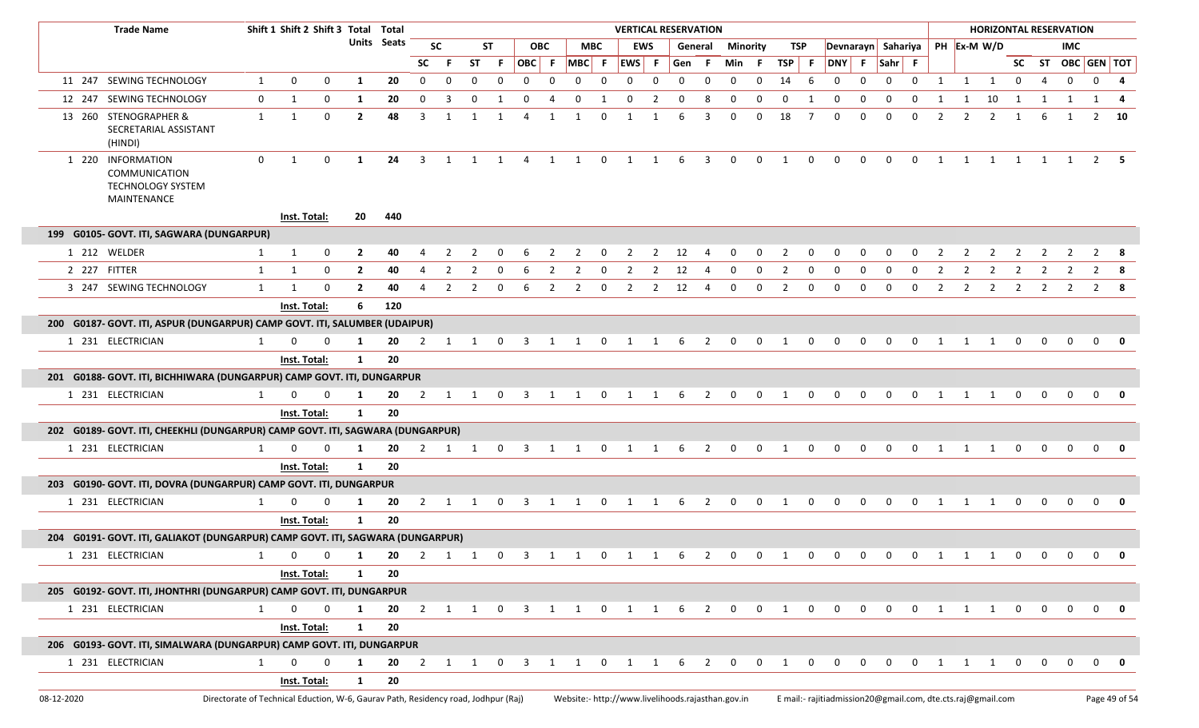| Trade Name | Shift 1 | Shift 2 | Shift 3 | Total Units | Total Seats | VERTICAL RESERVATION | | | | | | | | | | | | | | | | | | | | | | HORIZONTAL RESERVATION | | | | | | | |
|---|---|---|---|---|---|---|---|---|---|---|---|---|---|---|---|---|---|---|---|---|---|---|---|---|---|---|---|---|---|---|---|---|---|---|---|
| | | | | | | SC | | ST | | OBC | | MBC | | EWS | | General | | Minority | | TSP | | Devnarayn | | Sahariya | | PH | Ex-M | W/D | | | IMC | | |
| | | | | | | SC | F | ST | F | OBC | F | MBC | F | EWS | F | Gen | F | Min | F | TSP | F | DNY | F | Sahr | F | | | | SC | ST | OBC | GEN | TOT |
| 11 247 SEWING TECHNOLOGY | 1 | 0 | 0 | 1 | 20 | 0 | 0 | 0 | 0 | 0 | 0 | 0 | 0 | 0 | 0 | 0 | 0 | 0 | 0 | 14 | 6 | 0 | 0 | 0 | 0 | 1 | 1 | 1 | 0 | 4 | 0 | 0 | 4 |
| 12 247 SEWING TECHNOLOGY | 0 | 1 | 0 | 1 | 20 | 0 | 3 | 0 | 1 | 0 | 4 | 0 | 1 | 0 | 2 | 0 | 8 | 0 | 0 | 0 | 1 | 0 | 0 | 0 | 0 | 1 | 1 | 10 | 1 | 1 | 1 | 1 | 4 |
| 13 260 STENOGRAPHER & SECRETARIAL ASSISTANT (HINDI) | 1 | 1 | 0 | 2 | 48 | 3 | 1 | 1 | 1 | 4 | 1 | 1 | 0 | 1 | 1 | 6 | 3 | 0 | 0 | 18 | 7 | 0 | 0 | 0 | 0 | 2 | 2 | 2 | 1 | 6 | 1 | 2 | 10 |
| 1 220 INFORMATION COMMUNICATION TECHNOLOGY SYSTEM MAINTENANCE | 0 | 1 | 0 | 1 | 24 | 3 | 1 | 1 | 1 | 4 | 1 | 1 | 0 | 1 | 1 | 6 | 3 | 0 | 0 | 1 | 0 | 0 | 0 | 0 | 0 | 1 | 1 | 1 | 1 | 1 | 1 | 2 | 5 |
| Inst. Total: | | | | 20 | 440 | | | | | | | | | | | | | | | | | | | | | | | | | | | | |
| **199 G0105- GOVT. ITI, SAGWARA (DUNGARPUR)** | | | | | | | | | | | | | | | | | | | | | | | | | | | | | | | | | |
| 1 212 WELDER | 1 | 1 | 0 | 2 | 40 | 4 | 2 | 2 | 0 | 6 | 2 | 2 | 0 | 2 | 2 | 12 | 4 | 0 | 0 | 2 | 0 | 0 | 0 | 0 | 0 | 2 | 2 | 2 | 2 | 2 | 2 | 2 | 8 |
| 2 227 FITTER | 1 | 1 | 0 | 2 | 40 | 4 | 2 | 2 | 0 | 6 | 2 | 2 | 0 | 2 | 2 | 12 | 4 | 0 | 0 | 2 | 0 | 0 | 0 | 0 | 0 | 2 | 2 | 2 | 2 | 2 | 2 | 2 | 8 |
| 3 247 SEWING TECHNOLOGY | 1 | 1 | 0 | 2 | 40 | 4 | 2 | 2 | 0 | 6 | 2 | 2 | 0 | 2 | 2 | 12 | 4 | 0 | 0 | 2 | 0 | 0 | 0 | 0 | 0 | 2 | 2 | 2 | 2 | 2 | 2 | 2 | 8 |
| Inst. Total: | | | | 6 | 120 | | | | | | | | | | | | | | | | | | | | | | | | | | | | |
| **200 G0187- GOVT. ITI, ASPUR (DUNGARPUR) CAMP GOVT. ITI, SALUMBER (UDAIPUR)** | | | | | | | | | | | | | | | | | | | | | | | | | | | | | | | | | |
| 1 231 ELECTRICIAN | 1 | 0 | 0 | 1 | 20 | 2 | 1 | 1 | 0 | 3 | 1 | 1 | 0 | 1 | 1 | 6 | 2 | 0 | 0 | 1 | 0 | 0 | 0 | 0 | 0 | 1 | 1 | 1 | 0 | 0 | 0 | 0 | 0 |
| Inst. Total: | | | | 1 | 20 | | | | | | | | | | | | | | | | | | | | | | | | | | | | |
| **201 G0188- GOVT. ITI, BICHHIWARA (DUNGARPUR) CAMP GOVT. ITI, DUNGARPUR** | | | | | | | | | | | | | | | | | | | | | | | | | | | | | | | | | |
| 1 231 ELECTRICIAN | 1 | 0 | 0 | 1 | 20 | 2 | 1 | 1 | 0 | 3 | 1 | 1 | 0 | 1 | 1 | 6 | 2 | 0 | 0 | 1 | 0 | 0 | 0 | 0 | 0 | 1 | 1 | 1 | 0 | 0 | 0 | 0 | 0 |
| Inst. Total: | | | | 1 | 20 | | | | | | | | | | | | | | | | | | | | | | | | | | | | |
| **202 G0189- GOVT. ITI, CHEEKHLI (DUNGARPUR) CAMP GOVT. ITI, SAGWARA (DUNGARPUR)** | | | | | | | | | | | | | | | | | | | | | | | | | | | | | | | | | |
| 1 231 ELECTRICIAN | 1 | 0 | 0 | 1 | 20 | 2 | 1 | 1 | 0 | 3 | 1 | 1 | 0 | 1 | 1 | 6 | 2 | 0 | 0 | 1 | 0 | 0 | 0 | 0 | 0 | 1 | 1 | 1 | 0 | 0 | 0 | 0 | 0 |
| Inst. Total: | | | | 1 | 20 | | | | | | | | | | | | | | | | | | | | | | | | | | | | |
| **203 G0190- GOVT. ITI, DOVRA (DUNGARPUR) CAMP GOVT. ITI, DUNGARPUR** | | | | | | | | | | | | | | | | | | | | | | | | | | | | | | | | | |
| 1 231 ELECTRICIAN | 1 | 0 | 0 | 1 | 20 | 2 | 1 | 1 | 0 | 3 | 1 | 1 | 0 | 1 | 1 | 6 | 2 | 0 | 0 | 1 | 0 | 0 | 0 | 0 | 0 | 1 | 1 | 1 | 0 | 0 | 0 | 0 | 0 |
| Inst. Total: | | | | 1 | 20 | | | | | | | | | | | | | | | | | | | | | | | | | | | | |
| **204 G0191- GOVT. ITI, GALIAKOT (DUNGARPUR) CAMP GOVT. ITI, SAGWARA (DUNGARPUR)** | | | | | | | | | | | | | | | | | | | | | | | | | | | | | | | | | |
| 1 231 ELECTRICIAN | 1 | 0 | 0 | 1 | 20 | 2 | 1 | 1 | 0 | 3 | 1 | 1 | 0 | 1 | 1 | 6 | 2 | 0 | 0 | 1 | 0 | 0 | 0 | 0 | 0 | 1 | 1 | 1 | 0 | 0 | 0 | 0 | 0 |
| Inst. Total: | | | | 1 | 20 | | | | | | | | | | | | | | | | | | | | | | | | | | | | |
| **205 G0192- GOVT. ITI, JHONTHRI (DUNGARPUR) CAMP GOVT. ITI, DUNGARPUR** | | | | | | | | | | | | | | | | | | | | | | | | | | | | | | | | | |
| 1 231 ELECTRICIAN | 1 | 0 | 0 | 1 | 20 | 2 | 1 | 1 | 0 | 3 | 1 | 1 | 0 | 1 | 1 | 6 | 2 | 0 | 0 | 1 | 0 | 0 | 0 | 0 | 0 | 1 | 1 | 1 | 0 | 0 | 0 | 0 | 0 |
| Inst. Total: | | | | 1 | 20 | | | | | | | | | | | | | | | | | | | | | | | | | | | | |
| **206 G0193- GOVT. ITI, SIMALWARA (DUNGARPUR) CAMP GOVT. ITI, DUNGARPUR** | | | | | | | | | | | | | | | | | | | | | | | | | | | | | | | | | |
| 1 231 ELECTRICIAN | 1 | 0 | 0 | 1 | 20 | 2 | 1 | 1 | 0 | 3 | 1 | 1 | 0 | 1 | 1 | 6 | 2 | 0 | 0 | 1 | 0 | 0 | 0 | 0 | 0 | 1 | 1 | 1 | 0 | 0 | 0 | 0 | 0 |
| Inst. Total: | | | | 1 | 20 | | | | | | | | | | | | | | | | | | | | | | | | | | | | |

08-12-2020 Directorate of Technical Eduction, W-6, Gaurav Path, Residency road, Jodhpur (Raj) Website:- http://www.livelihoods.rajasthan.gov.in E mail:- rajitiadmission20@gmail.com, dte.cts.raj@gmail.com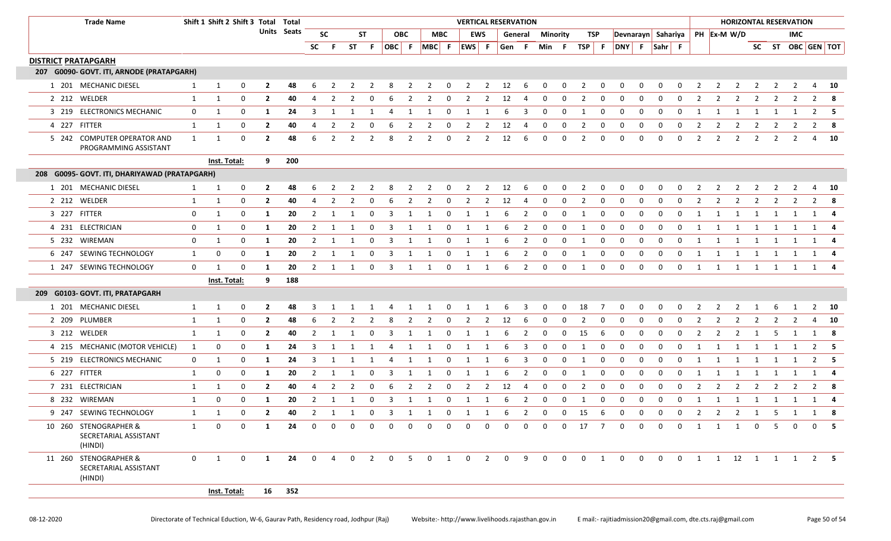| Trade Name | Shift 1 | Shift 2 | Shift 3 | Total Units | Total Seats | SC | | ST | | OBC | | MBC | | EWS | | General | | Minority | | TSP | | Devnarayn | | Sahariya | | PH | Ex-M | W/D | SC | ST | IMC | | |
|---|---|---|---|---|---|---|---|---|---|---|---|---|---|---|---|---|---|---|---|---|---|---|---|---|---|---|---|---|---|---|---|---|---|
| | | | | | | SC | F | ST | F | OBC | F | MBC | F | EWS | F | Gen | F | Min | F | TSP | F | DNY | F | Sahr | F | | | | | | OBC | GEN | TOT |
| **DISTRICT PRATAPGARH** | | | | | | | | | | | | | | | | | | | | | | | | | | | | | | | | | |
| **207 G0090- GOVT. ITI, ARNODE (PRATAPGARH)** | | | | | | | | | | | | | | | | | | | | | | | | | | | | | | | | | |
| 1 201 MECHANIC DIESEL | 1 | 1 | 0 | 2 | 48 | 6 | 2 | 2 | 2 | 8 | 2 | 2 | 0 | 2 | 2 | 12 | 6 | 0 | 0 | 2 | 0 | 0 | 0 | 0 | 0 | 2 | 2 | 2 | 2 | 2 | 2 | 4 | 10 |
| 2 212 WELDER | 1 | 1 | 0 | 2 | 40 | 4 | 2 | 2 | 0 | 6 | 2 | 2 | 0 | 2 | 2 | 12 | 4 | 0 | 0 | 2 | 0 | 0 | 0 | 0 | 0 | 2 | 2 | 2 | 2 | 2 | 2 | 2 | 8 |
| 3 219 ELECTRONICS MECHANIC | 0 | 1 | 0 | 1 | 24 | 3 | 1 | 1 | 1 | 4 | 1 | 1 | 0 | 1 | 1 | 6 | 3 | 0 | 0 | 1 | 0 | 0 | 0 | 0 | 0 | 1 | 1 | 1 | 1 | 1 | 1 | 2 | 5 |
| 4 227 FITTER | 1 | 1 | 0 | 2 | 40 | 4 | 2 | 2 | 0 | 6 | 2 | 2 | 0 | 2 | 2 | 12 | 4 | 0 | 0 | 2 | 0 | 0 | 0 | 0 | 0 | 2 | 2 | 2 | 2 | 2 | 2 | 2 | 8 |
| 5 242 COMPUTER OPERATOR AND PROGRAMMING ASSISTANT | 1 | 1 | 0 | 2 | 48 | 6 | 2 | 2 | 2 | 8 | 2 | 2 | 0 | 2 | 2 | 12 | 6 | 0 | 0 | 2 | 0 | 0 | 0 | 0 | 0 | 2 | 2 | 2 | 2 | 2 | 2 | 4 | 10 |
| | Inst. Total: | | | 9 | 200 | | | | | | | | | | | | | | | | | | | | | | | | | | | | |
| **208 G0095- GOVT. ITI, DHARIYAWAD (PRATAPGARH)** | | | | | | | | | | | | | | | | | | | | | | | | | | | | | | | | | |
| 1 201 MECHANIC DIESEL | 1 | 1 | 0 | 2 | 48 | 6 | 2 | 2 | 2 | 8 | 2 | 2 | 0 | 2 | 2 | 12 | 6 | 0 | 0 | 2 | 0 | 0 | 0 | 0 | 0 | 2 | 2 | 2 | 2 | 2 | 2 | 4 | 10 |
| 2 212 WELDER | 1 | 1 | 0 | 2 | 40 | 4 | 2 | 2 | 0 | 6 | 2 | 2 | 0 | 2 | 2 | 12 | 4 | 0 | 0 | 2 | 0 | 0 | 0 | 0 | 0 | 2 | 2 | 2 | 2 | 2 | 2 | 2 | 8 |
| 3 227 FITTER | 0 | 1 | 0 | 1 | 20 | 2 | 1 | 1 | 0 | 3 | 1 | 1 | 0 | 1 | 1 | 6 | 2 | 0 | 0 | 1 | 0 | 0 | 0 | 0 | 0 | 1 | 1 | 1 | 1 | 1 | 1 | 1 | 4 |
| 4 231 ELECTRICIAN | 0 | 1 | 0 | 1 | 20 | 2 | 1 | 1 | 0 | 3 | 1 | 1 | 0 | 1 | 1 | 6 | 2 | 0 | 0 | 1 | 0 | 0 | 0 | 0 | 0 | 1 | 1 | 1 | 1 | 1 | 1 | 1 | 4 |
| 5 232 WIREMAN | 0 | 1 | 0 | 1 | 20 | 2 | 1 | 1 | 0 | 3 | 1 | 1 | 0 | 1 | 1 | 6 | 2 | 0 | 0 | 1 | 0 | 0 | 0 | 0 | 0 | 1 | 1 | 1 | 1 | 1 | 1 | 1 | 4 |
| 6 247 SEWING TECHNOLOGY | 1 | 0 | 0 | 1 | 20 | 2 | 1 | 1 | 0 | 3 | 1 | 1 | 0 | 1 | 1 | 6 | 2 | 0 | 0 | 1 | 0 | 0 | 0 | 0 | 0 | 1 | 1 | 1 | 1 | 1 | 1 | 1 | 4 |
| 1 247 SEWING TECHNOLOGY | 0 | 1 | 0 | 1 | 20 | 2 | 1 | 1 | 0 | 3 | 1 | 1 | 0 | 1 | 1 | 6 | 2 | 0 | 0 | 1 | 0 | 0 | 0 | 0 | 0 | 1 | 1 | 1 | 1 | 1 | 1 | 1 | 4 |
| | Inst. Total: | | | 9 | 188 | | | | | | | | | | | | | | | | | | | | | | | | | | | | |
| **209 G0103- GOVT. ITI, PRATAPGARH** | | | | | | | | | | | | | | | | | | | | | | | | | | | | | | | | | |
| 1 201 MECHANIC DIESEL | 1 | 1 | 0 | 2 | 48 | 3 | 1 | 1 | 1 | 4 | 1 | 1 | 0 | 1 | 1 | 6 | 3 | 0 | 0 | 18 | 7 | 0 | 0 | 0 | 0 | 2 | 2 | 2 | 1 | 6 | 1 | 2 | 10 |
| 2 209 PLUMBER | 1 | 1 | 0 | 2 | 48 | 6 | 2 | 2 | 2 | 8 | 2 | 2 | 0 | 2 | 2 | 12 | 6 | 0 | 0 | 2 | 0 | 0 | 0 | 0 | 0 | 2 | 2 | 2 | 2 | 2 | 2 | 4 | 10 |
| 3 212 WELDER | 1 | 1 | 0 | 2 | 40 | 2 | 1 | 1 | 0 | 3 | 1 | 1 | 0 | 1 | 1 | 6 | 2 | 0 | 0 | 15 | 6 | 0 | 0 | 0 | 0 | 2 | 2 | 2 | 1 | 5 | 1 | 1 | 8 |
| 4 215 MECHANIC (MOTOR VEHICLE) | 1 | 0 | 0 | 1 | 24 | 3 | 1 | 1 | 1 | 4 | 1 | 1 | 0 | 1 | 1 | 6 | 3 | 0 | 0 | 1 | 0 | 0 | 0 | 0 | 0 | 1 | 1 | 1 | 1 | 1 | 1 | 2 | 5 |
| 5 219 ELECTRONICS MECHANIC | 0 | 1 | 0 | 1 | 24 | 3 | 1 | 1 | 1 | 4 | 1 | 1 | 0 | 1 | 1 | 6 | 3 | 0 | 0 | 1 | 0 | 0 | 0 | 0 | 0 | 1 | 1 | 1 | 1 | 1 | 1 | 2 | 5 |
| 6 227 FITTER | 1 | 0 | 0 | 1 | 20 | 2 | 1 | 1 | 0 | 3 | 1 | 1 | 0 | 1 | 1 | 6 | 2 | 0 | 0 | 1 | 0 | 0 | 0 | 0 | 0 | 1 | 1 | 1 | 1 | 1 | 1 | 1 | 4 |
| 7 231 ELECTRICIAN | 1 | 1 | 0 | 2 | 40 | 4 | 2 | 2 | 0 | 6 | 2 | 2 | 0 | 2 | 2 | 12 | 4 | 0 | 0 | 2 | 0 | 0 | 0 | 0 | 0 | 2 | 2 | 2 | 2 | 2 | 2 | 2 | 8 |
| 8 232 WIREMAN | 1 | 0 | 0 | 1 | 20 | 2 | 1 | 1 | 0 | 3 | 1 | 1 | 0 | 1 | 1 | 6 | 2 | 0 | 0 | 1 | 0 | 0 | 0 | 0 | 0 | 1 | 1 | 1 | 1 | 1 | 1 | 1 | 4 |
| 9 247 SEWING TECHNOLOGY | 1 | 1 | 0 | 2 | 40 | 2 | 1 | 1 | 0 | 3 | 1 | 1 | 0 | 1 | 1 | 6 | 2 | 0 | 0 | 15 | 6 | 0 | 0 | 0 | 0 | 2 | 2 | 2 | 1 | 5 | 1 | 1 | 8 |
| 10 260 STENOGRAPHER & SECRETARIAL ASSISTANT (HINDI) | 1 | 0 | 0 | 1 | 24 | 0 | 0 | 0 | 0 | 0 | 0 | 0 | 0 | 0 | 0 | 0 | 0 | 0 | 0 | 17 | 7 | 0 | 0 | 0 | 0 | 1 | 1 | 1 | 0 | 5 | 0 | 0 | 5 |
| 11 260 STENOGRAPHER & SECRETARIAL ASSISTANT (HINDI) | 0 | 1 | 0 | 1 | 24 | 0 | 4 | 0 | 2 | 0 | 5 | 0 | 1 | 0 | 2 | 0 | 9 | 0 | 0 | 0 | 1 | 0 | 0 | 0 | 0 | 1 | 1 | 12 | 1 | 1 | 1 | 2 | 5 |
| | Inst. Total: | | | 16 | 352 | | | | | | | | | | | | | | | | | | | | | | | | | | | | |

08-12-2020 Directorate of Technical Eduction, W-6, Gaurav Path, Residency road, Jodhpur (Raj) Website:- http://www.livelihoods.rajasthan.gov.in E mail:- rajitiadmission20@gmail.com, dte.cts.raj@gmail.com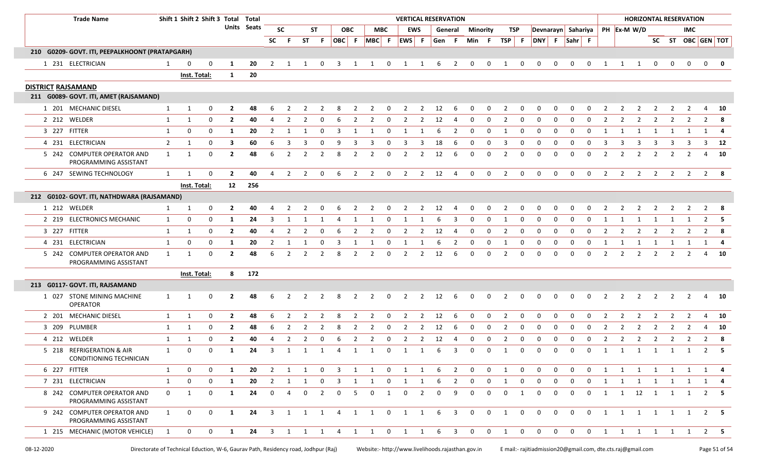| Trade Name | Shift 1 | Shift 2 | Shift 3 | Total Units | Total Seats | VERTICAL RESERVATION | | | | | | | | | | | | | | | | | | | | | | HORIZONTAL RESERVATION | | | | | | | | |
|---|---|---|---|---|---|---|---|---|---|---|---|---|---|---|---|---|---|---|---|---|---|---|---|---|---|---|---|---|---|---|---|---|---|---|---|---|
| | | | | | | SC | | ST | | OBC | | MBC | | EWS | | General | | Minority | | TSP | | Devnarayn | | Sahariya | | | | | | | | | | | | |
| | | | | | | SC | F | ST | F | OBC | F | MBC | F | EWS | F | Gen | F | Min | F | TSP | F | DNY | F | Sahr | F | PH | Ex-M | W/D | SC | ST | IMC OBC | GEN | TOT |
| **210 G0209- GOVT. ITI, PEEPALKHOONT (PRATAPGARH)** | | | | | | | | | | | | | | | | | | | | | | | | | | | | | | | | | |
| 1 231 ELECTRICIAN | 1 | 0 | 0 | 1 | 20 | 2 | 1 | 1 | 0 | 3 | 1 | 1 | 0 | 1 | 1 | 6 | 2 | 0 | 0 | 1 | 0 | 0 | 0 | 0 | 0 | 1 | 1 | 1 | 0 | 0 | 0 | 0 | 0 |
| | Inst. Total: | | | 1 | 20 | | | | | | | | | | | | | | | | | | | | | | | | | | | | |
| **DISTRICT RAJSAMAND** | | | | | | | | | | | | | | | | | | | | | | | | | | | | | | | | | |
| **211 G0089- GOVT. ITI, AMET (RAJSAMAND)** | | | | | | | | | | | | | | | | | | | | | | | | | | | | | | | | | |
| 1 201 MECHANIC DIESEL | 1 | 1 | 0 | 2 | 48 | 6 | 2 | 2 | 2 | 8 | 2 | 2 | 0 | 2 | 2 | 12 | 6 | 0 | 0 | 2 | 0 | 0 | 0 | 0 | 0 | 2 | 2 | 2 | 2 | 2 | 2 | 4 | 10 |
| 2 212 WELDER | 1 | 1 | 0 | 2 | 40 | 4 | 2 | 2 | 0 | 6 | 2 | 2 | 0 | 2 | 2 | 12 | 4 | 0 | 0 | 2 | 0 | 0 | 0 | 0 | 0 | 2 | 2 | 2 | 2 | 2 | 2 | 2 | 8 |
| 3 227 FITTER | 1 | 0 | 0 | 1 | 20 | 2 | 1 | 1 | 0 | 3 | 1 | 1 | 0 | 1 | 1 | 6 | 2 | 0 | 0 | 1 | 0 | 0 | 0 | 0 | 0 | 1 | 1 | 1 | 1 | 1 | 1 | 1 | 4 |
| 4 231 ELECTRICIAN | 2 | 1 | 0 | 3 | 60 | 6 | 3 | 3 | 0 | 9 | 3 | 3 | 0 | 3 | 3 | 18 | 6 | 0 | 0 | 3 | 0 | 0 | 0 | 0 | 0 | 3 | 3 | 3 | 3 | 3 | 3 | 3 | 12 |
| 5 242 COMPUTER OPERATOR AND PROGRAMMING ASSISTANT | 1 | 1 | 0 | 2 | 48 | 6 | 2 | 2 | 2 | 8 | 2 | 2 | 0 | 2 | 2 | 12 | 6 | 0 | 0 | 2 | 0 | 0 | 0 | 0 | 0 | 2 | 2 | 2 | 2 | 2 | 2 | 4 | 10 |
| 6 247 SEWING TECHNOLOGY | 1 | 1 | 0 | 2 | 40 | 4 | 2 | 2 | 0 | 6 | 2 | 2 | 0 | 2 | 2 | 12 | 4 | 0 | 0 | 2 | 0 | 0 | 0 | 0 | 0 | 2 | 2 | 2 | 2 | 2 | 2 | 2 | 8 |
| | Inst. Total: | | | 12 | 256 | | | | | | | | | | | | | | | | | | | | | | | | | | | | |
| **212 G0102- GOVT. ITI, NATHDWARA (RAJSAMAND)** | | | | | | | | | | | | | | | | | | | | | | | | | | | | | | | | | |
| 1 212 WELDER | 1 | 1 | 0 | 2 | 40 | 4 | 2 | 2 | 0 | 6 | 2 | 2 | 0 | 2 | 2 | 12 | 4 | 0 | 0 | 2 | 0 | 0 | 0 | 0 | 0 | 2 | 2 | 2 | 2 | 2 | 2 | 2 | 8 |
| 2 219 ELECTRONICS MECHANIC | 1 | 0 | 0 | 1 | 24 | 3 | 1 | 1 | 1 | 4 | 1 | 1 | 0 | 1 | 1 | 6 | 3 | 0 | 0 | 1 | 0 | 0 | 0 | 0 | 0 | 1 | 1 | 1 | 1 | 1 | 1 | 2 | 5 |
| 3 227 FITTER | 1 | 1 | 0 | 2 | 40 | 4 | 2 | 2 | 0 | 6 | 2 | 2 | 0 | 2 | 2 | 12 | 4 | 0 | 0 | 2 | 0 | 0 | 0 | 0 | 0 | 2 | 2 | 2 | 2 | 2 | 2 | 2 | 8 |
| 4 231 ELECTRICIAN | 1 | 0 | 0 | 1 | 20 | 2 | 1 | 1 | 0 | 3 | 1 | 1 | 0 | 1 | 1 | 6 | 2 | 0 | 0 | 1 | 0 | 0 | 0 | 0 | 0 | 1 | 1 | 1 | 1 | 1 | 1 | 1 | 4 |
| 5 242 COMPUTER OPERATOR AND PROGRAMMING ASSISTANT | 1 | 1 | 0 | 2 | 48 | 6 | 2 | 2 | 2 | 8 | 2 | 2 | 0 | 2 | 2 | 12 | 6 | 0 | 0 | 2 | 0 | 0 | 0 | 0 | 0 | 2 | 2 | 2 | 2 | 2 | 2 | 4 | 10 |
| | Inst. Total: | | | 8 | 172 | | | | | | | | | | | | | | | | | | | | | | | | | | | | |
| **213 G0117- GOVT. ITI, RAJSAMAND** | | | | | | | | | | | | | | | | | | | | | | | | | | | | | | | | | |
| 1 027 STONE MINING MACHINE OPERATOR | 1 | 1 | 0 | 2 | 48 | 6 | 2 | 2 | 2 | 8 | 2 | 2 | 0 | 2 | 2 | 12 | 6 | 0 | 0 | 2 | 0 | 0 | 0 | 0 | 0 | 2 | 2 | 2 | 2 | 2 | 2 | 4 | 10 |
| 2 201 MECHANIC DIESEL | 1 | 1 | 0 | 2 | 48 | 6 | 2 | 2 | 2 | 8 | 2 | 2 | 0 | 2 | 2 | 12 | 6 | 0 | 0 | 2 | 0 | 0 | 0 | 0 | 0 | 2 | 2 | 2 | 2 | 2 | 2 | 4 | 10 |
| 3 209 PLUMBER | 1 | 1 | 0 | 2 | 48 | 6 | 2 | 2 | 2 | 8 | 2 | 2 | 0 | 2 | 2 | 12 | 6 | 0 | 0 | 2 | 0 | 0 | 0 | 0 | 0 | 2 | 2 | 2 | 2 | 2 | 2 | 4 | 10 |
| 4 212 WELDER | 1 | 1 | 0 | 2 | 40 | 4 | 2 | 2 | 0 | 6 | 2 | 2 | 0 | 2 | 2 | 12 | 4 | 0 | 0 | 2 | 0 | 0 | 0 | 0 | 0 | 2 | 2 | 2 | 2 | 2 | 2 | 2 | 8 |
| 5 218 REFRIGERATION & AIR CONDITIONING TECHNICIAN | 1 | 0 | 0 | 1 | 24 | 3 | 1 | 1 | 1 | 4 | 1 | 1 | 0 | 1 | 1 | 6 | 3 | 0 | 0 | 1 | 0 | 0 | 0 | 0 | 0 | 1 | 1 | 1 | 1 | 1 | 1 | 2 | 5 |
| 6 227 FITTER | 1 | 0 | 0 | 1 | 20 | 2 | 1 | 1 | 0 | 3 | 1 | 1 | 0 | 1 | 1 | 6 | 2 | 0 | 0 | 1 | 0 | 0 | 0 | 0 | 0 | 1 | 1 | 1 | 1 | 1 | 1 | 1 | 4 |
| 7 231 ELECTRICIAN | 1 | 0 | 0 | 1 | 20 | 2 | 1 | 1 | 0 | 3 | 1 | 1 | 0 | 1 | 1 | 6 | 2 | 0 | 0 | 1 | 0 | 0 | 0 | 0 | 0 | 1 | 1 | 1 | 1 | 1 | 1 | 1 | 4 |
| 8 242 COMPUTER OPERATOR AND PROGRAMMING ASSISTANT | 0 | 1 | 0 | 1 | 24 | 0 | 4 | 0 | 2 | 0 | 5 | 0 | 1 | 0 | 2 | 0 | 9 | 0 | 0 | 0 | 1 | 0 | 0 | 0 | 0 | 1 | 1 | 12 | 1 | 1 | 1 | 2 | 5 |
| 9 242 COMPUTER OPERATOR AND PROGRAMMING ASSISTANT | 1 | 0 | 0 | 1 | 24 | 3 | 1 | 1 | 1 | 4 | 1 | 1 | 0 | 1 | 1 | 6 | 3 | 0 | 0 | 1 | 0 | 0 | 0 | 0 | 0 | 1 | 1 | 1 | 1 | 1 | 1 | 2 | 5 |
| 1 215 MECHANIC (MOTOR VEHICLE) | 1 | 0 | 0 | 1 | 24 | 3 | 1 | 1 | 1 | 4 | 1 | 1 | 0 | 1 | 1 | 6 | 3 | 0 | 0 | 1 | 0 | 0 | 0 | 0 | 0 | 1 | 1 | 1 | 1 | 1 | 1 | 2 | 5 |

08-12-2020 Directorate of Technical Eduction, W-6, Gaurav Path, Residency road, Jodhpur (Raj) Website:- http://www.livelihoods.rajasthan.gov.in E mail:- rajitiadmission20@gmail.com, dte.cts.raj@gmail.com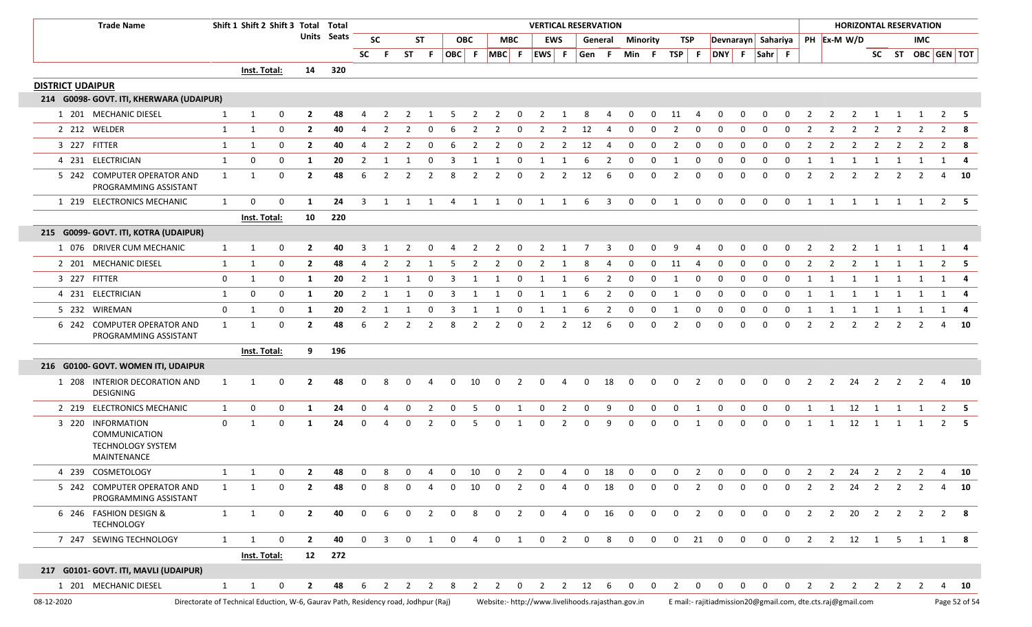| Trade Name | Shift 1 | Shift 2 | Shift 3 | Total Units | Total Seats | SC | F | ST | F | OBC | F | MBC | F | EWS | F | Gen | F | Min | F | TSP | F | DNY | F | Sahr | F | PH | Ex-M | W/D | SC | ST | OBC | GEN | TOT |
|---|---|---|---|---|---|---|---|---|---|---|---|---|---|---|---|---|---|---|---|---|---|---|---|---|---|---|---|---|---|---|---|---|---|
| | | | | | | VERTICAL RESERVATION | | | | | | | | | | | | | | | | | | | | HORIZONTAL RESERVATION | | | | | | | |
| | | | | | | SC | | ST | | OBC | | MBC | | EWS | | General | | Minority | | TSP | | Devnarayn | | Sahariya | | PH | Ex-M | W/D | IMC | | | | |
| | Inst. Total: | | | 14 | 320 | | | | | | | | | | | | | | | | | | | | | | | | | | | | |
| **DISTRICT UDAIPUR** | | | | | | | | | | | | | | | | | | | | | | | | | | | | | | | | | |
| **214 G0098- GOVT. ITI, KHERWARA (UDAIPUR)** | | | | | | | | | | | | | | | | | | | | | | | | | | | | | | | | | |
| 1 201 MECHANIC DIESEL | 1 | 1 | 0 | 2 | 48 | 4 | 2 | 2 | 1 | 5 | 2 | 2 | 0 | 2 | 1 | 8 | 4 | 0 | 0 | 11 | 4 | 0 | 0 | 0 | 0 | 2 | 2 | 2 | 1 | 1 | 1 | 2 | 5 |
| 2 212 WELDER | 1 | 1 | 0 | 2 | 40 | 4 | 2 | 2 | 0 | 6 | 2 | 2 | 0 | 2 | 2 | 12 | 4 | 0 | 0 | 2 | 0 | 0 | 0 | 0 | 0 | 2 | 2 | 2 | 2 | 2 | 2 | 2 | 8 |
| 3 227 FITTER | 1 | 1 | 0 | 2 | 40 | 4 | 2 | 2 | 0 | 6 | 2 | 2 | 0 | 2 | 2 | 12 | 4 | 0 | 0 | 2 | 0 | 0 | 0 | 0 | 0 | 2 | 2 | 2 | 2 | 2 | 2 | 2 | 8 |
| 4 231 ELECTRICIAN | 1 | 0 | 0 | 1 | 20 | 2 | 1 | 1 | 0 | 3 | 1 | 1 | 0 | 1 | 1 | 6 | 2 | 0 | 0 | 1 | 0 | 0 | 0 | 0 | 0 | 1 | 1 | 1 | 1 | 1 | 1 | 1 | 4 |
| 5 242 COMPUTER OPERATOR AND PROGRAMMING ASSISTANT | 1 | 1 | 0 | 2 | 48 | 6 | 2 | 2 | 2 | 8 | 2 | 2 | 0 | 2 | 2 | 12 | 6 | 0 | 0 | 2 | 0 | 0 | 0 | 0 | 0 | 2 | 2 | 2 | 2 | 2 | 2 | 4 | 10 |
| 1 219 ELECTRONICS MECHANIC | 1 | 0 | 0 | 1 | 24 | 3 | 1 | 1 | 1 | 4 | 1 | 1 | 0 | 1 | 1 | 6 | 3 | 0 | 0 | 1 | 0 | 0 | 0 | 0 | 0 | 1 | 1 | 1 | 1 | 1 | 1 | 2 | 5 |
| | Inst. Total: | | | 10 | 220 | | | | | | | | | | | | | | | | | | | | | | | | | | | | |
| **215 G0099- GOVT. ITI, KOTRA (UDAIPUR)** | | | | | | | | | | | | | | | | | | | | | | | | | | | | | | | | | |
| 1 076 DRIVER CUM MECHANIC | 1 | 1 | 0 | 2 | 40 | 3 | 1 | 2 | 0 | 4 | 2 | 2 | 0 | 2 | 1 | 7 | 3 | 0 | 0 | 9 | 4 | 0 | 0 | 0 | 0 | 2 | 2 | 2 | 1 | 1 | 1 | 1 | 4 |
| 2 201 MECHANIC DIESEL | 1 | 1 | 0 | 2 | 48 | 4 | 2 | 2 | 1 | 5 | 2 | 2 | 0 | 2 | 1 | 8 | 4 | 0 | 0 | 11 | 4 | 0 | 0 | 0 | 0 | 2 | 2 | 2 | 1 | 1 | 1 | 2 | 5 |
| 3 227 FITTER | 0 | 1 | 0 | 1 | 20 | 2 | 1 | 1 | 0 | 3 | 1 | 1 | 0 | 1 | 1 | 6 | 2 | 0 | 0 | 1 | 0 | 0 | 0 | 0 | 0 | 1 | 1 | 1 | 1 | 1 | 1 | 1 | 4 |
| 4 231 ELECTRICIAN | 1 | 0 | 0 | 1 | 20 | 2 | 1 | 1 | 0 | 3 | 1 | 1 | 0 | 1 | 1 | 6 | 2 | 0 | 0 | 1 | 0 | 0 | 0 | 0 | 0 | 1 | 1 | 1 | 1 | 1 | 1 | 1 | 4 |
| 5 232 WIREMAN | 0 | 1 | 0 | 1 | 20 | 2 | 1 | 1 | 0 | 3 | 1 | 1 | 0 | 1 | 1 | 6 | 2 | 0 | 0 | 1 | 0 | 0 | 0 | 0 | 0 | 1 | 1 | 1 | 1 | 1 | 1 | 1 | 4 |
| 6 242 COMPUTER OPERATOR AND PROGRAMMING ASSISTANT | 1 | 1 | 0 | 2 | 48 | 6 | 2 | 2 | 2 | 8 | 2 | 2 | 0 | 2 | 2 | 12 | 6 | 0 | 0 | 2 | 0 | 0 | 0 | 0 | 0 | 2 | 2 | 2 | 2 | 2 | 2 | 4 | 10 |
| | Inst. Total: | | | 9 | 196 | | | | | | | | | | | | | | | | | | | | | | | | | | | | |
| **216 G0100- GOVT. WOMEN ITI, UDAIPUR** | | | | | | | | | | | | | | | | | | | | | | | | | | | | | | | | | |
| 1 208 INTERIOR DECORATION AND DESIGNING | 1 | 1 | 0 | 2 | 48 | 0 | 8 | 0 | 4 | 0 | 10 | 0 | 2 | 0 | 4 | 0 | 18 | 0 | 0 | 0 | 2 | 0 | 0 | 0 | 0 | 2 | 2 | 24 | 2 | 2 | 2 | 4 | 10 |
| 2 219 ELECTRONICS MECHANIC | 1 | 0 | 0 | 1 | 24 | 0 | 4 | 0 | 2 | 0 | 5 | 0 | 1 | 0 | 2 | 0 | 9 | 0 | 0 | 0 | 1 | 0 | 0 | 0 | 0 | 1 | 1 | 12 | 1 | 1 | 1 | 2 | 5 |
| 3 220 INFORMATION COMMUNICATION TECHNOLOGY SYSTEM MAINTENANCE | 0 | 1 | 0 | 1 | 24 | 0 | 4 | 0 | 2 | 0 | 5 | 0 | 1 | 0 | 2 | 0 | 9 | 0 | 0 | 0 | 1 | 0 | 0 | 0 | 0 | 1 | 1 | 12 | 1 | 1 | 1 | 2 | 5 |
| 4 239 COSMETOLOGY | 1 | 1 | 0 | 2 | 48 | 0 | 8 | 0 | 4 | 0 | 10 | 0 | 2 | 0 | 4 | 0 | 18 | 0 | 0 | 0 | 2 | 0 | 0 | 0 | 0 | 2 | 2 | 24 | 2 | 2 | 2 | 4 | 10 |
| 5 242 COMPUTER OPERATOR AND PROGRAMMING ASSISTANT | 1 | 1 | 0 | 2 | 48 | 0 | 8 | 0 | 4 | 0 | 10 | 0 | 2 | 0 | 4 | 0 | 18 | 0 | 0 | 0 | 2 | 0 | 0 | 0 | 0 | 2 | 2 | 24 | 2 | 2 | 2 | 4 | 10 |
| 6 246 FASHION DESIGN & TECHNOLOGY | 1 | 1 | 0 | 2 | 40 | 0 | 6 | 0 | 2 | 0 | 8 | 0 | 2 | 0 | 4 | 0 | 16 | 0 | 0 | 0 | 2 | 0 | 0 | 0 | 0 | 2 | 2 | 20 | 2 | 2 | 2 | 2 | 8 |
| 7 247 SEWING TECHNOLOGY | 1 | 1 | 0 | 2 | 40 | 0 | 3 | 0 | 1 | 0 | 4 | 0 | 1 | 0 | 2 | 0 | 8 | 0 | 0 | 0 | 21 | 0 | 0 | 0 | 0 | 2 | 2 | 12 | 1 | 5 | 1 | 1 | 8 |
| | Inst. Total: | | | 12 | 272 | | | | | | | | | | | | | | | | | | | | | | | | | | | | |
| **217 G0101- GOVT. ITI, MAVLI (UDAIPUR)** | | | | | | | | | | | | | | | | | | | | | | | | | | | | | | | | | |
| 1 201 MECHANIC DIESEL | 1 | 1 | 0 | 2 | 48 | 6 | 2 | 2 | 2 | 8 | 2 | 2 | 0 | 2 | 2 | 12 | 6 | 0 | 0 | 2 | 0 | 0 | 0 | 0 | 0 | 2 | 2 | 2 | 2 | 2 | 2 | 4 | 10 |

08-12-2020 Directorate of Technical Eduction, W-6, Gaurav Path, Residency road, Jodhpur (Raj) Website:- http://www.livelihoods.rajasthan.gov.in E mail:- rajitiadmission20@gmail.com, dte.cts.raj@gmail.com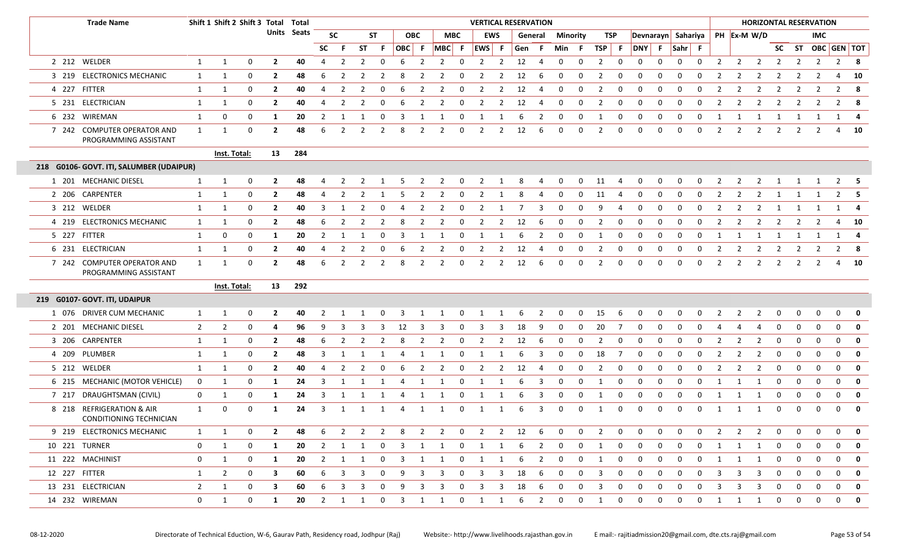| Trade Name | | | Shift 1 | Shift 2 | Shift 3 | Total Units | Total Seats | VERTICAL RESERVATION | | | | | | | | | | | | | | | | | | | | | | HORIZONTAL RESERVATION | | | | | | | |
|---|---|---|---|---|---|---|---|---|---|---|---|---|---|---|---|---|---|---|---|---|---|---|---|---|---|---|---|---|---|---|---|---|---|---|---|---|---|
| | | | | | | | | SC | | ST | | OBC | | MBC | | EWS | | General | | Minority | | TSP | | Devnarayn | | Sahariya | | PH | Ex-M | W/D | IMC | | | | |
| | | | | | | | | SC | F | ST | F | OBC | F | MBC | F | EWS | F | Gen | F | Min | F | TSP | F | DNY | F | Sahr | F | | | | SC | ST | OBC | GEN | TOT |
| 2 | 212 | WELDER | 1 | 1 | 0 | 2 | 40 | 4 | 2 | 2 | 0 | 6 | 2 | 2 | 0 | 2 | 2 | 12 | 4 | 0 | 0 | 2 | 0 | 0 | 0 | 0 | 0 | 2 | 2 | 2 | 2 | 2 | 2 | 2 | 8 |
| 3 | 219 | ELECTRONICS MECHANIC | 1 | 1 | 0 | 2 | 48 | 6 | 2 | 2 | 2 | 8 | 2 | 2 | 0 | 2 | 2 | 12 | 6 | 0 | 0 | 2 | 0 | 0 | 0 | 0 | 0 | 2 | 2 | 2 | 2 | 2 | 2 | 4 | 10 |
| 4 | 227 | FITTER | 1 | 1 | 0 | 2 | 40 | 4 | 2 | 2 | 0 | 6 | 2 | 2 | 0 | 2 | 2 | 12 | 4 | 0 | 0 | 2 | 0 | 0 | 0 | 0 | 0 | 2 | 2 | 2 | 2 | 2 | 2 | 2 | 8 |
| 5 | 231 | ELECTRICIAN | 1 | 1 | 0 | 2 | 40 | 4 | 2 | 2 | 0 | 6 | 2 | 2 | 0 | 2 | 2 | 12 | 4 | 0 | 0 | 2 | 0 | 0 | 0 | 0 | 0 | 2 | 2 | 2 | 2 | 2 | 2 | 2 | 8 |
| 6 | 232 | WIREMAN | 1 | 0 | 0 | 1 | 20 | 2 | 1 | 1 | 0 | 3 | 1 | 1 | 0 | 1 | 1 | 6 | 2 | 0 | 0 | 1 | 0 | 0 | 0 | 0 | 0 | 1 | 1 | 1 | 1 | 1 | 1 | 1 | 4 |
| 7 | 242 | COMPUTER OPERATOR AND PROGRAMMING ASSISTANT | 1 | 1 | 0 | 2 | 48 | 6 | 2 | 2 | 2 | 8 | 2 | 2 | 0 | 2 | 2 | 12 | 6 | 0 | 0 | 2 | 0 | 0 | 0 | 0 | 0 | 2 | 2 | 2 | 2 | 2 | 2 | 4 | 10 |
| | | | Inst. Total: | | | 13 | 284 | | | | | | | | | | | | | | | | | | | | | | | | | | | | |
| **218 G0106- GOVT. ITI, SALUMBER (UDAIPUR)** | | | | | | | | | | | | | | | | | | | | | | | | | | | | | | | | | | | |
| 1 | 201 | MECHANIC DIESEL | 1 | 1 | 0 | 2 | 48 | 4 | 2 | 2 | 1 | 5 | 2 | 2 | 0 | 2 | 1 | 8 | 4 | 0 | 0 | 11 | 4 | 0 | 0 | 0 | 0 | 2 | 2 | 2 | 1 | 1 | 1 | 2 | 5 |
| 2 | 206 | CARPENTER | 1 | 1 | 0 | 2 | 48 | 4 | 2 | 2 | 1 | 5 | 2 | 2 | 0 | 2 | 1 | 8 | 4 | 0 | 0 | 11 | 4 | 0 | 0 | 0 | 0 | 2 | 2 | 2 | 1 | 1 | 1 | 2 | 5 |
| 3 | 212 | WELDER | 1 | 1 | 0 | 2 | 48 | 3 | 1 | 2 | 0 | 4 | 2 | 2 | 0 | 2 | 1 | 7 | 3 | 0 | 0 | 9 | 4 | 0 | 0 | 0 | 0 | 2 | 2 | 2 | 1 | 1 | 1 | 1 | 4 |
| 4 | 219 | ELECTRONICS MECHANIC | 1 | 1 | 0 | 2 | 48 | 6 | 2 | 2 | 2 | 8 | 2 | 2 | 0 | 2 | 2 | 12 | 6 | 0 | 0 | 2 | 0 | 0 | 0 | 0 | 0 | 2 | 2 | 2 | 2 | 2 | 2 | 4 | 10 |
| 5 | 227 | FITTER | 1 | 0 | 0 | 1 | 20 | 2 | 1 | 1 | 0 | 3 | 1 | 1 | 0 | 1 | 1 | 6 | 2 | 0 | 0 | 1 | 0 | 0 | 0 | 0 | 0 | 1 | 1 | 1 | 1 | 1 | 1 | 1 | 4 |
| 6 | 231 | ELECTRICIAN | 1 | 1 | 0 | 2 | 40 | 4 | 2 | 2 | 0 | 6 | 2 | 2 | 0 | 2 | 2 | 12 | 4 | 0 | 0 | 2 | 0 | 0 | 0 | 0 | 0 | 2 | 2 | 2 | 2 | 2 | 2 | 2 | 8 |
| 7 | 242 | COMPUTER OPERATOR AND PROGRAMMING ASSISTANT | 1 | 1 | 0 | 2 | 48 | 6 | 2 | 2 | 2 | 8 | 2 | 2 | 0 | 2 | 2 | 12 | 6 | 0 | 0 | 2 | 0 | 0 | 0 | 0 | 0 | 2 | 2 | 2 | 2 | 2 | 2 | 4 | 10 |
| | | | Inst. Total: | | | 13 | 292 | | | | | | | | | | | | | | | | | | | | | | | | | | | | |
| **219 G0107- GOVT. ITI, UDAIPUR** | | | | | | | | | | | | | | | | | | | | | | | | | | | | | | | | | | | |
| 1 | 076 | DRIVER CUM MECHANIC | 1 | 1 | 0 | 2 | 40 | 2 | 1 | 1 | 0 | 3 | 1 | 1 | 0 | 1 | 1 | 6 | 2 | 0 | 0 | 15 | 6 | 0 | 0 | 0 | 0 | 2 | 2 | 2 | 0 | 0 | 0 | 0 | 0 |
| 2 | 201 | MECHANIC DIESEL | 2 | 2 | 0 | 4 | 96 | 9 | 3 | 3 | 3 | 12 | 3 | 3 | 0 | 3 | 3 | 18 | 9 | 0 | 0 | 20 | 7 | 0 | 0 | 0 | 0 | 4 | 4 | 4 | 0 | 0 | 0 | 0 | 0 |
| 3 | 206 | CARPENTER | 1 | 1 | 0 | 2 | 48 | 6 | 2 | 2 | 2 | 8 | 2 | 2 | 0 | 2 | 2 | 12 | 6 | 0 | 0 | 2 | 0 | 0 | 0 | 0 | 0 | 2 | 2 | 2 | 0 | 0 | 0 | 0 | 0 |
| 4 | 209 | PLUMBER | 1 | 1 | 0 | 2 | 48 | 3 | 1 | 1 | 1 | 4 | 1 | 1 | 0 | 1 | 1 | 6 | 3 | 0 | 0 | 18 | 7 | 0 | 0 | 0 | 0 | 2 | 2 | 2 | 0 | 0 | 0 | 0 | 0 |
| 5 | 212 | WELDER | 1 | 1 | 0 | 2 | 40 | 4 | 2 | 2 | 0 | 6 | 2 | 2 | 0 | 2 | 2 | 12 | 4 | 0 | 0 | 2 | 0 | 0 | 0 | 0 | 0 | 2 | 2 | 2 | 0 | 0 | 0 | 0 | 0 |
| 6 | 215 | MECHANIC (MOTOR VEHICLE) | 0 | 1 | 0 | 1 | 24 | 3 | 1 | 1 | 1 | 4 | 1 | 1 | 0 | 1 | 1 | 6 | 3 | 0 | 0 | 1 | 0 | 0 | 0 | 0 | 0 | 1 | 1 | 1 | 0 | 0 | 0 | 0 | 0 |
| 7 | 217 | DRAUGHTSMAN (CIVIL) | 0 | 1 | 0 | 1 | 24 | 3 | 1 | 1 | 1 | 4 | 1 | 1 | 0 | 1 | 1 | 6 | 3 | 0 | 0 | 1 | 0 | 0 | 0 | 0 | 0 | 1 | 1 | 1 | 0 | 0 | 0 | 0 | 0 |
| 8 | 218 | REFRIGERATION & AIR CONDITIONING TECHNICIAN | 1 | 0 | 0 | 1 | 24 | 3 | 1 | 1 | 1 | 4 | 1 | 1 | 0 | 1 | 1 | 6 | 3 | 0 | 0 | 1 | 0 | 0 | 0 | 0 | 0 | 1 | 1 | 1 | 0 | 0 | 0 | 0 | 0 |
| 9 | 219 | ELECTRONICS MECHANIC | 1 | 1 | 0 | 2 | 48 | 6 | 2 | 2 | 2 | 8 | 2 | 2 | 0 | 2 | 2 | 12 | 6 | 0 | 0 | 2 | 0 | 0 | 0 | 0 | 0 | 2 | 2 | 2 | 0 | 0 | 0 | 0 | 0 |
| 10 | 221 | TURNER | 0 | 1 | 0 | 1 | 20 | 2 | 1 | 1 | 0 | 3 | 1 | 1 | 0 | 1 | 1 | 6 | 2 | 0 | 0 | 1 | 0 | 0 | 0 | 0 | 0 | 1 | 1 | 1 | 0 | 0 | 0 | 0 | 0 |
| 11 | 222 | MACHINIST | 0 | 1 | 0 | 1 | 20 | 2 | 1 | 1 | 0 | 3 | 1 | 1 | 0 | 1 | 1 | 6 | 2 | 0 | 0 | 1 | 0 | 0 | 0 | 0 | 0 | 1 | 1 | 1 | 0 | 0 | 0 | 0 | 0 |
| 12 | 227 | FITTER | 1 | 2 | 0 | 3 | 60 | 6 | 3 | 3 | 0 | 9 | 3 | 3 | 0 | 3 | 3 | 18 | 6 | 0 | 0 | 3 | 0 | 0 | 0 | 0 | 0 | 3 | 3 | 3 | 0 | 0 | 0 | 0 | 0 |
| 13 | 231 | ELECTRICIAN | 2 | 1 | 0 | 3 | 60 | 6 | 3 | 3 | 0 | 9 | 3 | 3 | 0 | 3 | 3 | 18 | 6 | 0 | 0 | 3 | 0 | 0 | 0 | 0 | 0 | 3 | 3 | 3 | 0 | 0 | 0 | 0 | 0 |
| 14 | 232 | WIREMAN | 0 | 1 | 0 | 1 | 20 | 2 | 1 | 1 | 0 | 3 | 1 | 1 | 0 | 1 | 1 | 6 | 2 | 0 | 0 | 1 | 0 | 0 | 0 | 0 | 0 | 1 | 1 | 1 | 0 | 0 | 0 | 0 | 0 |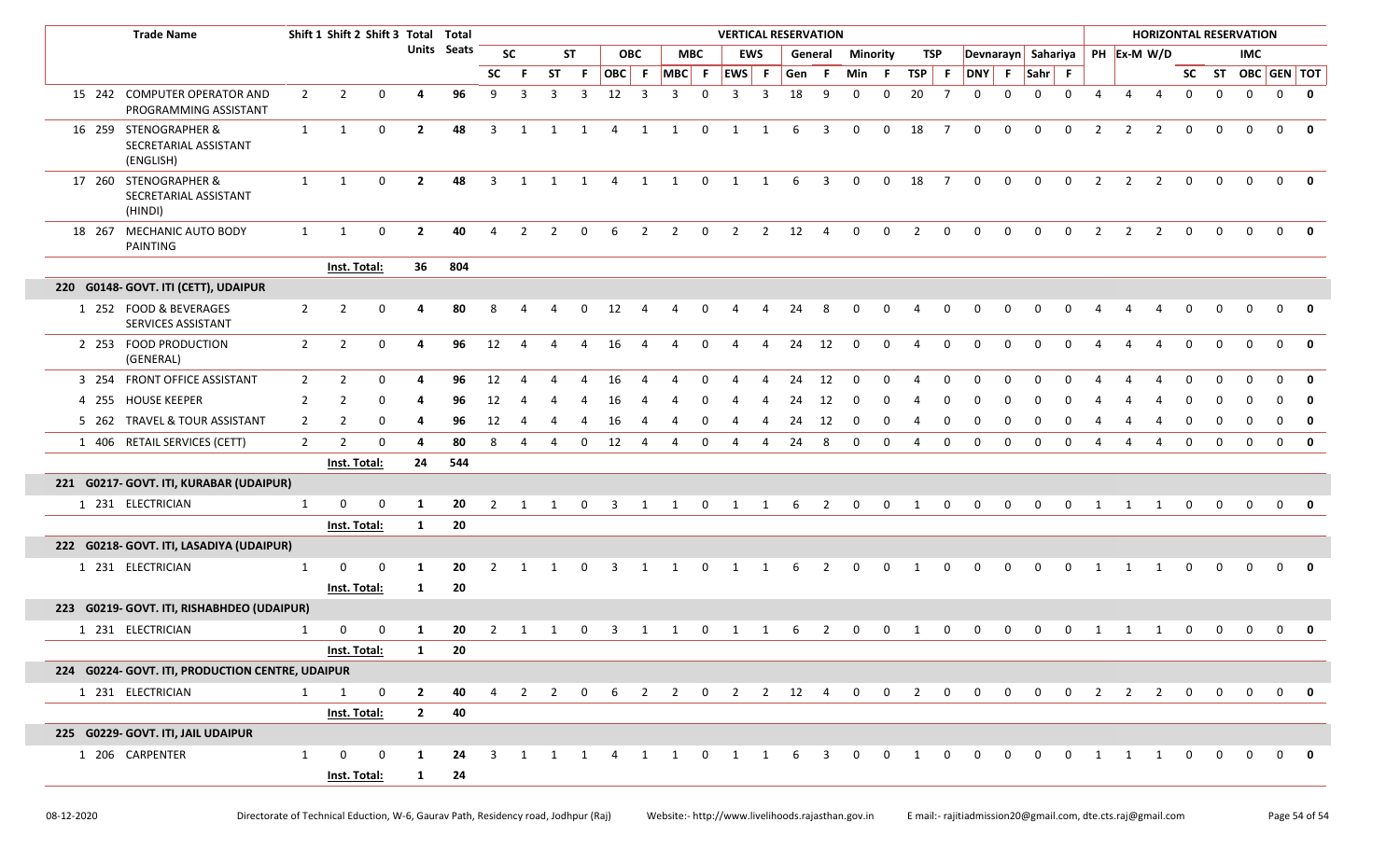| | Trade Name | Shift 1 | Shift 2 | Shift 3 | Total Units | Total Seats | VERTICAL RESERVATION | | | | | | | | | | | | | | | | | | | | | | HORIZONTAL RESERVATION | | | | | | | |
|---|---|---|---|---|---|---|---|---|---|---|---|---|---|---|---|---|---|---|---|---|---|---|---|---|---|---|---|---|---|---|---|---|---|---|---|---|
| | | | | | | | SC | | ST | | OBC | | MBC | | EWS | | General | | Minority | | TSP | | Devnarayn | | Sahariya | | PH | Ex-M | W/D | | | IMC | | |
| | | | | | | | SC | F | ST | F | OBC | F | MBC | F | EWS | F | Gen | F | Min | F | TSP | F | DNY | F | Sahr | F | | | | SC | ST | OBC | GEN | TOT |
| 15 242 | COMPUTER OPERATOR AND PROGRAMMING ASSISTANT | 2 | 2 | 0 | 4 | 96 | 9 | 3 | 3 | 3 | 12 | 3 | 3 | 0 | 3 | 3 | 18 | 9 | 0 | 0 | 20 | 7 | 0 | 0 | 0 | 0 | 4 | 4 | 4 | 0 | 0 | 0 | 0 | **0** |
| 16 259 | STENOGRAPHER & SECRETARIAL ASSISTANT (ENGLISH) | 1 | 1 | 0 | 2 | 48 | 3 | 1 | 1 | 1 | 4 | 1 | 1 | 0 | 1 | 1 | 6 | 3 | 0 | 0 | 18 | 7 | 0 | 0 | 0 | 0 | 2 | 2 | 2 | 0 | 0 | 0 | 0 | **0** |
| 17 260 | STENOGRAPHER & SECRETARIAL ASSISTANT (HINDI) | 1 | 1 | 0 | 2 | 48 | 3 | 1 | 1 | 1 | 4 | 1 | 1 | 0 | 1 | 1 | 6 | 3 | 0 | 0 | 18 | 7 | 0 | 0 | 0 | 0 | 2 | 2 | 2 | 0 | 0 | 0 | 0 | **0** |
| 18 267 | MECHANIC AUTO BODY PAINTING | 1 | 1 | 0 | 2 | 40 | 4 | 2 | 2 | 0 | 6 | 2 | 2 | 0 | 2 | 2 | 12 | 4 | 0 | 0 | 2 | 0 | 0 | 0 | 0 | 0 | 2 | 2 | 2 | 0 | 0 | 0 | 0 | **0** |
| | | **Inst. Total:** | | | **36** | **804** | | | | | | | | | | | | | | | | | | | | | | | | | | | | |
| **220 G0148- GOVT. ITI (CETT), UDAIPUR** | | | | | | | | | | | | | | | | | | | | | | | | | | | | | | | | | | |
| 1 252 | FOOD & BEVERAGES SERVICES ASSISTANT | 2 | 2 | 0 | 4 | 80 | 8 | 4 | 4 | 0 | 12 | 4 | 4 | 0 | 4 | 4 | 24 | 8 | 0 | 0 | 4 | 0 | 0 | 0 | 0 | 0 | 4 | 4 | 4 | 0 | 0 | 0 | 0 | **0** |
| 2 253 | FOOD PRODUCTION (GENERAL) | 2 | 2 | 0 | 4 | 96 | 12 | 4 | 4 | 4 | 16 | 4 | 4 | 0 | 4 | 4 | 24 | 12 | 0 | 0 | 4 | 0 | 0 | 0 | 0 | 0 | 4 | 4 | 4 | 0 | 0 | 0 | 0 | **0** |
| 3 254 | FRONT OFFICE ASSISTANT | 2 | 2 | 0 | 4 | 96 | 12 | 4 | 4 | 4 | 16 | 4 | 4 | 0 | 4 | 4 | 24 | 12 | 0 | 0 | 4 | 0 | 0 | 0 | 0 | 0 | 4 | 4 | 4 | 0 | 0 | 0 | 0 | **0** |
| 4 255 | HOUSE KEEPER | 2 | 2 | 0 | 4 | 96 | 12 | 4 | 4 | 4 | 16 | 4 | 4 | 0 | 4 | 4 | 24 | 12 | 0 | 0 | 4 | 0 | 0 | 0 | 0 | 0 | 4 | 4 | 4 | 0 | 0 | 0 | 0 | **0** |
| 5 262 | TRAVEL & TOUR ASSISTANT | 2 | 2 | 0 | 4 | 96 | 12 | 4 | 4 | 4 | 16 | 4 | 4 | 0 | 4 | 4 | 24 | 12 | 0 | 0 | 4 | 0 | 0 | 0 | 0 | 0 | 4 | 4 | 4 | 0 | 0 | 0 | 0 | **0** |
| 1 406 | RETAIL SERVICES (CETT) | 2 | 2 | 0 | 4 | 80 | 8 | 4 | 4 | 0 | 12 | 4 | 4 | 0 | 4 | 4 | 24 | 8 | 0 | 0 | 4 | 0 | 0 | 0 | 0 | 0 | 4 | 4 | 4 | 0 | 0 | 0 | 0 | **0** |
| | | **Inst. Total:** | | | **24** | **544** | | | | | | | | | | | | | | | | | | | | | | | | | | | | |
| **221 G0217- GOVT. ITI, KURABAR (UDAIPUR)** | | | | | | | | | | | | | | | | | | | | | | | | | | | | | | | | | | |
| 1 231 | ELECTRICIAN | 1 | 0 | 0 | 1 | 20 | 2 | 1 | 1 | 0 | 3 | 1 | 1 | 0 | 1 | 1 | 6 | 2 | 0 | 0 | 1 | 0 | 0 | 0 | 0 | 0 | 1 | 1 | 1 | 0 | 0 | 0 | 0 | **0** |
| | | **Inst. Total:** | | | **1** | **20** | | | | | | | | | | | | | | | | | | | | | | | | | | | | |
| **222 G0218- GOVT. ITI, LASADIYA (UDAIPUR)** | | | | | | | | | | | | | | | | | | | | | | | | | | | | | | | | | | |
| 1 231 | ELECTRICIAN | 1 | 0 | 0 | 1 | 20 | 2 | 1 | 1 | 0 | 3 | 1 | 1 | 0 | 1 | 1 | 6 | 2 | 0 | 0 | 1 | 0 | 0 | 0 | 0 | 0 | 1 | 1 | 1 | 0 | 0 | 0 | 0 | **0** |
| | | **Inst. Total:** | | | **1** | **20** | | | | | | | | | | | | | | | | | | | | | | | | | | | | |
| **223 G0219- GOVT. ITI, RISHABHDEO (UDAIPUR)** | | | | | | | | | | | | | | | | | | | | | | | | | | | | | | | | | | |
| 1 231 | ELECTRICIAN | 1 | 0 | 0 | 1 | 20 | 2 | 1 | 1 | 0 | 3 | 1 | 1 | 0 | 1 | 1 | 6 | 2 | 0 | 0 | 1 | 0 | 0 | 0 | 0 | 0 | 1 | 1 | 1 | 0 | 0 | 0 | 0 | **0** |
| | | **Inst. Total:** | | | **1** | **20** | | | | | | | | | | | | | | | | | | | | | | | | | | | | |
| **224 G0224- GOVT. ITI, PRODUCTION CENTRE, UDAIPUR** | | | | | | | | | | | | | | | | | | | | | | | | | | | | | | | | | | |
| 1 231 | ELECTRICIAN | 1 | 1 | 0 | 2 | 40 | 4 | 2 | 2 | 0 | 6 | 2 | 2 | 0 | 2 | 2 | 12 | 4 | 0 | 0 | 2 | 0 | 0 | 0 | 0 | 0 | 2 | 2 | 2 | 0 | 0 | 0 | 0 | **0** |
| | | **Inst. Total:** | | | **2** | **40** | | | | | | | | | | | | | | | | | | | | | | | | | | | | |
| **225 G0229- GOVT. ITI, JAIL UDAIPUR** | | | | | | | | | | | | | | | | | | | | | | | | | | | | | | | | | | |
| 1 206 | CARPENTER | 1 | 0 | 0 | 1 | 24 | 3 | 1 | 1 | 1 | 4 | 1 | 1 | 0 | 1 | 1 | 6 | 3 | 0 | 0 | 1 | 0 | 0 | 0 | 0 | 0 | 1 | 1 | 1 | 0 | 0 | 0 | 0 | **0** |
| | | **Inst. Total:** | | | **1** | **24** | | | | | | | | | | | | | | | | | | | | | | | | | | | | |

08-12-2020 Directorate of Technical Eduction, W-6, Gaurav Path, Residency road, Jodhpur (Raj) Website:- http://www.livelihoods.rajasthan.gov.in E mail:- rajitiadmission20@gmail.com, dte.cts.raj@gmail.com